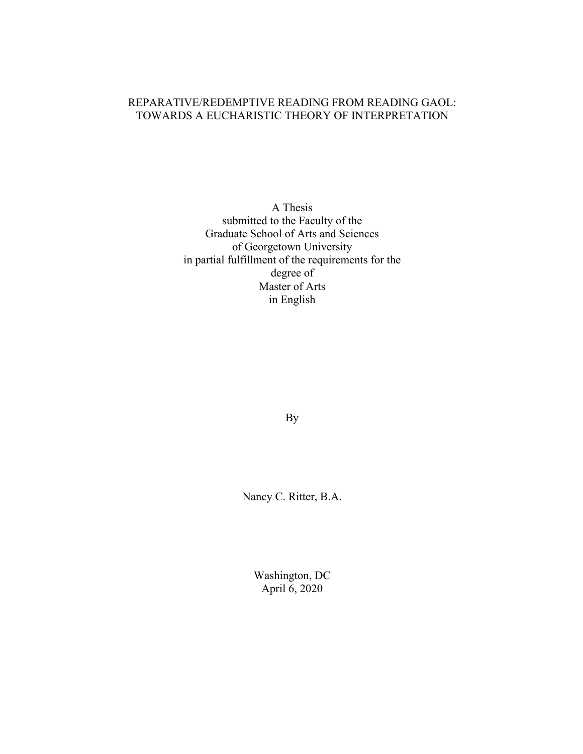# REPARATIVE/REDEMPTIVE READING FROM READING GAOL: TOWARDS A EUCHARISTIC THEORY OF INTERPRETATION

A Thesis
submitted to the Faculty of the
Graduate School of Arts and Sciences
of Georgetown University
in partial fulfillment of the requirements for the
degree of
Master of Arts
in English

By

Nancy C. Ritter, B.A.

Washington, DC
April 6, 2020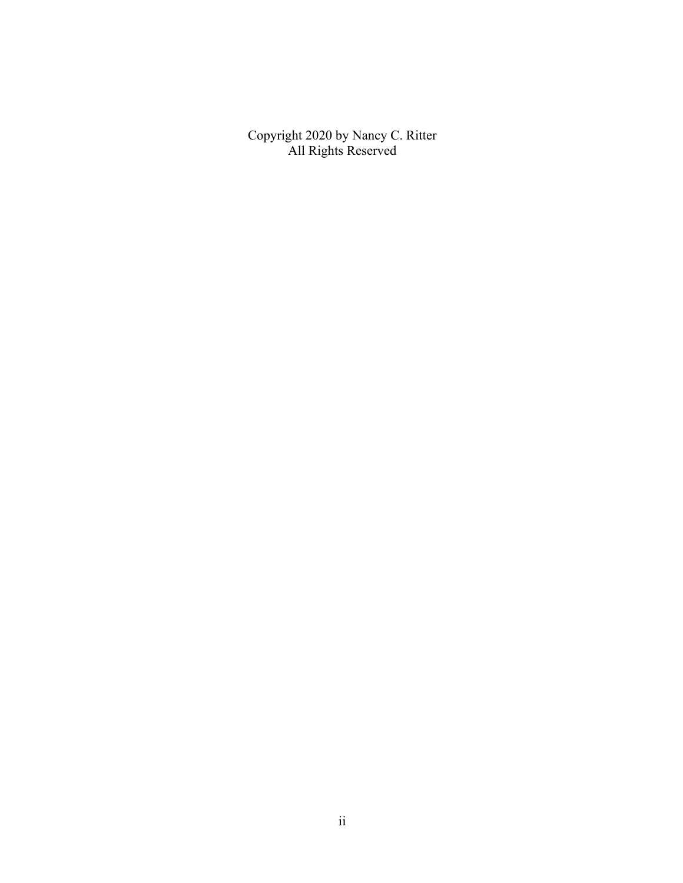Copyright 2020 by Nancy C. Ritter
All Rights Reserved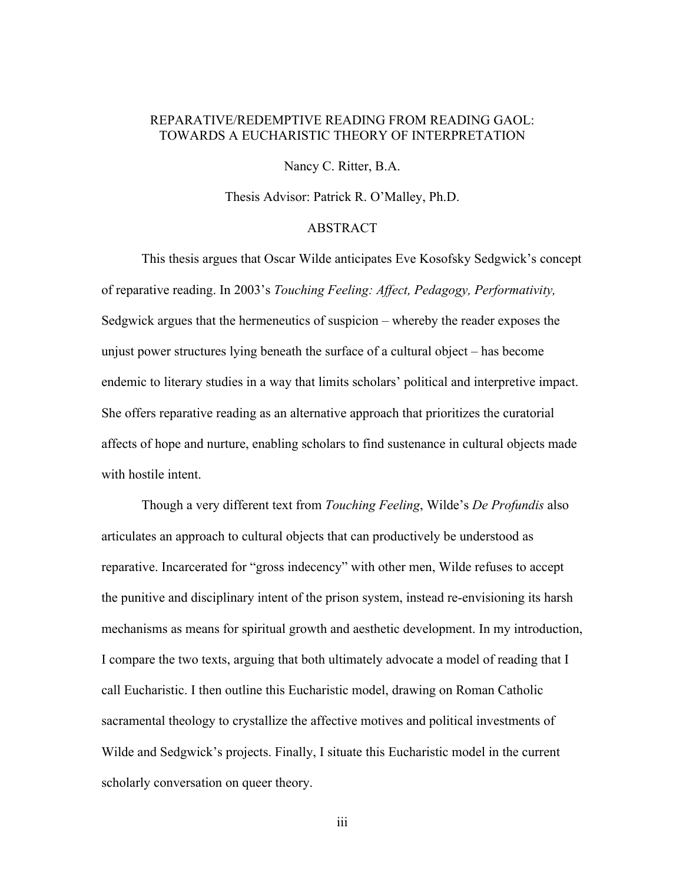# REPARATIVE/REDEMPTIVE READING FROM READING GAOL: TOWARDS A EUCHARISTIC THEORY OF INTERPRETATION

Nancy C. Ritter, B.A.

Thesis Advisor: Patrick R. O'Malley, Ph.D.

## ABSTRACT

This thesis argues that Oscar Wilde anticipates Eve Kosofsky Sedgwick's concept of reparative reading. In 2003's *Touching Feeling: Affect, Pedagogy, Performativity,* Sedgwick argues that the hermeneutics of suspicion – whereby the reader exposes the unjust power structures lying beneath the surface of a cultural object – has become endemic to literary studies in a way that limits scholars' political and interpretive impact. She offers reparative reading as an alternative approach that prioritizes the curatorial affects of hope and nurture, enabling scholars to find sustenance in cultural objects made with hostile intent.

Though a very different text from *Touching Feeling*, Wilde's *De Profundis* also articulates an approach to cultural objects that can productively be understood as reparative. Incarcerated for "gross indecency" with other men, Wilde refuses to accept the punitive and disciplinary intent of the prison system, instead re-envisioning its harsh mechanisms as means for spiritual growth and aesthetic development. In my introduction, I compare the two texts, arguing that both ultimately advocate a model of reading that I call Eucharistic. I then outline this Eucharistic model, drawing on Roman Catholic sacramental theology to crystallize the affective motives and political investments of Wilde and Sedgwick's projects. Finally, I situate this Eucharistic model in the current scholarly conversation on queer theory.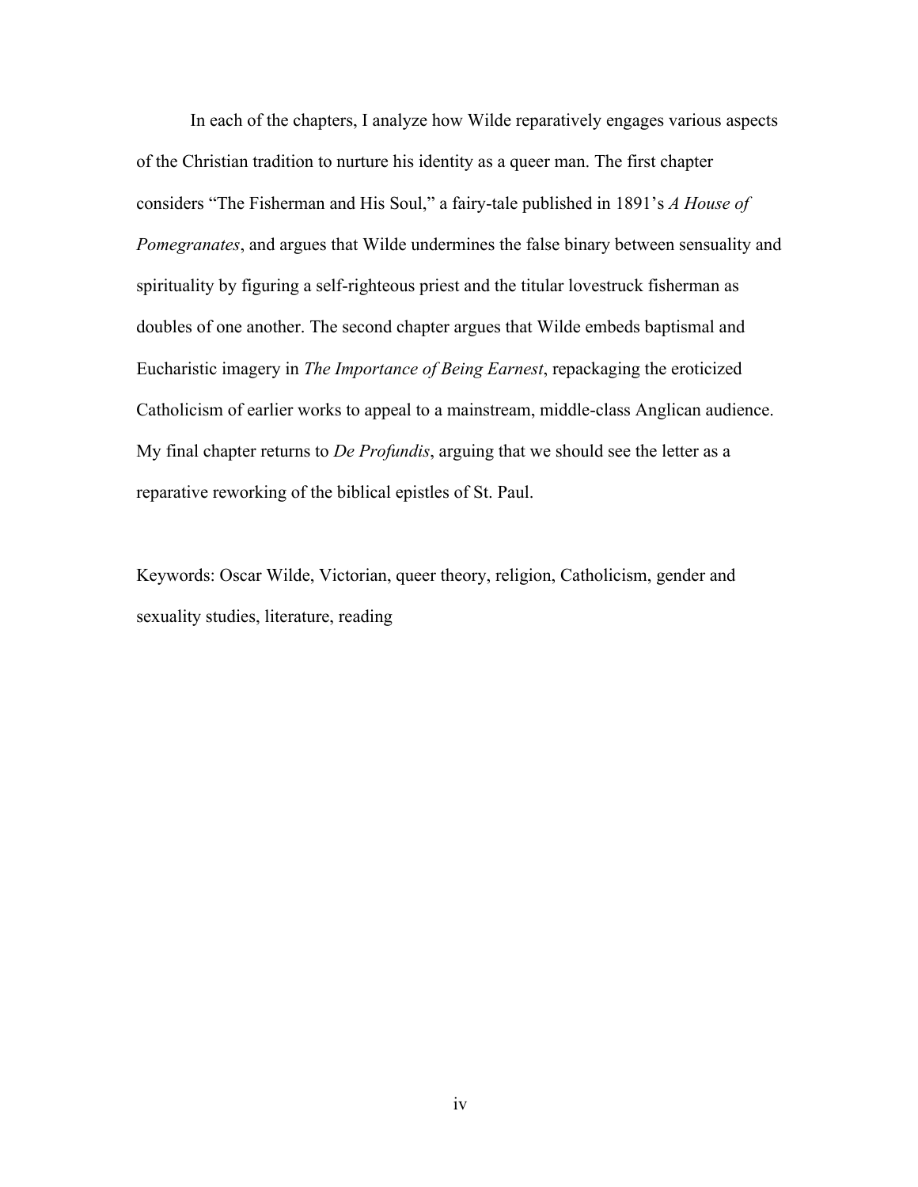In each of the chapters, I analyze how Wilde reparatively engages various aspects of the Christian tradition to nurture his identity as a queer man. The first chapter considers "The Fisherman and His Soul," a fairy-tale published in 1891's *A House of Pomegranates*, and argues that Wilde undermines the false binary between sensuality and spirituality by figuring a self-righteous priest and the titular lovestruck fisherman as doubles of one another. The second chapter argues that Wilde embeds baptismal and Eucharistic imagery in *The Importance of Being Earnest*, repackaging the eroticized Catholicism of earlier works to appeal to a mainstream, middle-class Anglican audience. My final chapter returns to *De Profundis*, arguing that we should see the letter as a reparative reworking of the biblical epistles of St. Paul.

Keywords: Oscar Wilde, Victorian, queer theory, religion, Catholicism, gender and sexuality studies, literature, reading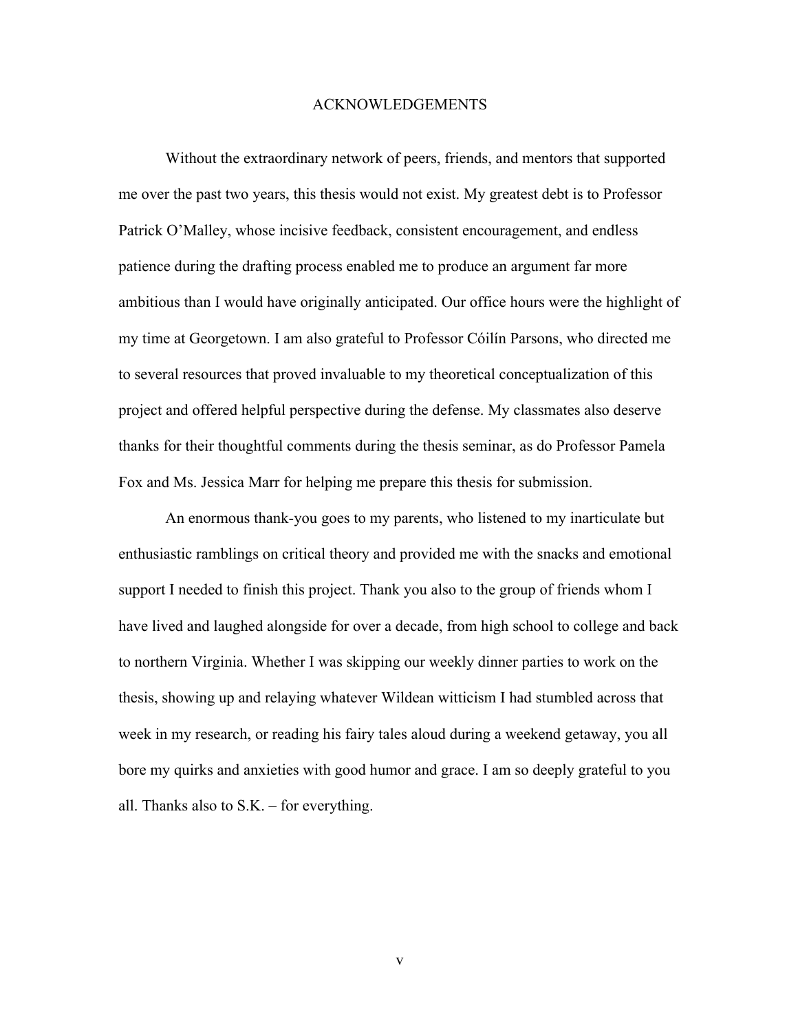# ACKNOWLEDGEMENTS

Without the extraordinary network of peers, friends, and mentors that supported me over the past two years, this thesis would not exist. My greatest debt is to Professor Patrick O'Malley, whose incisive feedback, consistent encouragement, and endless patience during the drafting process enabled me to produce an argument far more ambitious than I would have originally anticipated. Our office hours were the highlight of my time at Georgetown. I am also grateful to Professor Cóilín Parsons, who directed me to several resources that proved invaluable to my theoretical conceptualization of this project and offered helpful perspective during the defense. My classmates also deserve thanks for their thoughtful comments during the thesis seminar, as do Professor Pamela Fox and Ms. Jessica Marr for helping me prepare this thesis for submission.

An enormous thank-you goes to my parents, who listened to my inarticulate but enthusiastic ramblings on critical theory and provided me with the snacks and emotional support I needed to finish this project. Thank you also to the group of friends whom I have lived and laughed alongside for over a decade, from high school to college and back to northern Virginia. Whether I was skipping our weekly dinner parties to work on the thesis, showing up and relaying whatever Wildean witticism I had stumbled across that week in my research, or reading his fairy tales aloud during a weekend getaway, you all bore my quirks and anxieties with good humor and grace. I am so deeply grateful to you all. Thanks also to S.K. – for everything.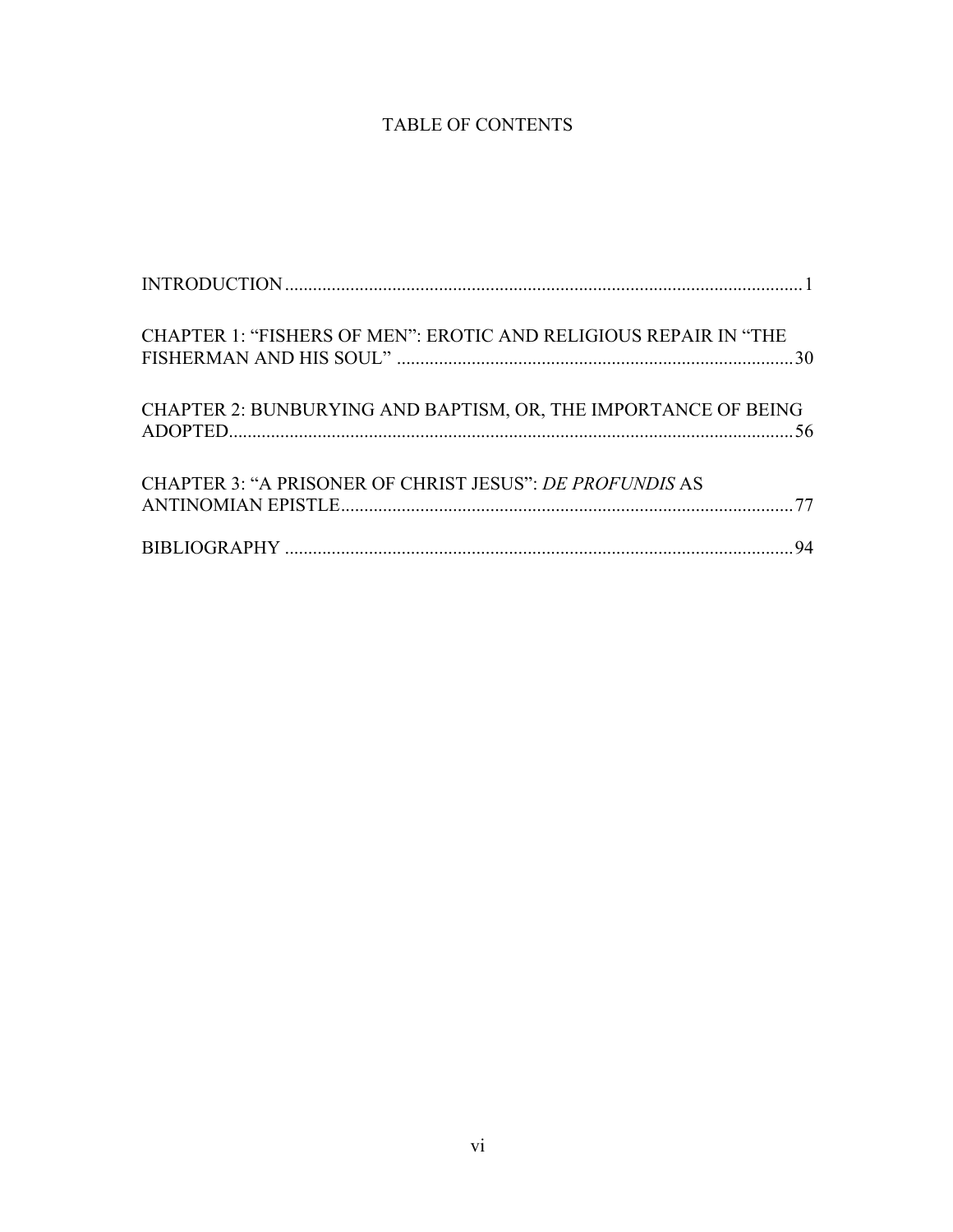# TABLE OF CONTENTS

INTRODUCTION .......... 1

CHAPTER 1: "FISHERS OF MEN": EROTIC AND RELIGIOUS REPAIR IN "THE FISHERMAN AND HIS SOUL" .......... 30

CHAPTER 2: BUNBURYING AND BAPTISM, OR, THE IMPORTANCE OF BEING ADOPTED .......... 56

CHAPTER 3: "A PRISONER OF CHRIST JESUS": *DE PROFUNDIS* AS ANTINOMIAN EPISTLE .......... 77

BIBLIOGRAPHY .......... 94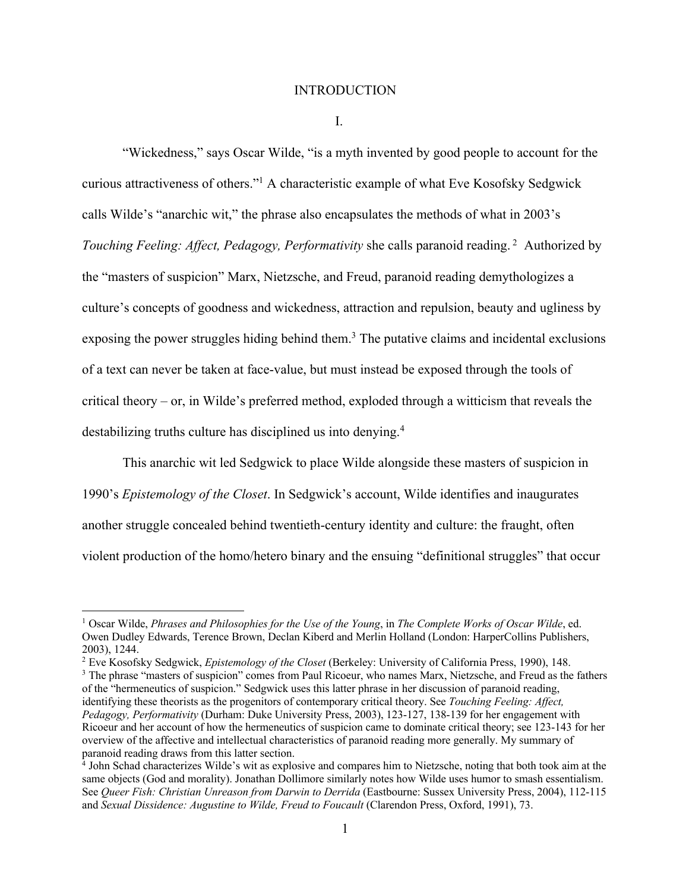# INTRODUCTION

## I.

"Wickedness," says Oscar Wilde, "is a myth invented by good people to account for the curious attractiveness of others."[1] A characteristic example of what Eve Kosofsky Sedgwick calls Wilde's "anarchic wit," the phrase also encapsulates the methods of what in 2003's *Touching Feeling: Affect, Pedagogy, Performativity* she calls paranoid reading.[2] Authorized by the "masters of suspicion" Marx, Nietzsche, and Freud, paranoid reading demythologizes a culture's concepts of goodness and wickedness, attraction and repulsion, beauty and ugliness by exposing the power struggles hiding behind them.[3] The putative claims and incidental exclusions of a text can never be taken at face-value, but must instead be exposed through the tools of critical theory – or, in Wilde's preferred method, exploded through a witticism that reveals the destabilizing truths culture has disciplined us into denying.[4]

This anarchic wit led Sedgwick to place Wilde alongside these masters of suspicion in 1990's *Epistemology of the Closet*. In Sedgwick's account, Wilde identifies and inaugurates another struggle concealed behind twentieth-century identity and culture: the fraught, often violent production of the homo/hetero binary and the ensuing "definitional struggles" that occur

---

[1] Oscar Wilde, *Phrases and Philosophies for the Use of the Young*, in *The Complete Works of Oscar Wilde*, ed. Owen Dudley Edwards, Terence Brown, Declan Kiberd and Merlin Holland (London: HarperCollins Publishers, 2003), 1244.

[2] Eve Kosofsky Sedgwick, *Epistemology of the Closet* (Berkeley: University of California Press, 1990), 148.

[3] The phrase "masters of suspicion" comes from Paul Ricoeur, who names Marx, Nietzsche, and Freud as the fathers of the "hermeneutics of suspicion." Sedgwick uses this latter phrase in her discussion of paranoid reading, identifying these theorists as the progenitors of contemporary critical theory. See *Touching Feeling: Affect, Pedagogy, Performativity* (Durham: Duke University Press, 2003), 123-127, 138-139 for her engagement with Ricoeur and her account of how the hermeneutics of suspicion came to dominate critical theory; see 123-143 for her overview of the affective and intellectual characteristics of paranoid reading more generally. My summary of paranoid reading draws from this latter section.

[4] John Schad characterizes Wilde's wit as explosive and compares him to Nietzsche, noting that both took aim at the same objects (God and morality). Jonathan Dollimore similarly notes how Wilde uses humor to smash essentialism. See *Queer Fish: Christian Unreason from Darwin to Derrida* (Eastbourne: Sussex University Press, 2004), 112-115 and *Sexual Dissidence: Augustine to Wilde, Freud to Foucault* (Clarendon Press, Oxford, 1991), 73.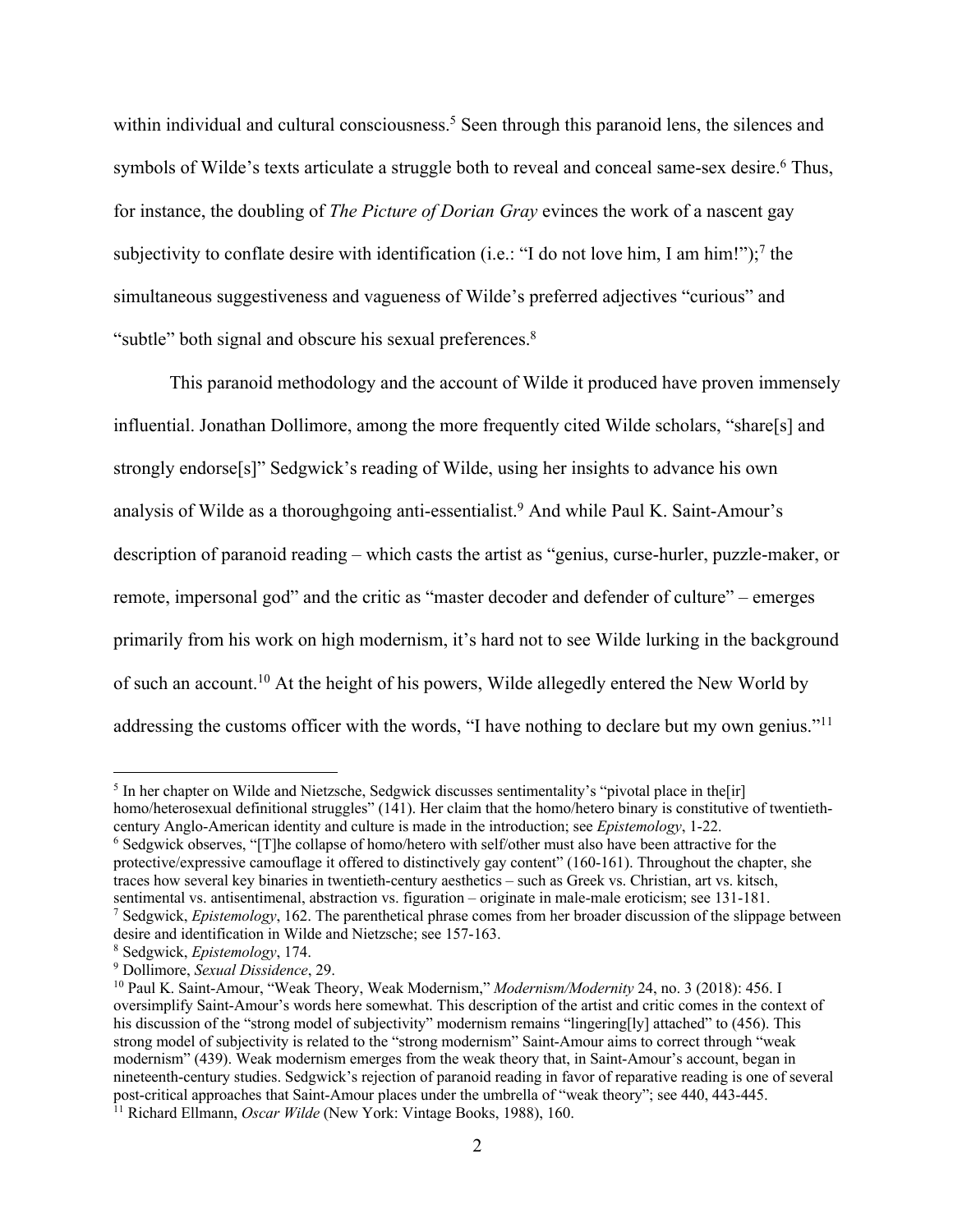within individual and cultural consciousness.[5] Seen through this paranoid lens, the silences and symbols of Wilde's texts articulate a struggle both to reveal and conceal same-sex desire.[6] Thus, for instance, the doubling of *The Picture of Dorian Gray* evinces the work of a nascent gay subjectivity to conflate desire with identification (i.e.: "I do not love him, I am him!");[7] the simultaneous suggestiveness and vagueness of Wilde's preferred adjectives "curious" and "subtle" both signal and obscure his sexual preferences.[8]

This paranoid methodology and the account of Wilde it produced have proven immensely influential. Jonathan Dollimore, among the more frequently cited Wilde scholars, "share[s] and strongly endorse[s]" Sedgwick's reading of Wilde, using her insights to advance his own analysis of Wilde as a thoroughgoing anti-essentialist.[9] And while Paul K. Saint-Amour's description of paranoid reading – which casts the artist as "genius, curse-hurler, puzzle-maker, or remote, impersonal god" and the critic as "master decoder and defender of culture" – emerges primarily from his work on high modernism, it's hard not to see Wilde lurking in the background of such an account.[10] At the height of his powers, Wilde allegedly entered the New World by addressing the customs officer with the words, "I have nothing to declare but my own genius."[11]

---

[5] In her chapter on Wilde and Nietzsche, Sedgwick discusses sentimentality's "pivotal place in the[ir] homo/heterosexual definitional struggles" (141). Her claim that the homo/hetero binary is constitutive of twentieth-century Anglo-American identity and culture is made in the introduction; see *Epistemology*, 1-22.

[6] Sedgwick observes, "[T]he collapse of homo/hetero with self/other must also have been attractive for the protective/expressive camouflage it offered to distinctively gay content" (160-161). Throughout the chapter, she traces how several key binaries in twentieth-century aesthetics – such as Greek vs. Christian, art vs. kitsch, sentimental vs. antisentimenal, abstraction vs. figuration – originate in male-male eroticism; see 131-181.

[7] Sedgwick, *Epistemology*, 162. The parenthetical phrase comes from her broader discussion of the slippage between desire and identification in Wilde and Nietzsche; see 157-163.

[8] Sedgwick, *Epistemology*, 174.

[9] Dollimore, *Sexual Dissidence*, 29.

[10] Paul K. Saint-Amour, "Weak Theory, Weak Modernism," *Modernism/Modernity* 24, no. 3 (2018): 456. I oversimplify Saint-Amour's words here somewhat. This description of the artist and critic comes in the context of his discussion of the "strong model of subjectivity" modernism remains "lingering[ly] attached" to (456). This strong model of subjectivity is related to the "strong modernism" Saint-Amour aims to correct through "weak modernism" (439). Weak modernism emerges from the weak theory that, in Saint-Amour's account, began in nineteenth-century studies. Sedgwick's rejection of paranoid reading in favor of reparative reading is one of several post-critical approaches that Saint-Amour places under the umbrella of "weak theory"; see 440, 443-445.

[11] Richard Ellmann, *Oscar Wilde* (New York: Vintage Books, 1988), 160.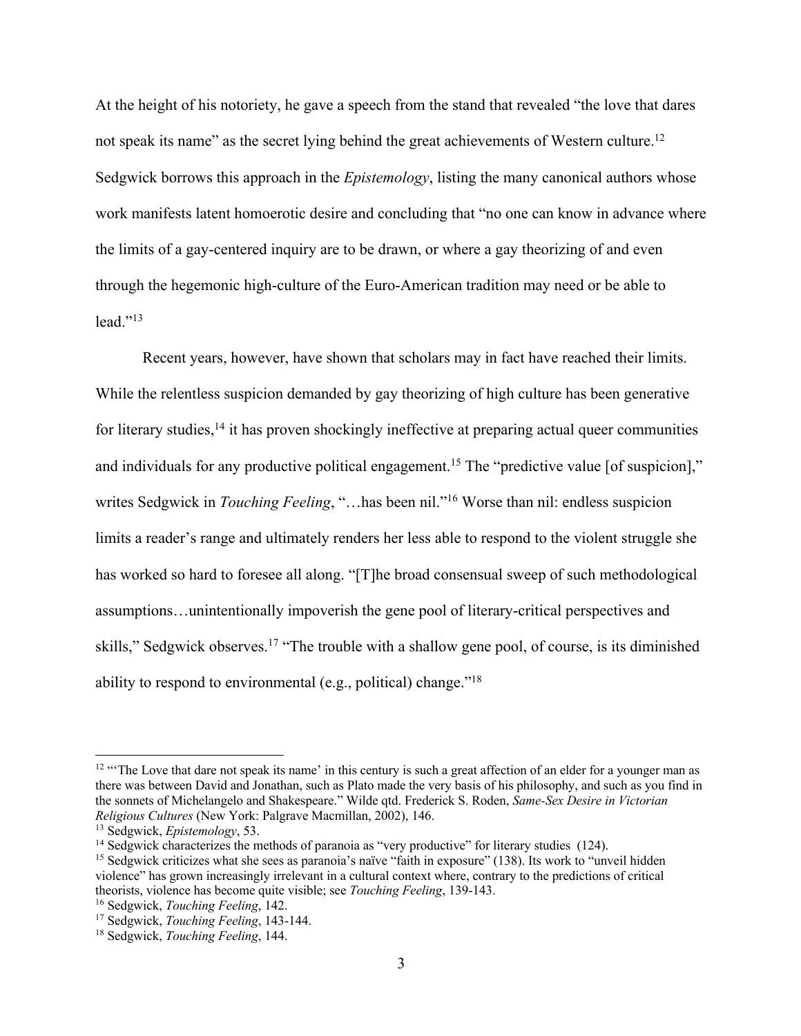At the height of his notoriety, he gave a speech from the stand that revealed "the love that dares not speak its name" as the secret lying behind the great achievements of Western culture.[12] Sedgwick borrows this approach in the *Epistemology*, listing the many canonical authors whose work manifests latent homoerotic desire and concluding that "no one can know in advance where the limits of a gay-centered inquiry are to be drawn, or where a gay theorizing of and even through the hegemonic high-culture of the Euro-American tradition may need or be able to lead."[13]

Recent years, however, have shown that scholars may in fact have reached their limits. While the relentless suspicion demanded by gay theorizing of high culture has been generative for literary studies,[14] it has proven shockingly ineffective at preparing actual queer communities and individuals for any productive political engagement.[15] The "predictive value [of suspicion]," writes Sedgwick in *Touching Feeling*, "…has been nil."[16] Worse than nil: endless suspicion limits a reader's range and ultimately renders her less able to respond to the violent struggle she has worked so hard to foresee all along. "[T]he broad consensual sweep of such methodological assumptions…unintentionally impoverish the gene pool of literary-critical perspectives and skills," Sedgwick observes.[17] "The trouble with a shallow gene pool, of course, is its diminished ability to respond to environmental (e.g., political) change."[18]

---

[12] "'The Love that dare not speak its name' in this century is such a great affection of an elder for a younger man as there was between David and Jonathan, such as Plato made the very basis of his philosophy, and such as you find in the sonnets of Michelangelo and Shakespeare." Wilde qtd. Frederick S. Roden, *Same-Sex Desire in Victorian Religious Cultures* (New York: Palgrave Macmillan, 2002), 146.

[13] Sedgwick, *Epistemology*, 53.

[14] Sedgwick characterizes the methods of paranoia as "very productive" for literary studies (124).

[15] Sedgwick criticizes what she sees as paranoia's naïve "faith in exposure" (138). Its work to "unveil hidden violence" has grown increasingly irrelevant in a cultural context where, contrary to the predictions of critical theorists, violence has become quite visible; see *Touching Feeling*, 139-143.

[16] Sedgwick, *Touching Feeling*, 142.

[17] Sedgwick, *Touching Feeling*, 143-144.

[18] Sedgwick, *Touching Feeling*, 144.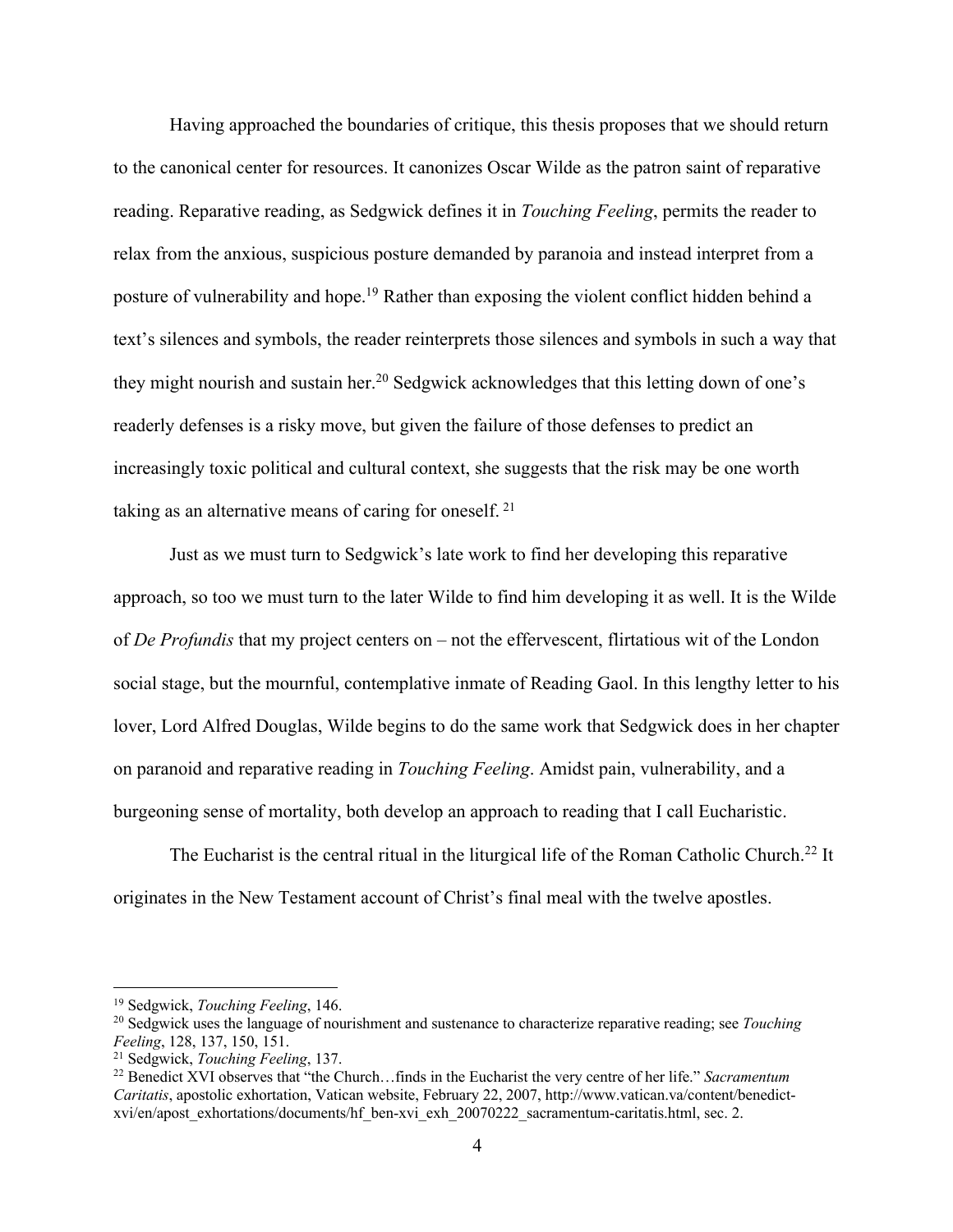Having approached the boundaries of critique, this thesis proposes that we should return to the canonical center for resources. It canonizes Oscar Wilde as the patron saint of reparative reading. Reparative reading, as Sedgwick defines it in *Touching Feeling*, permits the reader to relax from the anxious, suspicious posture demanded by paranoia and instead interpret from a posture of vulnerability and hope.[19] Rather than exposing the violent conflict hidden behind a text's silences and symbols, the reader reinterprets those silences and symbols in such a way that they might nourish and sustain her.[20] Sedgwick acknowledges that this letting down of one's readerly defenses is a risky move, but given the failure of those defenses to predict an increasingly toxic political and cultural context, she suggests that the risk may be one worth taking as an alternative means of caring for oneself.[21]

Just as we must turn to Sedgwick's late work to find her developing this reparative approach, so too we must turn to the later Wilde to find him developing it as well. It is the Wilde of *De Profundis* that my project centers on – not the effervescent, flirtatious wit of the London social stage, but the mournful, contemplative inmate of Reading Gaol. In this lengthy letter to his lover, Lord Alfred Douglas, Wilde begins to do the same work that Sedgwick does in her chapter on paranoid and reparative reading in *Touching Feeling*. Amidst pain, vulnerability, and a burgeoning sense of mortality, both develop an approach to reading that I call Eucharistic.

The Eucharist is the central ritual in the liturgical life of the Roman Catholic Church.[22] It originates in the New Testament account of Christ's final meal with the twelve apostles.

---

[19] Sedgwick, *Touching Feeling*, 146.

[20] Sedgwick uses the language of nourishment and sustenance to characterize reparative reading; see *Touching Feeling*, 128, 137, 150, 151.

[21] Sedgwick, *Touching Feeling*, 137.

[22] Benedict XVI observes that "the Church…finds in the Eucharist the very centre of her life." *Sacramentum Caritatis*, apostolic exhortation, Vatican website, February 22, 2007, http://www.vatican.va/content/benedict-xvi/en/apost_exhortations/documents/hf_ben-xvi_exh_20070222_sacramentum-caritatis.html, sec. 2.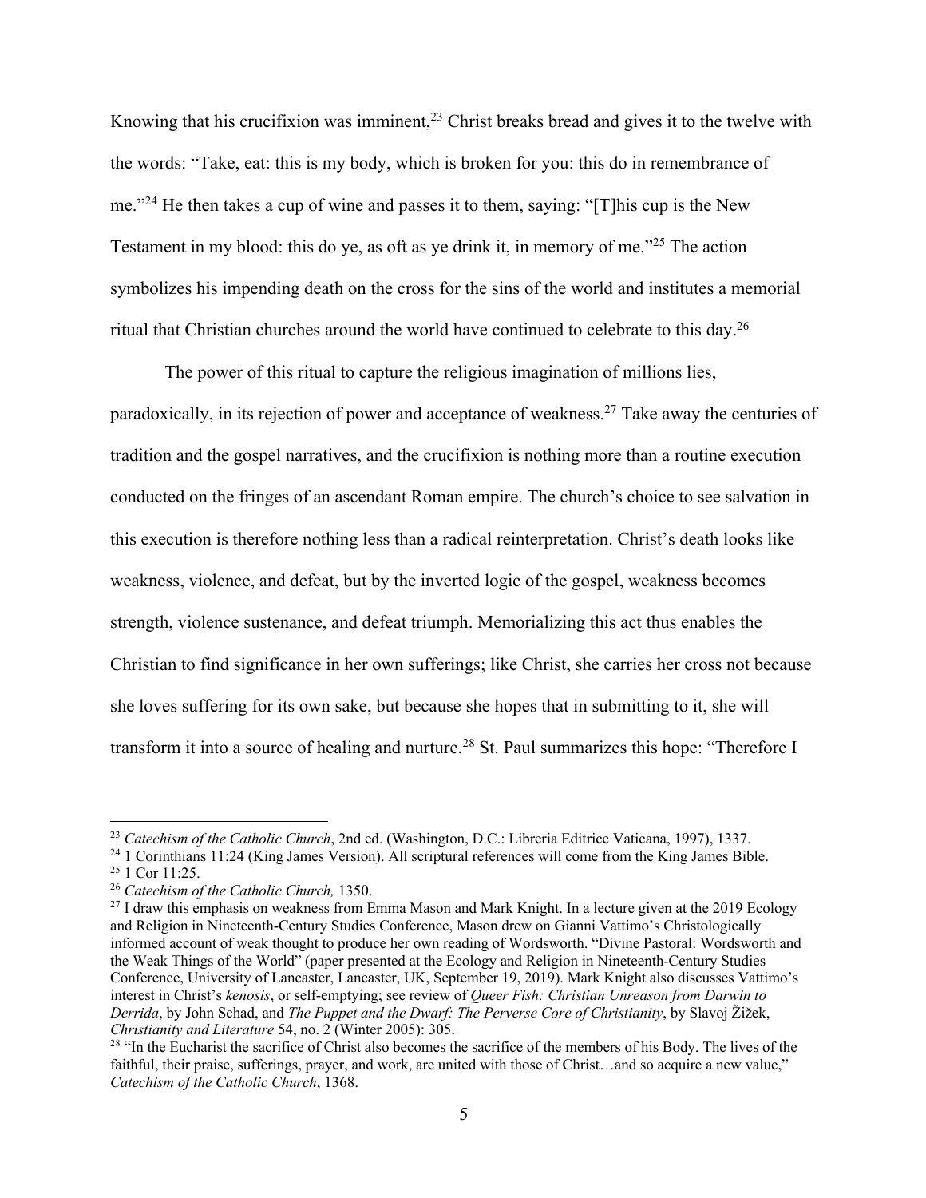Knowing that his crucifixion was imminent,[23] Christ breaks bread and gives it to the twelve with the words: "Take, eat: this is my body, which is broken for you: this do in remembrance of me."[24] He then takes a cup of wine and passes it to them, saying: "[T]his cup is the New Testament in my blood: this do ye, as oft as ye drink it, in memory of me."[25] The action symbolizes his impending death on the cross for the sins of the world and institutes a memorial ritual that Christian churches around the world have continued to celebrate to this day.[26]

The power of this ritual to capture the religious imagination of millions lies, paradoxically, in its rejection of power and acceptance of weakness.[27] Take away the centuries of tradition and the gospel narratives, and the crucifixion is nothing more than a routine execution conducted on the fringes of an ascendant Roman empire. The church's choice to see salvation in this execution is therefore nothing less than a radical reinterpretation. Christ's death looks like weakness, violence, and defeat, but by the inverted logic of the gospel, weakness becomes strength, violence sustenance, and defeat triumph. Memorializing this act thus enables the Christian to find significance in her own sufferings; like Christ, she carries her cross not because she loves suffering for its own sake, but because she hopes that in submitting to it, she will transform it into a source of healing and nurture.[28] St. Paul summarizes this hope: "Therefore I

---

[23] *Catechism of the Catholic Church*, 2nd ed. (Washington, D.C.: Libreria Editrice Vaticana, 1997), 1337.

[24] 1 Corinthians 11:24 (King James Version). All scriptural references will come from the King James Bible.

[25] 1 Cor 11:25.

[26] *Catechism of the Catholic Church,* 1350.

[27] I draw this emphasis on weakness from Emma Mason and Mark Knight. In a lecture given at the 2019 Ecology and Religion in Nineteenth-Century Studies Conference, Mason drew on Gianni Vattimo's Christologically informed account of weak thought to produce her own reading of Wordsworth. "Divine Pastoral: Wordsworth and the Weak Things of the World" (paper presented at the Ecology and Religion in Nineteenth-Century Studies Conference, University of Lancaster, Lancaster, UK, September 19, 2019). Mark Knight also discusses Vattimo's interest in Christ's *kenosis*, or self-emptying; see review of *Queer Fish: Christian Unreason from Darwin to Derrida*, by John Schad, and *The Puppet and the Dwarf: The Perverse Core of Christianity*, by Slavoj Žižek, *Christianity and Literature* 54, no. 2 (Winter 2005): 305.

[28] "In the Eucharist the sacrifice of Christ also becomes the sacrifice of the members of his Body. The lives of the faithful, their praise, sufferings, prayer, and work, are united with those of Christ…and so acquire a new value," *Catechism of the Catholic Church*, 1368.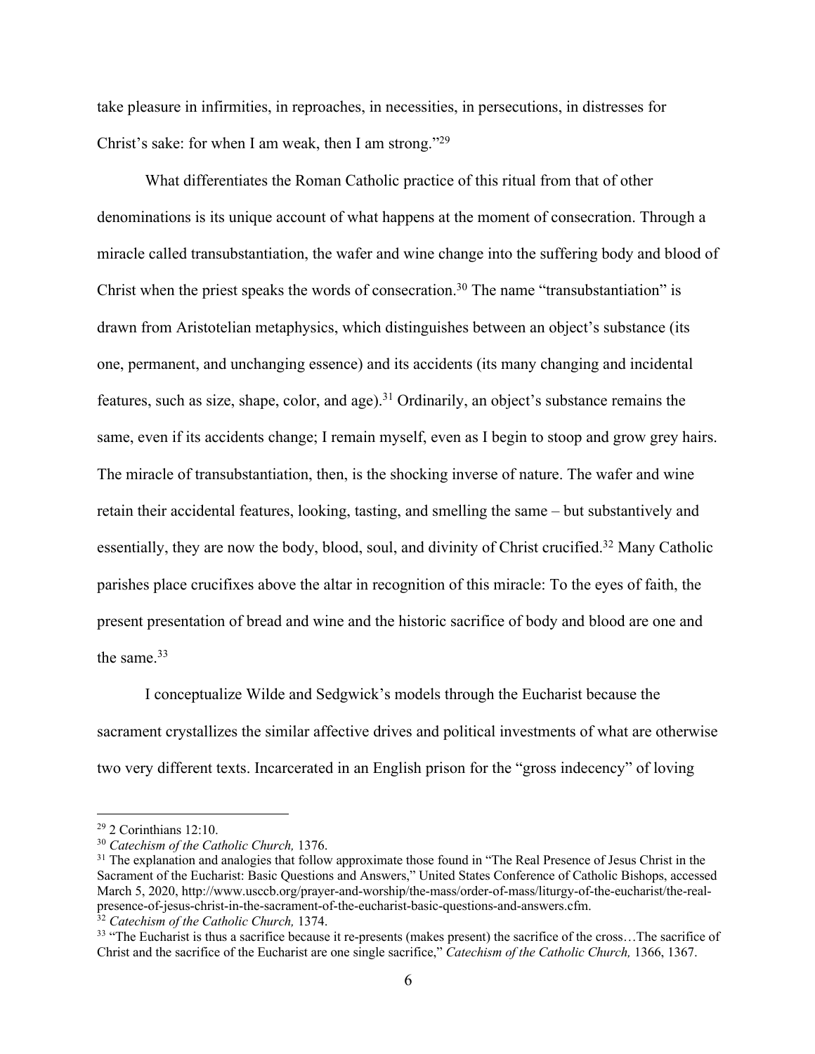take pleasure in infirmities, in reproaches, in necessities, in persecutions, in distresses for Christ's sake: for when I am weak, then I am strong."[29]

What differentiates the Roman Catholic practice of this ritual from that of other denominations is its unique account of what happens at the moment of consecration. Through a miracle called transubstantiation, the wafer and wine change into the suffering body and blood of Christ when the priest speaks the words of consecration.[30] The name "transubstantiation" is drawn from Aristotelian metaphysics, which distinguishes between an object's substance (its one, permanent, and unchanging essence) and its accidents (its many changing and incidental features, such as size, shape, color, and age).[31] Ordinarily, an object's substance remains the same, even if its accidents change; I remain myself, even as I begin to stoop and grow grey hairs. The miracle of transubstantiation, then, is the shocking inverse of nature. The wafer and wine retain their accidental features, looking, tasting, and smelling the same – but substantively and essentially, they are now the body, blood, soul, and divinity of Christ crucified.[32] Many Catholic parishes place crucifixes above the altar in recognition of this miracle: To the eyes of faith, the present presentation of bread and wine and the historic sacrifice of body and blood are one and the same.[33]

I conceptualize Wilde and Sedgwick's models through the Eucharist because the sacrament crystallizes the similar affective drives and political investments of what are otherwise two very different texts. Incarcerated in an English prison for the "gross indecency" of loving

---

[29] 2 Corinthians 12:10.

[30] *Catechism of the Catholic Church,* 1376.

[31] The explanation and analogies that follow approximate those found in "The Real Presence of Jesus Christ in the Sacrament of the Eucharist: Basic Questions and Answers," United States Conference of Catholic Bishops, accessed March 5, 2020, http://www.usccb.org/prayer-and-worship/the-mass/order-of-mass/liturgy-of-the-eucharist/the-real-presence-of-jesus-christ-in-the-sacrament-of-the-eucharist-basic-questions-and-answers.cfm.

[32] *Catechism of the Catholic Church,* 1374.

[33] "The Eucharist is thus a sacrifice because it re-presents (makes present) the sacrifice of the cross…The sacrifice of Christ and the sacrifice of the Eucharist are one single sacrifice," *Catechism of the Catholic Church,* 1366, 1367.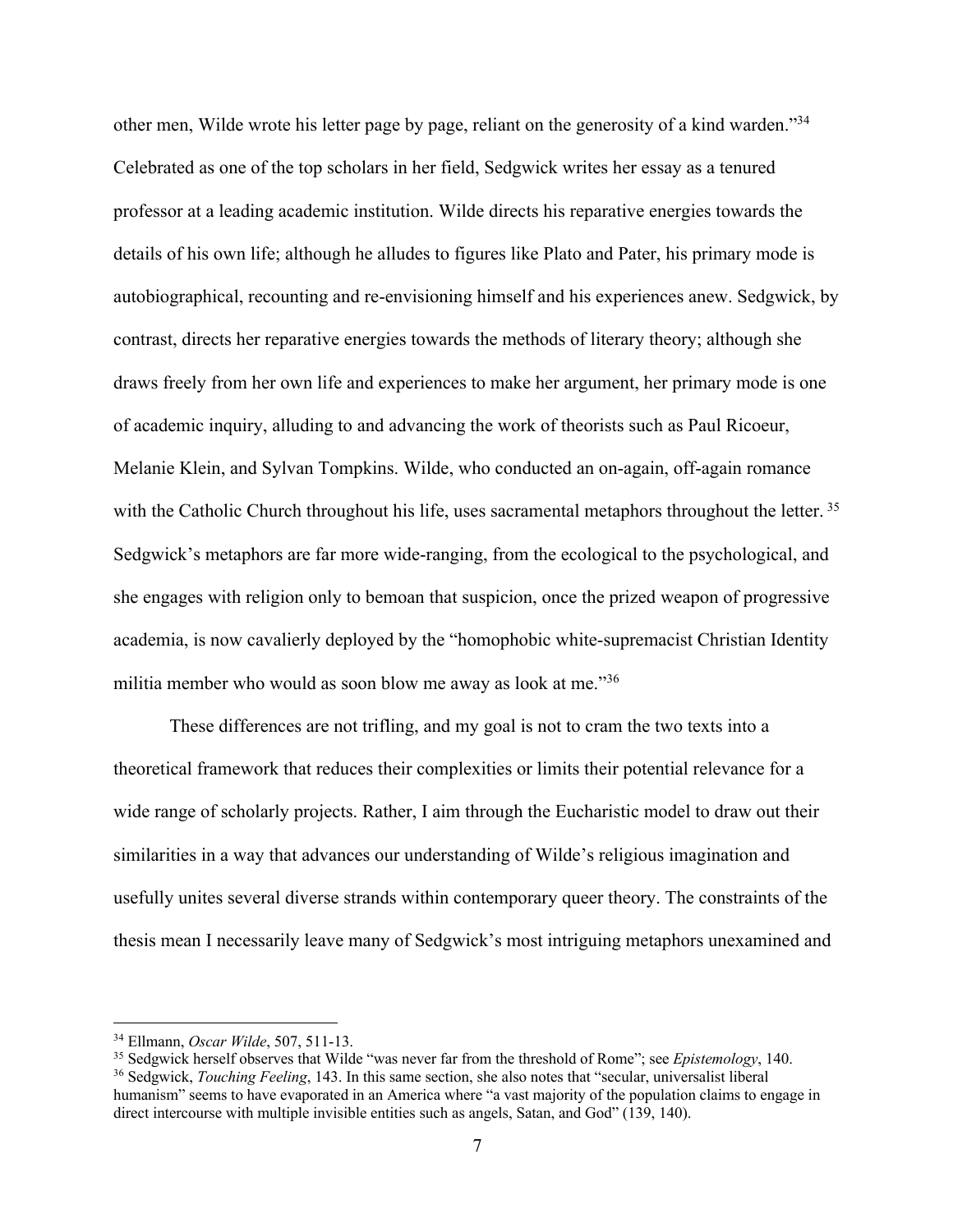other men, Wilde wrote his letter page by page, reliant on the generosity of a kind warden."[34] Celebrated as one of the top scholars in her field, Sedgwick writes her essay as a tenured professor at a leading academic institution. Wilde directs his reparative energies towards the details of his own life; although he alludes to figures like Plato and Pater, his primary mode is autobiographical, recounting and re-envisioning himself and his experiences anew. Sedgwick, by contrast, directs her reparative energies towards the methods of literary theory; although she draws freely from her own life and experiences to make her argument, her primary mode is one of academic inquiry, alluding to and advancing the work of theorists such as Paul Ricoeur, Melanie Klein, and Sylvan Tompkins. Wilde, who conducted an on-again, off-again romance with the Catholic Church throughout his life, uses sacramental metaphors throughout the letter.[35] Sedgwick's metaphors are far more wide-ranging, from the ecological to the psychological, and she engages with religion only to bemoan that suspicion, once the prized weapon of progressive academia, is now cavalierly deployed by the "homophobic white-supremacist Christian Identity militia member who would as soon blow me away as look at me."[36]

These differences are not trifling, and my goal is not to cram the two texts into a theoretical framework that reduces their complexities or limits their potential relevance for a wide range of scholarly projects. Rather, I aim through the Eucharistic model to draw out their similarities in a way that advances our understanding of Wilde's religious imagination and usefully unites several diverse strands within contemporary queer theory. The constraints of the thesis mean I necessarily leave many of Sedgwick's most intriguing metaphors unexamined and

---

[34] Ellmann, *Oscar Wilde*, 507, 511-13.

[35] Sedgwick herself observes that Wilde "was never far from the threshold of Rome"; see *Epistemology*, 140.

[36] Sedgwick, *Touching Feeling*, 143. In this same section, she also notes that "secular, universalist liberal humanism" seems to have evaporated in an America where "a vast majority of the population claims to engage in direct intercourse with multiple invisible entities such as angels, Satan, and God" (139, 140).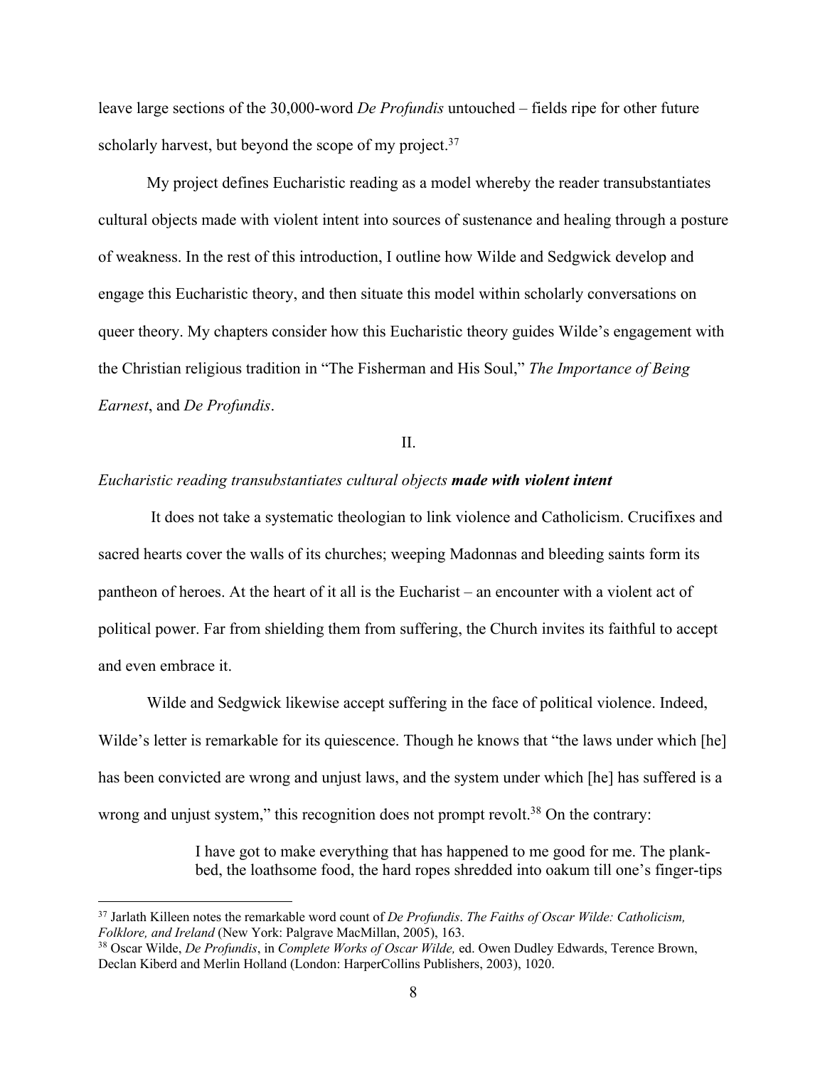leave large sections of the 30,000-word *De Profundis* untouched – fields ripe for other future scholarly harvest, but beyond the scope of my project.[37]

My project defines Eucharistic reading as a model whereby the reader transubstantiates cultural objects made with violent intent into sources of sustenance and healing through a posture of weakness. In the rest of this introduction, I outline how Wilde and Sedgwick develop and engage this Eucharistic theory, and then situate this model within scholarly conversations on queer theory. My chapters consider how this Eucharistic theory guides Wilde's engagement with the Christian religious tradition in "The Fisherman and His Soul," *The Importance of Being Earnest*, and *De Profundis*.

II.

*Eucharistic reading transubstantiates cultural objects* ***made with violent intent***

It does not take a systematic theologian to link violence and Catholicism. Crucifixes and sacred hearts cover the walls of its churches; weeping Madonnas and bleeding saints form its pantheon of heroes. At the heart of it all is the Eucharist – an encounter with a violent act of political power. Far from shielding them from suffering, the Church invites its faithful to accept and even embrace it.

Wilde and Sedgwick likewise accept suffering in the face of political violence. Indeed, Wilde's letter is remarkable for its quiescence. Though he knows that "the laws under which [he] has been convicted are wrong and unjust laws, and the system under which [he] has suffered is a wrong and unjust system," this recognition does not prompt revolt.[38] On the contrary:

> I have got to make everything that has happened to me good for me. The plank-bed, the loathsome food, the hard ropes shredded into oakum till one's finger-tips

---

[37] Jarlath Killeen notes the remarkable word count of *De Profundis*. *The Faiths of Oscar Wilde: Catholicism, Folklore, and Ireland* (New York: Palgrave MacMillan, 2005), 163.

[38] Oscar Wilde, *De Profundis*, in *Complete Works of Oscar Wilde,* ed. Owen Dudley Edwards, Terence Brown, Declan Kiberd and Merlin Holland (London: HarperCollins Publishers, 2003), 1020.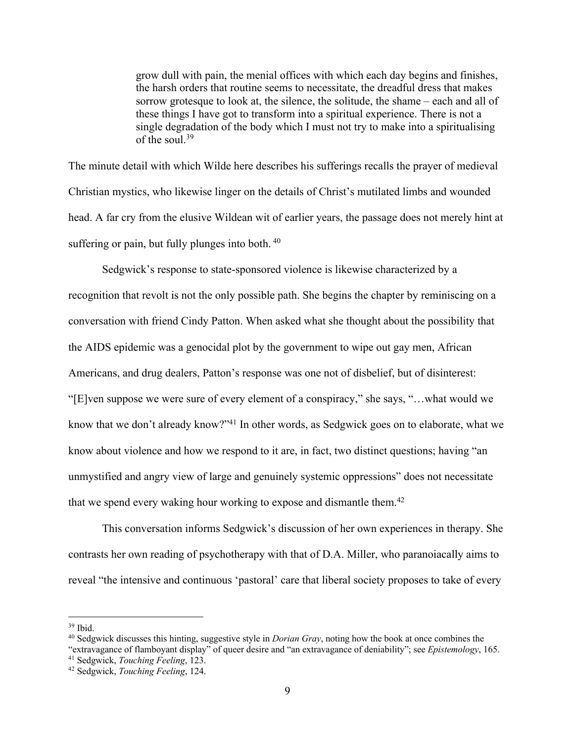> grow dull with pain, the menial offices with which each day begins and finishes, the harsh orders that routine seems to necessitate, the dreadful dress that makes sorrow grotesque to look at, the silence, the solitude, the shame – each and all of these things I have got to transform into a spiritual experience. There is not a single degradation of the body which I must not try to make into a spiritualising of the soul.[39]

The minute detail with which Wilde here describes his sufferings recalls the prayer of medieval Christian mystics, who likewise linger on the details of Christ's mutilated limbs and wounded head. A far cry from the elusive Wildean wit of earlier years, the passage does not merely hint at suffering or pain, but fully plunges into both.[40]

Sedgwick's response to state-sponsored violence is likewise characterized by a recognition that revolt is not the only possible path. She begins the chapter by reminiscing on a conversation with friend Cindy Patton. When asked what she thought about the possibility that the AIDS epidemic was a genocidal plot by the government to wipe out gay men, African Americans, and drug dealers, Patton's response was one not of disbelief, but of disinterest: "[E]ven suppose we were sure of every element of a conspiracy," she says, "…what would we know that we don't already know?"[41] In other words, as Sedgwick goes on to elaborate, what we know about violence and how we respond to it are, in fact, two distinct questions; having "an unmystified and angry view of large and genuinely systemic oppressions" does not necessitate that we spend every waking hour working to expose and dismantle them.[42]

This conversation informs Sedgwick's discussion of her own experiences in therapy. She contrasts her own reading of psychotherapy with that of D.A. Miller, who paranoiacally aims to reveal "the intensive and continuous 'pastoral' care that liberal society proposes to take of every

---

[39] Ibid.

[40] Sedgwick discusses this hinting, suggestive style in *Dorian Gray*, noting how the book at once combines the "extravagance of flamboyant display" of queer desire and "an extravagance of deniability"; see *Epistemology*, 165.

[41] Sedgwick, *Touching Feeling*, 123.

[42] Sedgwick, *Touching Feeling*, 124.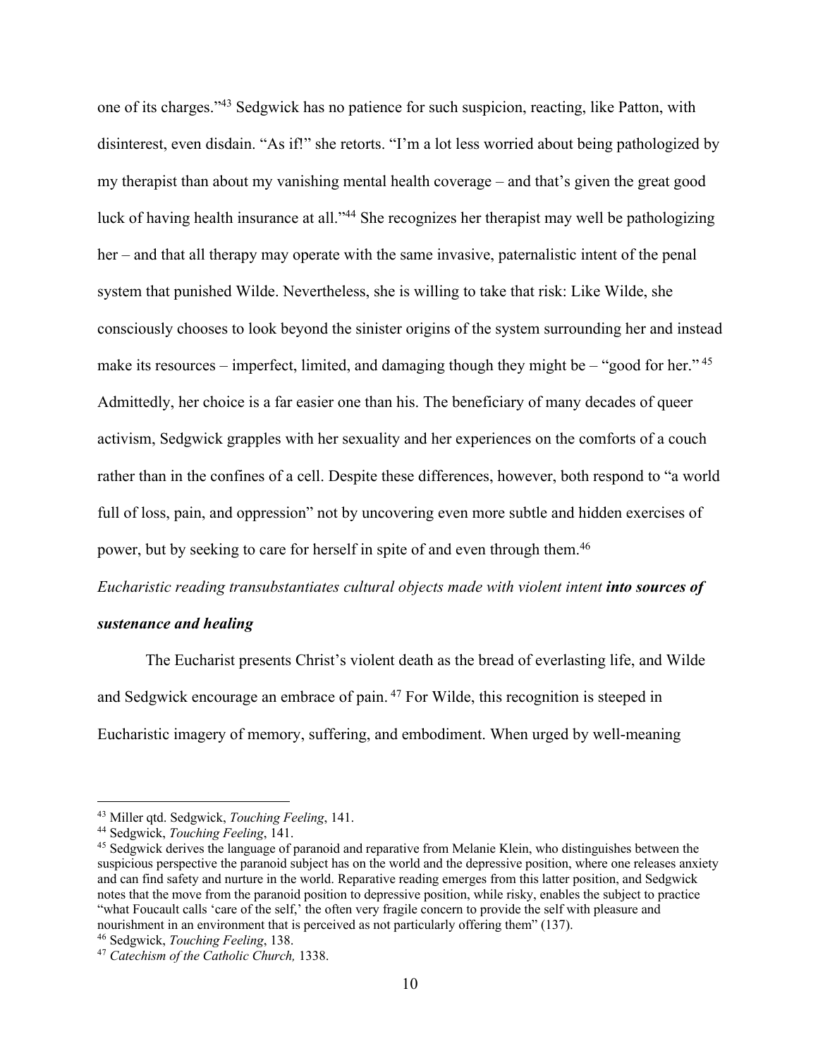one of its charges."[43] Sedgwick has no patience for such suspicion, reacting, like Patton, with disinterest, even disdain. "As if!" she retorts. "I'm a lot less worried about being pathologized by my therapist than about my vanishing mental health coverage – and that's given the great good luck of having health insurance at all."[44] She recognizes her therapist may well be pathologizing her – and that all therapy may operate with the same invasive, paternalistic intent of the penal system that punished Wilde. Nevertheless, she is willing to take that risk: Like Wilde, she consciously chooses to look beyond the sinister origins of the system surrounding her and instead make its resources – imperfect, limited, and damaging though they might be – "good for her." [45] Admittedly, her choice is a far easier one than his. The beneficiary of many decades of queer activism, Sedgwick grapples with her sexuality and her experiences on the comforts of a couch rather than in the confines of a cell. Despite these differences, however, both respond to "a world full of loss, pain, and oppression" not by uncovering even more subtle and hidden exercises of power, but by seeking to care for herself in spite of and even through them.[46]

*Eucharistic reading transubstantiates cultural objects made with violent intent* ***into sources of sustenance and healing***

The Eucharist presents Christ's violent death as the bread of everlasting life, and Wilde and Sedgwick encourage an embrace of pain. [47] For Wilde, this recognition is steeped in Eucharistic imagery of memory, suffering, and embodiment. When urged by well-meaning

---

[43] Miller qtd. Sedgwick, *Touching Feeling*, 141.

[44] Sedgwick, *Touching Feeling*, 141.

[45] Sedgwick derives the language of paranoid and reparative from Melanie Klein, who distinguishes between the suspicious perspective the paranoid subject has on the world and the depressive position, where one releases anxiety and can find safety and nurture in the world. Reparative reading emerges from this latter position, and Sedgwick notes that the move from the paranoid position to depressive position, while risky, enables the subject to practice "what Foucault calls 'care of the self,' the often very fragile concern to provide the self with pleasure and nourishment in an environment that is perceived as not particularly offering them" (137).

[46] Sedgwick, *Touching Feeling*, 138.

[47] *Catechism of the Catholic Church,* 1338.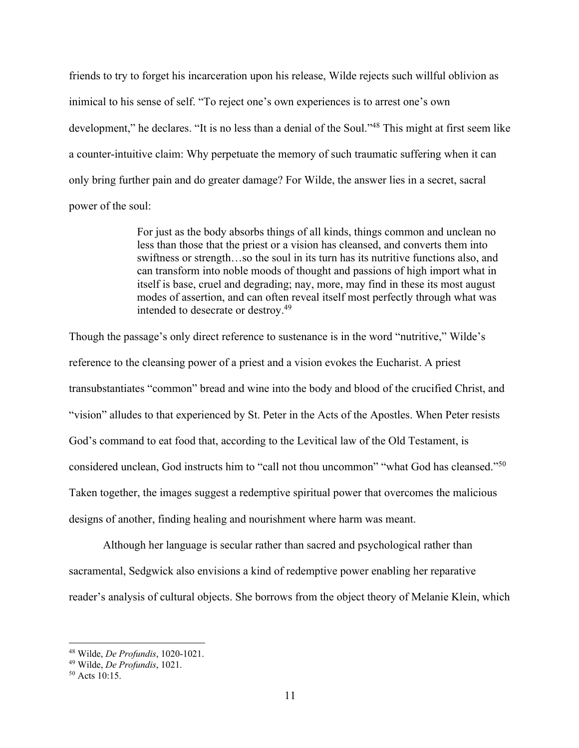friends to try to forget his incarceration upon his release, Wilde rejects such willful oblivion as inimical to his sense of self. "To reject one's own experiences is to arrest one's own development," he declares. "It is no less than a denial of the Soul."[48] This might at first seem like a counter-intuitive claim: Why perpetuate the memory of such traumatic suffering when it can only bring further pain and do greater damage? For Wilde, the answer lies in a secret, sacral power of the soul:

> For just as the body absorbs things of all kinds, things common and unclean no less than those that the priest or a vision has cleansed, and converts them into swiftness or strength…so the soul in its turn has its nutritive functions also, and can transform into noble moods of thought and passions of high import what in itself is base, cruel and degrading; nay, more, may find in these its most august modes of assertion, and can often reveal itself most perfectly through what was intended to desecrate or destroy.[49]

Though the passage's only direct reference to sustenance is in the word "nutritive," Wilde's reference to the cleansing power of a priest and a vision evokes the Eucharist. A priest transubstantiates "common" bread and wine into the body and blood of the crucified Christ, and "vision" alludes to that experienced by St. Peter in the Acts of the Apostles. When Peter resists God's command to eat food that, according to the Levitical law of the Old Testament, is considered unclean, God instructs him to "call not thou uncommon" "what God has cleansed."[50] Taken together, the images suggest a redemptive spiritual power that overcomes the malicious designs of another, finding healing and nourishment where harm was meant.

Although her language is secular rather than sacred and psychological rather than sacramental, Sedgwick also envisions a kind of redemptive power enabling her reparative reader's analysis of cultural objects. She borrows from the object theory of Melanie Klein, which

---

[48] Wilde, *De Profundis*, 1020-1021.

[49] Wilde, *De Profundis*, 1021.

[50] Acts 10:15.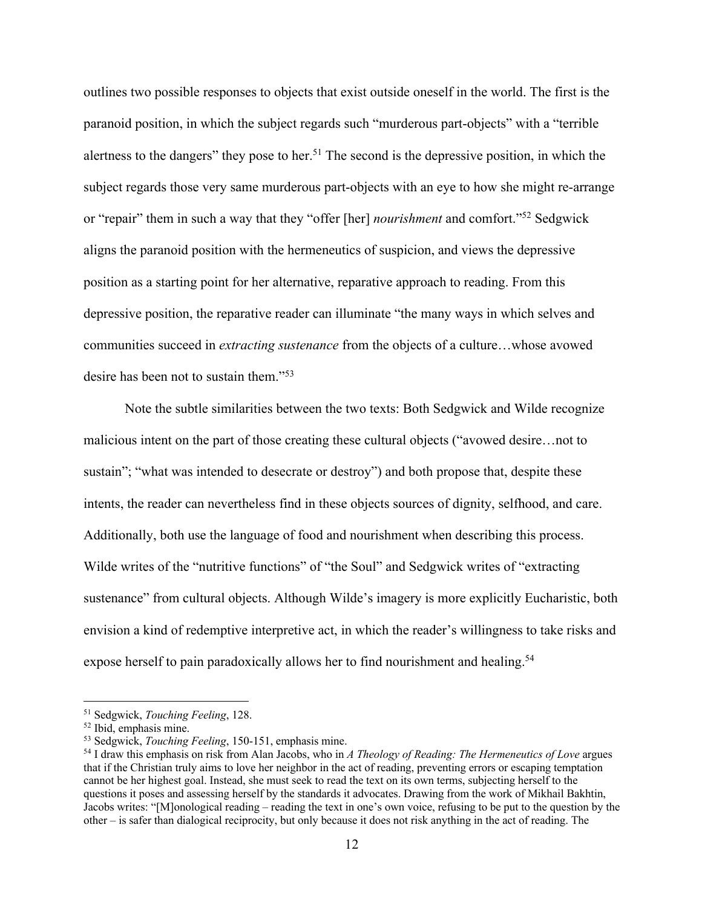outlines two possible responses to objects that exist outside oneself in the world. The first is the paranoid position, in which the subject regards such "murderous part-objects" with a "terrible alertness to the dangers" they pose to her.[51] The second is the depressive position, in which the subject regards those very same murderous part-objects with an eye to how she might re-arrange or "repair" them in such a way that they "offer [her] *nourishment* and comfort."[52] Sedgwick aligns the paranoid position with the hermeneutics of suspicion, and views the depressive position as a starting point for her alternative, reparative approach to reading. From this depressive position, the reparative reader can illuminate "the many ways in which selves and communities succeed in *extracting sustenance* from the objects of a culture…whose avowed desire has been not to sustain them."[53]

Note the subtle similarities between the two texts: Both Sedgwick and Wilde recognize malicious intent on the part of those creating these cultural objects ("avowed desire…not to sustain"; "what was intended to desecrate or destroy") and both propose that, despite these intents, the reader can nevertheless find in these objects sources of dignity, selfhood, and care. Additionally, both use the language of food and nourishment when describing this process. Wilde writes of the "nutritive functions" of "the Soul" and Sedgwick writes of "extracting sustenance" from cultural objects. Although Wilde's imagery is more explicitly Eucharistic, both envision a kind of redemptive interpretive act, in which the reader's willingness to take risks and expose herself to pain paradoxically allows her to find nourishment and healing.[54]

---

[51] Sedgwick, *Touching Feeling*, 128.

[52] Ibid, emphasis mine.

[53] Sedgwick, *Touching Feeling*, 150-151, emphasis mine.

[54] I draw this emphasis on risk from Alan Jacobs, who in *A Theology of Reading: The Hermeneutics of Love* argues that if the Christian truly aims to love her neighbor in the act of reading, preventing errors or escaping temptation cannot be her highest goal. Instead, she must seek to read the text on its own terms, subjecting herself to the questions it poses and assessing herself by the standards it advocates. Drawing from the work of Mikhail Bakhtin, Jacobs writes: "[M]onological reading – reading the text in one's own voice, refusing to be put to the question by the other – is safer than dialogical reciprocity, but only because it does not risk anything in the act of reading. The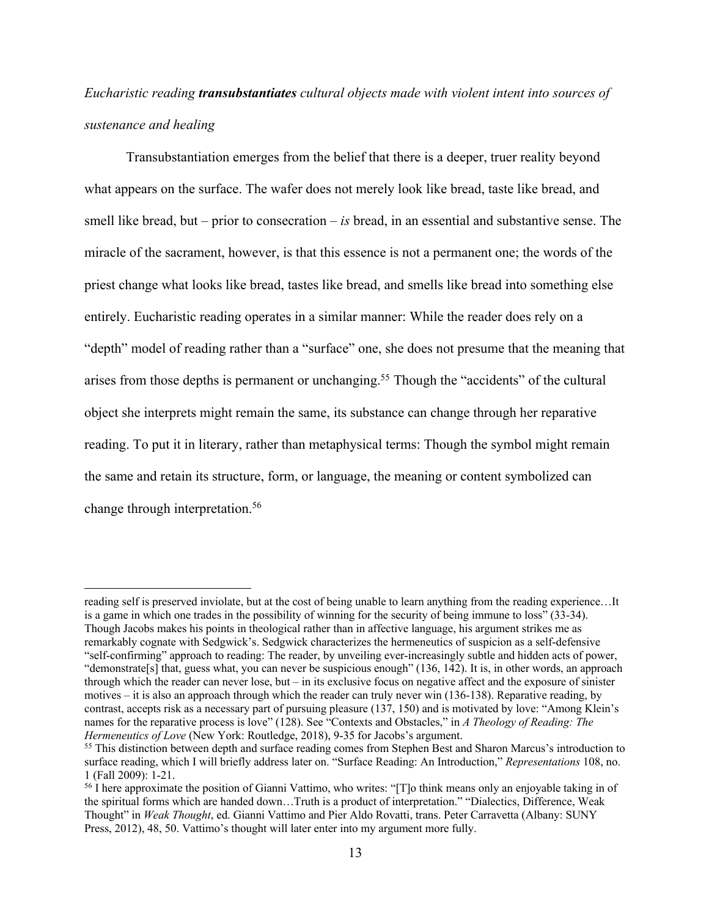*Eucharistic reading **transubstantiates** cultural objects made with violent intent into sources of sustenance and healing*

Transubstantiation emerges from the belief that there is a deeper, truer reality beyond what appears on the surface. The wafer does not merely look like bread, taste like bread, and smell like bread, but – prior to consecration – *is* bread, in an essential and substantive sense. The miracle of the sacrament, however, is that this essence is not a permanent one; the words of the priest change what looks like bread, tastes like bread, and smells like bread into something else entirely. Eucharistic reading operates in a similar manner: While the reader does rely on a "depth" model of reading rather than a "surface" one, she does not presume that the meaning that arises from those depths is permanent or unchanging.[55] Though the "accidents" of the cultural object she interprets might remain the same, its substance can change through her reparative reading. To put it in literary, rather than metaphysical terms: Though the symbol might remain the same and retain its structure, form, or language, the meaning or content symbolized can change through interpretation.[56]

---

reading self is preserved inviolate, but at the cost of being unable to learn anything from the reading experience…It is a game in which one trades in the possibility of winning for the security of being immune to loss" (33-34). Though Jacobs makes his points in theological rather than in affective language, his argument strikes me as remarkably cognate with Sedgwick's. Sedgwick characterizes the hermeneutics of suspicion as a self-defensive "self-confirming" approach to reading: The reader, by unveiling ever-increasingly subtle and hidden acts of power, "demonstrate[s] that, guess what, you can never be suspicious enough" (136, 142). It is, in other words, an approach through which the reader can never lose, but – in its exclusive focus on negative affect and the exposure of sinister motives – it is also an approach through which the reader can truly never win (136-138). Reparative reading, by contrast, accepts risk as a necessary part of pursuing pleasure (137, 150) and is motivated by love: "Among Klein's names for the reparative process is love" (128). See "Contexts and Obstacles," in *A Theology of Reading: The Hermeneutics of Love* (New York: Routledge, 2018), 9-35 for Jacobs's argument.

[55] This distinction between depth and surface reading comes from Stephen Best and Sharon Marcus's introduction to surface reading, which I will briefly address later on. "Surface Reading: An Introduction," *Representations* 108, no. 1 (Fall 2009): 1-21.

[56] I here approximate the position of Gianni Vattimo, who writes: "[T]o think means only an enjoyable taking in of the spiritual forms which are handed down…Truth is a product of interpretation." "Dialectics, Difference, Weak Thought" in *Weak Thought*, ed. Gianni Vattimo and Pier Aldo Rovatti, trans. Peter Carravetta (Albany: SUNY Press, 2012), 48, 50. Vattimo's thought will later enter into my argument more fully.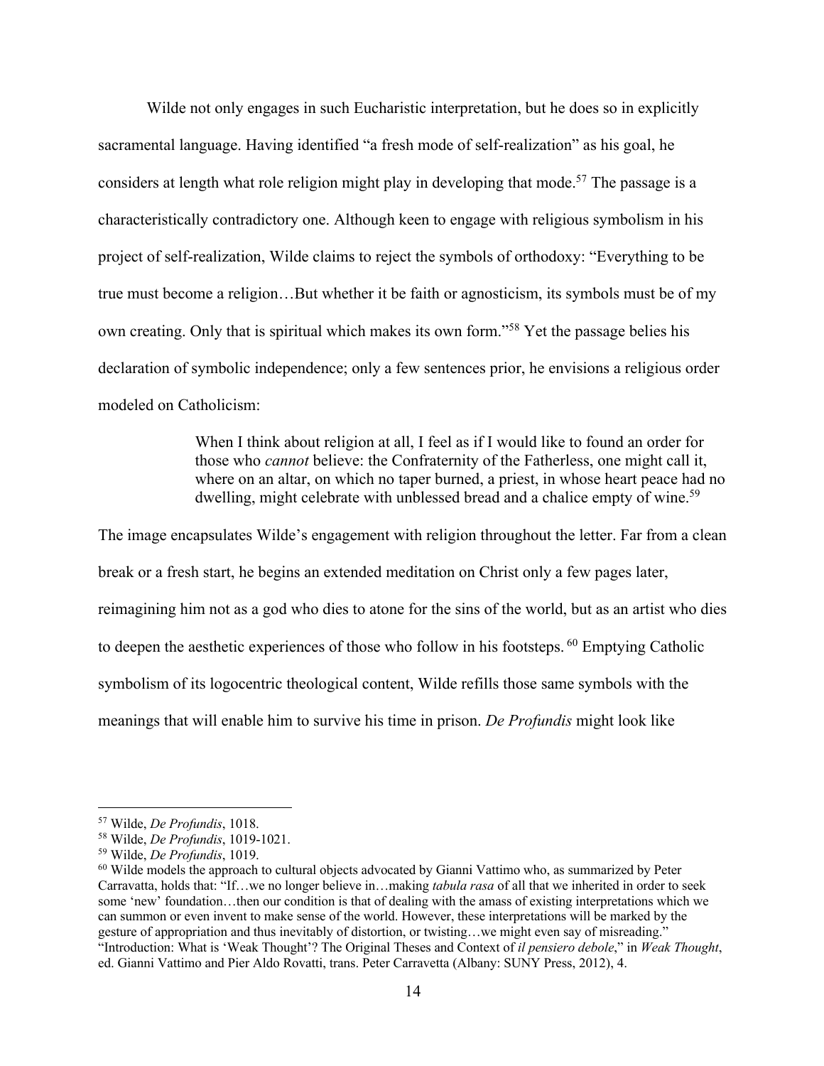Wilde not only engages in such Eucharistic interpretation, but he does so in explicitly sacramental language. Having identified "a fresh mode of self-realization" as his goal, he considers at length what role religion might play in developing that mode.[57] The passage is a characteristically contradictory one. Although keen to engage with religious symbolism in his project of self-realization, Wilde claims to reject the symbols of orthodoxy: "Everything to be true must become a religion…But whether it be faith or agnosticism, its symbols must be of my own creating. Only that is spiritual which makes its own form."[58] Yet the passage belies his declaration of symbolic independence; only a few sentences prior, he envisions a religious order modeled on Catholicism:

> When I think about religion at all, I feel as if I would like to found an order for those who *cannot* believe: the Confraternity of the Fatherless, one might call it, where on an altar, on which no taper burned, a priest, in whose heart peace had no dwelling, might celebrate with unblessed bread and a chalice empty of wine.[59]

The image encapsulates Wilde's engagement with religion throughout the letter. Far from a clean break or a fresh start, he begins an extended meditation on Christ only a few pages later, reimagining him not as a god who dies to atone for the sins of the world, but as an artist who dies to deepen the aesthetic experiences of those who follow in his footsteps.[60] Emptying Catholic symbolism of its logocentric theological content, Wilde refills those same symbols with the meanings that will enable him to survive his time in prison. *De Profundis* might look like

---

[57] Wilde, *De Profundis*, 1018.

[58] Wilde, *De Profundis*, 1019-1021.

[59] Wilde, *De Profundis*, 1019.

[60] Wilde models the approach to cultural objects advocated by Gianni Vattimo who, as summarized by Peter Carravatta, holds that: "If…we no longer believe in…making *tabula rasa* of all that we inherited in order to seek some 'new' foundation…then our condition is that of dealing with the amass of existing interpretations which we can summon or even invent to make sense of the world. However, these interpretations will be marked by the gesture of appropriation and thus inevitably of distortion, or twisting…we might even say of misreading." "Introduction: What is 'Weak Thought'? The Original Theses and Context of *il pensiero debole*," in *Weak Thought*, ed. Gianni Vattimo and Pier Aldo Rovatti, trans. Peter Carravetta (Albany: SUNY Press, 2012), 4.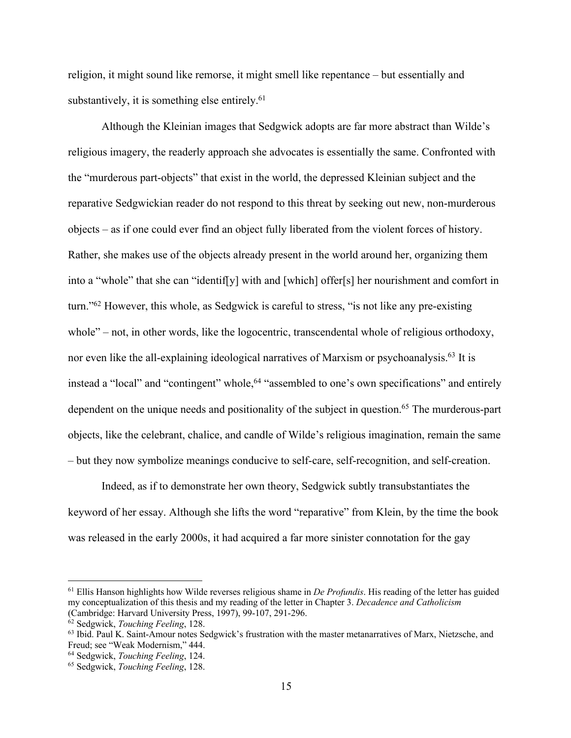religion, it might sound like remorse, it might smell like repentance – but essentially and substantively, it is something else entirely.[61]

Although the Kleinian images that Sedgwick adopts are far more abstract than Wilde's religious imagery, the readerly approach she advocates is essentially the same. Confronted with the "murderous part-objects" that exist in the world, the depressed Kleinian subject and the reparative Sedgwickian reader do not respond to this threat by seeking out new, non-murderous objects – as if one could ever find an object fully liberated from the violent forces of history. Rather, she makes use of the objects already present in the world around her, organizing them into a "whole" that she can "identif[y] with and [which] offer[s] her nourishment and comfort in turn."[62] However, this whole, as Sedgwick is careful to stress, "is not like any pre-existing whole" – not, in other words, like the logocentric, transcendental whole of religious orthodoxy, nor even like the all-explaining ideological narratives of Marxism or psychoanalysis.[63] It is instead a "local" and "contingent" whole,[64] "assembled to one's own specifications" and entirely dependent on the unique needs and positionality of the subject in question.[65] The murderous-part objects, like the celebrant, chalice, and candle of Wilde's religious imagination, remain the same – but they now symbolize meanings conducive to self-care, self-recognition, and self-creation.

Indeed, as if to demonstrate her own theory, Sedgwick subtly transubstantiates the keyword of her essay. Although she lifts the word "reparative" from Klein, by the time the book was released in the early 2000s, it had acquired a far more sinister connotation for the gay

---

[61] Ellis Hanson highlights how Wilde reverses religious shame in *De Profundis*. His reading of the letter has guided my conceptualization of this thesis and my reading of the letter in Chapter 3. *Decadence and Catholicism* (Cambridge: Harvard University Press, 1997), 99-107, 291-296.

[62] Sedgwick, *Touching Feeling*, 128.

[63] Ibid. Paul K. Saint-Amour notes Sedgwick's frustration with the master metanarratives of Marx, Nietzsche, and Freud; see "Weak Modernism," 444.

[64] Sedgwick, *Touching Feeling*, 124.

[65] Sedgwick, *Touching Feeling*, 128.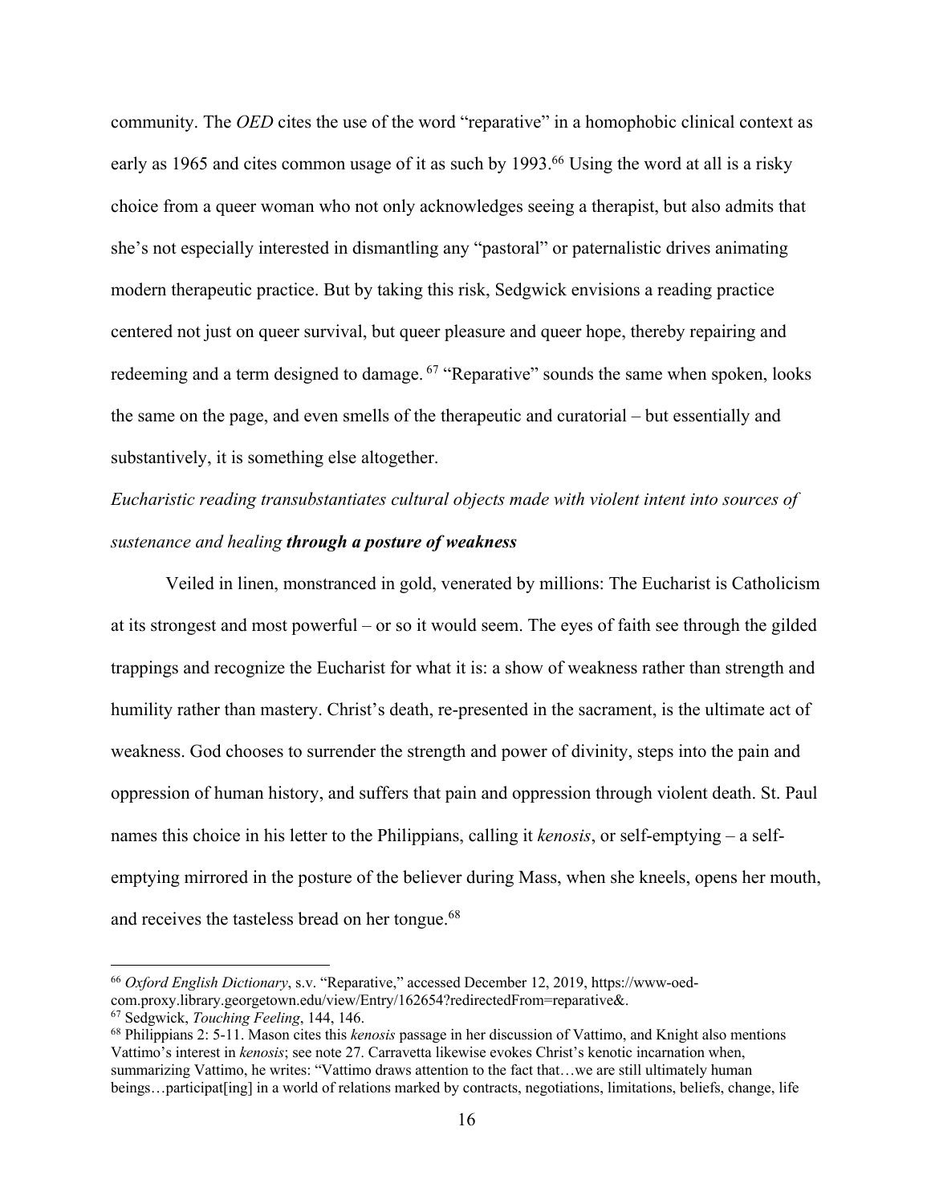community. The *OED* cites the use of the word "reparative" in a homophobic clinical context as early as 1965 and cites common usage of it as such by 1993.[66] Using the word at all is a risky choice from a queer woman who not only acknowledges seeing a therapist, but also admits that she's not especially interested in dismantling any "pastoral" or paternalistic drives animating modern therapeutic practice. But by taking this risk, Sedgwick envisions a reading practice centered not just on queer survival, but queer pleasure and queer hope, thereby repairing and redeeming and a term designed to damage. [67] "Reparative" sounds the same when spoken, looks the same on the page, and even smells of the therapeutic and curatorial – but essentially and substantively, it is something else altogether.

*Eucharistic reading transubstantiates cultural objects made with violent intent into sources of sustenance and healing* ***through a posture of weakness***

Veiled in linen, monstranced in gold, venerated by millions: The Eucharist is Catholicism at its strongest and most powerful – or so it would seem. The eyes of faith see through the gilded trappings and recognize the Eucharist for what it is: a show of weakness rather than strength and humility rather than mastery. Christ's death, re-presented in the sacrament, is the ultimate act of weakness. God chooses to surrender the strength and power of divinity, steps into the pain and oppression of human history, and suffers that pain and oppression through violent death. St. Paul names this choice in his letter to the Philippians, calling it *kenosis*, or self-emptying – a self-emptying mirrored in the posture of the believer during Mass, when she kneels, opens her mouth, and receives the tasteless bread on her tongue.[68]

---

[66] *Oxford English Dictionary*, s.v. "Reparative," accessed December 12, 2019, https://www-oed-com.proxy.library.georgetown.edu/view/Entry/162654?redirectedFrom=reparative&.

[67] Sedgwick, *Touching Feeling*, 144, 146.

[68] Philippians 2: 5-11. Mason cites this *kenosis* passage in her discussion of Vattimo, and Knight also mentions Vattimo's interest in *kenosis*; see note 27. Carravetta likewise evokes Christ's kenotic incarnation when, summarizing Vattimo, he writes: "Vattimo draws attention to the fact that…we are still ultimately human beings…participat[ing] in a world of relations marked by contracts, negotiations, limitations, beliefs, change, life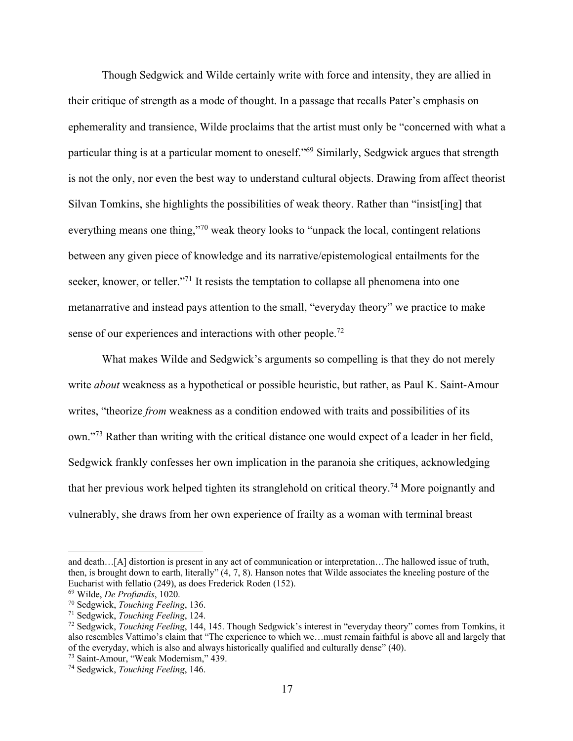Though Sedgwick and Wilde certainly write with force and intensity, they are allied in their critique of strength as a mode of thought. In a passage that recalls Pater's emphasis on ephemerality and transience, Wilde proclaims that the artist must only be "concerned with what a particular thing is at a particular moment to oneself."[69] Similarly, Sedgwick argues that strength is not the only, nor even the best way to understand cultural objects. Drawing from affect theorist Silvan Tomkins, she highlights the possibilities of weak theory. Rather than "insist[ing] that everything means one thing,"[70] weak theory looks to "unpack the local, contingent relations between any given piece of knowledge and its narrative/epistemological entailments for the seeker, knower, or teller."[71] It resists the temptation to collapse all phenomena into one metanarrative and instead pays attention to the small, "everyday theory" we practice to make sense of our experiences and interactions with other people.[72]

What makes Wilde and Sedgwick's arguments so compelling is that they do not merely write *about* weakness as a hypothetical or possible heuristic, but rather, as Paul K. Saint-Amour writes, "theorize *from* weakness as a condition endowed with traits and possibilities of its own."[73] Rather than writing with the critical distance one would expect of a leader in her field, Sedgwick frankly confesses her own implication in the paranoia she critiques, acknowledging that her previous work helped tighten its stranglehold on critical theory.[74] More poignantly and vulnerably, she draws from her own experience of frailty as a woman with terminal breast

---

and death…[A] distortion is present in any act of communication or interpretation…The hallowed issue of truth, then, is brought down to earth, literally" (4, 7, 8). Hanson notes that Wilde associates the kneeling posture of the Eucharist with fellatio (249), as does Frederick Roden (152).

[69] Wilde, *De Profundis*, 1020.

[70] Sedgwick, *Touching Feeling*, 136.

[71] Sedgwick, *Touching Feeling*, 124.

[72] Sedgwick, *Touching Feeling*, 144, 145. Though Sedgwick's interest in "everyday theory" comes from Tomkins, it also resembles Vattimo's claim that "The experience to which we…must remain faithful is above all and largely that of the everyday, which is also and always historically qualified and culturally dense" (40).

[73] Saint-Amour, "Weak Modernism," 439.

[74] Sedgwick, *Touching Feeling*, 146.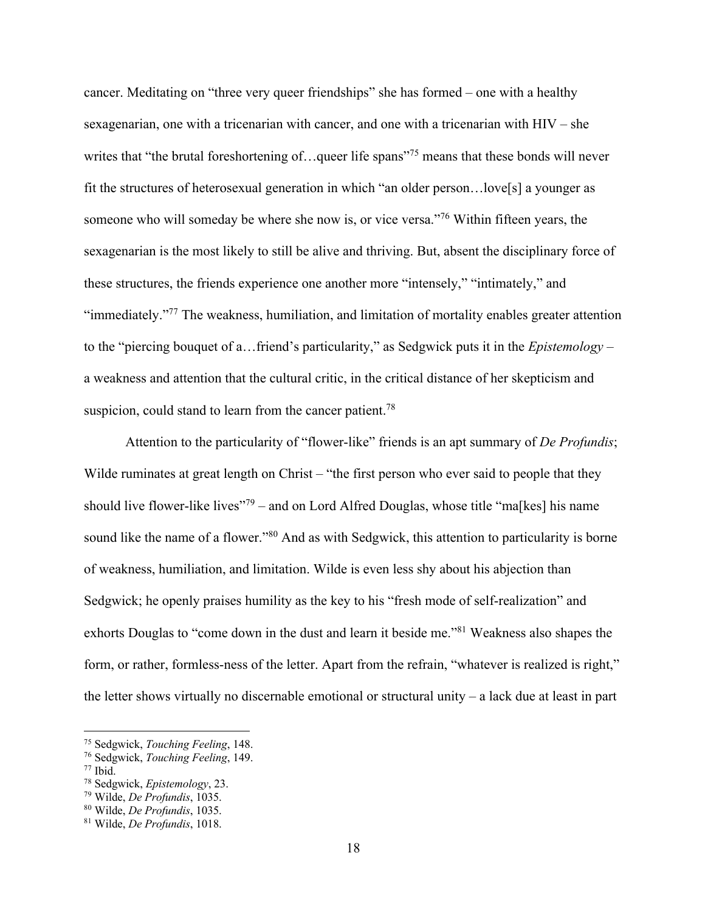cancer. Meditating on "three very queer friendships" she has formed – one with a healthy sexagenarian, one with a tricenarian with cancer, and one with a tricenarian with HIV – she writes that "the brutal foreshortening of…queer life spans"[75] means that these bonds will never fit the structures of heterosexual generation in which "an older person…love[s] a younger as someone who will someday be where she now is, or vice versa."[76] Within fifteen years, the sexagenarian is the most likely to still be alive and thriving. But, absent the disciplinary force of these structures, the friends experience one another more "intensely," "intimately," and "immediately."[77] The weakness, humiliation, and limitation of mortality enables greater attention to the "piercing bouquet of a…friend's particularity," as Sedgwick puts it in the *Epistemology* – a weakness and attention that the cultural critic, in the critical distance of her skepticism and suspicion, could stand to learn from the cancer patient.[78]

Attention to the particularity of "flower-like" friends is an apt summary of *De Profundis*; Wilde ruminates at great length on Christ – "the first person who ever said to people that they should live flower-like lives"[79] – and on Lord Alfred Douglas, whose title "ma[kes] his name sound like the name of a flower."[80] And as with Sedgwick, this attention to particularity is borne of weakness, humiliation, and limitation. Wilde is even less shy about his abjection than Sedgwick; he openly praises humility as the key to his "fresh mode of self-realization" and exhorts Douglas to "come down in the dust and learn it beside me."[81] Weakness also shapes the form, or rather, formless-ness of the letter. Apart from the refrain, "whatever is realized is right," the letter shows virtually no discernable emotional or structural unity – a lack due at least in part

---

[75] Sedgwick, *Touching Feeling*, 148.
[76] Sedgwick, *Touching Feeling*, 149.
[77] Ibid.
[78] Sedgwick, *Epistemology*, 23.
[79] Wilde, *De Profundis*, 1035.
[80] Wilde, *De Profundis*, 1035.
[81] Wilde, *De Profundis*, 1018.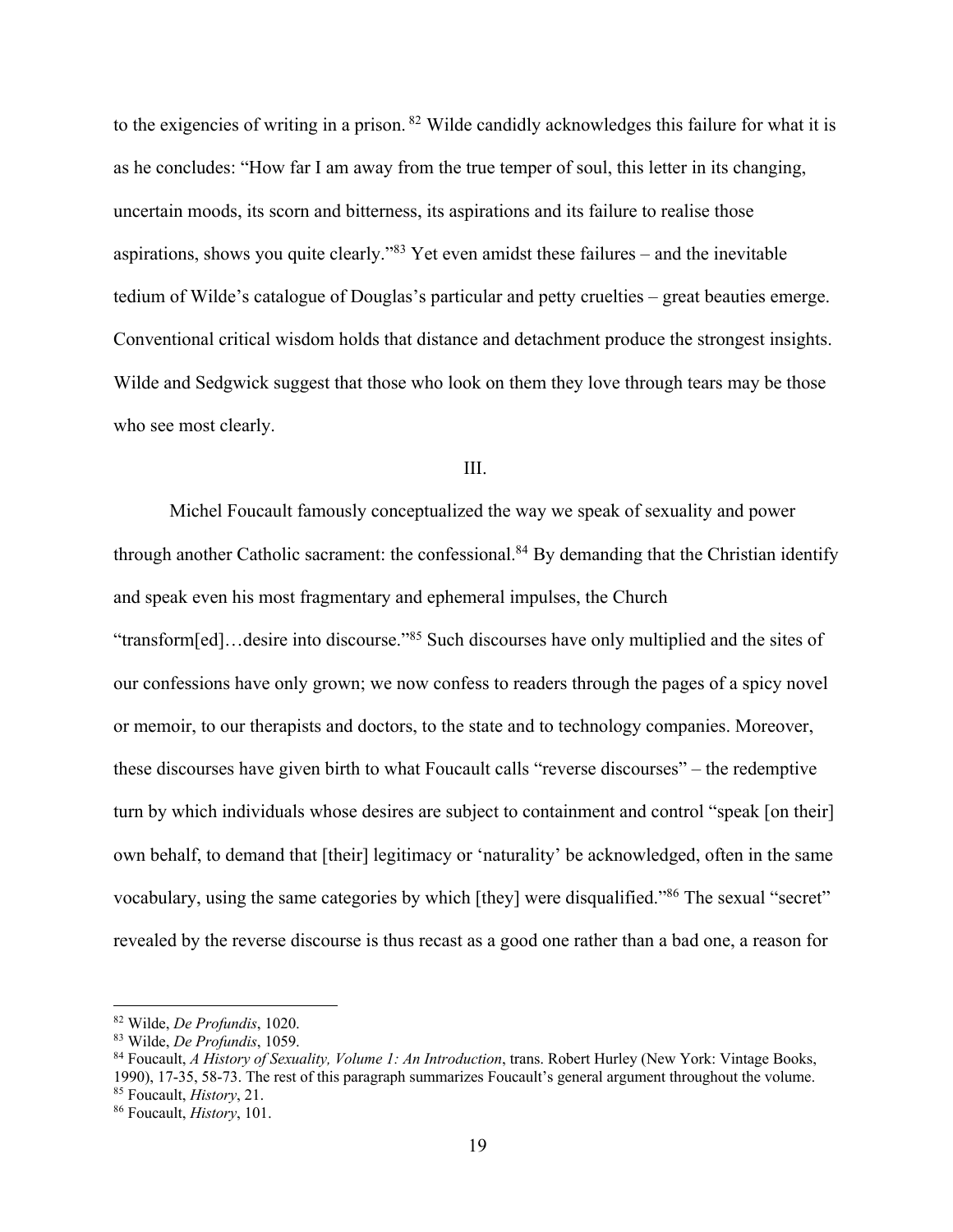to the exigencies of writing in a prison.[82] Wilde candidly acknowledges this failure for what it is as he concludes: "How far I am away from the true temper of soul, this letter in its changing, uncertain moods, its scorn and bitterness, its aspirations and its failure to realise those aspirations, shows you quite clearly."[83] Yet even amidst these failures – and the inevitable tedium of Wilde's catalogue of Douglas's particular and petty cruelties – great beauties emerge. Conventional critical wisdom holds that distance and detachment produce the strongest insights. Wilde and Sedgwick suggest that those who look on them they love through tears may be those who see most clearly.

## III.

Michel Foucault famously conceptualized the way we speak of sexuality and power through another Catholic sacrament: the confessional.[84] By demanding that the Christian identify and speak even his most fragmentary and ephemeral impulses, the Church "transform[ed]…desire into discourse."[85] Such discourses have only multiplied and the sites of our confessions have only grown; we now confess to readers through the pages of a spicy novel or memoir, to our therapists and doctors, to the state and to technology companies. Moreover, these discourses have given birth to what Foucault calls "reverse discourses" – the redemptive turn by which individuals whose desires are subject to containment and control "speak [on their] own behalf, to demand that [their] legitimacy or 'naturality' be acknowledged, often in the same vocabulary, using the same categories by which [they] were disqualified."[86] The sexual "secret" revealed by the reverse discourse is thus recast as a good one rather than a bad one, a reason for

---

[82] Wilde, *De Profundis*, 1020.

[83] Wilde, *De Profundis*, 1059.

[84] Foucault, *A History of Sexuality, Volume 1: An Introduction*, trans. Robert Hurley (New York: Vintage Books, 1990), 17-35, 58-73. The rest of this paragraph summarizes Foucault's general argument throughout the volume.

[85] Foucault, *History*, 21.

[86] Foucault, *History*, 101.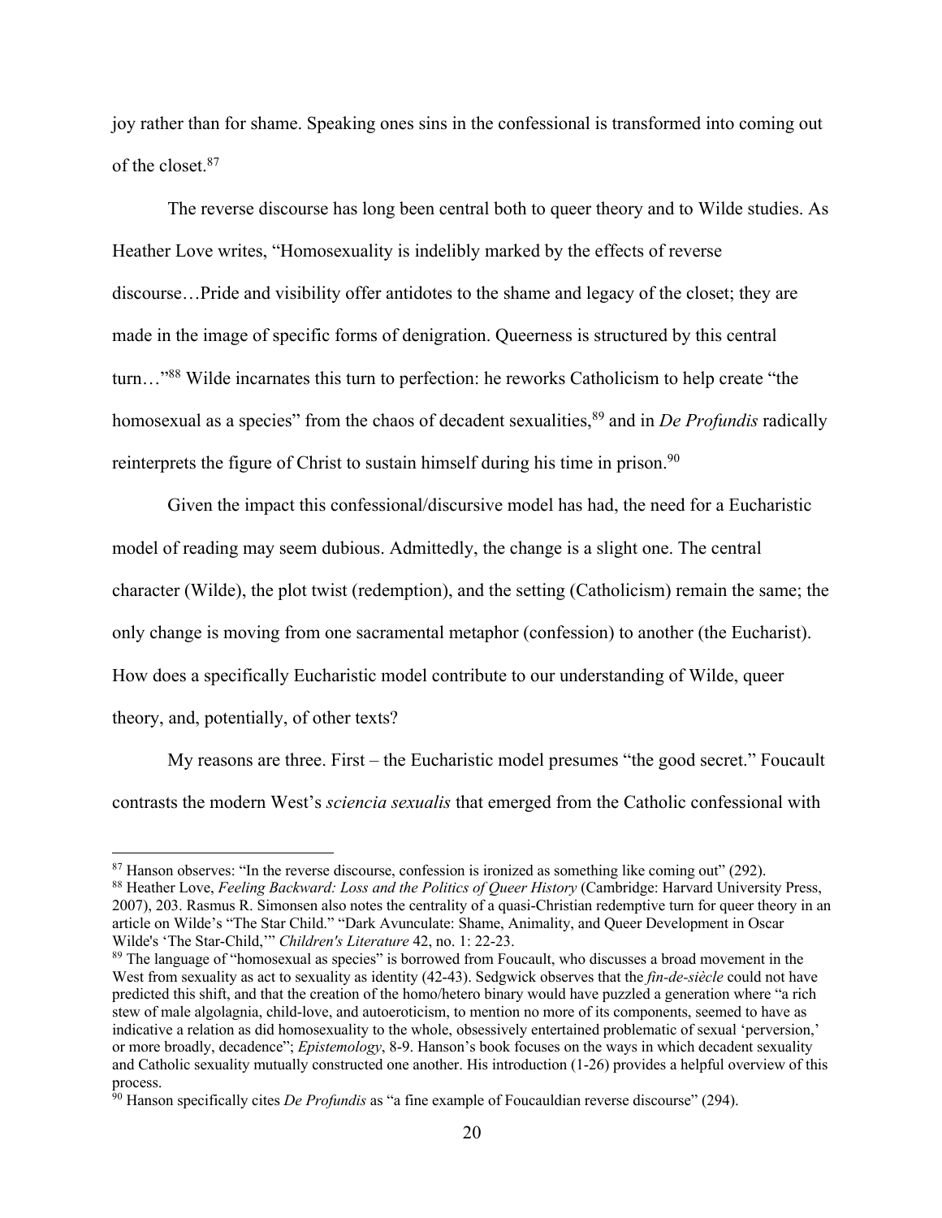joy rather than for shame. Speaking ones sins in the confessional is transformed into coming out of the closet.[87]

The reverse discourse has long been central both to queer theory and to Wilde studies. As Heather Love writes, "Homosexuality is indelibly marked by the effects of reverse discourse…Pride and visibility offer antidotes to the shame and legacy of the closet; they are made in the image of specific forms of denigration. Queerness is structured by this central turn…"[88] Wilde incarnates this turn to perfection: he reworks Catholicism to help create "the homosexual as a species" from the chaos of decadent sexualities,[89] and in *De Profundis* radically reinterprets the figure of Christ to sustain himself during his time in prison.[90]

Given the impact this confessional/discursive model has had, the need for a Eucharistic model of reading may seem dubious. Admittedly, the change is a slight one. The central character (Wilde), the plot twist (redemption), and the setting (Catholicism) remain the same; the only change is moving from one sacramental metaphor (confession) to another (the Eucharist). How does a specifically Eucharistic model contribute to our understanding of Wilde, queer theory, and, potentially, of other texts?

My reasons are three. First – the Eucharistic model presumes "the good secret." Foucault contrasts the modern West's *sciencia sexualis* that emerged from the Catholic confessional with

---

[87] Hanson observes: "In the reverse discourse, confession is ironized as something like coming out" (292).

[88] Heather Love, *Feeling Backward: Loss and the Politics of Queer History* (Cambridge: Harvard University Press, 2007), 203. Rasmus R. Simonsen also notes the centrality of a quasi-Christian redemptive turn for queer theory in an article on Wilde's "The Star Child." "Dark Avunculate: Shame, Animality, and Queer Development in Oscar Wilde's 'The Star-Child,'" *Children's Literature* 42, no. 1: 22-23.

[89] The language of "homosexual as species" is borrowed from Foucault, who discusses a broad movement in the West from sexuality as act to sexuality as identity (42-43). Sedgwick observes that the *fin-de-siècle* could not have predicted this shift, and that the creation of the homo/hetero binary would have puzzled a generation where "a rich stew of male algolagnia, child-love, and autoeroticism, to mention no more of its components, seemed to have as indicative a relation as did homosexuality to the whole, obsessively entertained problematic of sexual 'perversion,' or more broadly, decadence"; *Epistemology*, 8-9. Hanson's book focuses on the ways in which decadent sexuality and Catholic sexuality mutually constructed one another. His introduction (1-26) provides a helpful overview of this process.

[90] Hanson specifically cites *De Profundis* as "a fine example of Foucauldian reverse discourse" (294).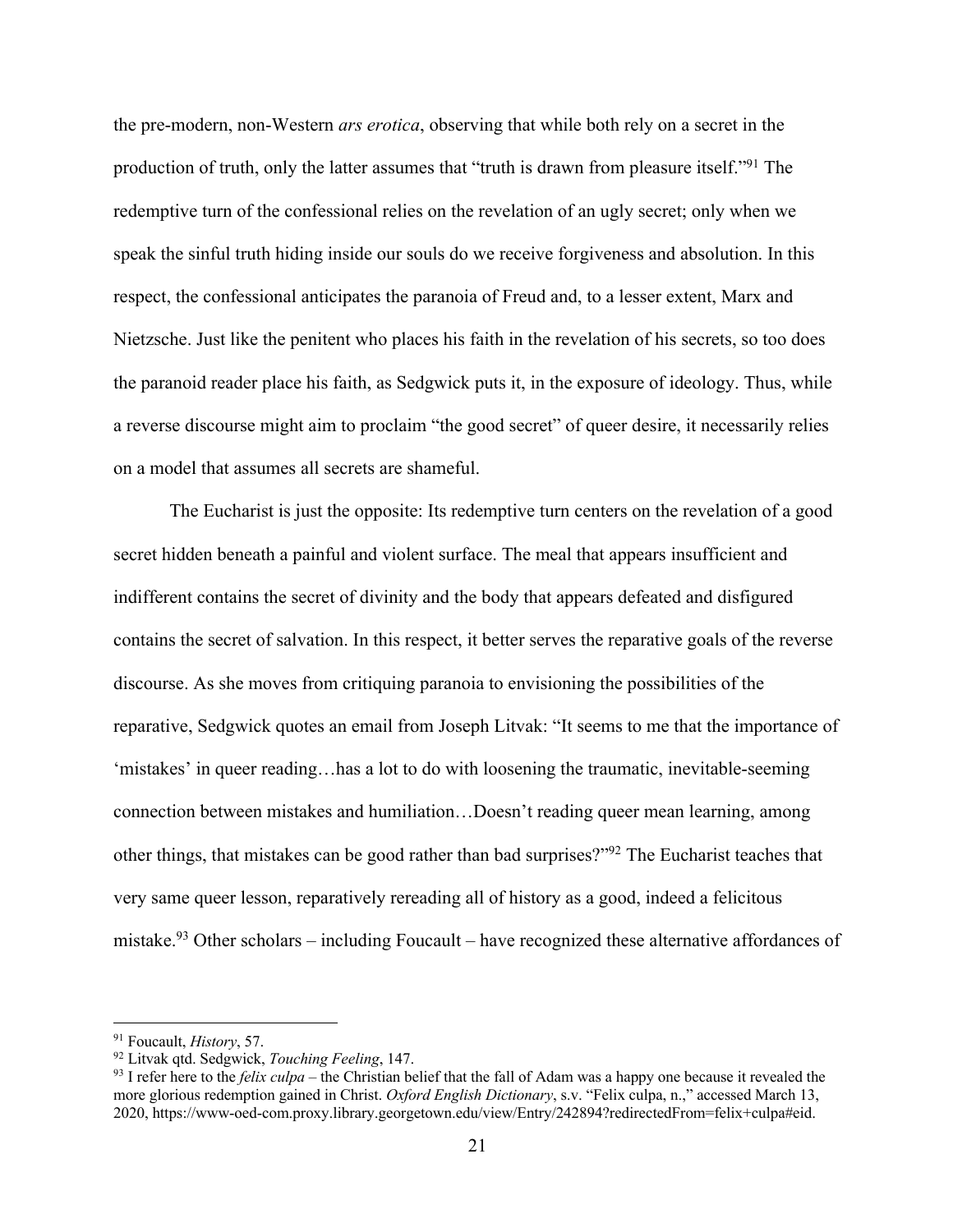the pre-modern, non-Western *ars erotica*, observing that while both rely on a secret in the production of truth, only the latter assumes that "truth is drawn from pleasure itself."[91] The redemptive turn of the confessional relies on the revelation of an ugly secret; only when we speak the sinful truth hiding inside our souls do we receive forgiveness and absolution. In this respect, the confessional anticipates the paranoia of Freud and, to a lesser extent, Marx and Nietzsche. Just like the penitent who places his faith in the revelation of his secrets, so too does the paranoid reader place his faith, as Sedgwick puts it, in the exposure of ideology. Thus, while a reverse discourse might aim to proclaim "the good secret" of queer desire, it necessarily relies on a model that assumes all secrets are shameful.

The Eucharist is just the opposite: Its redemptive turn centers on the revelation of a good secret hidden beneath a painful and violent surface. The meal that appears insufficient and indifferent contains the secret of divinity and the body that appears defeated and disfigured contains the secret of salvation. In this respect, it better serves the reparative goals of the reverse discourse. As she moves from critiquing paranoia to envisioning the possibilities of the reparative, Sedgwick quotes an email from Joseph Litvak: "It seems to me that the importance of 'mistakes' in queer reading…has a lot to do with loosening the traumatic, inevitable-seeming connection between mistakes and humiliation…Doesn't reading queer mean learning, among other things, that mistakes can be good rather than bad surprises?"[92] The Eucharist teaches that very same queer lesson, reparatively rereading all of history as a good, indeed a felicitous mistake.[93] Other scholars – including Foucault – have recognized these alternative affordances of

---

[91] Foucault, *History*, 57.

[92] Litvak qtd. Sedgwick, *Touching Feeling*, 147.

[93] I refer here to the *felix culpa* – the Christian belief that the fall of Adam was a happy one because it revealed the more glorious redemption gained in Christ. *Oxford English Dictionary*, s.v. "Felix culpa, n.," accessed March 13, 2020, https://www-oed-com.proxy.library.georgetown.edu/view/Entry/242894?redirectedFrom=felix+culpa#eid.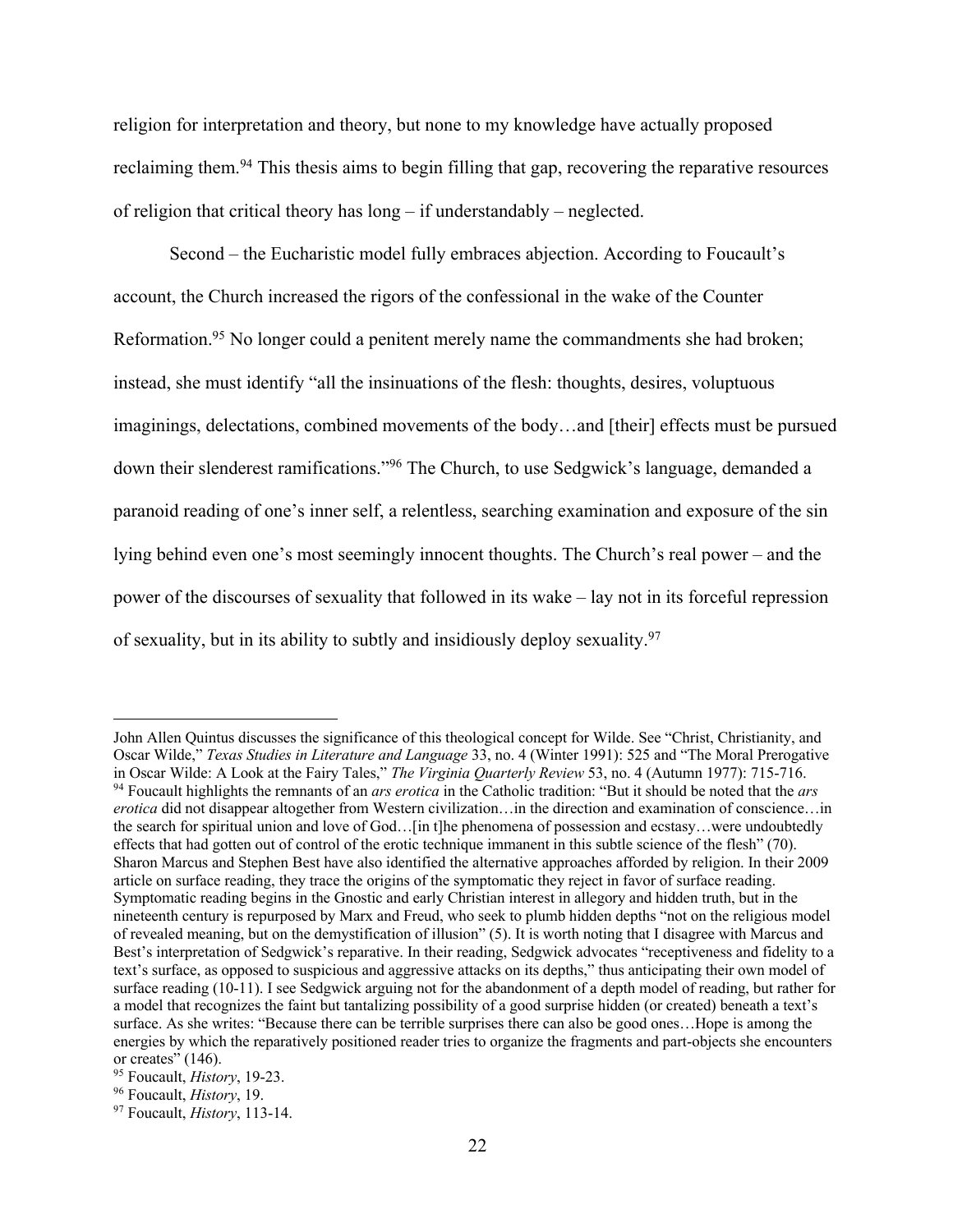religion for interpretation and theory, but none to my knowledge have actually proposed reclaiming them.[94] This thesis aims to begin filling that gap, recovering the reparative resources of religion that critical theory has long – if understandably – neglected.

Second – the Eucharistic model fully embraces abjection. According to Foucault's account, the Church increased the rigors of the confessional in the wake of the Counter Reformation.[95] No longer could a penitent merely name the commandments she had broken; instead, she must identify "all the insinuations of the flesh: thoughts, desires, voluptuous imaginings, delectations, combined movements of the body…and [their] effects must be pursued down their slenderest ramifications."[96] The Church, to use Sedgwick's language, demanded a paranoid reading of one's inner self, a relentless, searching examination and exposure of the sin lying behind even one's most seemingly innocent thoughts. The Church's real power – and the power of the discourses of sexuality that followed in its wake – lay not in its forceful repression of sexuality, but in its ability to subtly and insidiously deploy sexuality.[97]

---

John Allen Quintus discusses the significance of this theological concept for Wilde. See "Christ, Christianity, and Oscar Wilde," *Texas Studies in Literature and Language* 33, no. 4 (Winter 1991): 525 and "The Moral Prerogative in Oscar Wilde: A Look at the Fairy Tales," *The Virginia Quarterly Review* 53, no. 4 (Autumn 1977): 715-716.

[94] Foucault highlights the remnants of an *ars erotica* in the Catholic tradition: "But it should be noted that the *ars erotica* did not disappear altogether from Western civilization…in the direction and examination of conscience…in the search for spiritual union and love of God…[in t]he phenomena of possession and ecstasy…were undoubtedly effects that had gotten out of control of the erotic technique immanent in this subtle science of the flesh" (70). Sharon Marcus and Stephen Best have also identified the alternative approaches afforded by religion. In their 2009 article on surface reading, they trace the origins of the symptomatic they reject in favor of surface reading. Symptomatic reading begins in the Gnostic and early Christian interest in allegory and hidden truth, but in the nineteenth century is repurposed by Marx and Freud, who seek to plumb hidden depths "not on the religious model of revealed meaning, but on the demystification of illusion" (5). It is worth noting that I disagree with Marcus and Best's interpretation of Sedgwick's reparative. In their reading, Sedgwick advocates "receptiveness and fidelity to a text's surface, as opposed to suspicious and aggressive attacks on its depths," thus anticipating their own model of surface reading (10-11). I see Sedgwick arguing not for the abandonment of a depth model of reading, but rather for a model that recognizes the faint but tantalizing possibility of a good surprise hidden (or created) beneath a text's surface. As she writes: "Because there can be terrible surprises there can also be good ones…Hope is among the energies by which the reparatively positioned reader tries to organize the fragments and part-objects she encounters or creates" (146).

[95] Foucault, *History*, 19-23.

[96] Foucault, *History*, 19.

[97] Foucault, *History*, 113-14.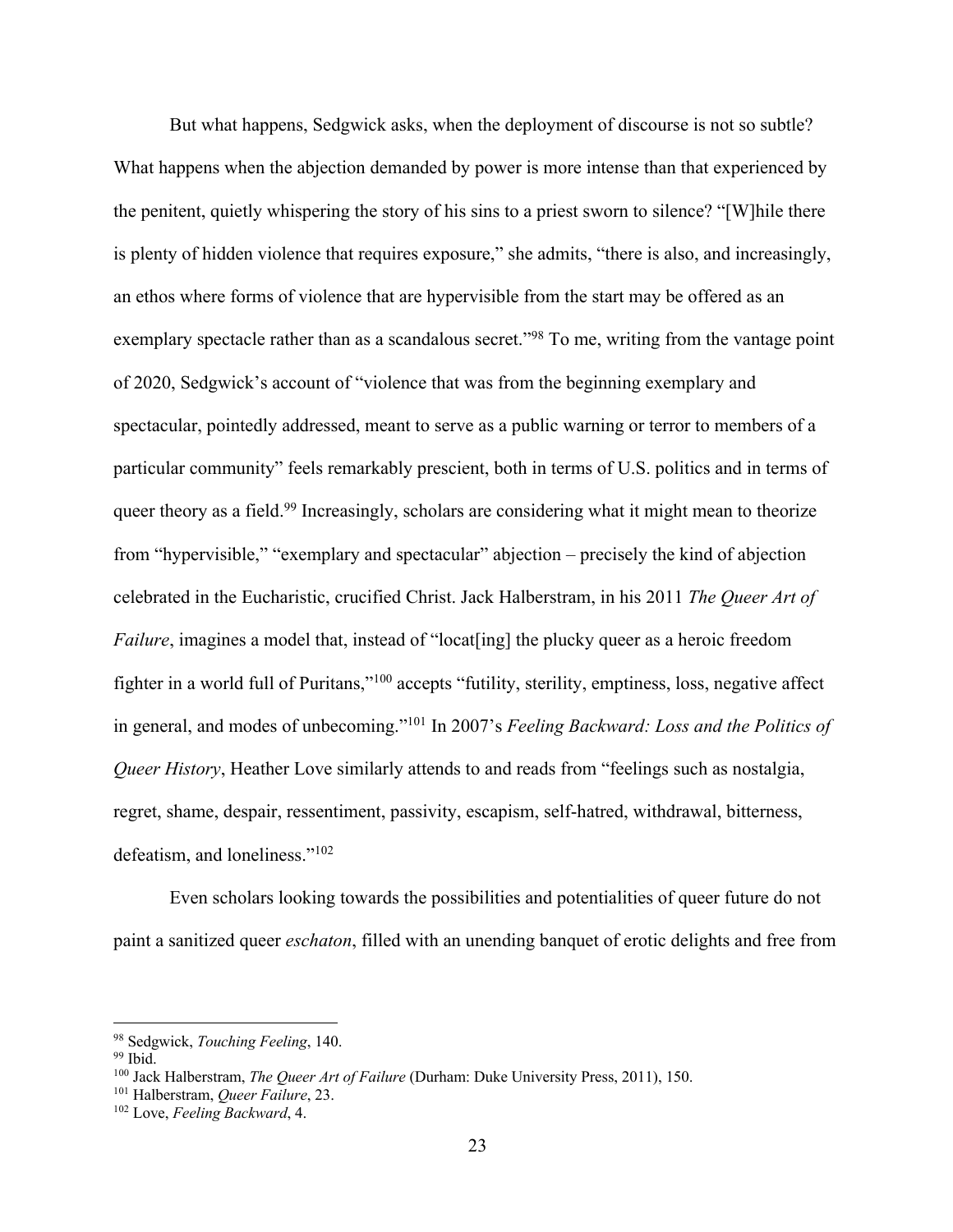But what happens, Sedgwick asks, when the deployment of discourse is not so subtle? What happens when the abjection demanded by power is more intense than that experienced by the penitent, quietly whispering the story of his sins to a priest sworn to silence? "[W]hile there is plenty of hidden violence that requires exposure," she admits, "there is also, and increasingly, an ethos where forms of violence that are hypervisible from the start may be offered as an exemplary spectacle rather than as a scandalous secret."[98] To me, writing from the vantage point of 2020, Sedgwick's account of "violence that was from the beginning exemplary and spectacular, pointedly addressed, meant to serve as a public warning or terror to members of a particular community" feels remarkably prescient, both in terms of U.S. politics and in terms of queer theory as a field.[99] Increasingly, scholars are considering what it might mean to theorize from "hypervisible," "exemplary and spectacular" abjection – precisely the kind of abjection celebrated in the Eucharistic, crucified Christ. Jack Halberstram, in his 2011 *The Queer Art of Failure*, imagines a model that, instead of "locat[ing] the plucky queer as a heroic freedom fighter in a world full of Puritans,"[100] accepts "futility, sterility, emptiness, loss, negative affect in general, and modes of unbecoming."[101] In 2007's *Feeling Backward: Loss and the Politics of Queer History*, Heather Love similarly attends to and reads from "feelings such as nostalgia, regret, shame, despair, ressentiment, passivity, escapism, self-hatred, withdrawal, bitterness, defeatism, and loneliness."[102]

Even scholars looking towards the possibilities and potentialities of queer future do not paint a sanitized queer *eschaton*, filled with an unending banquet of erotic delights and free from

---

[98] Sedgwick, *Touching Feeling*, 140.

[99] Ibid.

[100] Jack Halberstram, *The Queer Art of Failure* (Durham: Duke University Press, 2011), 150.

[101] Halberstram, *Queer Failure*, 23.

[102] Love, *Feeling Backward*, 4.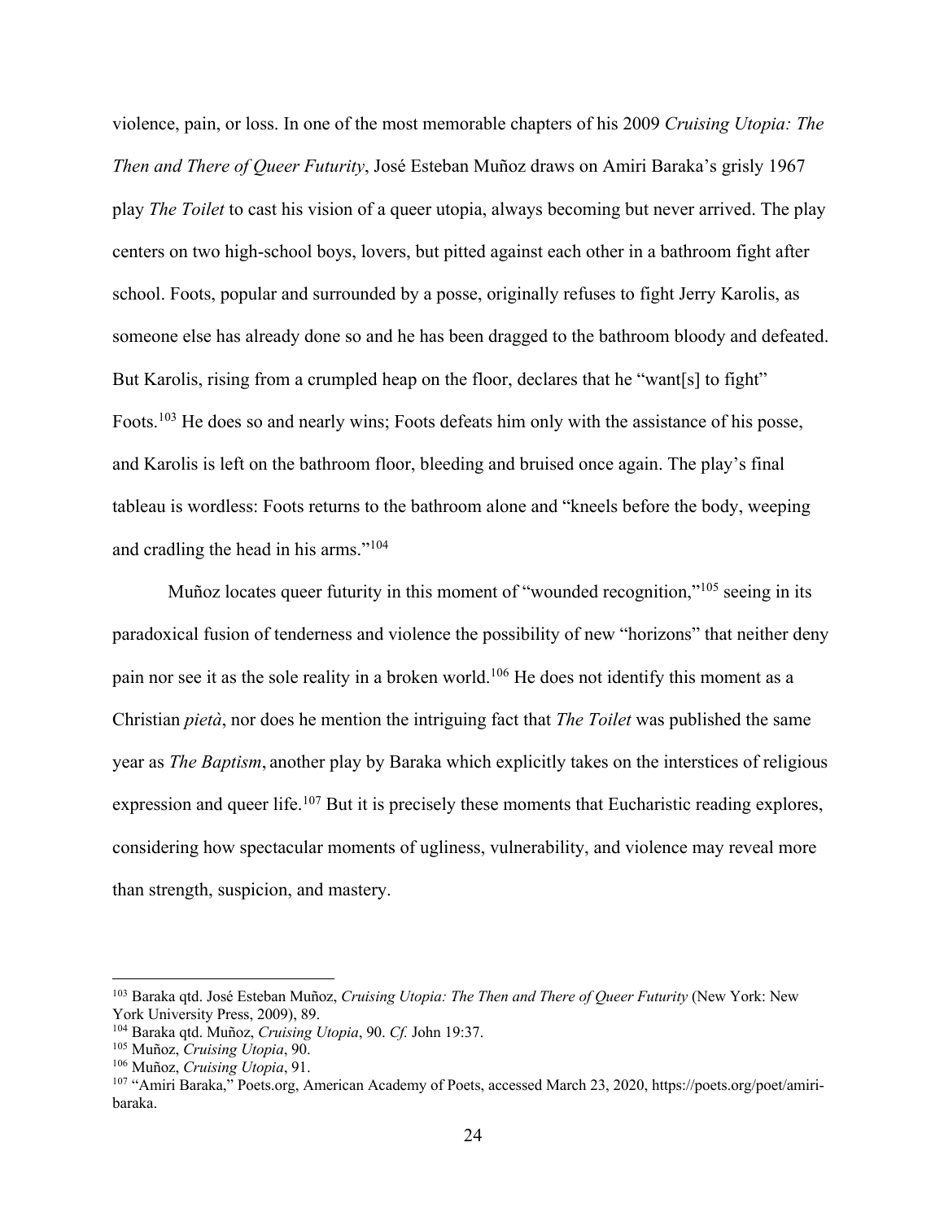violence, pain, or loss. In one of the most memorable chapters of his 2009 *Cruising Utopia: The Then and There of Queer Futurity*, José Esteban Muñoz draws on Amiri Baraka's grisly 1967 play *The Toilet* to cast his vision of a queer utopia, always becoming but never arrived. The play centers on two high-school boys, lovers, but pitted against each other in a bathroom fight after school. Foots, popular and surrounded by a posse, originally refuses to fight Jerry Karolis, as someone else has already done so and he has been dragged to the bathroom bloody and defeated. But Karolis, rising from a crumpled heap on the floor, declares that he "want[s] to fight" Foots.[103] He does so and nearly wins; Foots defeats him only with the assistance of his posse, and Karolis is left on the bathroom floor, bleeding and bruised once again. The play's final tableau is wordless: Foots returns to the bathroom alone and "kneels before the body, weeping and cradling the head in his arms."[104]

Muñoz locates queer futurity in this moment of "wounded recognition,"[105] seeing in its paradoxical fusion of tenderness and violence the possibility of new "horizons" that neither deny pain nor see it as the sole reality in a broken world.[106] He does not identify this moment as a Christian *pietà*, nor does he mention the intriguing fact that *The Toilet* was published the same year as *The Baptism*, another play by Baraka which explicitly takes on the interstices of religious expression and queer life.[107] But it is precisely these moments that Eucharistic reading explores, considering how spectacular moments of ugliness, vulnerability, and violence may reveal more than strength, suspicion, and mastery.

---

[103] Baraka qtd. José Esteban Muñoz, *Cruising Utopia: The Then and There of Queer Futurity* (New York: New York University Press, 2009), 89.

[104] Baraka qtd. Muñoz, *Cruising Utopia*, 90. *Cf.* John 19:37.

[105] Muñoz, *Cruising Utopia*, 90.

[106] Muñoz, *Cruising Utopia*, 91.

[107] "Amiri Baraka," Poets.org, American Academy of Poets, accessed March 23, 2020, https://poets.org/poet/amiri-baraka.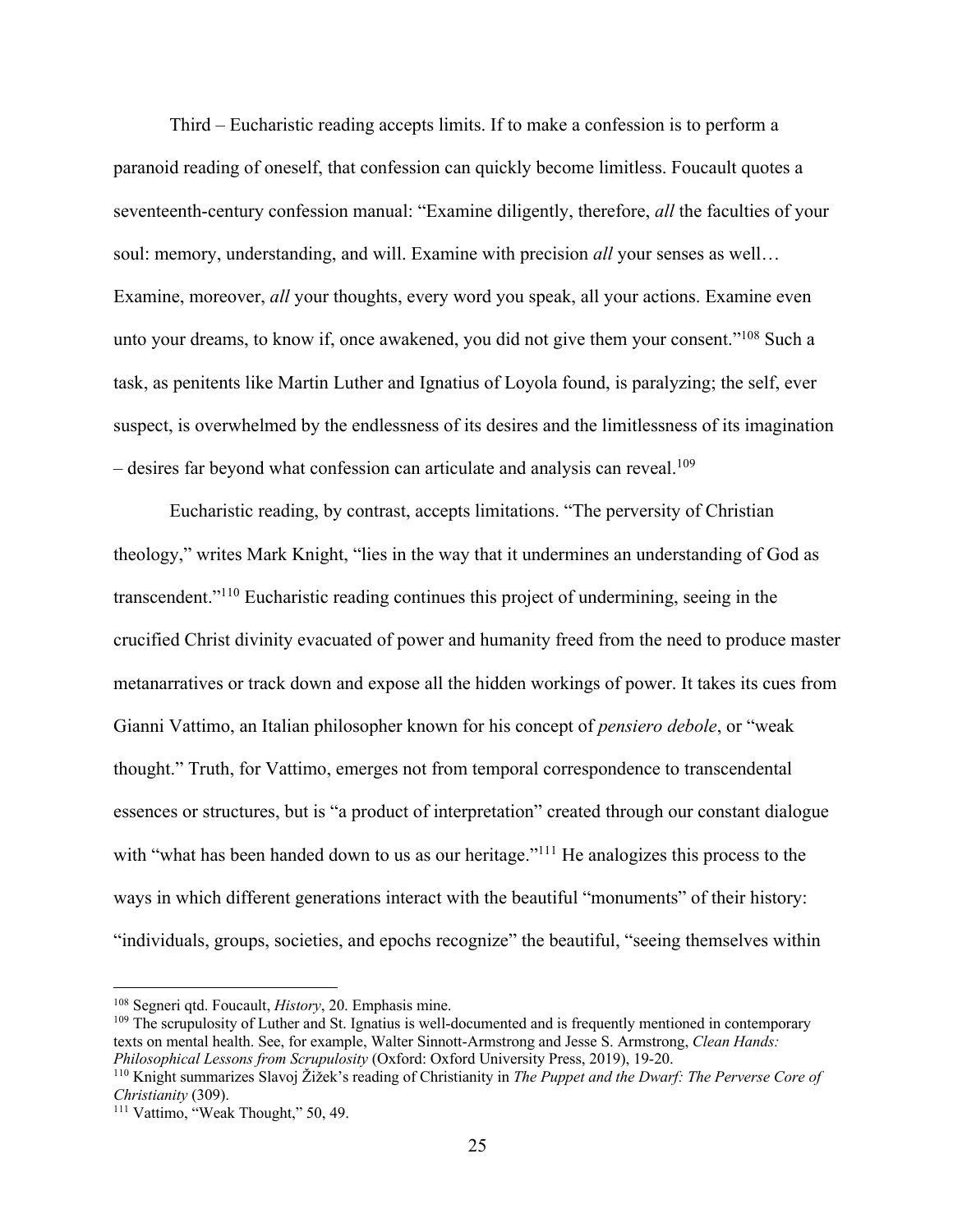Third – Eucharistic reading accepts limits. If to make a confession is to perform a paranoid reading of oneself, that confession can quickly become limitless. Foucault quotes a seventeenth-century confession manual: "Examine diligently, therefore, *all* the faculties of your soul: memory, understanding, and will. Examine with precision *all* your senses as well… Examine, moreover, *all* your thoughts, every word you speak, all your actions. Examine even unto your dreams, to know if, once awakened, you did not give them your consent."[108] Such a task, as penitents like Martin Luther and Ignatius of Loyola found, is paralyzing; the self, ever suspect, is overwhelmed by the endlessness of its desires and the limitlessness of its imagination – desires far beyond what confession can articulate and analysis can reveal.[109]

Eucharistic reading, by contrast, accepts limitations. "The perversity of Christian theology," writes Mark Knight, "lies in the way that it undermines an understanding of God as transcendent."[110] Eucharistic reading continues this project of undermining, seeing in the crucified Christ divinity evacuated of power and humanity freed from the need to produce master metanarratives or track down and expose all the hidden workings of power. It takes its cues from Gianni Vattimo, an Italian philosopher known for his concept of *pensiero debole*, or "weak thought." Truth, for Vattimo, emerges not from temporal correspondence to transcendental essences or structures, but is "a product of interpretation" created through our constant dialogue with "what has been handed down to us as our heritage."[111] He analogizes this process to the ways in which different generations interact with the beautiful "monuments" of their history: "individuals, groups, societies, and epochs recognize" the beautiful, "seeing themselves within

---

[108] Segneri qtd. Foucault, *History*, 20. Emphasis mine.

[109] The scrupulosity of Luther and St. Ignatius is well-documented and is frequently mentioned in contemporary texts on mental health. See, for example, Walter Sinnott-Armstrong and Jesse S. Armstrong, *Clean Hands: Philosophical Lessons from Scrupulosity* (Oxford: Oxford University Press, 2019), 19-20.

[110] Knight summarizes Slavoj Žižek's reading of Christianity in *The Puppet and the Dwarf: The Perverse Core of Christianity* (309).

[111] Vattimo, "Weak Thought," 50, 49.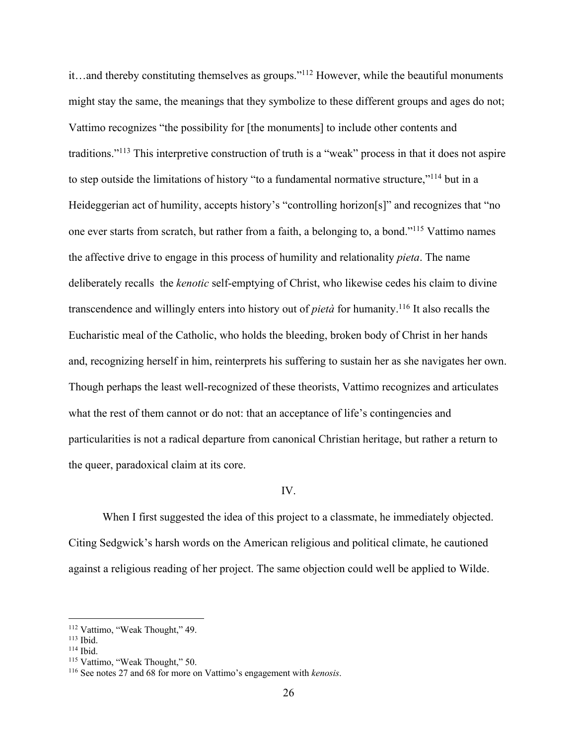it…and thereby constituting themselves as groups."[112] However, while the beautiful monuments might stay the same, the meanings that they symbolize to these different groups and ages do not; Vattimo recognizes "the possibility for [the monuments] to include other contents and traditions."[113] This interpretive construction of truth is a "weak" process in that it does not aspire to step outside the limitations of history "to a fundamental normative structure,"[114] but in a Heideggerian act of humility, accepts history's "controlling horizon[s]" and recognizes that "no one ever starts from scratch, but rather from a faith, a belonging to, a bond."[115] Vattimo names the affective drive to engage in this process of humility and relationality *pieta*. The name deliberately recalls the *kenotic* self-emptying of Christ, who likewise cedes his claim to divine transcendence and willingly enters into history out of *pietà* for humanity.[116] It also recalls the Eucharistic meal of the Catholic, who holds the bleeding, broken body of Christ in her hands and, recognizing herself in him, reinterprets his suffering to sustain her as she navigates her own. Though perhaps the least well-recognized of these theorists, Vattimo recognizes and articulates what the rest of them cannot or do not: that an acceptance of life's contingencies and particularities is not a radical departure from canonical Christian heritage, but rather a return to the queer, paradoxical claim at its core.

## IV.

When I first suggested the idea of this project to a classmate, he immediately objected. Citing Sedgwick's harsh words on the American religious and political climate, he cautioned against a religious reading of her project. The same objection could well be applied to Wilde.

---

[112] Vattimo, "Weak Thought," 49.
[113] Ibid.
[114] Ibid.
[115] Vattimo, "Weak Thought," 50.
[116] See notes 27 and 68 for more on Vattimo's engagement with *kenosis*.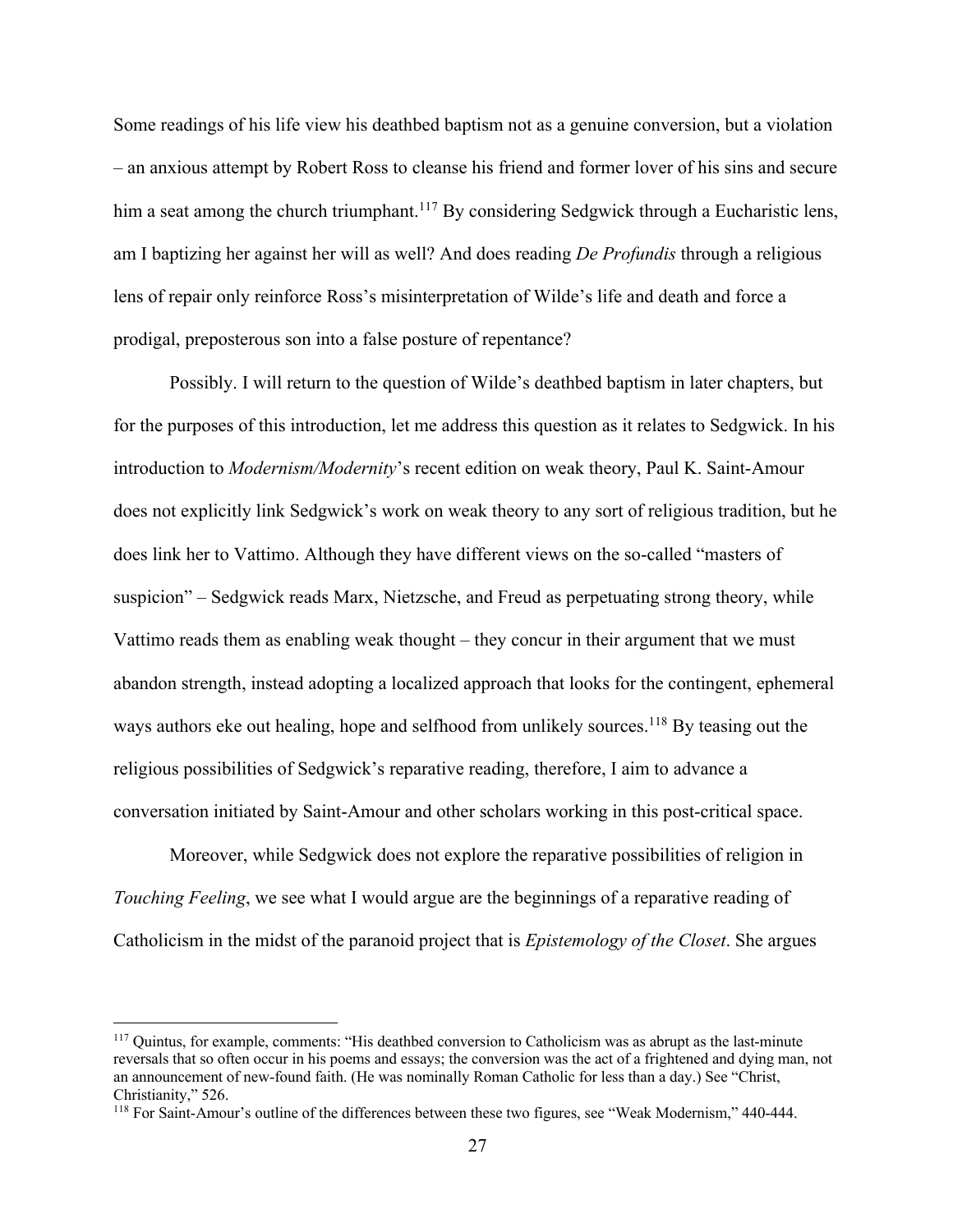Some readings of his life view his deathbed baptism not as a genuine conversion, but a violation – an anxious attempt by Robert Ross to cleanse his friend and former lover of his sins and secure him a seat among the church triumphant.[117] By considering Sedgwick through a Eucharistic lens, am I baptizing her against her will as well? And does reading *De Profundis* through a religious lens of repair only reinforce Ross's misinterpretation of Wilde's life and death and force a prodigal, preposterous son into a false posture of repentance?

Possibly. I will return to the question of Wilde's deathbed baptism in later chapters, but for the purposes of this introduction, let me address this question as it relates to Sedgwick. In his introduction to *Modernism/Modernity*'s recent edition on weak theory, Paul K. Saint-Amour does not explicitly link Sedgwick's work on weak theory to any sort of religious tradition, but he does link her to Vattimo. Although they have different views on the so-called "masters of suspicion" – Sedgwick reads Marx, Nietzsche, and Freud as perpetuating strong theory, while Vattimo reads them as enabling weak thought – they concur in their argument that we must abandon strength, instead adopting a localized approach that looks for the contingent, ephemeral ways authors eke out healing, hope and selfhood from unlikely sources.[118] By teasing out the religious possibilities of Sedgwick's reparative reading, therefore, I aim to advance a conversation initiated by Saint-Amour and other scholars working in this post-critical space.

Moreover, while Sedgwick does not explore the reparative possibilities of religion in *Touching Feeling*, we see what I would argue are the beginnings of a reparative reading of Catholicism in the midst of the paranoid project that is *Epistemology of the Closet*. She argues

---

[117] Quintus, for example, comments: "His deathbed conversion to Catholicism was as abrupt as the last-minute reversals that so often occur in his poems and essays; the conversion was the act of a frightened and dying man, not an announcement of new-found faith. (He was nominally Roman Catholic for less than a day.) See "Christ, Christianity," 526.

[118] For Saint-Amour's outline of the differences between these two figures, see "Weak Modernism," 440-444.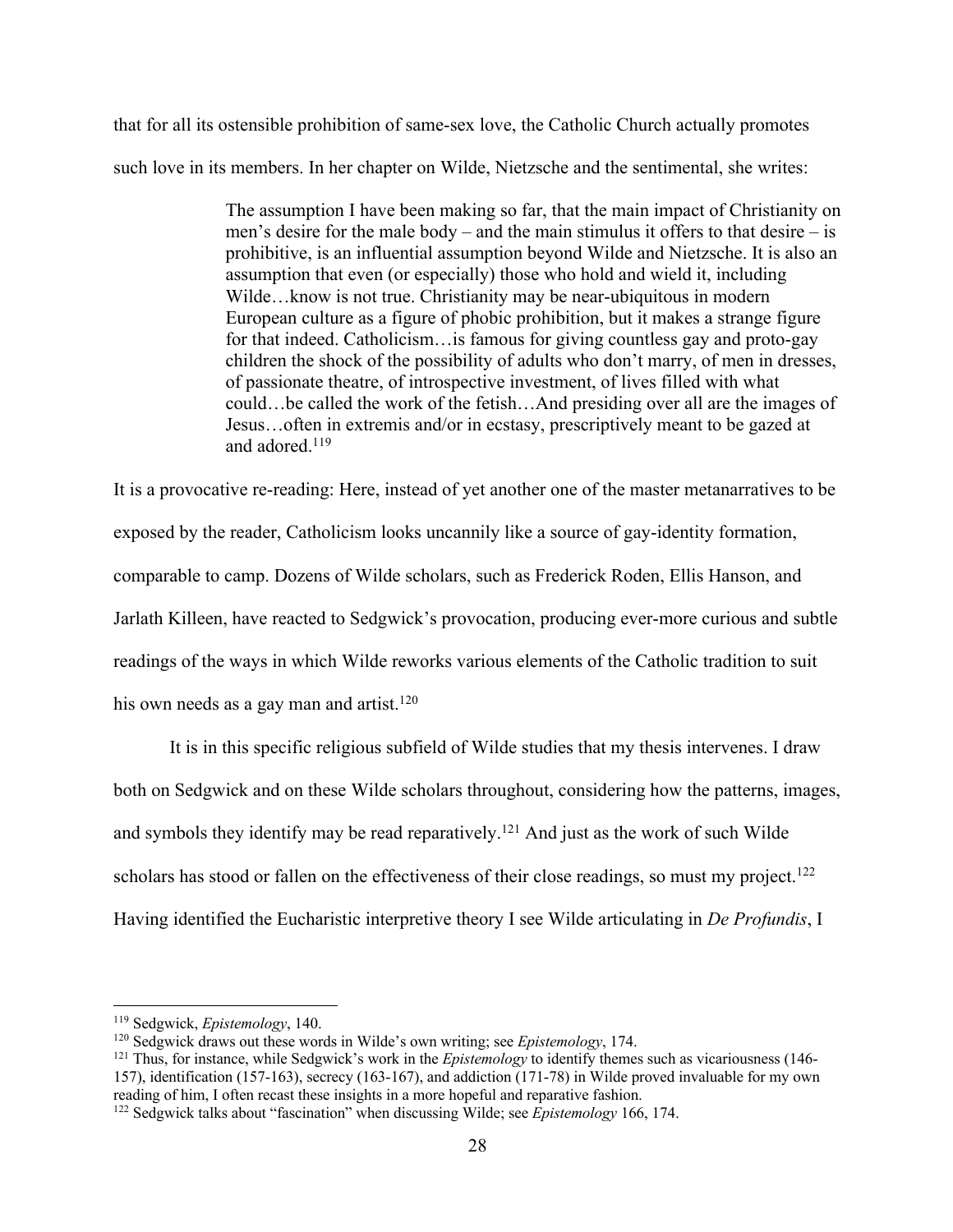that for all its ostensible prohibition of same-sex love, the Catholic Church actually promotes such love in its members. In her chapter on Wilde, Nietzsche and the sentimental, she writes:

> The assumption I have been making so far, that the main impact of Christianity on men's desire for the male body – and the main stimulus it offers to that desire – is prohibitive, is an influential assumption beyond Wilde and Nietzsche. It is also an assumption that even (or especially) those who hold and wield it, including Wilde…know is not true. Christianity may be near-ubiquitous in modern European culture as a figure of phobic prohibition, but it makes a strange figure for that indeed. Catholicism…is famous for giving countless gay and proto-gay children the shock of the possibility of adults who don't marry, of men in dresses, of passionate theatre, of introspective investment, of lives filled with what could…be called the work of the fetish…And presiding over all are the images of Jesus…often in extremis and/or in ecstasy, prescriptively meant to be gazed at and adored.[119]

It is a provocative re-reading: Here, instead of yet another one of the master metanarratives to be exposed by the reader, Catholicism looks uncannily like a source of gay-identity formation, comparable to camp. Dozens of Wilde scholars, such as Frederick Roden, Ellis Hanson, and Jarlath Killeen, have reacted to Sedgwick's provocation, producing ever-more curious and subtle readings of the ways in which Wilde reworks various elements of the Catholic tradition to suit his own needs as a gay man and artist.[120]

It is in this specific religious subfield of Wilde studies that my thesis intervenes. I draw both on Sedgwick and on these Wilde scholars throughout, considering how the patterns, images, and symbols they identify may be read reparatively.[121] And just as the work of such Wilde scholars has stood or fallen on the effectiveness of their close readings, so must my project.[122] Having identified the Eucharistic interpretive theory I see Wilde articulating in *De Profundis*, I

---

[119] Sedgwick, *Epistemology*, 140.

[120] Sedgwick draws out these words in Wilde's own writing; see *Epistemology*, 174.

[121] Thus, for instance, while Sedgwick's work in the *Epistemology* to identify themes such as vicariousness (146-157), identification (157-163), secrecy (163-167), and addiction (171-78) in Wilde proved invaluable for my own reading of him, I often recast these insights in a more hopeful and reparative fashion.

[122] Sedgwick talks about "fascination" when discussing Wilde; see *Epistemology* 166, 174.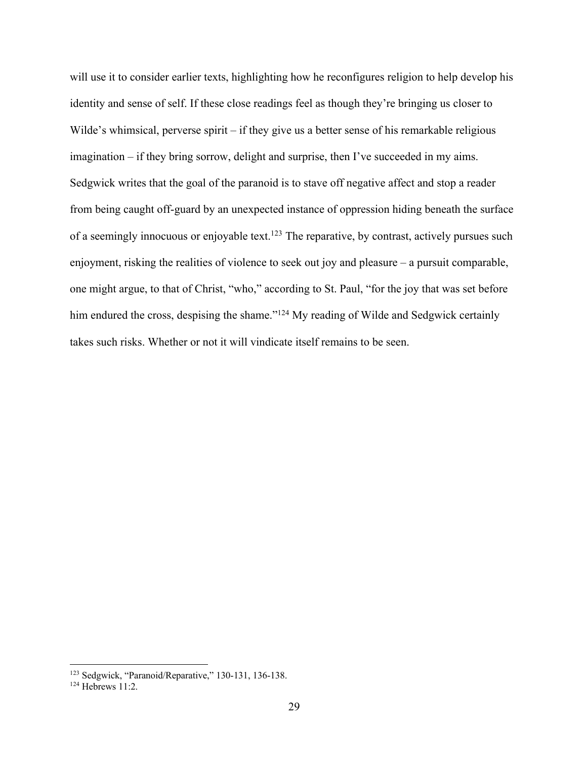will use it to consider earlier texts, highlighting how he reconfigures religion to help develop his identity and sense of self. If these close readings feel as though they're bringing us closer to Wilde's whimsical, perverse spirit – if they give us a better sense of his remarkable religious imagination – if they bring sorrow, delight and surprise, then I've succeeded in my aims. Sedgwick writes that the goal of the paranoid is to stave off negative affect and stop a reader from being caught off-guard by an unexpected instance of oppression hiding beneath the surface of a seemingly innocuous or enjoyable text.[123] The reparative, by contrast, actively pursues such enjoyment, risking the realities of violence to seek out joy and pleasure – a pursuit comparable, one might argue, to that of Christ, "who," according to St. Paul, "for the joy that was set before him endured the cross, despising the shame."[124] My reading of Wilde and Sedgwick certainly takes such risks. Whether or not it will vindicate itself remains to be seen.

---

[123] Sedgwick, "Paranoid/Reparative," 130-131, 136-138.

[124] Hebrews 11:2.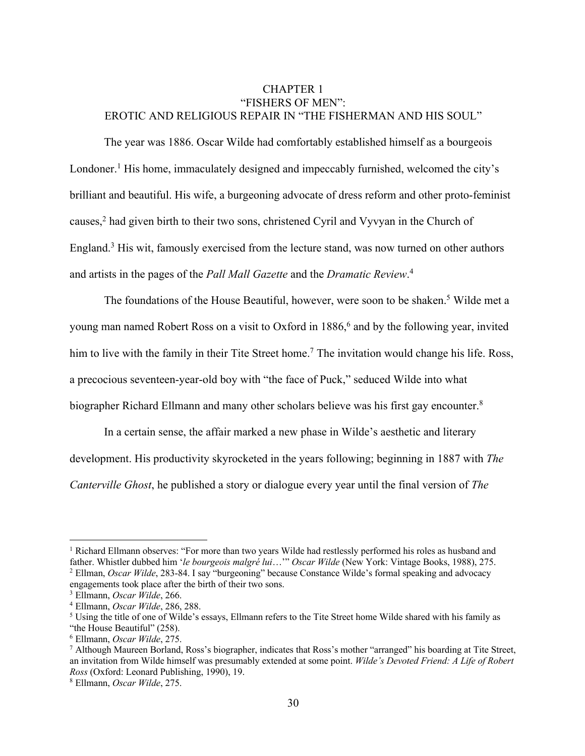# CHAPTER 1
# "FISHERS OF MEN":
# EROTIC AND RELIGIOUS REPAIR IN "THE FISHERMAN AND HIS SOUL"

The year was 1886. Oscar Wilde had comfortably established himself as a bourgeois Londoner.[1] His home, immaculately designed and impeccably furnished, welcomed the city's brilliant and beautiful. His wife, a burgeoning advocate of dress reform and other proto-feminist causes,[2] had given birth to their two sons, christened Cyril and Vyvyan in the Church of England.[3] His wit, famously exercised from the lecture stand, was now turned on other authors and artists in the pages of the *Pall Mall Gazette* and the *Dramatic Review*.[4]

The foundations of the House Beautiful, however, were soon to be shaken.[5] Wilde met a young man named Robert Ross on a visit to Oxford in 1886,[6] and by the following year, invited him to live with the family in their Tite Street home.[7] The invitation would change his life. Ross, a precocious seventeen-year-old boy with "the face of Puck," seduced Wilde into what biographer Richard Ellmann and many other scholars believe was his first gay encounter.[8]

In a certain sense, the affair marked a new phase in Wilde's aesthetic and literary development. His productivity skyrocketed in the years following; beginning in 1887 with *The Canterville Ghost*, he published a story or dialogue every year until the final version of *The*

---

[1] Richard Ellmann observes: "For more than two years Wilde had restlessly performed his roles as husband and father. Whistler dubbed him '*le bourgeois malgré lui*…'" *Oscar Wilde* (New York: Vintage Books, 1988), 275.

[2] Ellman, *Oscar Wilde*, 283-84. I say "burgeoning" because Constance Wilde's formal speaking and advocacy engagements took place after the birth of their two sons.

[3] Ellmann, *Oscar Wilde*, 266.

[4] Ellmann, *Oscar Wilde*, 286, 288.

[5] Using the title of one of Wilde's essays, Ellmann refers to the Tite Street home Wilde shared with his family as "the House Beautiful" (258).

[6] Ellmann, *Oscar Wilde*, 275.

[7] Although Maureen Borland, Ross's biographer, indicates that Ross's mother "arranged" his boarding at Tite Street, an invitation from Wilde himself was presumably extended at some point. *Wilde's Devoted Friend: A Life of Robert Ross* (Oxford: Leonard Publishing, 1990), 19.

[8] Ellmann, *Oscar Wilde*, 275.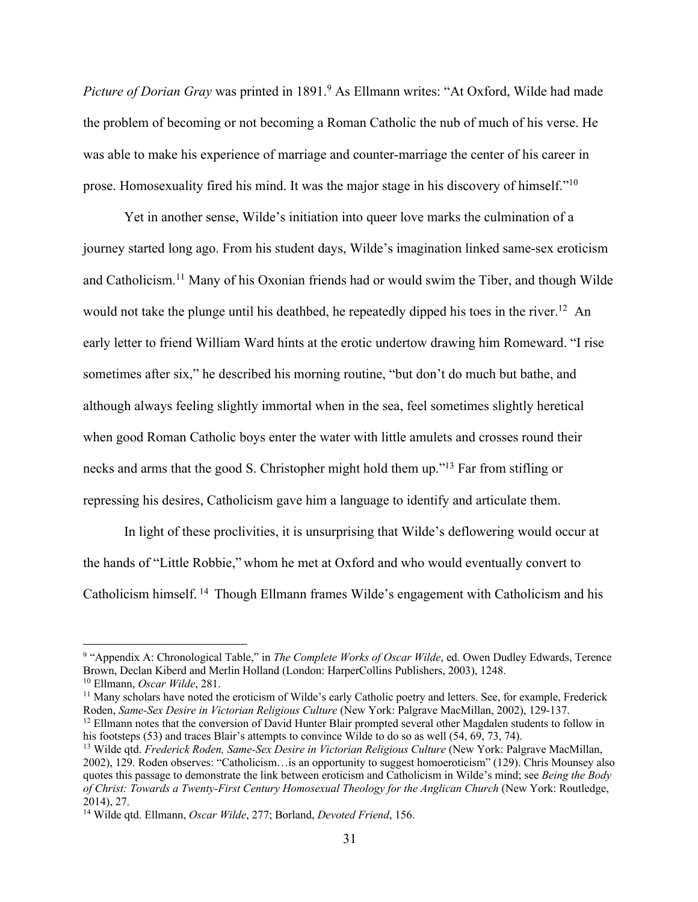*Picture of Dorian Gray* was printed in 1891.[9] As Ellmann writes: "At Oxford, Wilde had made the problem of becoming or not becoming a Roman Catholic the nub of much of his verse. He was able to make his experience of marriage and counter-marriage the center of his career in prose. Homosexuality fired his mind. It was the major stage in his discovery of himself."[10]

Yet in another sense, Wilde's initiation into queer love marks the culmination of a journey started long ago. From his student days, Wilde's imagination linked same-sex eroticism and Catholicism.[11] Many of his Oxonian friends had or would swim the Tiber, and though Wilde would not take the plunge until his deathbed, he repeatedly dipped his toes in the river.[12] An early letter to friend William Ward hints at the erotic undertow drawing him Romeward. "I rise sometimes after six," he described his morning routine, "but don't do much but bathe, and although always feeling slightly immortal when in the sea, feel sometimes slightly heretical when good Roman Catholic boys enter the water with little amulets and crosses round their necks and arms that the good S. Christopher might hold them up."[13] Far from stifling or repressing his desires, Catholicism gave him a language to identify and articulate them.

In light of these proclivities, it is unsurprising that Wilde's deflowering would occur at the hands of "Little Robbie," whom he met at Oxford and who would eventually convert to Catholicism himself.[14] Though Ellmann frames Wilde's engagement with Catholicism and his

---

[9] "Appendix A: Chronological Table," in *The Complete Works of Oscar Wilde*, ed. Owen Dudley Edwards, Terence Brown, Declan Kiberd and Merlin Holland (London: HarperCollins Publishers, 2003), 1248.

[10] Ellmann, *Oscar Wilde*, 281.

[11] Many scholars have noted the eroticism of Wilde's early Catholic poetry and letters. See, for example, Frederick Roden, *Same-Sex Desire in Victorian Religious Culture* (New York: Palgrave MacMillan, 2002), 129-137.

[12] Ellmann notes that the conversion of David Hunter Blair prompted several other Magdalen students to follow in his footsteps (53) and traces Blair's attempts to convince Wilde to do so as well (54, 69, 73, 74).

[13] Wilde qtd. *Frederick Roden, Same-Sex Desire in Victorian Religious Culture* (New York: Palgrave MacMillan, 2002), 129. Roden observes: "Catholicism…is an opportunity to suggest homoeroticism" (129). Chris Mounsey also quotes this passage to demonstrate the link between eroticism and Catholicism in Wilde's mind; see *Being the Body of Christ: Towards a Twenty-First Century Homosexual Theology for the Anglican Church* (New York: Routledge, 2014), 27.

[14] Wilde qtd. Ellmann, *Oscar Wilde*, 277; Borland, *Devoted Friend*, 156.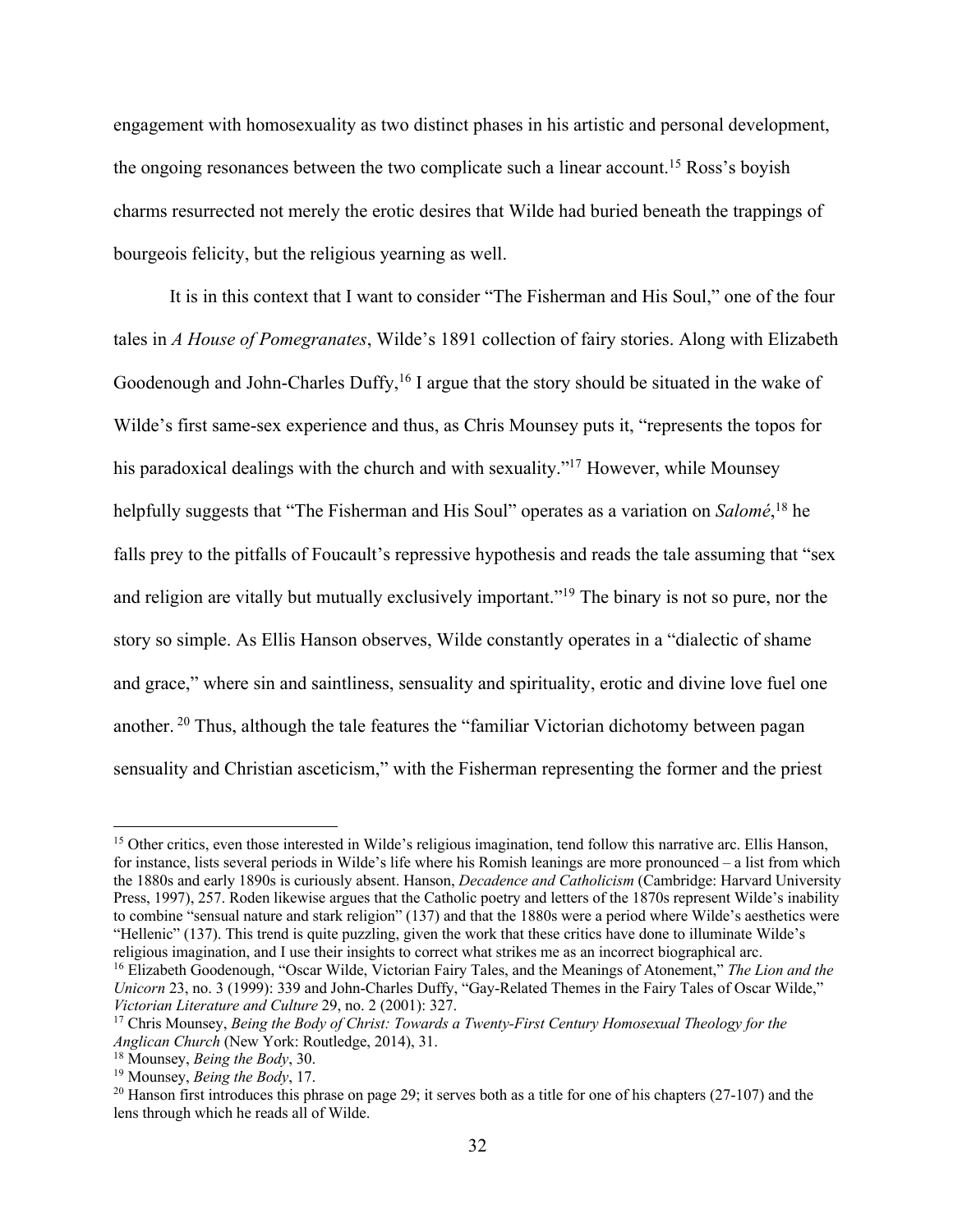engagement with homosexuality as two distinct phases in his artistic and personal development, the ongoing resonances between the two complicate such a linear account.[15] Ross's boyish charms resurrected not merely the erotic desires that Wilde had buried beneath the trappings of bourgeois felicity, but the religious yearning as well.

It is in this context that I want to consider "The Fisherman and His Soul," one of the four tales in *A House of Pomegranates*, Wilde's 1891 collection of fairy stories. Along with Elizabeth Goodenough and John-Charles Duffy,[16] I argue that the story should be situated in the wake of Wilde's first same-sex experience and thus, as Chris Mounsey puts it, "represents the topos for his paradoxical dealings with the church and with sexuality."[17] However, while Mounsey helpfully suggests that "The Fisherman and His Soul" operates as a variation on *Salomé*,[18] he falls prey to the pitfalls of Foucault's repressive hypothesis and reads the tale assuming that "sex and religion are vitally but mutually exclusively important."[19] The binary is not so pure, nor the story so simple. As Ellis Hanson observes, Wilde constantly operates in a "dialectic of shame and grace," where sin and saintliness, sensuality and spirituality, erotic and divine love fuel one another. [20] Thus, although the tale features the "familiar Victorian dichotomy between pagan sensuality and Christian asceticism," with the Fisherman representing the former and the priest

---

[15] Other critics, even those interested in Wilde's religious imagination, tend follow this narrative arc. Ellis Hanson, for instance, lists several periods in Wilde's life where his Romish leanings are more pronounced – a list from which the 1880s and early 1890s is curiously absent. Hanson, *Decadence and Catholicism* (Cambridge: Harvard University Press, 1997), 257. Roden likewise argues that the Catholic poetry and letters of the 1870s represent Wilde's inability to combine "sensual nature and stark religion" (137) and that the 1880s were a period where Wilde's aesthetics were "Hellenic" (137). This trend is quite puzzling, given the work that these critics have done to illuminate Wilde's religious imagination, and I use their insights to correct what strikes me as an incorrect biographical arc.

[16] Elizabeth Goodenough, "Oscar Wilde, Victorian Fairy Tales, and the Meanings of Atonement," *The Lion and the Unicorn* 23, no. 3 (1999): 339 and John-Charles Duffy, "Gay-Related Themes in the Fairy Tales of Oscar Wilde," *Victorian Literature and Culture* 29, no. 2 (2001): 327.

[17] Chris Mounsey, *Being the Body of Christ: Towards a Twenty-First Century Homosexual Theology for the Anglican Church* (New York: Routledge, 2014), 31.

[18] Mounsey, *Being the Body*, 30.

[19] Mounsey, *Being the Body*, 17.

[20] Hanson first introduces this phrase on page 29; it serves both as a title for one of his chapters (27-107) and the lens through which he reads all of Wilde.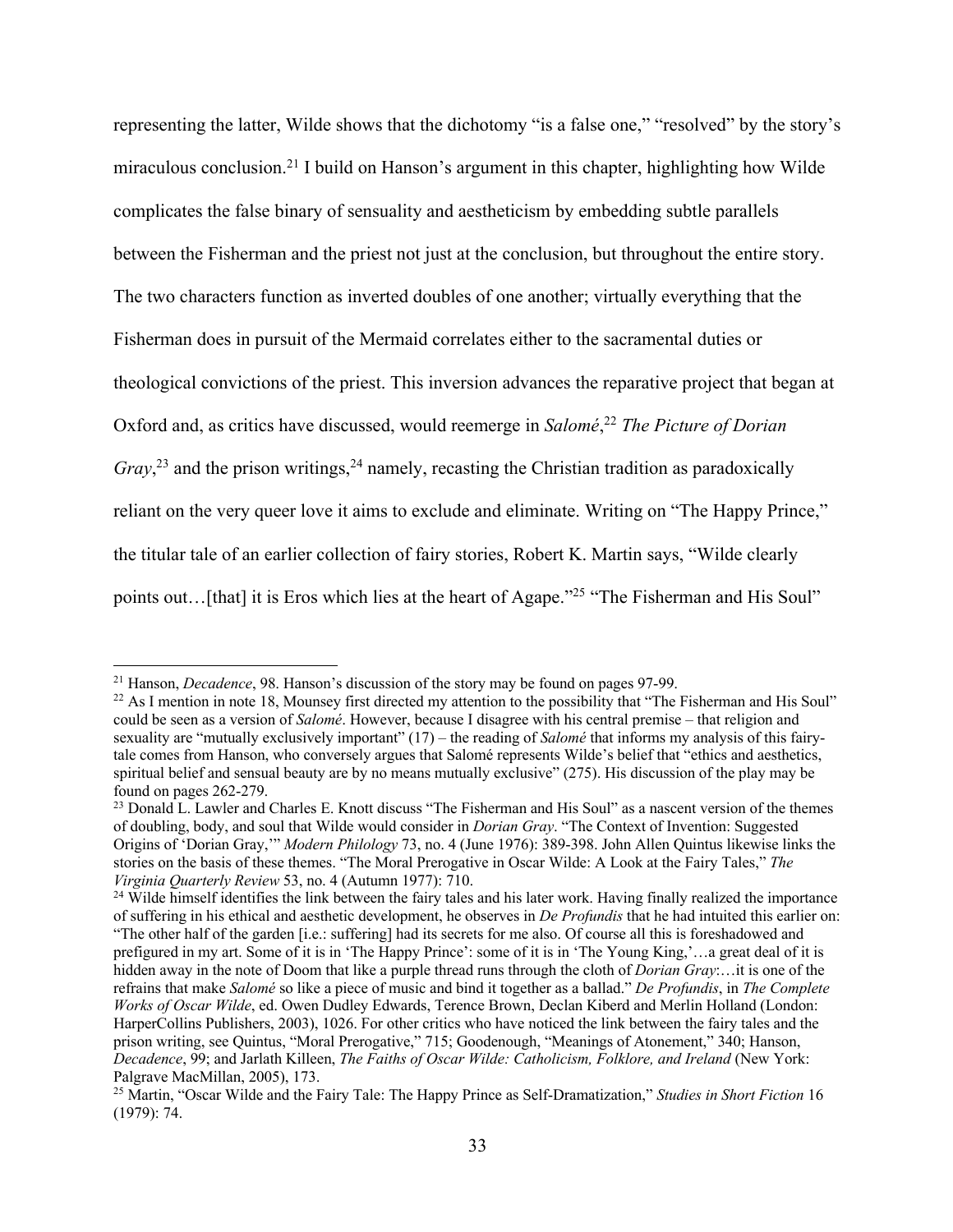representing the latter, Wilde shows that the dichotomy "is a false one," "resolved" by the story's miraculous conclusion.[21] I build on Hanson's argument in this chapter, highlighting how Wilde complicates the false binary of sensuality and aestheticism by embedding subtle parallels between the Fisherman and the priest not just at the conclusion, but throughout the entire story. The two characters function as inverted doubles of one another; virtually everything that the Fisherman does in pursuit of the Mermaid correlates either to the sacramental duties or theological convictions of the priest. This inversion advances the reparative project that began at Oxford and, as critics have discussed, would reemerge in *Salomé*,[22] *The Picture of Dorian Gray*,[23] and the prison writings,[24] namely, recasting the Christian tradition as paradoxically reliant on the very queer love it aims to exclude and eliminate. Writing on "The Happy Prince," the titular tale of an earlier collection of fairy stories, Robert K. Martin says, "Wilde clearly points out…[that] it is Eros which lies at the heart of Agape."[25] "The Fisherman and His Soul"

---

[21] Hanson, *Decadence*, 98. Hanson's discussion of the story may be found on pages 97-99.

[22] As I mention in note 18, Mounsey first directed my attention to the possibility that "The Fisherman and His Soul" could be seen as a version of *Salomé*. However, because I disagree with his central premise – that religion and sexuality are "mutually exclusively important" (17) – the reading of *Salomé* that informs my analysis of this fairy-tale comes from Hanson, who conversely argues that Salomé represents Wilde's belief that "ethics and aesthetics, spiritual belief and sensual beauty are by no means mutually exclusive" (275). His discussion of the play may be found on pages 262-279.

[23] Donald L. Lawler and Charles E. Knott discuss "The Fisherman and His Soul" as a nascent version of the themes of doubling, body, and soul that Wilde would consider in *Dorian Gray*. "The Context of Invention: Suggested Origins of 'Dorian Gray,'" *Modern Philology* 73, no. 4 (June 1976): 389-398. John Allen Quintus likewise links the stories on the basis of these themes. "The Moral Prerogative in Oscar Wilde: A Look at the Fairy Tales," *The Virginia Quarterly Review* 53, no. 4 (Autumn 1977): 710.

[24] Wilde himself identifies the link between the fairy tales and his later work. Having finally realized the importance of suffering in his ethical and aesthetic development, he observes in *De Profundis* that he had intuited this earlier on: "The other half of the garden [i.e.: suffering] had its secrets for me also. Of course all this is foreshadowed and prefigured in my art. Some of it is in 'The Happy Prince': some of it is in 'The Young King,'…a great deal of it is hidden away in the note of Doom that like a purple thread runs through the cloth of *Dorian Gray*:…it is one of the refrains that make *Salomé* so like a piece of music and bind it together as a ballad." *De Profundis*, in *The Complete Works of Oscar Wilde*, ed. Owen Dudley Edwards, Terence Brown, Declan Kiberd and Merlin Holland (London: HarperCollins Publishers, 2003), 1026. For other critics who have noticed the link between the fairy tales and the prison writing, see Quintus, "Moral Prerogative," 715; Goodenough, "Meanings of Atonement," 340; Hanson, *Decadence*, 99; and Jarlath Killeen, *The Faiths of Oscar Wilde: Catholicism, Folklore, and Ireland* (New York: Palgrave MacMillan, 2005), 173.

[25] Martin, "Oscar Wilde and the Fairy Tale: The Happy Prince as Self-Dramatization," *Studies in Short Fiction* 16 (1979): 74.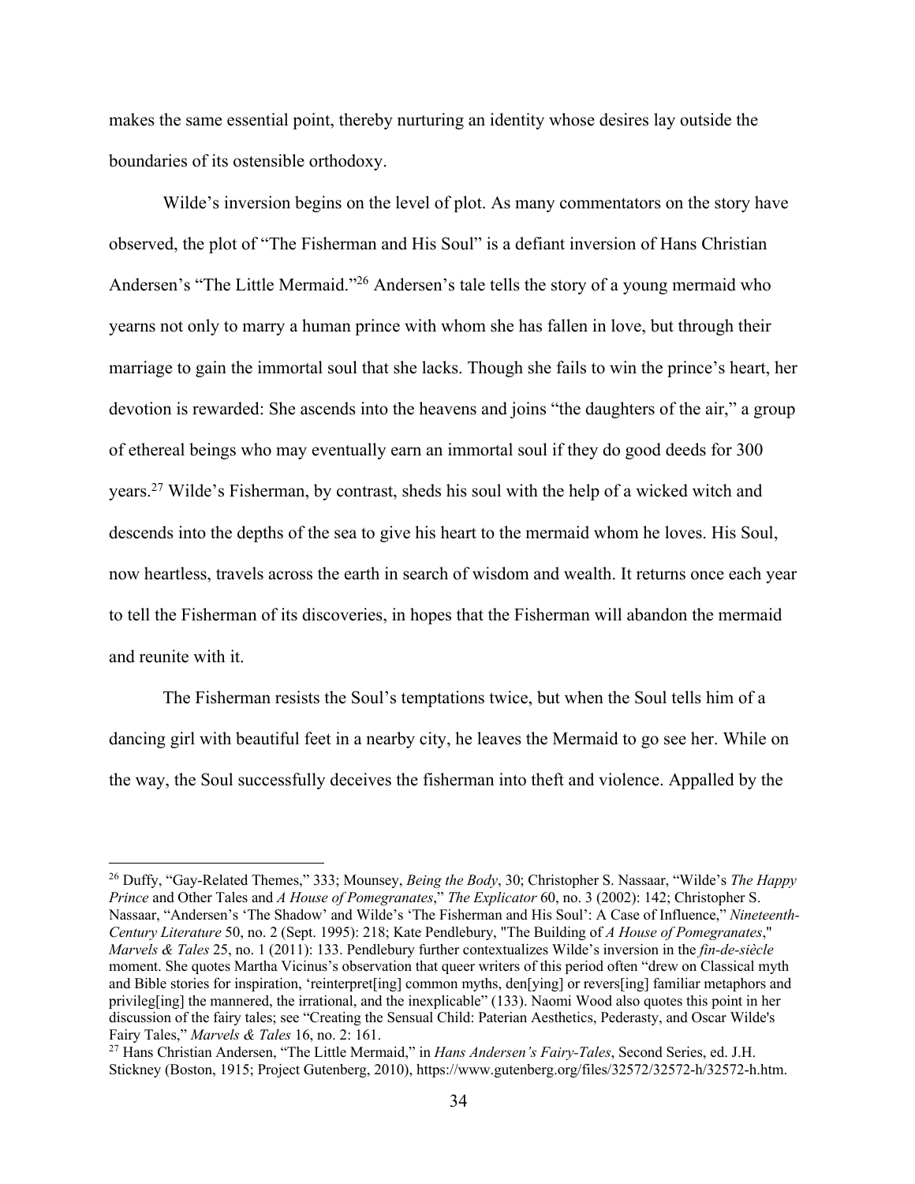makes the same essential point, thereby nurturing an identity whose desires lay outside the boundaries of its ostensible orthodoxy.

Wilde's inversion begins on the level of plot. As many commentators on the story have observed, the plot of "The Fisherman and His Soul" is a defiant inversion of Hans Christian Andersen's "The Little Mermaid."[26] Andersen's tale tells the story of a young mermaid who yearns not only to marry a human prince with whom she has fallen in love, but through their marriage to gain the immortal soul that she lacks. Though she fails to win the prince's heart, her devotion is rewarded: She ascends into the heavens and joins "the daughters of the air," a group of ethereal beings who may eventually earn an immortal soul if they do good deeds for 300 years.[27] Wilde's Fisherman, by contrast, sheds his soul with the help of a wicked witch and descends into the depths of the sea to give his heart to the mermaid whom he loves. His Soul, now heartless, travels across the earth in search of wisdom and wealth. It returns once each year to tell the Fisherman of its discoveries, in hopes that the Fisherman will abandon the mermaid and reunite with it.

The Fisherman resists the Soul's temptations twice, but when the Soul tells him of a dancing girl with beautiful feet in a nearby city, he leaves the Mermaid to go see her. While on the way, the Soul successfully deceives the fisherman into theft and violence. Appalled by the

---

[26] Duffy, "Gay-Related Themes," 333; Mounsey, *Being the Body*, 30; Christopher S. Nassaar, "Wilde's *The Happy Prince* and Other Tales and *A House of Pomegranates*," *The Explicator* 60, no. 3 (2002): 142; Christopher S. Nassaar, "Andersen's 'The Shadow' and Wilde's 'The Fisherman and His Soul': A Case of Influence," *Nineteenth-Century Literature* 50, no. 2 (Sept. 1995): 218; Kate Pendlebury, "The Building of *A House of Pomegranates*," *Marvels & Tales* 25, no. 1 (2011): 133. Pendlebury further contextualizes Wilde's inversion in the *fin-de-siècle* moment. She quotes Martha Vicinus's observation that queer writers of this period often "drew on Classical myth and Bible stories for inspiration, 'reinterpret[ing] common myths, den[ying] or revers[ing] familiar metaphors and privileg[ing] the mannered, the irrational, and the inexplicable" (133). Naomi Wood also quotes this point in her discussion of the fairy tales; see "Creating the Sensual Child: Paterian Aesthetics, Pederasty, and Oscar Wilde's Fairy Tales," *Marvels & Tales* 16, no. 2: 161.

[27] Hans Christian Andersen, "The Little Mermaid," in *Hans Andersen's Fairy-Tales*, Second Series, ed. J.H. Stickney (Boston, 1915; Project Gutenberg, 2010), https://www.gutenberg.org/files/32572/32572-h/32572-h.htm.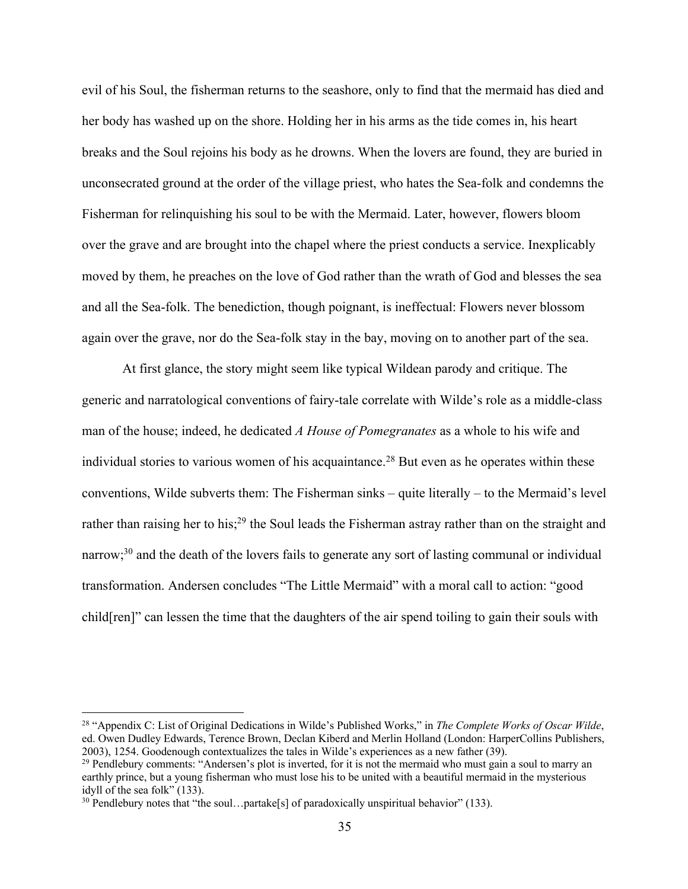evil of his Soul, the fisherman returns to the seashore, only to find that the mermaid has died and her body has washed up on the shore. Holding her in his arms as the tide comes in, his heart breaks and the Soul rejoins his body as he drowns. When the lovers are found, they are buried in unconsecrated ground at the order of the village priest, who hates the Sea-folk and condemns the Fisherman for relinquishing his soul to be with the Mermaid. Later, however, flowers bloom over the grave and are brought into the chapel where the priest conducts a service. Inexplicably moved by them, he preaches on the love of God rather than the wrath of God and blesses the sea and all the Sea-folk. The benediction, though poignant, is ineffectual: Flowers never blossom again over the grave, nor do the Sea-folk stay in the bay, moving on to another part of the sea.

At first glance, the story might seem like typical Wildean parody and critique. The generic and narratological conventions of fairy-tale correlate with Wilde's role as a middle-class man of the house; indeed, he dedicated *A House of Pomegranates* as a whole to his wife and individual stories to various women of his acquaintance.[28] But even as he operates within these conventions, Wilde subverts them: The Fisherman sinks – quite literally – to the Mermaid's level rather than raising her to his;[29] the Soul leads the Fisherman astray rather than on the straight and narrow;[30] and the death of the lovers fails to generate any sort of lasting communal or individual transformation. Andersen concludes "The Little Mermaid" with a moral call to action: "good child[ren]" can lessen the time that the daughters of the air spend toiling to gain their souls with

---

[28] "Appendix C: List of Original Dedications in Wilde's Published Works," in *The Complete Works of Oscar Wilde*, ed. Owen Dudley Edwards, Terence Brown, Declan Kiberd and Merlin Holland (London: HarperCollins Publishers, 2003), 1254. Goodenough contextualizes the tales in Wilde's experiences as a new father (39).

[29] Pendlebury comments: "Andersen's plot is inverted, for it is not the mermaid who must gain a soul to marry an earthly prince, but a young fisherman who must lose his to be united with a beautiful mermaid in the mysterious idyll of the sea folk" (133).

[30] Pendlebury notes that "the soul…partake[s] of paradoxically unspiritual behavior" (133).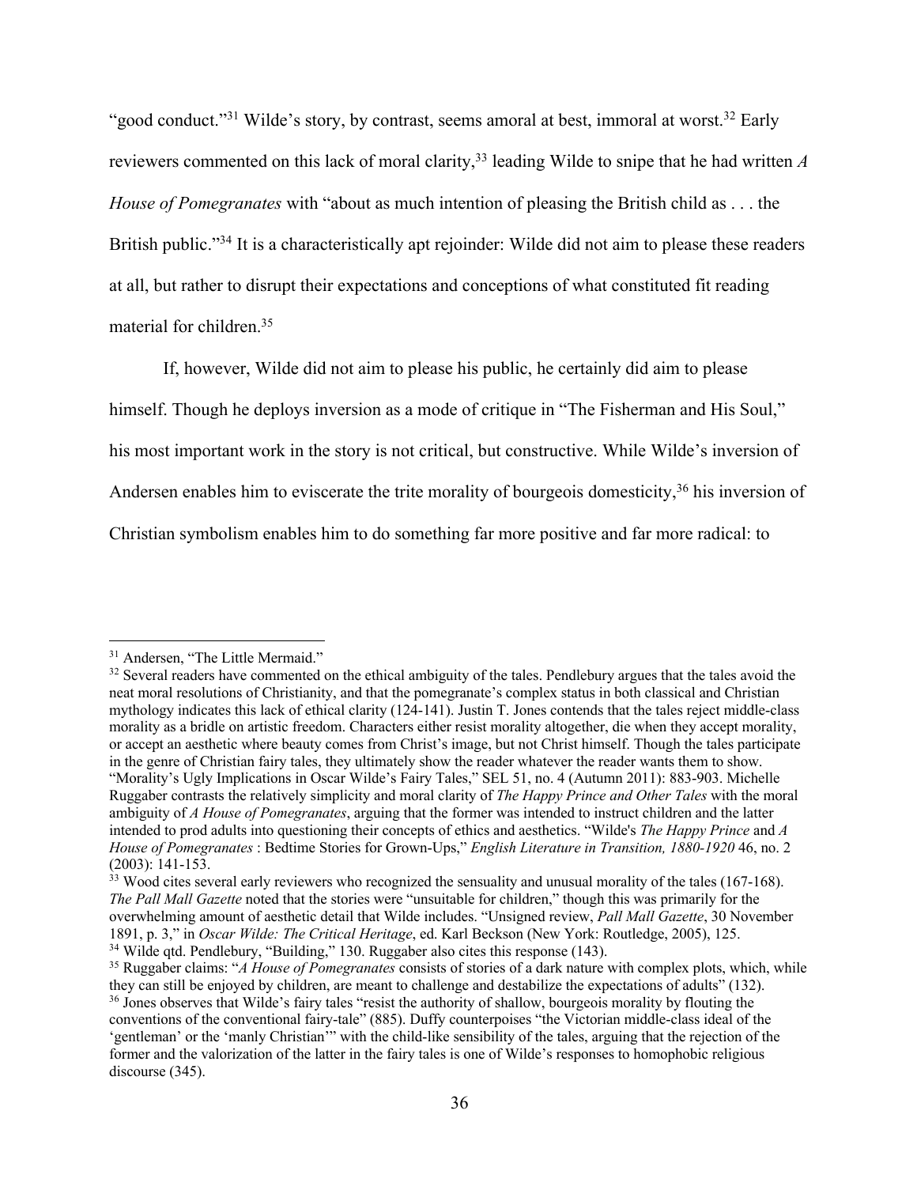"good conduct."[31] Wilde's story, by contrast, seems amoral at best, immoral at worst.[32] Early reviewers commented on this lack of moral clarity,[33] leading Wilde to snipe that he had written *A House of Pomegranates* with "about as much intention of pleasing the British child as . . . the British public."[34] It is a characteristically apt rejoinder: Wilde did not aim to please these readers at all, but rather to disrupt their expectations and conceptions of what constituted fit reading material for children.[35]

If, however, Wilde did not aim to please his public, he certainly did aim to please himself. Though he deploys inversion as a mode of critique in "The Fisherman and His Soul," his most important work in the story is not critical, but constructive. While Wilde's inversion of Andersen enables him to eviscerate the trite morality of bourgeois domesticity,[36] his inversion of Christian symbolism enables him to do something far more positive and far more radical: to

---

[31] Andersen, "The Little Mermaid."

[32] Several readers have commented on the ethical ambiguity of the tales. Pendlebury argues that the tales avoid the neat moral resolutions of Christianity, and that the pomegranate's complex status in both classical and Christian mythology indicates this lack of ethical clarity (124-141). Justin T. Jones contends that the tales reject middle-class morality as a bridle on artistic freedom. Characters either resist morality altogether, die when they accept morality, or accept an aesthetic where beauty comes from Christ's image, but not Christ himself. Though the tales participate in the genre of Christian fairy tales, they ultimately show the reader whatever the reader wants them to show. "Morality's Ugly Implications in Oscar Wilde's Fairy Tales," SEL 51, no. 4 (Autumn 2011): 883-903. Michelle Ruggaber contrasts the relatively simplicity and moral clarity of *The Happy Prince and Other Tales* with the moral ambiguity of *A House of Pomegranates*, arguing that the former was intended to instruct children and the latter intended to prod adults into questioning their concepts of ethics and aesthetics. "Wilde's *The Happy Prince* and *A House of Pomegranates* : Bedtime Stories for Grown-Ups," *English Literature in Transition, 1880-1920* 46, no. 2 (2003): 141-153.

[33] Wood cites several early reviewers who recognized the sensuality and unusual morality of the tales (167-168). *The Pall Mall Gazette* noted that the stories were "unsuitable for children," though this was primarily for the overwhelming amount of aesthetic detail that Wilde includes. "Unsigned review, *Pall Mall Gazette*, 30 November 1891, p. 3," in *Oscar Wilde: The Critical Heritage*, ed. Karl Beckson (New York: Routledge, 2005), 125.

[34] Wilde qtd. Pendlebury, "Building," 130. Ruggaber also cites this response (143).

[35] Ruggaber claims: "*A House of Pomegranates* consists of stories of a dark nature with complex plots, which, while they can still be enjoyed by children, are meant to challenge and destabilize the expectations of adults" (132).

[36] Jones observes that Wilde's fairy tales "resist the authority of shallow, bourgeois morality by flouting the conventions of the conventional fairy-tale" (885). Duffy counterpoises "the Victorian middle-class ideal of the 'gentleman' or the 'manly Christian'" with the child-like sensibility of the tales, arguing that the rejection of the former and the valorization of the latter in the fairy tales is one of Wilde's responses to homophobic religious discourse (345).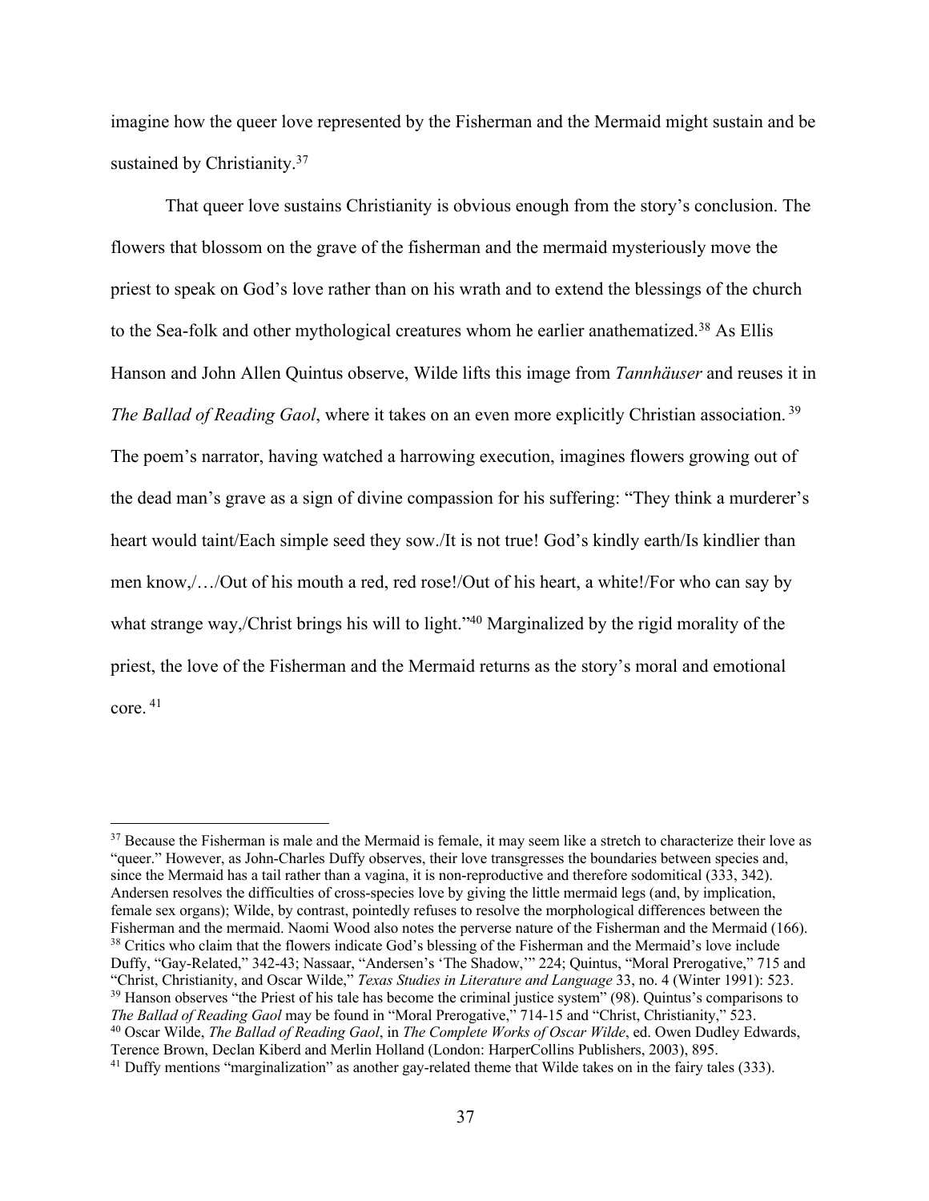imagine how the queer love represented by the Fisherman and the Mermaid might sustain and be sustained by Christianity.[37]

That queer love sustains Christianity is obvious enough from the story's conclusion. The flowers that blossom on the grave of the fisherman and the mermaid mysteriously move the priest to speak on God's love rather than on his wrath and to extend the blessings of the church to the Sea-folk and other mythological creatures whom he earlier anathematized.[38] As Ellis Hanson and John Allen Quintus observe, Wilde lifts this image from *Tannhäuser* and reuses it in *The Ballad of Reading Gaol*, where it takes on an even more explicitly Christian association.[39] The poem's narrator, having watched a harrowing execution, imagines flowers growing out of the dead man's grave as a sign of divine compassion for his suffering: "They think a murderer's heart would taint/Each simple seed they sow./It is not true! God's kindly earth/Is kindlier than men know,/…/Out of his mouth a red, red rose!/Out of his heart, a white!/For who can say by what strange way,/Christ brings his will to light."[40] Marginalized by the rigid morality of the priest, the love of the Fisherman and the Mermaid returns as the story's moral and emotional core.[41]

---

[37] Because the Fisherman is male and the Mermaid is female, it may seem like a stretch to characterize their love as "queer." However, as John-Charles Duffy observes, their love transgresses the boundaries between species and, since the Mermaid has a tail rather than a vagina, it is non-reproductive and therefore sodomitical (333, 342). Andersen resolves the difficulties of cross-species love by giving the little mermaid legs (and, by implication, female sex organs); Wilde, by contrast, pointedly refuses to resolve the morphological differences between the Fisherman and the mermaid. Naomi Wood also notes the perverse nature of the Fisherman and the Mermaid (166).

[38] Critics who claim that the flowers indicate God's blessing of the Fisherman and the Mermaid's love include Duffy, "Gay-Related," 342-43; Nassaar, "Andersen's 'The Shadow,'" 224; Quintus, "Moral Prerogative," 715 and "Christ, Christianity, and Oscar Wilde," *Texas Studies in Literature and Language* 33, no. 4 (Winter 1991): 523.

[39] Hanson observes "the Priest of his tale has become the criminal justice system" (98). Quintus's comparisons to *The Ballad of Reading Gaol* may be found in "Moral Prerogative," 714-15 and "Christ, Christianity," 523.

[40] Oscar Wilde, *The Ballad of Reading Gaol*, in *The Complete Works of Oscar Wilde*, ed. Owen Dudley Edwards, Terence Brown, Declan Kiberd and Merlin Holland (London: HarperCollins Publishers, 2003), 895.

[41] Duffy mentions "marginalization" as another gay-related theme that Wilde takes on in the fairy tales (333).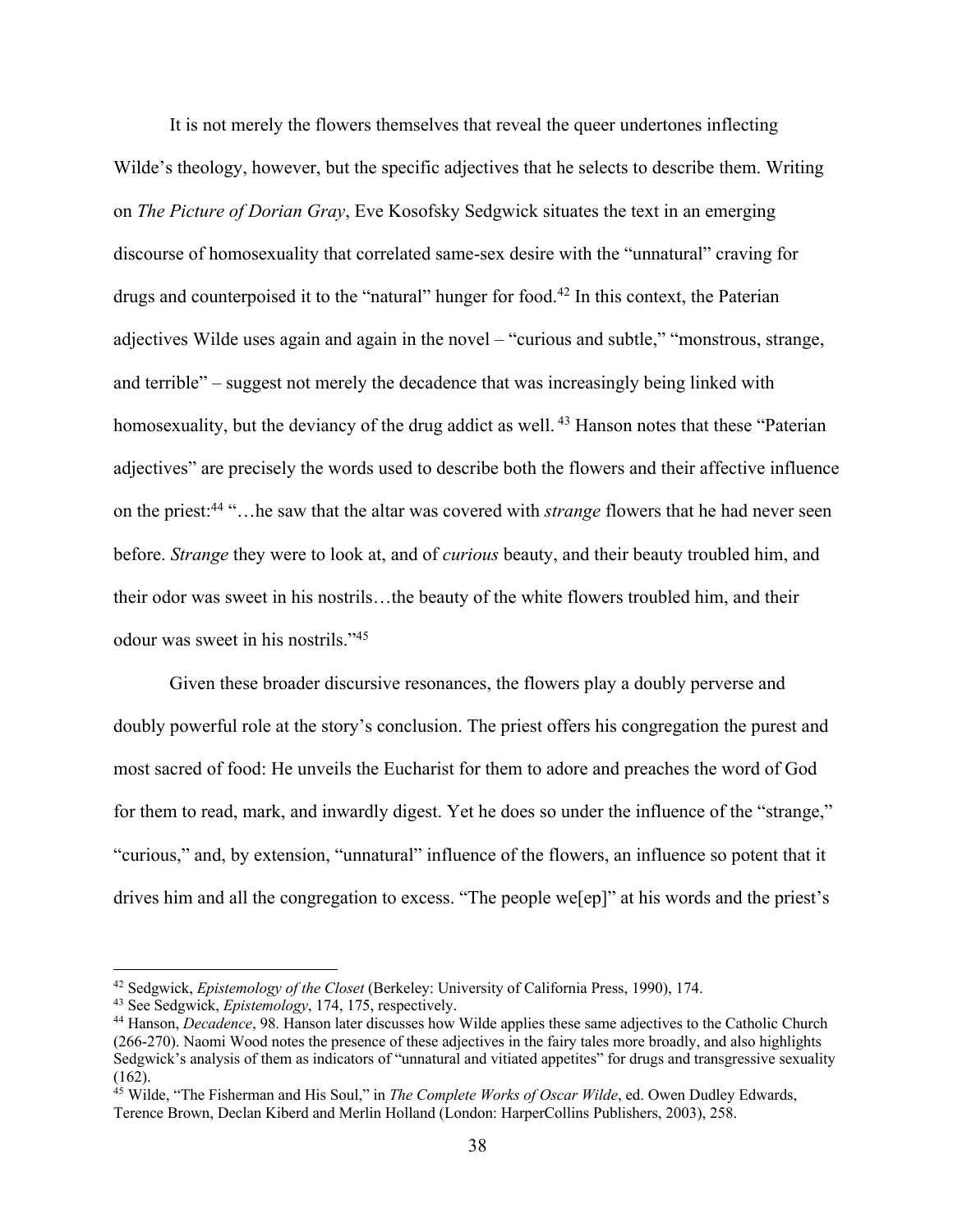It is not merely the flowers themselves that reveal the queer undertones inflecting Wilde's theology, however, but the specific adjectives that he selects to describe them. Writing on *The Picture of Dorian Gray*, Eve Kosofsky Sedgwick situates the text in an emerging discourse of homosexuality that correlated same-sex desire with the "unnatural" craving for drugs and counterpoised it to the "natural" hunger for food.[42] In this context, the Paterian adjectives Wilde uses again and again in the novel – "curious and subtle," "monstrous, strange, and terrible" – suggest not merely the decadence that was increasingly being linked with homosexuality, but the deviancy of the drug addict as well.[43] Hanson notes that these "Paterian adjectives" are precisely the words used to describe both the flowers and their affective influence on the priest:[44] "…he saw that the altar was covered with *strange* flowers that he had never seen before. *Strange* they were to look at, and of *curious* beauty, and their beauty troubled him, and their odor was sweet in his nostrils…the beauty of the white flowers troubled him, and their odour was sweet in his nostrils."[45]

Given these broader discursive resonances, the flowers play a doubly perverse and doubly powerful role at the story's conclusion. The priest offers his congregation the purest and most sacred of food: He unveils the Eucharist for them to adore and preaches the word of God for them to read, mark, and inwardly digest. Yet he does so under the influence of the "strange," "curious," and, by extension, "unnatural" influence of the flowers, an influence so potent that it drives him and all the congregation to excess. "The people we[ep]" at his words and the priest's

---

[42] Sedgwick, *Epistemology of the Closet* (Berkeley: University of California Press, 1990), 174.

[43] See Sedgwick, *Epistemology*, 174, 175, respectively.

[44] Hanson, *Decadence*, 98. Hanson later discusses how Wilde applies these same adjectives to the Catholic Church (266-270). Naomi Wood notes the presence of these adjectives in the fairy tales more broadly, and also highlights Sedgwick's analysis of them as indicators of "unnatural and vitiated appetites" for drugs and transgressive sexuality (162).

[45] Wilde, "The Fisherman and His Soul," in *The Complete Works of Oscar Wilde*, ed. Owen Dudley Edwards, Terence Brown, Declan Kiberd and Merlin Holland (London: HarperCollins Publishers, 2003), 258.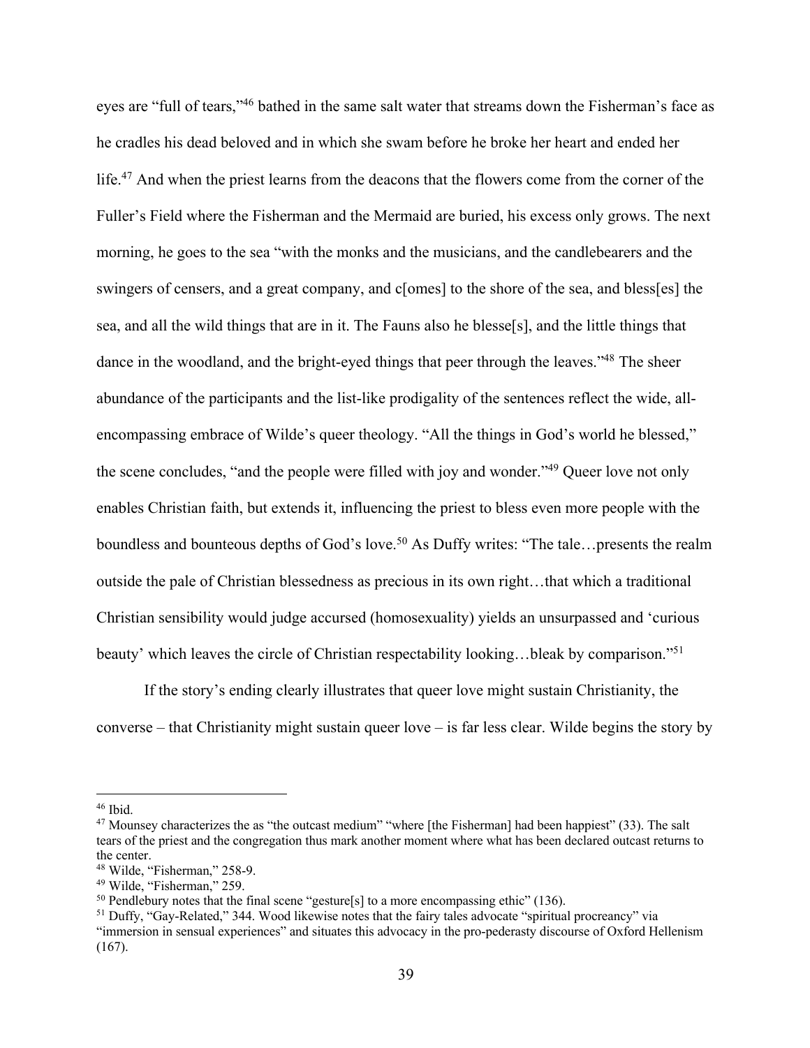eyes are "full of tears,"[46] bathed in the same salt water that streams down the Fisherman's face as he cradles his dead beloved and in which she swam before he broke her heart and ended her life.[47] And when the priest learns from the deacons that the flowers come from the corner of the Fuller's Field where the Fisherman and the Mermaid are buried, his excess only grows. The next morning, he goes to the sea "with the monks and the musicians, and the candlebearers and the swingers of censers, and a great company, and c[omes] to the shore of the sea, and bless[es] the sea, and all the wild things that are in it. The Fauns also he blesse[s], and the little things that dance in the woodland, and the bright-eyed things that peer through the leaves."[48] The sheer abundance of the participants and the list-like prodigality of the sentences reflect the wide, all-encompassing embrace of Wilde's queer theology. "All the things in God's world he blessed," the scene concludes, "and the people were filled with joy and wonder."[49] Queer love not only enables Christian faith, but extends it, influencing the priest to bless even more people with the boundless and bounteous depths of God's love.[50] As Duffy writes: "The tale…presents the realm outside the pale of Christian blessedness as precious in its own right…that which a traditional Christian sensibility would judge accursed (homosexuality) yields an unsurpassed and 'curious beauty' which leaves the circle of Christian respectability looking…bleak by comparison."[51]

If the story's ending clearly illustrates that queer love might sustain Christianity, the converse – that Christianity might sustain queer love – is far less clear. Wilde begins the story by

---

[46] Ibid.

[47] Mounsey characterizes the as "the outcast medium" "where [the Fisherman] had been happiest" (33). The salt tears of the priest and the congregation thus mark another moment where what has been declared outcast returns to the center.

[48] Wilde, "Fisherman," 258-9.

[49] Wilde, "Fisherman," 259.

[50] Pendlebury notes that the final scene "gesture[s] to a more encompassing ethic" (136).

[51] Duffy, "Gay-Related," 344. Wood likewise notes that the fairy tales advocate "spiritual procreancy" via "immersion in sensual experiences" and situates this advocacy in the pro-pederasty discourse of Oxford Hellenism (167).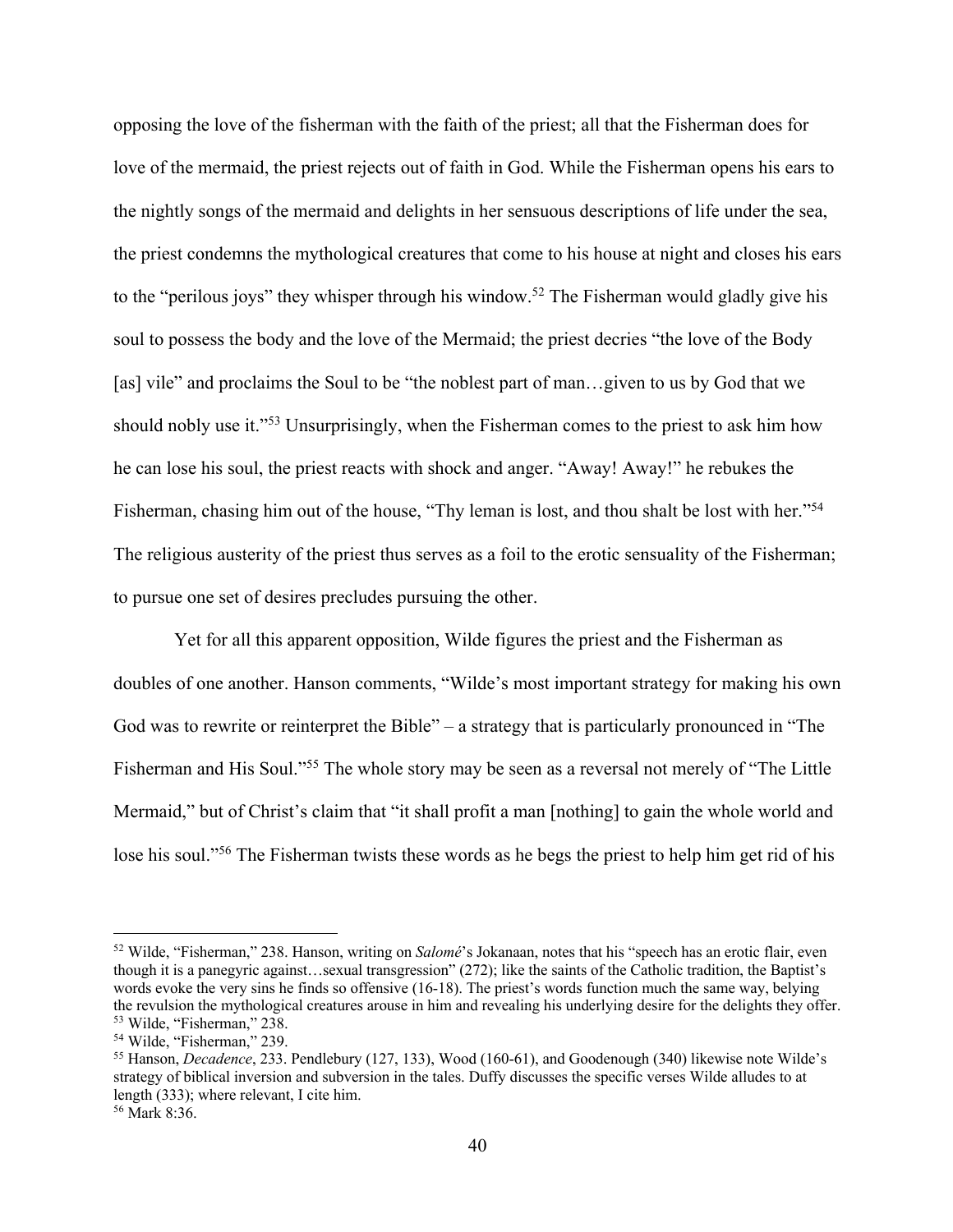opposing the love of the fisherman with the faith of the priest; all that the Fisherman does for love of the mermaid, the priest rejects out of faith in God. While the Fisherman opens his ears to the nightly songs of the mermaid and delights in her sensuous descriptions of life under the sea, the priest condemns the mythological creatures that come to his house at night and closes his ears to the "perilous joys" they whisper through his window.[52] The Fisherman would gladly give his soul to possess the body and the love of the Mermaid; the priest decries "the love of the Body [as] vile" and proclaims the Soul to be "the noblest part of man…given to us by God that we should nobly use it."[53] Unsurprisingly, when the Fisherman comes to the priest to ask him how he can lose his soul, the priest reacts with shock and anger. "Away! Away!" he rebukes the Fisherman, chasing him out of the house, "Thy leman is lost, and thou shalt be lost with her."[54] The religious austerity of the priest thus serves as a foil to the erotic sensuality of the Fisherman; to pursue one set of desires precludes pursuing the other.

Yet for all this apparent opposition, Wilde figures the priest and the Fisherman as doubles of one another. Hanson comments, "Wilde's most important strategy for making his own God was to rewrite or reinterpret the Bible" – a strategy that is particularly pronounced in "The Fisherman and His Soul."[55] The whole story may be seen as a reversal not merely of "The Little Mermaid," but of Christ's claim that "it shall profit a man [nothing] to gain the whole world and lose his soul."[56] The Fisherman twists these words as he begs the priest to help him get rid of his

---

[52] Wilde, "Fisherman," 238. Hanson, writing on *Salomé*'s Jokanaan, notes that his "speech has an erotic flair, even though it is a panegyric against…sexual transgression" (272); like the saints of the Catholic tradition, the Baptist's words evoke the very sins he finds so offensive (16-18). The priest's words function much the same way, belying the revulsion the mythological creatures arouse in him and revealing his underlying desire for the delights they offer.

[53] Wilde, "Fisherman," 238.

[54] Wilde, "Fisherman," 239.

[55] Hanson, *Decadence*, 233. Pendlebury (127, 133), Wood (160-61), and Goodenough (340) likewise note Wilde's strategy of biblical inversion and subversion in the tales. Duffy discusses the specific verses Wilde alludes to at length (333); where relevant, I cite him.

[56] Mark 8:36.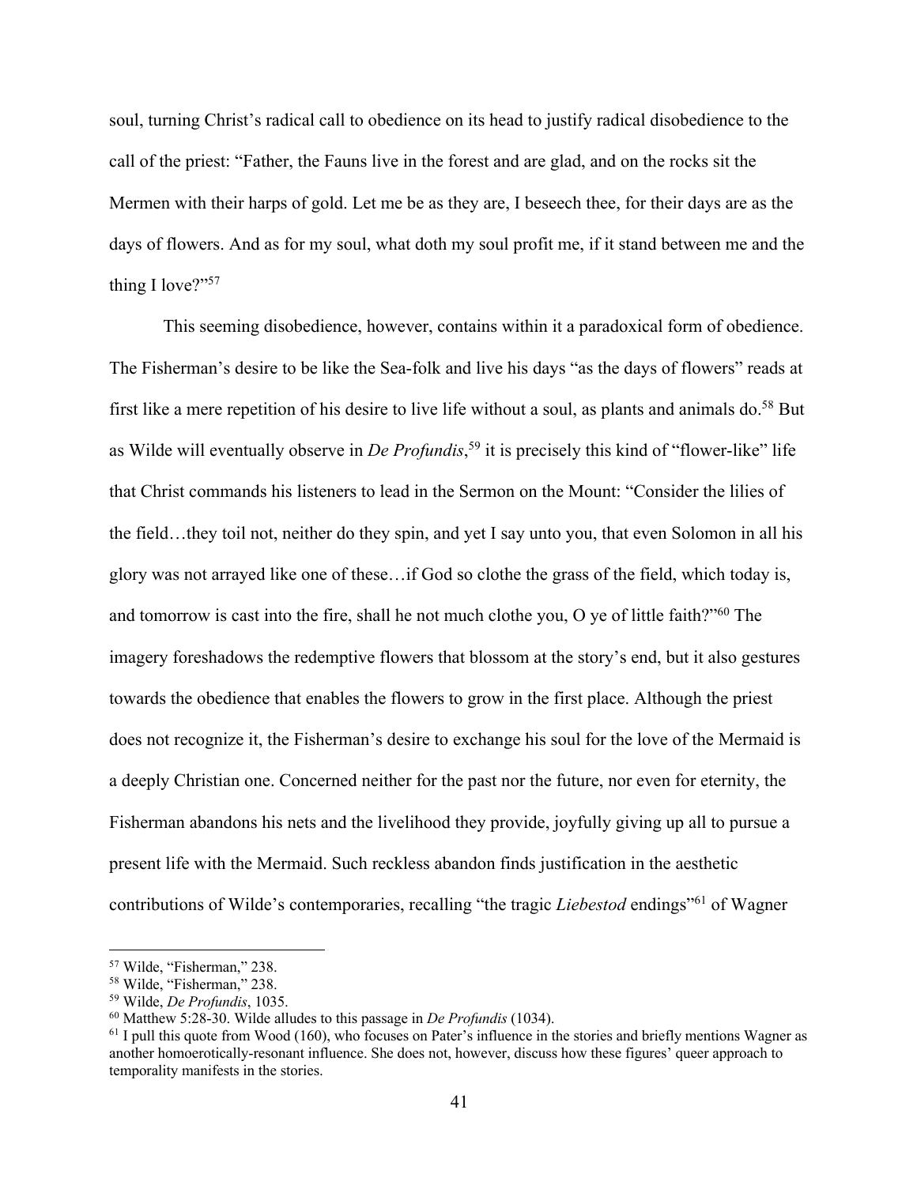soul, turning Christ's radical call to obedience on its head to justify radical disobedience to the call of the priest: "Father, the Fauns live in the forest and are glad, and on the rocks sit the Mermen with their harps of gold. Let me be as they are, I beseech thee, for their days are as the days of flowers. And as for my soul, what doth my soul profit me, if it stand between me and the thing I love?"[57]

This seeming disobedience, however, contains within it a paradoxical form of obedience. The Fisherman's desire to be like the Sea-folk and live his days "as the days of flowers" reads at first like a mere repetition of his desire to live life without a soul, as plants and animals do.[58] But as Wilde will eventually observe in *De Profundis*,[59] it is precisely this kind of "flower-like" life that Christ commands his listeners to lead in the Sermon on the Mount: "Consider the lilies of the field…they toil not, neither do they spin, and yet I say unto you, that even Solomon in all his glory was not arrayed like one of these…if God so clothe the grass of the field, which today is, and tomorrow is cast into the fire, shall he not much clothe you, O ye of little faith?"[60] The imagery foreshadows the redemptive flowers that blossom at the story's end, but it also gestures towards the obedience that enables the flowers to grow in the first place. Although the priest does not recognize it, the Fisherman's desire to exchange his soul for the love of the Mermaid is a deeply Christian one. Concerned neither for the past nor the future, nor even for eternity, the Fisherman abandons his nets and the livelihood they provide, joyfully giving up all to pursue a present life with the Mermaid. Such reckless abandon finds justification in the aesthetic contributions of Wilde's contemporaries, recalling "the tragic *Liebestod* endings"[61] of Wagner

---

[57] Wilde, "Fisherman," 238.

[58] Wilde, "Fisherman," 238.

[59] Wilde, *De Profundis*, 1035.

[60] Matthew 5:28-30. Wilde alludes to this passage in *De Profundis* (1034).

[61] I pull this quote from Wood (160), who focuses on Pater's influence in the stories and briefly mentions Wagner as another homoerotically-resonant influence. She does not, however, discuss how these figures' queer approach to temporality manifests in the stories.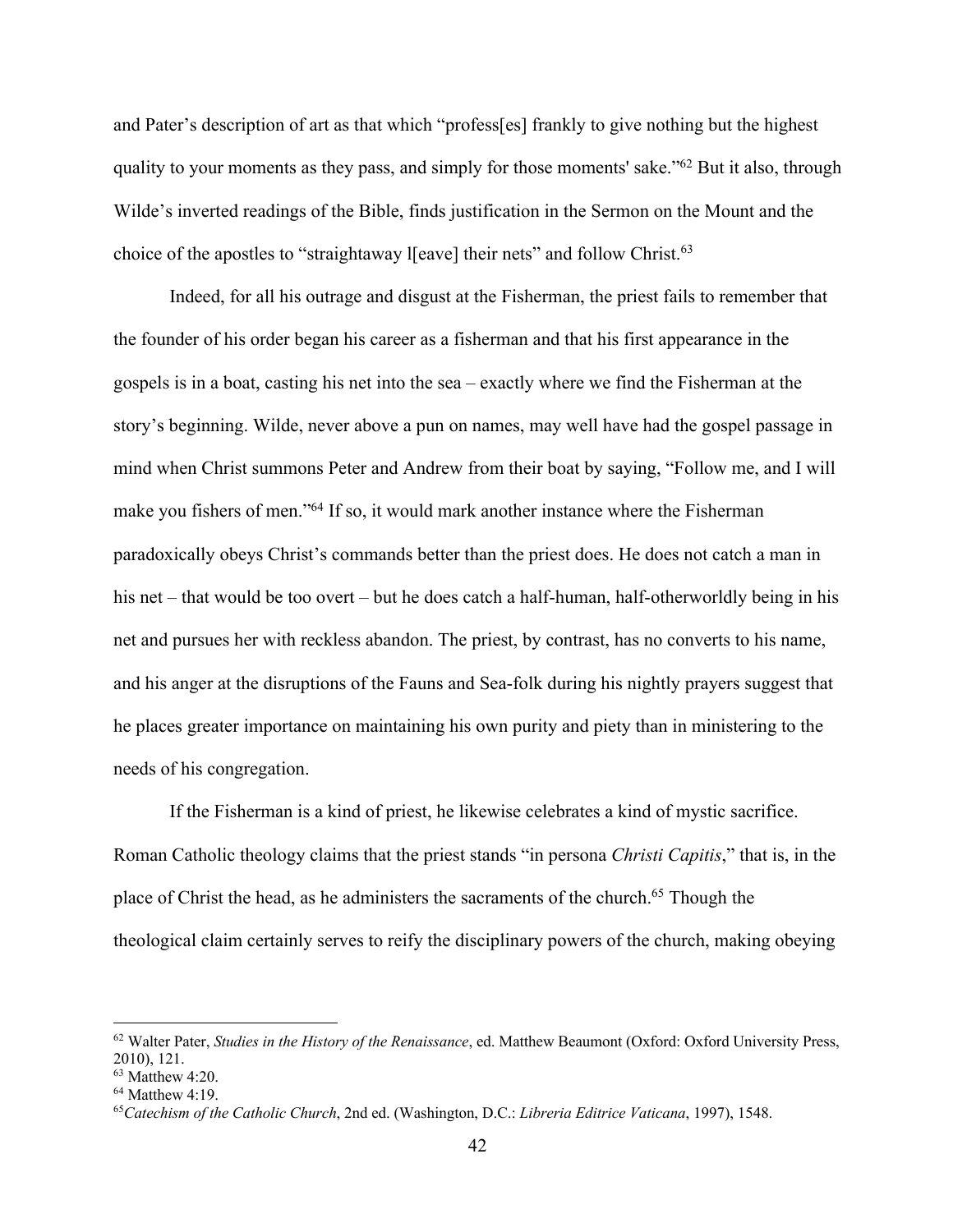and Pater's description of art as that which "profess[es] frankly to give nothing but the highest quality to your moments as they pass, and simply for those moments' sake."[62] But it also, through Wilde's inverted readings of the Bible, finds justification in the Sermon on the Mount and the choice of the apostles to "straightaway l[eave] their nets" and follow Christ.[63]

Indeed, for all his outrage and disgust at the Fisherman, the priest fails to remember that the founder of his order began his career as a fisherman and that his first appearance in the gospels is in a boat, casting his net into the sea – exactly where we find the Fisherman at the story's beginning. Wilde, never above a pun on names, may well have had the gospel passage in mind when Christ summons Peter and Andrew from their boat by saying, "Follow me, and I will make you fishers of men."[64] If so, it would mark another instance where the Fisherman paradoxically obeys Christ's commands better than the priest does. He does not catch a man in his net – that would be too overt – but he does catch a half-human, half-otherworldly being in his net and pursues her with reckless abandon. The priest, by contrast, has no converts to his name, and his anger at the disruptions of the Fauns and Sea-folk during his nightly prayers suggest that he places greater importance on maintaining his own purity and piety than in ministering to the needs of his congregation.

If the Fisherman is a kind of priest, he likewise celebrates a kind of mystic sacrifice. Roman Catholic theology claims that the priest stands "in persona *Christi Capitis*," that is, in the place of Christ the head, as he administers the sacraments of the church.[65] Though the theological claim certainly serves to reify the disciplinary powers of the church, making obeying

---

[62] Walter Pater, *Studies in the History of the Renaissance*, ed. Matthew Beaumont (Oxford: Oxford University Press, 2010), 121.

[63] Matthew 4:20.

[64] Matthew 4:19.

[65] *Catechism of the Catholic Church*, 2nd ed. (Washington, D.C.: *Libreria Editrice Vaticana*, 1997), 1548.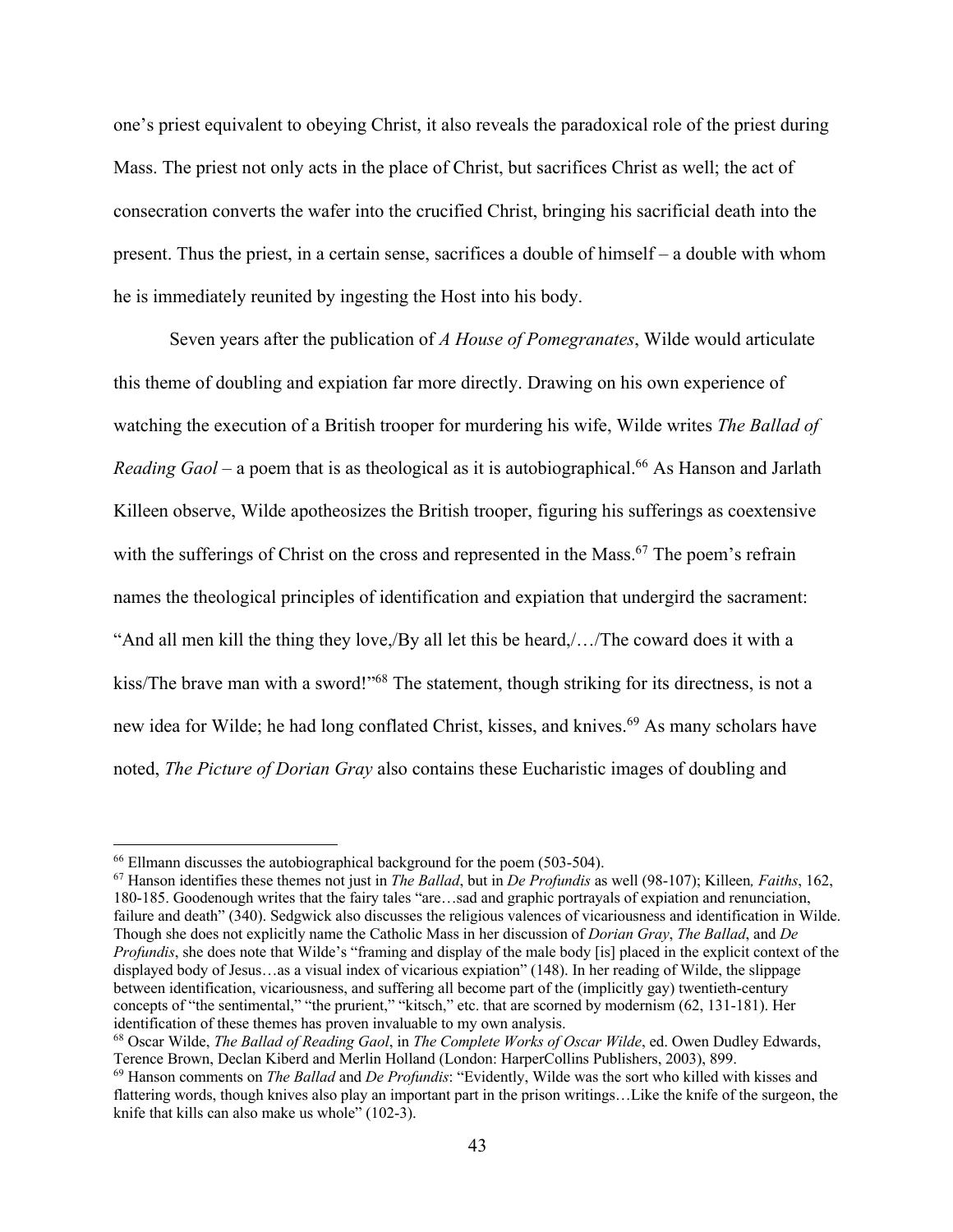one's priest equivalent to obeying Christ, it also reveals the paradoxical role of the priest during Mass. The priest not only acts in the place of Christ, but sacrifices Christ as well; the act of consecration converts the wafer into the crucified Christ, bringing his sacrificial death into the present. Thus the priest, in a certain sense, sacrifices a double of himself – a double with whom he is immediately reunited by ingesting the Host into his body.

Seven years after the publication of *A House of Pomegranates*, Wilde would articulate this theme of doubling and expiation far more directly. Drawing on his own experience of watching the execution of a British trooper for murdering his wife, Wilde writes *The Ballad of Reading Gaol* – a poem that is as theological as it is autobiographical.[66] As Hanson and Jarlath Killeen observe, Wilde apotheosizes the British trooper, figuring his sufferings as coextensive with the sufferings of Christ on the cross and represented in the Mass.[67] The poem's refrain names the theological principles of identification and expiation that undergird the sacrament: "And all men kill the thing they love,/By all let this be heard,/…/The coward does it with a kiss/The brave man with a sword!"[68] The statement, though striking for its directness, is not a new idea for Wilde; he had long conflated Christ, kisses, and knives.[69] As many scholars have noted, *The Picture of Dorian Gray* also contains these Eucharistic images of doubling and

---

[66] Ellmann discusses the autobiographical background for the poem (503-504).

[67] Hanson identifies these themes not just in *The Ballad*, but in *De Profundis* as well (98-107); Killeen*, Faiths*, 162, 180-185. Goodenough writes that the fairy tales "are…sad and graphic portrayals of expiation and renunciation, failure and death" (340). Sedgwick also discusses the religious valences of vicariousness and identification in Wilde. Though she does not explicitly name the Catholic Mass in her discussion of *Dorian Gray*, *The Ballad*, and *De Profundis*, she does note that Wilde's "framing and display of the male body [is] placed in the explicit context of the displayed body of Jesus…as a visual index of vicarious expiation" (148). In her reading of Wilde, the slippage between identification, vicariousness, and suffering all become part of the (implicitly gay) twentieth-century concepts of "the sentimental," "the prurient," "kitsch," etc. that are scorned by modernism (62, 131-181). Her identification of these themes has proven invaluable to my own analysis.

[68] Oscar Wilde, *The Ballad of Reading Gaol*, in *The Complete Works of Oscar Wilde*, ed. Owen Dudley Edwards, Terence Brown, Declan Kiberd and Merlin Holland (London: HarperCollins Publishers, 2003), 899.

[69] Hanson comments on *The Ballad* and *De Profundis*: "Evidently, Wilde was the sort who killed with kisses and flattering words, though knives also play an important part in the prison writings…Like the knife of the surgeon, the knife that kills can also make us whole" (102-3).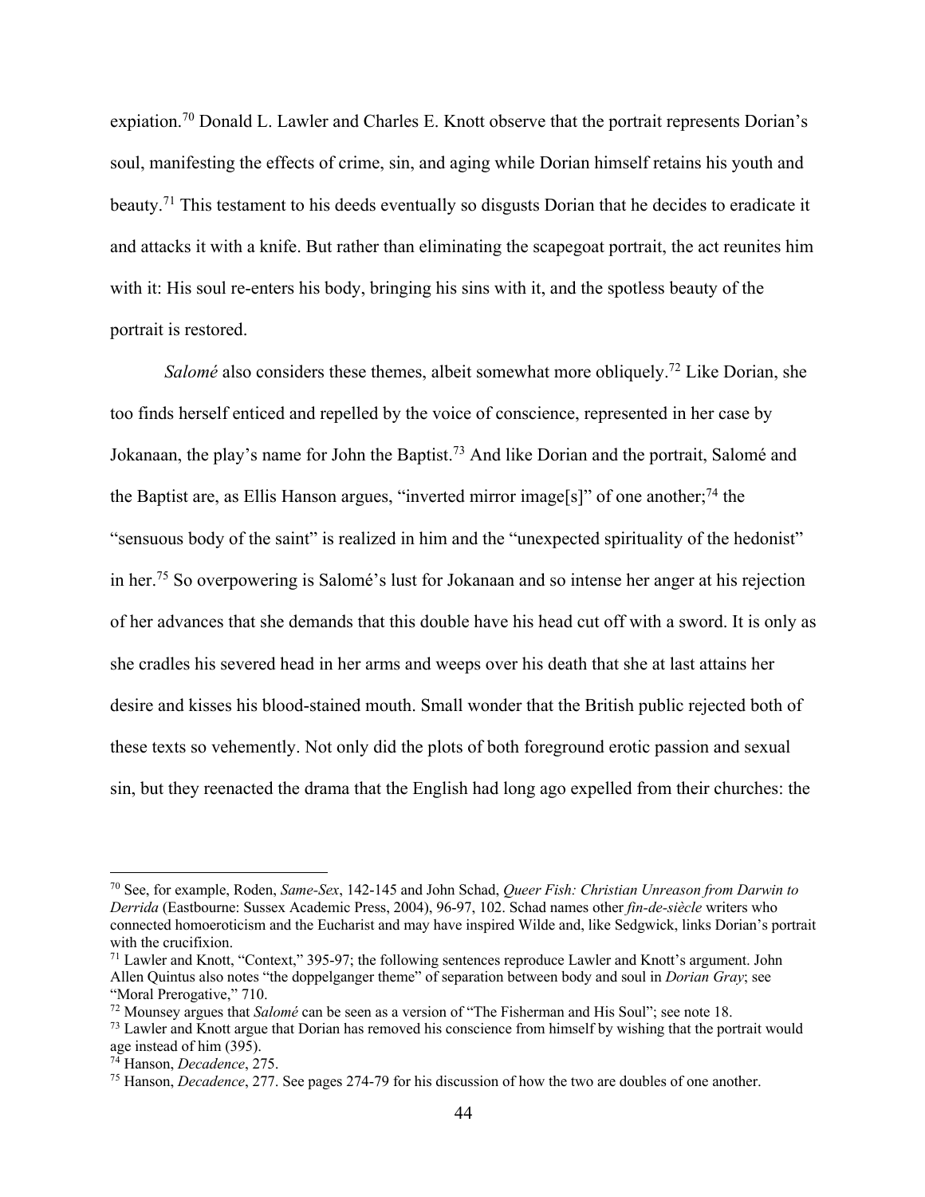expiation.[70] Donald L. Lawler and Charles E. Knott observe that the portrait represents Dorian's soul, manifesting the effects of crime, sin, and aging while Dorian himself retains his youth and beauty.[71] This testament to his deeds eventually so disgusts Dorian that he decides to eradicate it and attacks it with a knife. But rather than eliminating the scapegoat portrait, the act reunites him with it: His soul re-enters his body, bringing his sins with it, and the spotless beauty of the portrait is restored.

*Salomé* also considers these themes, albeit somewhat more obliquely.[72] Like Dorian, she too finds herself enticed and repelled by the voice of conscience, represented in her case by Jokanaan, the play's name for John the Baptist.[73] And like Dorian and the portrait, Salomé and the Baptist are, as Ellis Hanson argues, "inverted mirror image[s]" of one another;[74] the "sensuous body of the saint" is realized in him and the "unexpected spirituality of the hedonist" in her.[75] So overpowering is Salomé's lust for Jokanaan and so intense her anger at his rejection of her advances that she demands that this double have his head cut off with a sword. It is only as she cradles his severed head in her arms and weeps over his death that she at last attains her desire and kisses his blood-stained mouth. Small wonder that the British public rejected both of these texts so vehemently. Not only did the plots of both foreground erotic passion and sexual sin, but they reenacted the drama that the English had long ago expelled from their churches: the

---

[70] See, for example, Roden, *Same-Sex*, 142-145 and John Schad, *Queer Fish: Christian Unreason from Darwin to Derrida* (Eastbourne: Sussex Academic Press, 2004), 96-97, 102. Schad names other *fin-de-siècle* writers who connected homoeroticism and the Eucharist and may have inspired Wilde and, like Sedgwick, links Dorian's portrait with the crucifixion.

[71] Lawler and Knott, "Context," 395-97; the following sentences reproduce Lawler and Knott's argument. John Allen Quintus also notes "the doppelganger theme" of separation between body and soul in *Dorian Gray*; see "Moral Prerogative," 710.

[72] Mounsey argues that *Salomé* can be seen as a version of "The Fisherman and His Soul"; see note 18.

[73] Lawler and Knott argue that Dorian has removed his conscience from himself by wishing that the portrait would age instead of him (395).

[74] Hanson, *Decadence*, 275.

[75] Hanson, *Decadence*, 277. See pages 274-79 for his discussion of how the two are doubles of one another.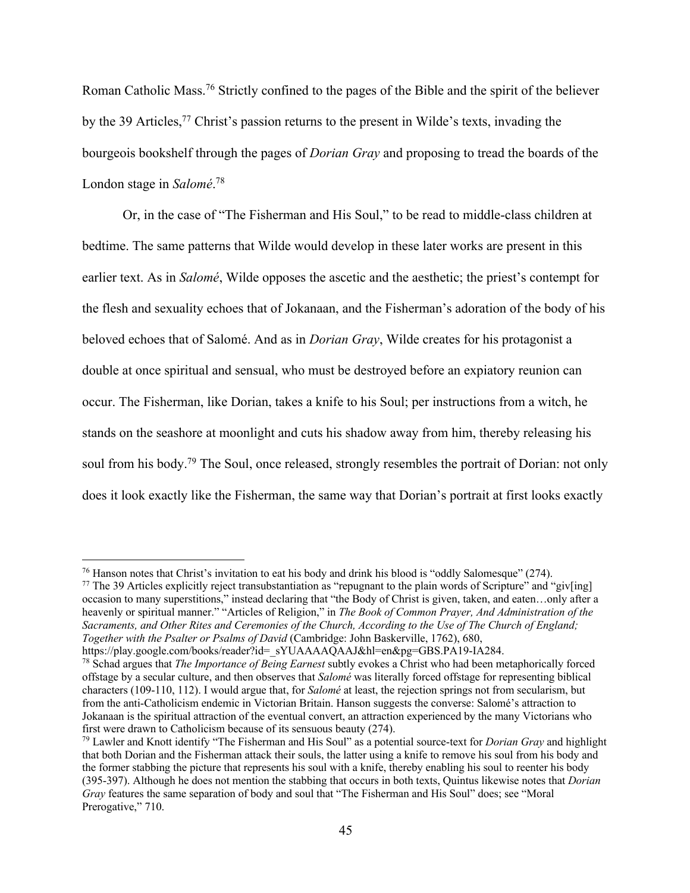Roman Catholic Mass.[76] Strictly confined to the pages of the Bible and the spirit of the believer by the 39 Articles,[77] Christ's passion returns to the present in Wilde's texts, invading the bourgeois bookshelf through the pages of *Dorian Gray* and proposing to tread the boards of the London stage in *Salomé*.[78]

Or, in the case of "The Fisherman and His Soul," to be read to middle-class children at bedtime. The same patterns that Wilde would develop in these later works are present in this earlier text. As in *Salomé*, Wilde opposes the ascetic and the aesthetic; the priest's contempt for the flesh and sexuality echoes that of Jokanaan, and the Fisherman's adoration of the body of his beloved echoes that of Salomé. And as in *Dorian Gray*, Wilde creates for his protagonist a double at once spiritual and sensual, who must be destroyed before an expiatory reunion can occur. The Fisherman, like Dorian, takes a knife to his Soul; per instructions from a witch, he stands on the seashore at moonlight and cuts his shadow away from him, thereby releasing his soul from his body.[79] The Soul, once released, strongly resembles the portrait of Dorian: not only does it look exactly like the Fisherman, the same way that Dorian's portrait at first looks exactly

---

[76] Hanson notes that Christ's invitation to eat his body and drink his blood is "oddly Salomesque" (274).

[77] The 39 Articles explicitly reject transubstantiation as "repugnant to the plain words of Scripture" and "giv[ing] occasion to many superstitions," instead declaring that "the Body of Christ is given, taken, and eaten…only after a heavenly or spiritual manner." "Articles of Religion," in *The Book of Common Prayer, And Administration of the Sacraments, and Other Rites and Ceremonies of the Church, According to the Use of The Church of England; Together with the Psalter or Psalms of David* (Cambridge: John Baskerville, 1762), 680, https://play.google.com/books/reader?id=_sYUAAAAQAAJ&hl=en&pg=GBS.PA19-IA284.

[78] Schad argues that *The Importance of Being Earnest* subtly evokes a Christ who had been metaphorically forced offstage by a secular culture, and then observes that *Salomé* was literally forced offstage for representing biblical characters (109-110, 112). I would argue that, for *Salomé* at least, the rejection springs not from secularism, but from the anti-Catholicism endemic in Victorian Britain. Hanson suggests the converse: Salomé's attraction to Jokanaan is the spiritual attraction of the eventual convert, an attraction experienced by the many Victorians who first were drawn to Catholicism because of its sensuous beauty (274).

[79] Lawler and Knott identify "The Fisherman and His Soul" as a potential source-text for *Dorian Gray* and highlight that both Dorian and the Fisherman attack their souls, the latter using a knife to remove his soul from his body and the former stabbing the picture that represents his soul with a knife, thereby enabling his soul to reenter his body (395-397). Although he does not mention the stabbing that occurs in both texts, Quintus likewise notes that *Dorian Gray* features the same separation of body and soul that "The Fisherman and His Soul" does; see "Moral Prerogative," 710.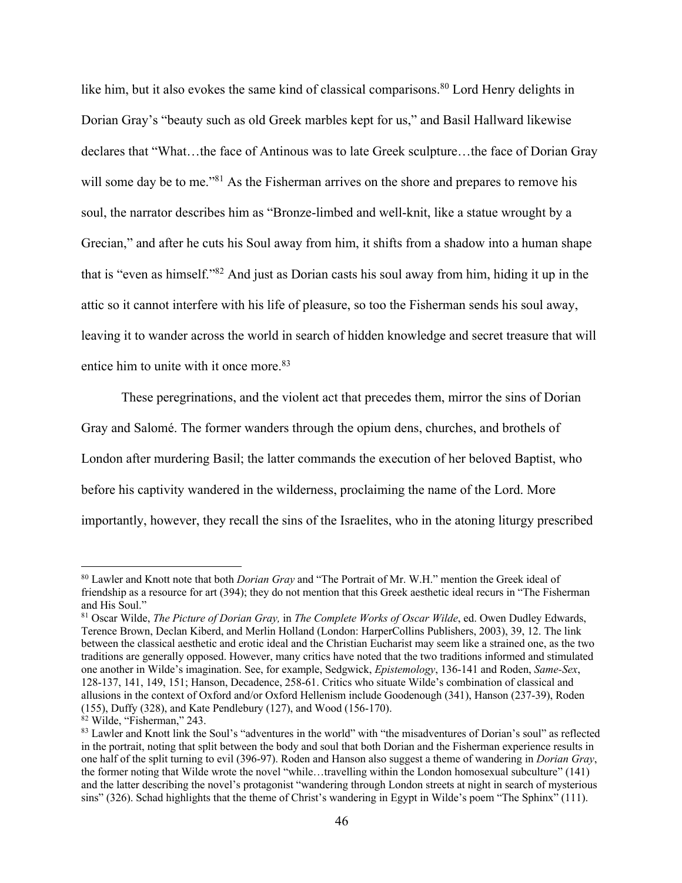like him, but it also evokes the same kind of classical comparisons.[80] Lord Henry delights in Dorian Gray's "beauty such as old Greek marbles kept for us," and Basil Hallward likewise declares that "What…the face of Antinous was to late Greek sculpture…the face of Dorian Gray will some day be to me."[81] As the Fisherman arrives on the shore and prepares to remove his soul, the narrator describes him as "Bronze-limbed and well-knit, like a statue wrought by a Grecian," and after he cuts his Soul away from him, it shifts from a shadow into a human shape that is "even as himself."[82] And just as Dorian casts his soul away from him, hiding it up in the attic so it cannot interfere with his life of pleasure, so too the Fisherman sends his soul away, leaving it to wander across the world in search of hidden knowledge and secret treasure that will entice him to unite with it once more.[83]

These peregrinations, and the violent act that precedes them, mirror the sins of Dorian Gray and Salomé. The former wanders through the opium dens, churches, and brothels of London after murdering Basil; the latter commands the execution of her beloved Baptist, who before his captivity wandered in the wilderness, proclaiming the name of the Lord. More importantly, however, they recall the sins of the Israelites, who in the atoning liturgy prescribed

---

[80] Lawler and Knott note that both *Dorian Gray* and "The Portrait of Mr. W.H." mention the Greek ideal of friendship as a resource for art (394); they do not mention that this Greek aesthetic ideal recurs in "The Fisherman and His Soul."

[81] Oscar Wilde, *The Picture of Dorian Gray,* in *The Complete Works of Oscar Wilde*, ed. Owen Dudley Edwards, Terence Brown, Declan Kiberd, and Merlin Holland (London: HarperCollins Publishers, 2003), 39, 12. The link between the classical aesthetic and erotic ideal and the Christian Eucharist may seem like a strained one, as the two traditions are generally opposed. However, many critics have noted that the two traditions informed and stimulated one another in Wilde's imagination. See, for example, Sedgwick, *Epistemology*, 136-141 and Roden, *Same-Sex*, 128-137, 141, 149, 151; Hanson, Decadence, 258-61. Critics who situate Wilde's combination of classical and allusions in the context of Oxford and/or Oxford Hellenism include Goodenough (341), Hanson (237-39), Roden (155), Duffy (328), and Kate Pendlebury (127), and Wood (156-170).

[82] Wilde, "Fisherman," 243.

[83] Lawler and Knott link the Soul's "adventures in the world" with "the misadventures of Dorian's soul" as reflected in the portrait, noting that split between the body and soul that both Dorian and the Fisherman experience results in one half of the split turning to evil (396-97). Roden and Hanson also suggest a theme of wandering in *Dorian Gray*, the former noting that Wilde wrote the novel "while…travelling within the London homosexual subculture" (141) and the latter describing the novel's protagonist "wandering through London streets at night in search of mysterious sins" (326). Schad highlights that the theme of Christ's wandering in Egypt in Wilde's poem "The Sphinx" (111).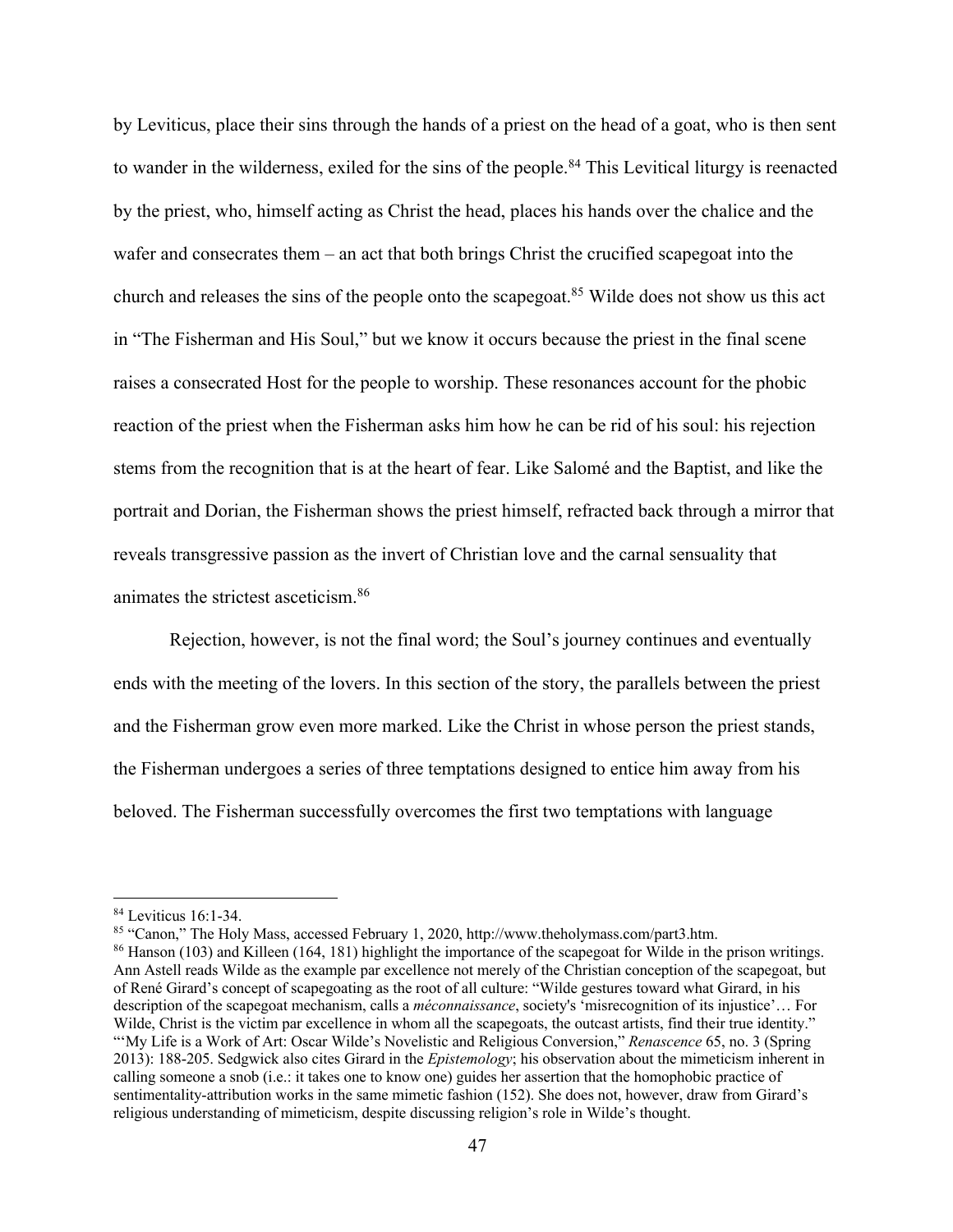by Leviticus, place their sins through the hands of a priest on the head of a goat, who is then sent to wander in the wilderness, exiled for the sins of the people.[84] This Levitical liturgy is reenacted by the priest, who, himself acting as Christ the head, places his hands over the chalice and the wafer and consecrates them – an act that both brings Christ the crucified scapegoat into the church and releases the sins of the people onto the scapegoat.[85] Wilde does not show us this act in "The Fisherman and His Soul," but we know it occurs because the priest in the final scene raises a consecrated Host for the people to worship. These resonances account for the phobic reaction of the priest when the Fisherman asks him how he can be rid of his soul: his rejection stems from the recognition that is at the heart of fear. Like Salomé and the Baptist, and like the portrait and Dorian, the Fisherman shows the priest himself, refracted back through a mirror that reveals transgressive passion as the invert of Christian love and the carnal sensuality that animates the strictest asceticism.[86]

Rejection, however, is not the final word; the Soul's journey continues and eventually ends with the meeting of the lovers. In this section of the story, the parallels between the priest and the Fisherman grow even more marked. Like the Christ in whose person the priest stands, the Fisherman undergoes a series of three temptations designed to entice him away from his beloved. The Fisherman successfully overcomes the first two temptations with language

---

[84] Leviticus 16:1-34.

[85] "Canon," The Holy Mass, accessed February 1, 2020, http://www.theholymass.com/part3.htm.

[86] Hanson (103) and Killeen (164, 181) highlight the importance of the scapegoat for Wilde in the prison writings. Ann Astell reads Wilde as the example par excellence not merely of the Christian conception of the scapegoat, but of René Girard's concept of scapegoating as the root of all culture: "Wilde gestures toward what Girard, in his description of the scapegoat mechanism, calls a *méconnaissance*, society's 'misrecognition of its injustice'… For Wilde, Christ is the victim par excellence in whom all the scapegoats, the outcast artists, find their true identity." "'My Life is a Work of Art: Oscar Wilde's Novelistic and Religious Conversion," *Renascence* 65, no. 3 (Spring 2013): 188-205. Sedgwick also cites Girard in the *Epistemology*; his observation about the mimeticism inherent in calling someone a snob (i.e.: it takes one to know one) guides her assertion that the homophobic practice of sentimentality-attribution works in the same mimetic fashion (152). She does not, however, draw from Girard's religious understanding of mimeticism, despite discussing religion's role in Wilde's thought.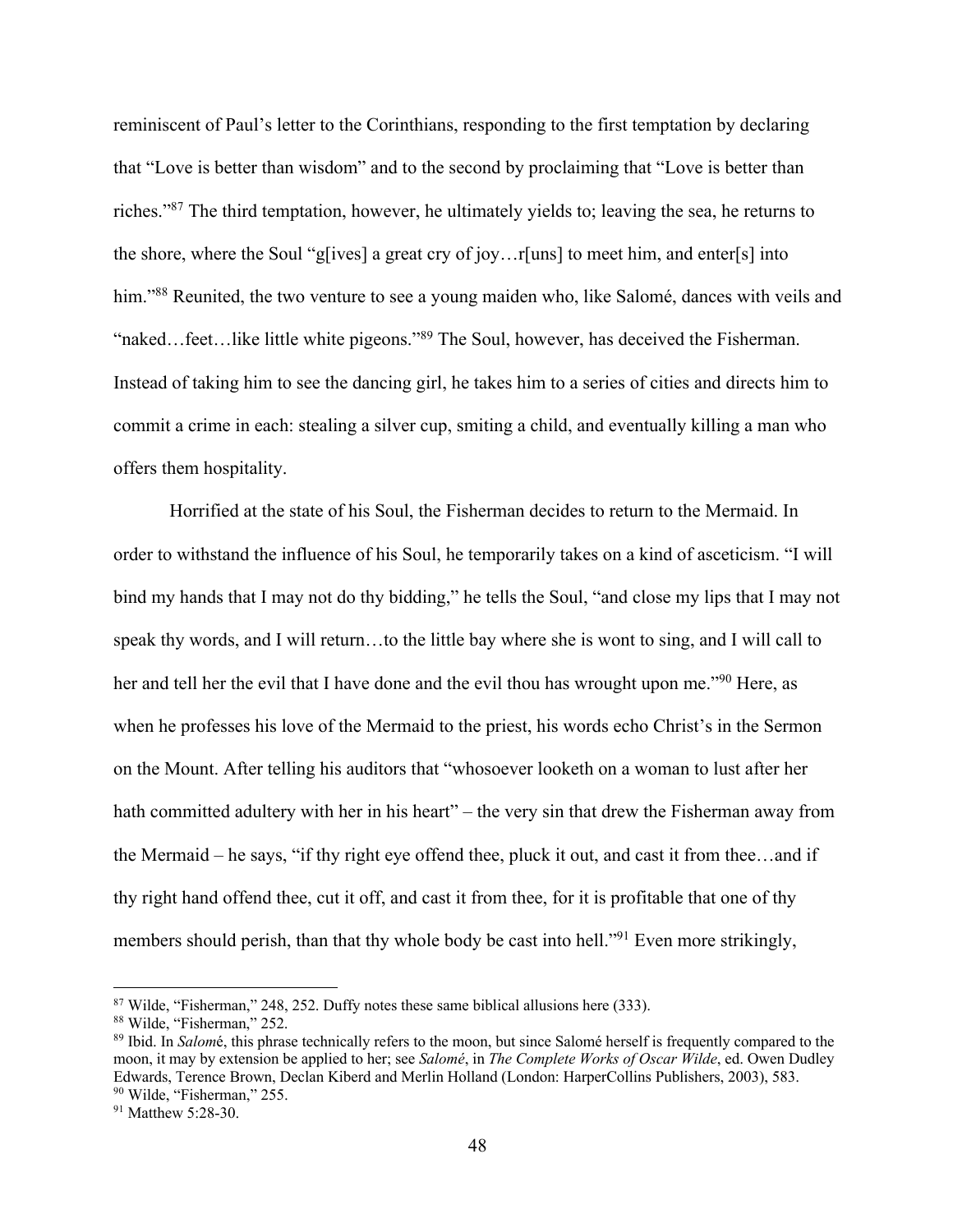reminiscent of Paul's letter to the Corinthians, responding to the first temptation by declaring that "Love is better than wisdom" and to the second by proclaiming that "Love is better than riches."[87] The third temptation, however, he ultimately yields to; leaving the sea, he returns to the shore, where the Soul "g[ives] a great cry of joy…r[uns] to meet him, and enter[s] into him."[88] Reunited, the two venture to see a young maiden who, like Salomé, dances with veils and "naked…feet…like little white pigeons."[89] The Soul, however, has deceived the Fisherman. Instead of taking him to see the dancing girl, he takes him to a series of cities and directs him to commit a crime in each: stealing a silver cup, smiting a child, and eventually killing a man who offers them hospitality.

Horrified at the state of his Soul, the Fisherman decides to return to the Mermaid. In order to withstand the influence of his Soul, he temporarily takes on a kind of asceticism. "I will bind my hands that I may not do thy bidding," he tells the Soul, "and close my lips that I may not speak thy words, and I will return…to the little bay where she is wont to sing, and I will call to her and tell her the evil that I have done and the evil thou has wrought upon me."[90] Here, as when he professes his love of the Mermaid to the priest, his words echo Christ's in the Sermon on the Mount. After telling his auditors that "whosoever looketh on a woman to lust after her hath committed adultery with her in his heart" – the very sin that drew the Fisherman away from the Mermaid – he says, "if thy right eye offend thee, pluck it out, and cast it from thee…and if thy right hand offend thee, cut it off, and cast it from thee, for it is profitable that one of thy members should perish, than that thy whole body be cast into hell."[91] Even more strikingly,

---

[87] Wilde, "Fisherman," 248, 252. Duffy notes these same biblical allusions here (333).

[88] Wilde, "Fisherman," 252.

[89] Ibid. In *Salomé*, this phrase technically refers to the moon, but since Salomé herself is frequently compared to the moon, it may by extension be applied to her; see *Salomé*, in *The Complete Works of Oscar Wilde*, ed. Owen Dudley Edwards, Terence Brown, Declan Kiberd and Merlin Holland (London: HarperCollins Publishers, 2003), 583.

[90] Wilde, "Fisherman," 255.

[91] Matthew 5:28-30.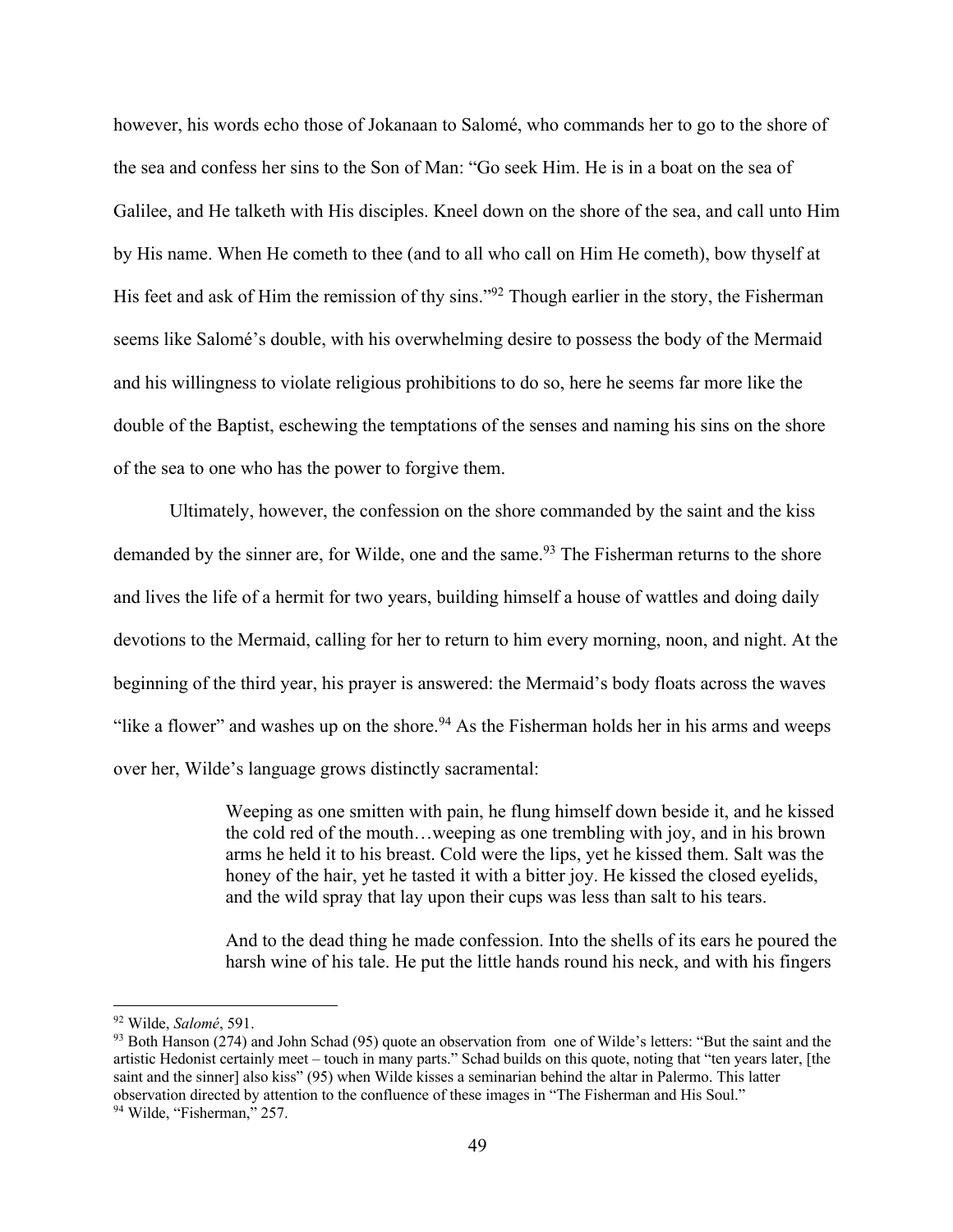however, his words echo those of Jokanaan to Salomé, who commands her to go to the shore of the sea and confess her sins to the Son of Man: “Go seek Him. He is in a boat on the sea of Galilee, and He talketh with His disciples. Kneel down on the shore of the sea, and call unto Him by His name. When He cometh to thee (and to all who call on Him He cometh), bow thyself at His feet and ask of Him the remission of thy sins.”[92] Though earlier in the story, the Fisherman seems like Salomé’s double, with his overwhelming desire to possess the body of the Mermaid and his willingness to violate religious prohibitions to do so, here he seems far more like the double of the Baptist, eschewing the temptations of the senses and naming his sins on the shore of the sea to one who has the power to forgive them.

Ultimately, however, the confession on the shore commanded by the saint and the kiss demanded by the sinner are, for Wilde, one and the same.[93] The Fisherman returns to the shore and lives the life of a hermit for two years, building himself a house of wattles and doing daily devotions to the Mermaid, calling for her to return to him every morning, noon, and night. At the beginning of the third year, his prayer is answered: the Mermaid’s body floats across the waves “like a flower” and washes up on the shore.[94] As the Fisherman holds her in his arms and weeps over her, Wilde’s language grows distinctly sacramental:

> Weeping as one smitten with pain, he flung himself down beside it, and he kissed the cold red of the mouth…weeping as one trembling with joy, and in his brown arms he held it to his breast. Cold were the lips, yet he kissed them. Salt was the honey of the hair, yet he tasted it with a bitter joy. He kissed the closed eyelids, and the wild spray that lay upon their cups was less than salt to his tears.
>
> And to the dead thing he made confession. Into the shells of its ears he poured the harsh wine of his tale. He put the little hands round his neck, and with his fingers

---

[92] Wilde, *Salomé*, 591.

[93] Both Hanson (274) and John Schad (95) quote an observation from one of Wilde’s letters: “But the saint and the artistic Hedonist certainly meet – touch in many parts.” Schad builds on this quote, noting that “ten years later, [the saint and the sinner] also kiss” (95) when Wilde kisses a seminarian behind the altar in Palermo. This latter observation directed by attention to the confluence of these images in “The Fisherman and His Soul.”

[94] Wilde, “Fisherman,” 257.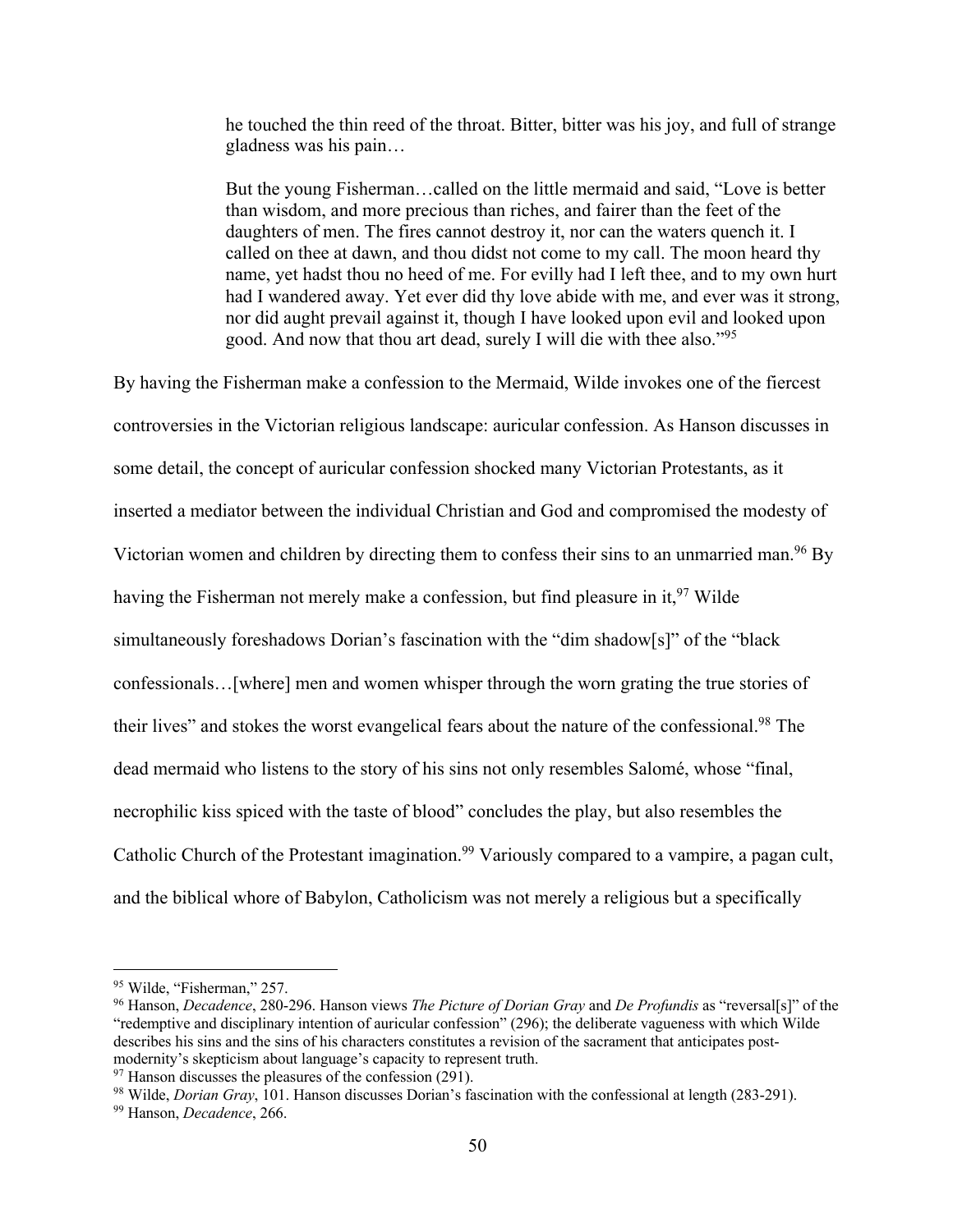> he touched the thin reed of the throat. Bitter, bitter was his joy, and full of strange gladness was his pain…
>
> But the young Fisherman…called on the little mermaid and said, "Love is better than wisdom, and more precious than riches, and fairer than the feet of the daughters of men. The fires cannot destroy it, nor can the waters quench it. I called on thee at dawn, and thou didst not come to my call. The moon heard thy name, yet hadst thou no heed of me. For evilly had I left thee, and to my own hurt had I wandered away. Yet ever did thy love abide with me, and ever was it strong, nor did aught prevail against it, though I have looked upon evil and looked upon good. And now that thou art dead, surely I will die with thee also."[95]

By having the Fisherman make a confession to the Mermaid, Wilde invokes one of the fiercest controversies in the Victorian religious landscape: auricular confession. As Hanson discusses in some detail, the concept of auricular confession shocked many Victorian Protestants, as it inserted a mediator between the individual Christian and God and compromised the modesty of Victorian women and children by directing them to confess their sins to an unmarried man.[96] By having the Fisherman not merely make a confession, but find pleasure in it,[97] Wilde simultaneously foreshadows Dorian's fascination with the "dim shadow[s]" of the "black confessionals…[where] men and women whisper through the worn grating the true stories of their lives" and stokes the worst evangelical fears about the nature of the confessional.[98] The dead mermaid who listens to the story of his sins not only resembles Salomé, whose "final, necrophilic kiss spiced with the taste of blood" concludes the play, but also resembles the Catholic Church of the Protestant imagination.[99] Variously compared to a vampire, a pagan cult, and the biblical whore of Babylon, Catholicism was not merely a religious but a specifically

---

[95] Wilde, "Fisherman," 257.

[96] Hanson, *Decadence*, 280-296. Hanson views *The Picture of Dorian Gray* and *De Profundis* as "reversal[s]" of the "redemptive and disciplinary intention of auricular confession" (296); the deliberate vagueness with which Wilde describes his sins and the sins of his characters constitutes a revision of the sacrament that anticipates post-modernity's skepticism about language's capacity to represent truth.

[97] Hanson discusses the pleasures of the confession (291).

[98] Wilde, *Dorian Gray*, 101. Hanson discusses Dorian's fascination with the confessional at length (283-291).

[99] Hanson, *Decadence*, 266.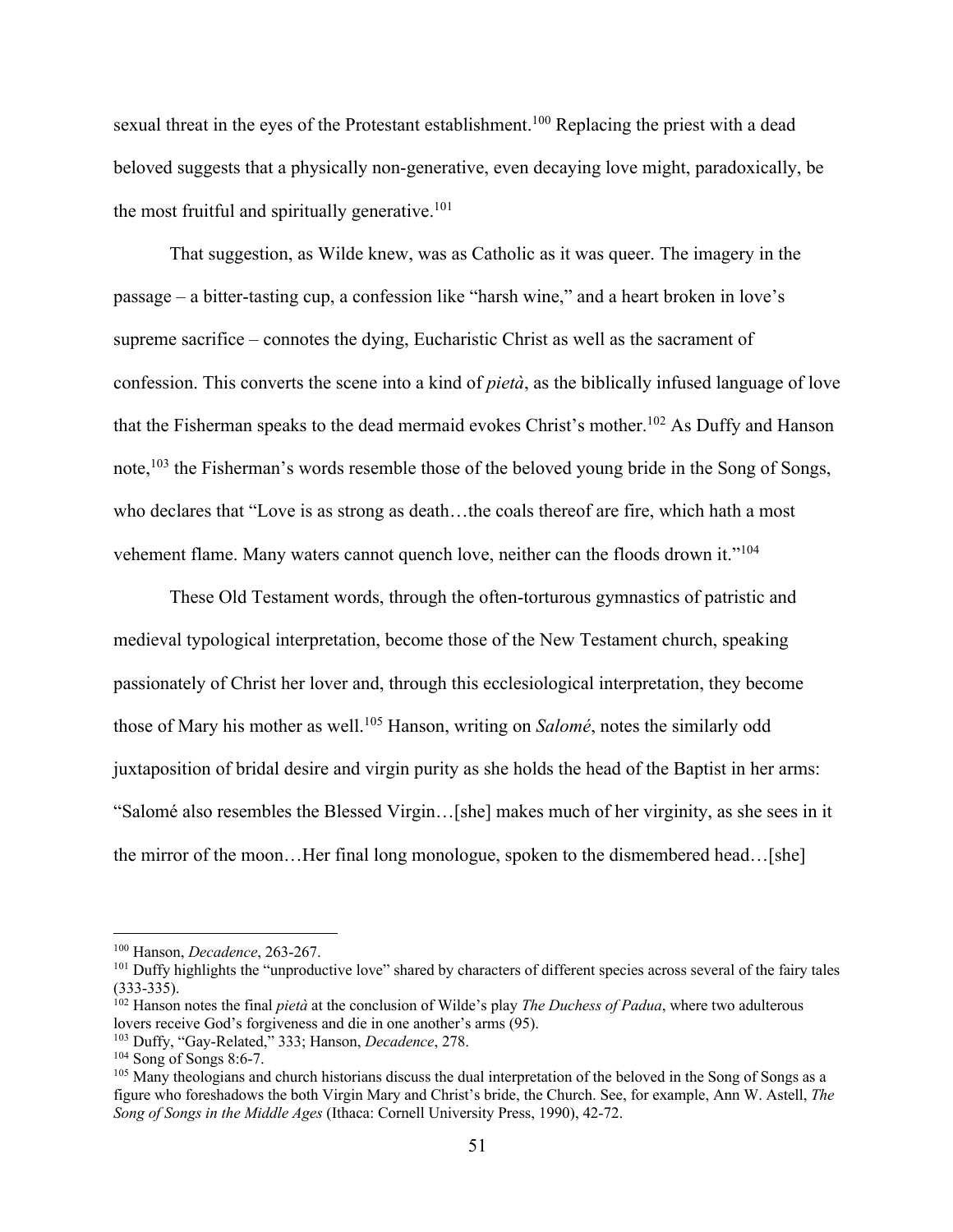sexual threat in the eyes of the Protestant establishment.[100] Replacing the priest with a dead beloved suggests that a physically non-generative, even decaying love might, paradoxically, be the most fruitful and spiritually generative.[101]

That suggestion, as Wilde knew, was as Catholic as it was queer. The imagery in the passage – a bitter-tasting cup, a confession like "harsh wine," and a heart broken in love's supreme sacrifice – connotes the dying, Eucharistic Christ as well as the sacrament of confession. This converts the scene into a kind of *pietà*, as the biblically infused language of love that the Fisherman speaks to the dead mermaid evokes Christ's mother.[102] As Duffy and Hanson note,[103] the Fisherman's words resemble those of the beloved young bride in the Song of Songs, who declares that "Love is as strong as death…the coals thereof are fire, which hath a most vehement flame. Many waters cannot quench love, neither can the floods drown it."[104]

These Old Testament words, through the often-torturous gymnastics of patristic and medieval typological interpretation, become those of the New Testament church, speaking passionately of Christ her lover and, through this ecclesiological interpretation, they become those of Mary his mother as well.[105] Hanson, writing on *Salomé*, notes the similarly odd juxtaposition of bridal desire and virgin purity as she holds the head of the Baptist in her arms: "Salomé also resembles the Blessed Virgin…[she] makes much of her virginity, as she sees in it the mirror of the moon…Her final long monologue, spoken to the dismembered head…[she]

---

[100] Hanson, *Decadence*, 263-267.

[101] Duffy highlights the "unproductive love" shared by characters of different species across several of the fairy tales (333-335).

[102] Hanson notes the final *pietà* at the conclusion of Wilde's play *The Duchess of Padua*, where two adulterous lovers receive God's forgiveness and die in one another's arms (95).

[103] Duffy, "Gay-Related," 333; Hanson, *Decadence*, 278.

[104] Song of Songs 8:6-7.

[105] Many theologians and church historians discuss the dual interpretation of the beloved in the Song of Songs as a figure who foreshadows the both Virgin Mary and Christ's bride, the Church. See, for example, Ann W. Astell, *The Song of Songs in the Middle Ages* (Ithaca: Cornell University Press, 1990), 42-72.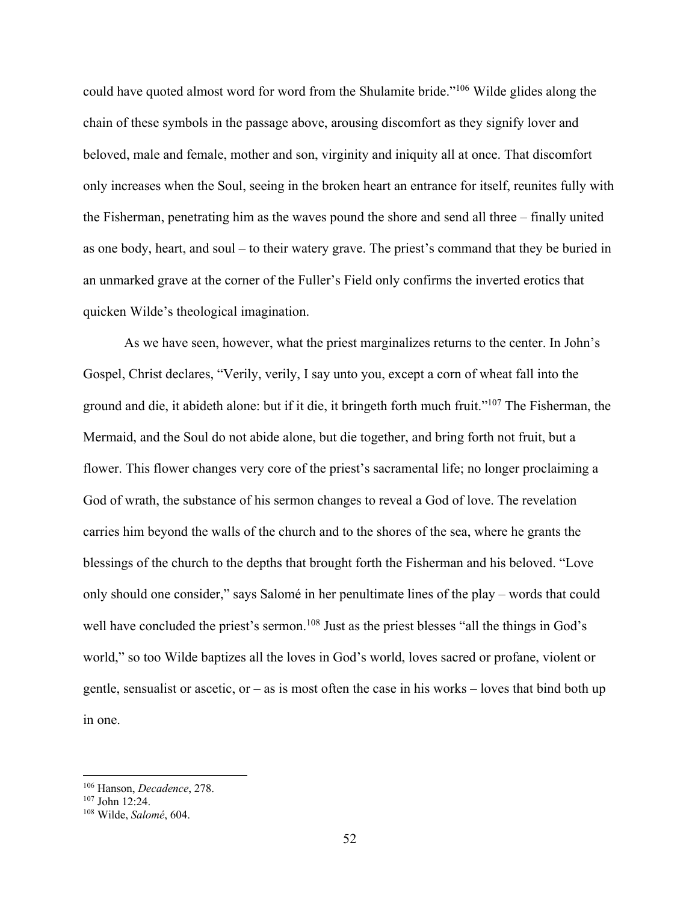could have quoted almost word for word from the Shulamite bride."[106] Wilde glides along the chain of these symbols in the passage above, arousing discomfort as they signify lover and beloved, male and female, mother and son, virginity and iniquity all at once. That discomfort only increases when the Soul, seeing in the broken heart an entrance for itself, reunites fully with the Fisherman, penetrating him as the waves pound the shore and send all three – finally united as one body, heart, and soul – to their watery grave. The priest's command that they be buried in an unmarked grave at the corner of the Fuller's Field only confirms the inverted erotics that quicken Wilde's theological imagination.

As we have seen, however, what the priest marginalizes returns to the center. In John's Gospel, Christ declares, "Verily, verily, I say unto you, except a corn of wheat fall into the ground and die, it abideth alone: but if it die, it bringeth forth much fruit."[107] The Fisherman, the Mermaid, and the Soul do not abide alone, but die together, and bring forth not fruit, but a flower. This flower changes very core of the priest's sacramental life; no longer proclaiming a God of wrath, the substance of his sermon changes to reveal a God of love. The revelation carries him beyond the walls of the church and to the shores of the sea, where he grants the blessings of the church to the depths that brought forth the Fisherman and his beloved. "Love only should one consider," says Salomé in her penultimate lines of the play – words that could well have concluded the priest's sermon.[108] Just as the priest blesses "all the things in God's world," so too Wilde baptizes all the loves in God's world, loves sacred or profane, violent or gentle, sensualist or ascetic, or – as is most often the case in his works – loves that bind both up in one.

---

[106] Hanson, *Decadence*, 278.

[107] John 12:24.

[108] Wilde, *Salomé*, 604.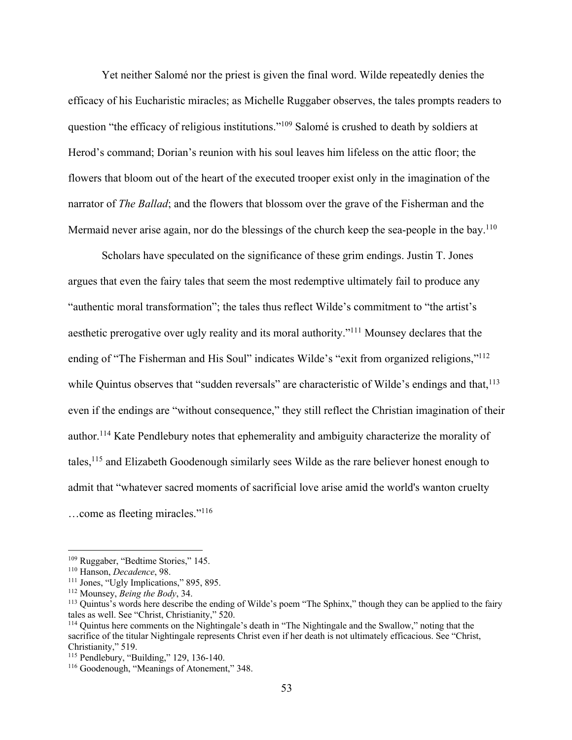Yet neither Salomé nor the priest is given the final word. Wilde repeatedly denies the efficacy of his Eucharistic miracles; as Michelle Ruggaber observes, the tales prompts readers to question "the efficacy of religious institutions."[109] Salomé is crushed to death by soldiers at Herod's command; Dorian's reunion with his soul leaves him lifeless on the attic floor; the flowers that bloom out of the heart of the executed trooper exist only in the imagination of the narrator of *The Ballad*; and the flowers that blossom over the grave of the Fisherman and the Mermaid never arise again, nor do the blessings of the church keep the sea-people in the bay.[110]

Scholars have speculated on the significance of these grim endings. Justin T. Jones argues that even the fairy tales that seem the most redemptive ultimately fail to produce any "authentic moral transformation"; the tales thus reflect Wilde's commitment to "the artist's aesthetic prerogative over ugly reality and its moral authority."[111] Mounsey declares that the ending of "The Fisherman and His Soul" indicates Wilde's "exit from organized religions,"[112] while Quintus observes that "sudden reversals" are characteristic of Wilde's endings and that,[113] even if the endings are "without consequence," they still reflect the Christian imagination of their author.[114] Kate Pendlebury notes that ephemerality and ambiguity characterize the morality of tales,[115] and Elizabeth Goodenough similarly sees Wilde as the rare believer honest enough to admit that "whatever sacred moments of sacrificial love arise amid the world's wanton cruelty …come as fleeting miracles."[116]

---

[109] Ruggaber, "Bedtime Stories," 145.

[110] Hanson, *Decadence*, 98.

[111] Jones, "Ugly Implications," 895, 895.

[112] Mounsey, *Being the Body*, 34.

[113] Quintus's words here describe the ending of Wilde's poem "The Sphinx," though they can be applied to the fairy tales as well. See "Christ, Christianity," 520.

[114] Quintus here comments on the Nightingale's death in "The Nightingale and the Swallow," noting that the sacrifice of the titular Nightingale represents Christ even if her death is not ultimately efficacious. See "Christ, Christianity," 519.

[115] Pendlebury, "Building," 129, 136-140.

[116] Goodenough, "Meanings of Atonement," 348.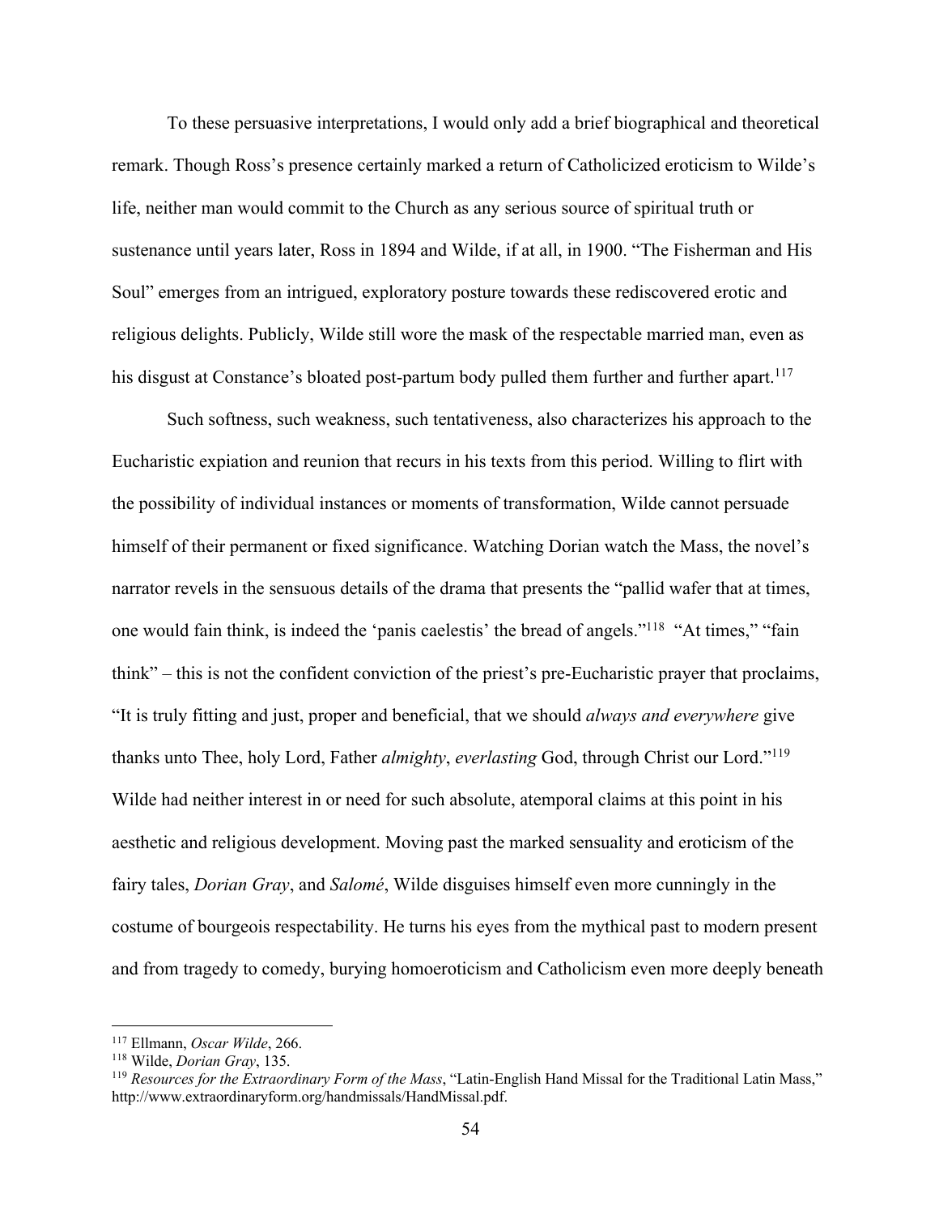To these persuasive interpretations, I would only add a brief biographical and theoretical remark. Though Ross's presence certainly marked a return of Catholicized eroticism to Wilde's life, neither man would commit to the Church as any serious source of spiritual truth or sustenance until years later, Ross in 1894 and Wilde, if at all, in 1900. "The Fisherman and His Soul" emerges from an intrigued, exploratory posture towards these rediscovered erotic and religious delights. Publicly, Wilde still wore the mask of the respectable married man, even as his disgust at Constance's bloated post-partum body pulled them further and further apart.[117]

Such softness, such weakness, such tentativeness, also characterizes his approach to the Eucharistic expiation and reunion that recurs in his texts from this period. Willing to flirt with the possibility of individual instances or moments of transformation, Wilde cannot persuade himself of their permanent or fixed significance. Watching Dorian watch the Mass, the novel's narrator revels in the sensuous details of the drama that presents the "pallid wafer that at times, one would fain think, is indeed the 'panis caelestis' the bread of angels."[118] "At times," "fain think" – this is not the confident conviction of the priest's pre-Eucharistic prayer that proclaims, "It is truly fitting and just, proper and beneficial, that we should *always and everywhere* give thanks unto Thee, holy Lord, Father *almighty*, *everlasting* God, through Christ our Lord."[119] Wilde had neither interest in or need for such absolute, atemporal claims at this point in his aesthetic and religious development. Moving past the marked sensuality and eroticism of the fairy tales, *Dorian Gray*, and *Salomé*, Wilde disguises himself even more cunningly in the costume of bourgeois respectability. He turns his eyes from the mythical past to modern present and from tragedy to comedy, burying homoeroticism and Catholicism even more deeply beneath

---

[117] Ellmann, *Oscar Wilde*, 266.

[118] Wilde, *Dorian Gray*, 135.

[119] *Resources for the Extraordinary Form of the Mass*, "Latin-English Hand Missal for the Traditional Latin Mass," http://www.extraordinaryform.org/handmissals/HandMissal.pdf.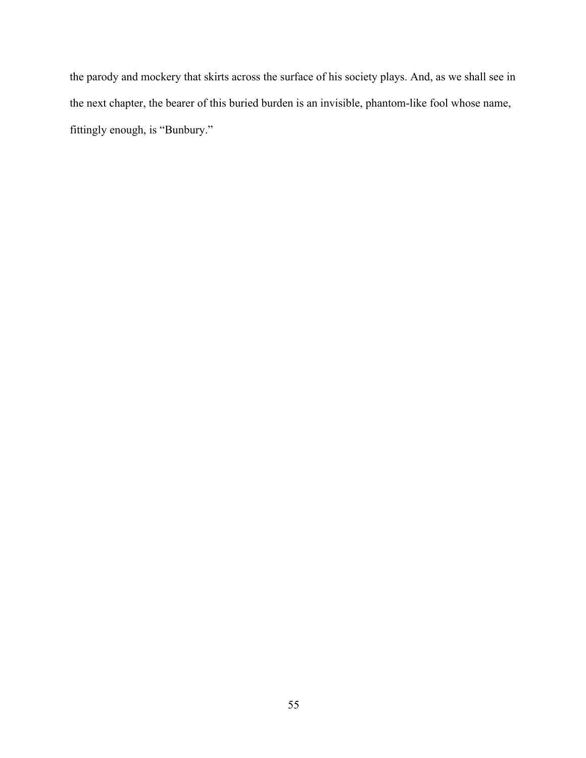the parody and mockery that skirts across the surface of his society plays. And, as we shall see in the next chapter, the bearer of this buried burden is an invisible, phantom-like fool whose name, fittingly enough, is "Bunbury."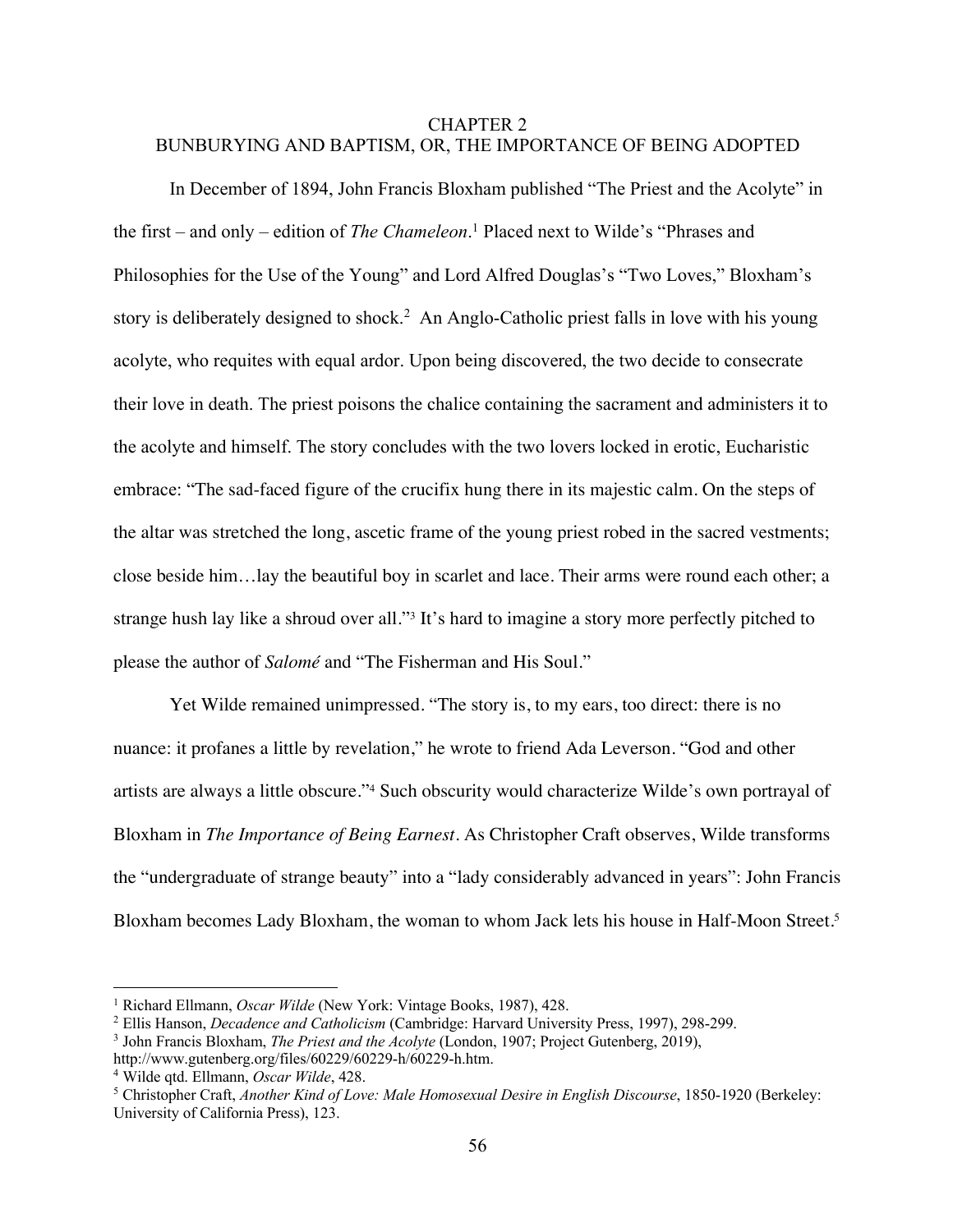# CHAPTER 2
# BUNBURYING AND BAPTISM, OR, THE IMPORTANCE OF BEING ADOPTED

In December of 1894, John Francis Bloxham published "The Priest and the Acolyte" in the first – and only – edition of *The Chameleon*.[1] Placed next to Wilde's "Phrases and Philosophies for the Use of the Young" and Lord Alfred Douglas's "Two Loves," Bloxham's story is deliberately designed to shock.[2] An Anglo-Catholic priest falls in love with his young acolyte, who requites with equal ardor. Upon being discovered, the two decide to consecrate their love in death. The priest poisons the chalice containing the sacrament and administers it to the acolyte and himself. The story concludes with the two lovers locked in erotic, Eucharistic embrace: "The sad-faced figure of the crucifix hung there in its majestic calm. On the steps of the altar was stretched the long, ascetic frame of the young priest robed in the sacred vestments; close beside him…lay the beautiful boy in scarlet and lace. Their arms were round each other; a strange hush lay like a shroud over all."[3] It's hard to imagine a story more perfectly pitched to please the author of *Salomé* and "The Fisherman and His Soul."

Yet Wilde remained unimpressed. "The story is, to my ears, too direct: there is no nuance: it profanes a little by revelation," he wrote to friend Ada Leverson. "God and other artists are always a little obscure."[4] Such obscurity would characterize Wilde's own portrayal of Bloxham in *The Importance of Being Earnest*. As Christopher Craft observes, Wilde transforms the "undergraduate of strange beauty" into a "lady considerably advanced in years": John Francis Bloxham becomes Lady Bloxham, the woman to whom Jack lets his house in Half-Moon Street.[5]

---

[1] Richard Ellmann, *Oscar Wilde* (New York: Vintage Books, 1987), 428.

[2] Ellis Hanson, *Decadence and Catholicism* (Cambridge: Harvard University Press, 1997), 298-299.

[3] John Francis Bloxham, *The Priest and the Acolyte* (London, 1907; Project Gutenberg, 2019), http://www.gutenberg.org/files/60229/60229-h/60229-h.htm.

[4] Wilde qtd. Ellmann, *Oscar Wilde*, 428.

[5] Christopher Craft, *Another Kind of Love: Male Homosexual Desire in English Discourse*, 1850-1920 (Berkeley: University of California Press), 123.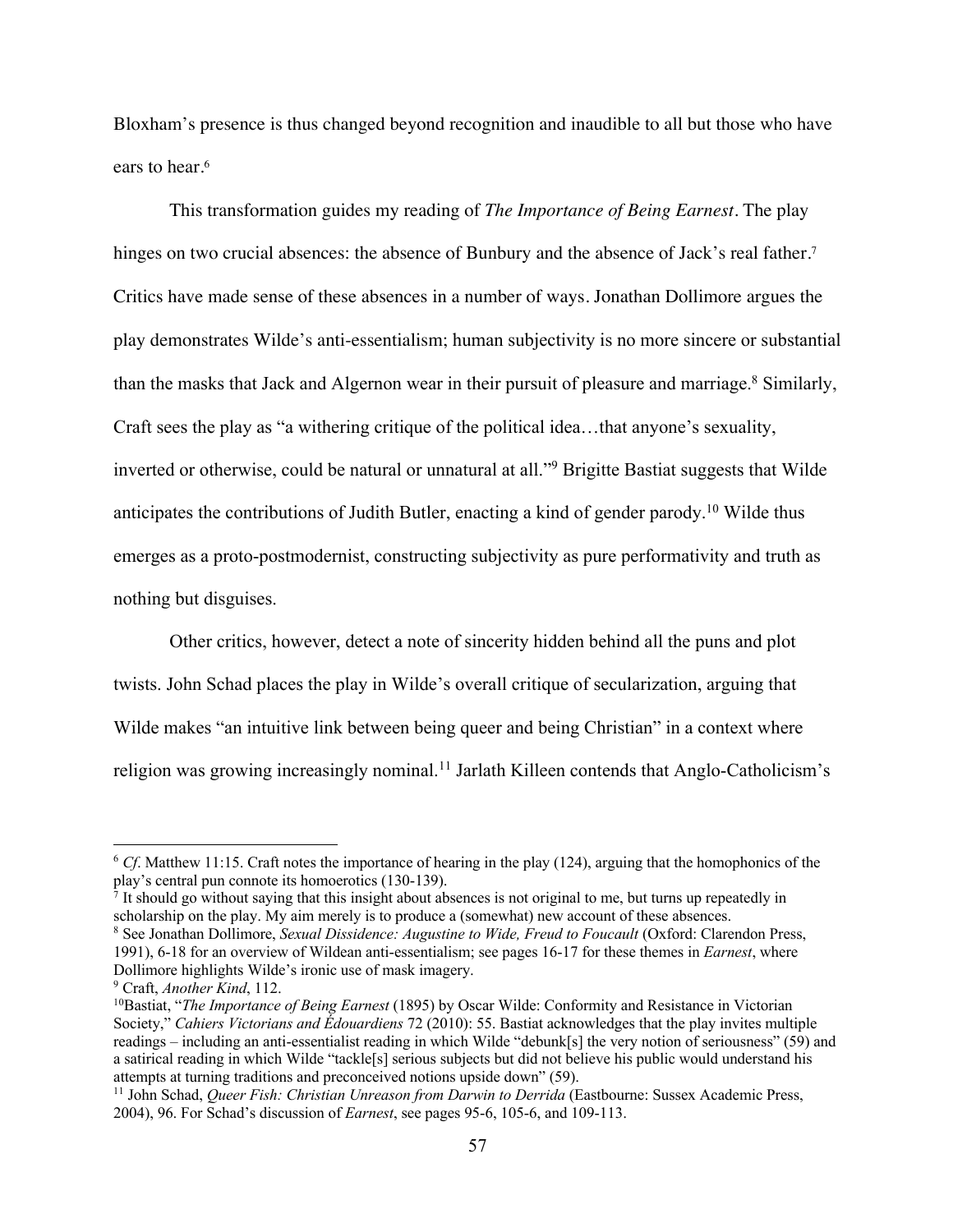Bloxham's presence is thus changed beyond recognition and inaudible to all but those who have ears to hear.[6]

This transformation guides my reading of *The Importance of Being Earnest*. The play hinges on two crucial absences: the absence of Bunbury and the absence of Jack's real father.[7] Critics have made sense of these absences in a number of ways. Jonathan Dollimore argues the play demonstrates Wilde's anti-essentialism; human subjectivity is no more sincere or substantial than the masks that Jack and Algernon wear in their pursuit of pleasure and marriage.[8] Similarly, Craft sees the play as "a withering critique of the political idea…that anyone's sexuality, inverted or otherwise, could be natural or unnatural at all."[9] Brigitte Bastiat suggests that Wilde anticipates the contributions of Judith Butler, enacting a kind of gender parody.[10] Wilde thus emerges as a proto-postmodernist, constructing subjectivity as pure performativity and truth as nothing but disguises.

Other critics, however, detect a note of sincerity hidden behind all the puns and plot twists. John Schad places the play in Wilde's overall critique of secularization, arguing that Wilde makes "an intuitive link between being queer and being Christian" in a context where religion was growing increasingly nominal.[11] Jarlath Killeen contends that Anglo-Catholicism's

---

[6] *Cf.* Matthew 11:15. Craft notes the importance of hearing in the play (124), arguing that the homophonics of the play's central pun connote its homoerotics (130-139).

[7] It should go without saying that this insight about absences is not original to me, but turns up repeatedly in scholarship on the play. My aim merely is to produce a (somewhat) new account of these absences.

[8] See Jonathan Dollimore, *Sexual Dissidence: Augustine to Wide, Freud to Foucault* (Oxford: Clarendon Press, 1991), 6-18 for an overview of Wildean anti-essentialism; see pages 16-17 for these themes in *Earnest*, where Dollimore highlights Wilde's ironic use of mask imagery.

[9] Craft, *Another Kind*, 112.

[10] Bastiat, "*The Importance of Being Earnest* (1895) by Oscar Wilde: Conformity and Resistance in Victorian Society," *Cahiers Victorians and Édouardiens* 72 (2010): 55. Bastiat acknowledges that the play invites multiple readings – including an anti-essentialist reading in which Wilde "debunk[s] the very notion of seriousness" (59) and a satirical reading in which Wilde "tackle[s] serious subjects but did not believe his public would understand his attempts at turning traditions and preconceived notions upside down" (59).

[11] John Schad, *Queer Fish: Christian Unreason from Darwin to Derrida* (Eastbourne: Sussex Academic Press, 2004), 96. For Schad's discussion of *Earnest*, see pages 95-6, 105-6, and 109-113.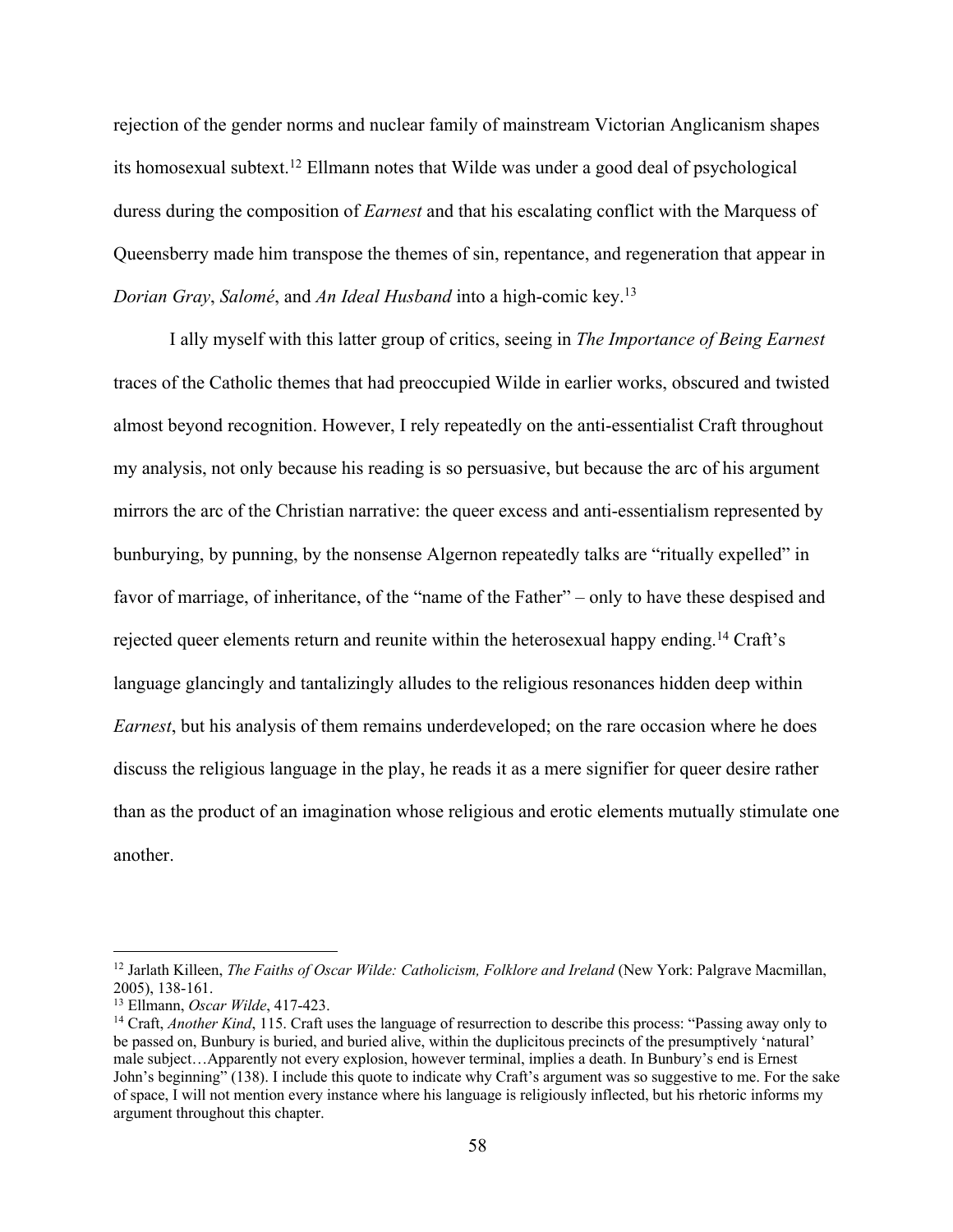rejection of the gender norms and nuclear family of mainstream Victorian Anglicanism shapes its homosexual subtext.[12] Ellmann notes that Wilde was under a good deal of psychological duress during the composition of *Earnest* and that his escalating conflict with the Marquess of Queensberry made him transpose the themes of sin, repentance, and regeneration that appear in *Dorian Gray*, *Salomé*, and *An Ideal Husband* into a high-comic key.[13]

I ally myself with this latter group of critics, seeing in *The Importance of Being Earnest* traces of the Catholic themes that had preoccupied Wilde in earlier works, obscured and twisted almost beyond recognition. However, I rely repeatedly on the anti-essentialist Craft throughout my analysis, not only because his reading is so persuasive, but because the arc of his argument mirrors the arc of the Christian narrative: the queer excess and anti-essentialism represented by bunburying, by punning, by the nonsense Algernon repeatedly talks are "ritually expelled" in favor of marriage, of inheritance, of the "name of the Father" – only to have these despised and rejected queer elements return and reunite within the heterosexual happy ending.[14] Craft's language glancingly and tantalizingly alludes to the religious resonances hidden deep within *Earnest*, but his analysis of them remains underdeveloped; on the rare occasion where he does discuss the religious language in the play, he reads it as a mere signifier for queer desire rather than as the product of an imagination whose religious and erotic elements mutually stimulate one another.

---

[12] Jarlath Killeen, *The Faiths of Oscar Wilde: Catholicism, Folklore and Ireland* (New York: Palgrave Macmillan, 2005), 138-161.

[13] Ellmann, *Oscar Wilde*, 417-423.

[14] Craft, *Another Kind*, 115. Craft uses the language of resurrection to describe this process: "Passing away only to be passed on, Bunbury is buried, and buried alive, within the duplicitous precincts of the presumptively 'natural' male subject…Apparently not every explosion, however terminal, implies a death. In Bunbury's end is Ernest John's beginning" (138). I include this quote to indicate why Craft's argument was so suggestive to me. For the sake of space, I will not mention every instance where his language is religiously inflected, but his rhetoric informs my argument throughout this chapter.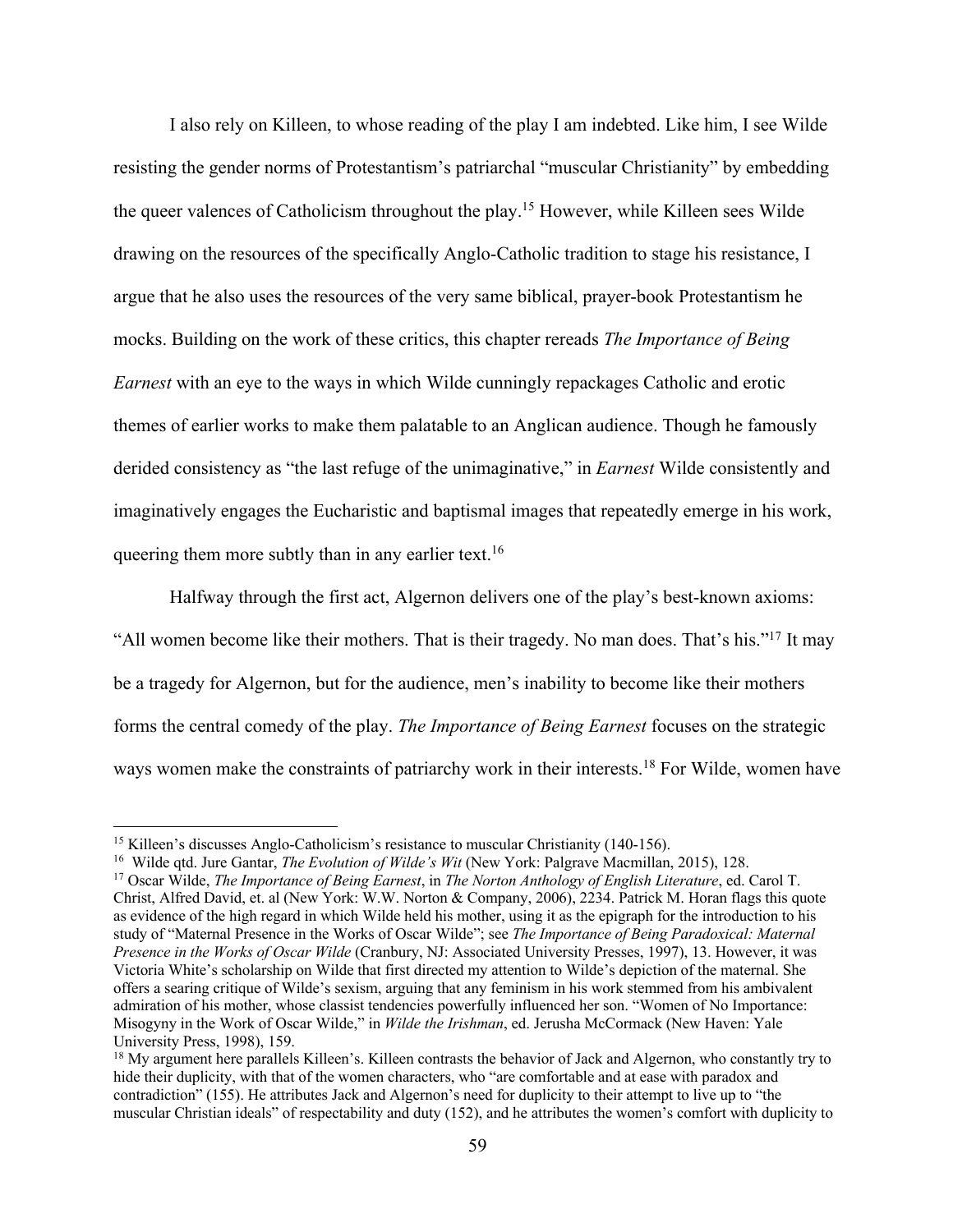I also rely on Killeen, to whose reading of the play I am indebted. Like him, I see Wilde resisting the gender norms of Protestantism's patriarchal "muscular Christianity" by embedding the queer valences of Catholicism throughout the play.[15] However, while Killeen sees Wilde drawing on the resources of the specifically Anglo-Catholic tradition to stage his resistance, I argue that he also uses the resources of the very same biblical, prayer-book Protestantism he mocks. Building on the work of these critics, this chapter rereads *The Importance of Being Earnest* with an eye to the ways in which Wilde cunningly repackages Catholic and erotic themes of earlier works to make them palatable to an Anglican audience. Though he famously derided consistency as "the last refuge of the unimaginative," in *Earnest* Wilde consistently and imaginatively engages the Eucharistic and baptismal images that repeatedly emerge in his work, queering them more subtly than in any earlier text.[16]

Halfway through the first act, Algernon delivers one of the play's best-known axioms: "All women become like their mothers. That is their tragedy. No man does. That's his."[17] It may be a tragedy for Algernon, but for the audience, men's inability to become like their mothers forms the central comedy of the play. *The Importance of Being Earnest* focuses on the strategic ways women make the constraints of patriarchy work in their interests.[18] For Wilde, women have

---

[15] Killeen's discusses Anglo-Catholicism's resistance to muscular Christianity (140-156).

[16] Wilde qtd. Jure Gantar, *The Evolution of Wilde's Wit* (New York: Palgrave Macmillan, 2015), 128.

[17] Oscar Wilde, *The Importance of Being Earnest*, in *The Norton Anthology of English Literature*, ed. Carol T. Christ, Alfred David, et. al (New York: W.W. Norton & Company, 2006), 2234. Patrick M. Horan flags this quote as evidence of the high regard in which Wilde held his mother, using it as the epigraph for the introduction to his study of "Maternal Presence in the Works of Oscar Wilde"; see *The Importance of Being Paradoxical: Maternal Presence in the Works of Oscar Wilde* (Cranbury, NJ: Associated University Presses, 1997), 13. However, it was Victoria White's scholarship on Wilde that first directed my attention to Wilde's depiction of the maternal. She offers a searing critique of Wilde's sexism, arguing that any feminism in his work stemmed from his ambivalent admiration of his mother, whose classist tendencies powerfully influenced her son. "Women of No Importance: Misogyny in the Work of Oscar Wilde," in *Wilde the Irishman*, ed. Jerusha McCormack (New Haven: Yale University Press, 1998), 159.

[18] My argument here parallels Killeen's. Killeen contrasts the behavior of Jack and Algernon, who constantly try to hide their duplicity, with that of the women characters, who "are comfortable and at ease with paradox and contradiction" (155). He attributes Jack and Algernon's need for duplicity to their attempt to live up to "the muscular Christian ideals" of respectability and duty (152), and he attributes the women's comfort with duplicity to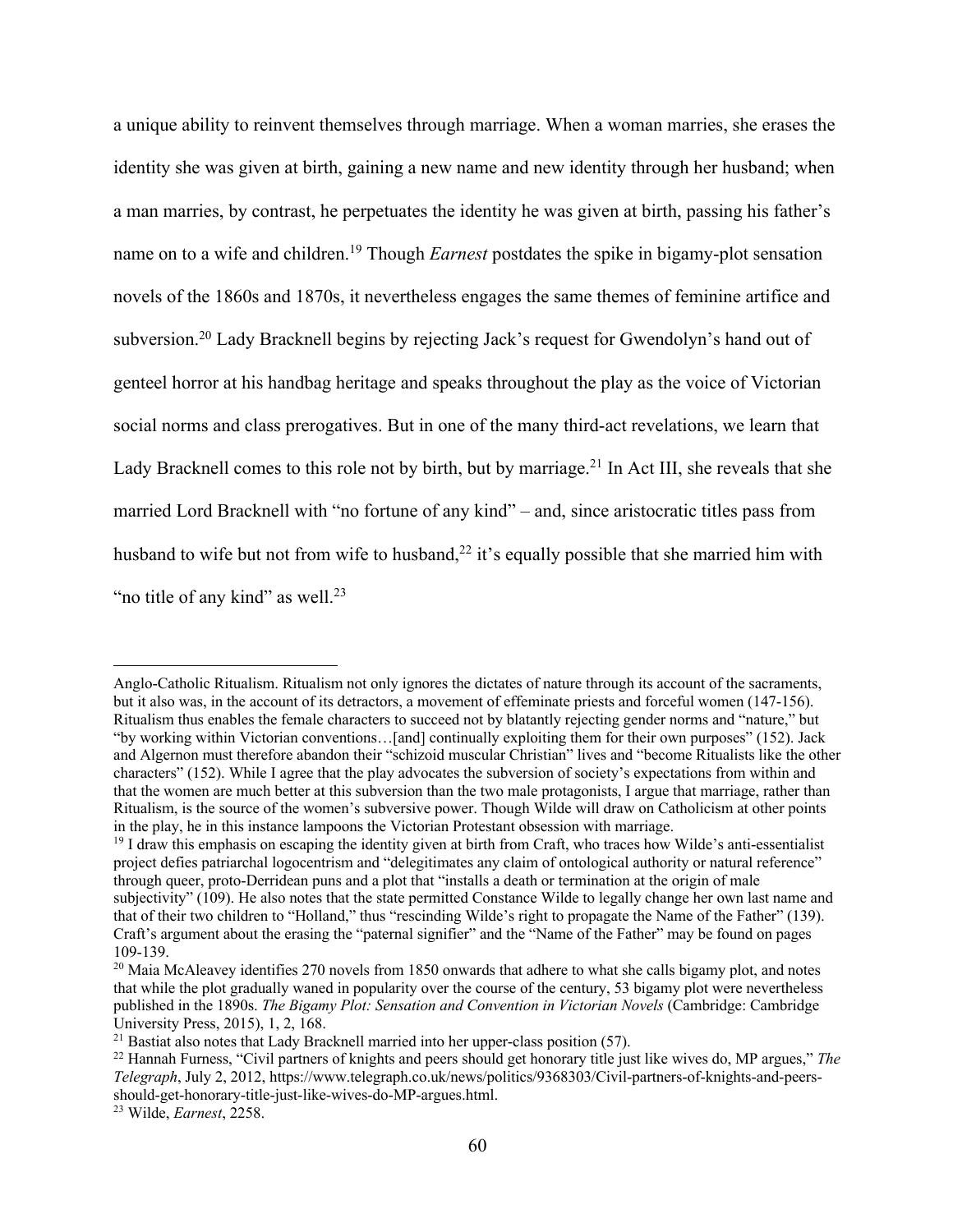a unique ability to reinvent themselves through marriage. When a woman marries, she erases the identity she was given at birth, gaining a new name and new identity through her husband; when a man marries, by contrast, he perpetuates the identity he was given at birth, passing his father's name on to a wife and children.[19] Though *Earnest* postdates the spike in bigamy-plot sensation novels of the 1860s and 1870s, it nevertheless engages the same themes of feminine artifice and subversion.[20] Lady Bracknell begins by rejecting Jack's request for Gwendolyn's hand out of genteel horror at his handbag heritage and speaks throughout the play as the voice of Victorian social norms and class prerogatives. But in one of the many third-act revelations, we learn that Lady Bracknell comes to this role not by birth, but by marriage.[21] In Act III, she reveals that she married Lord Bracknell with "no fortune of any kind" – and, since aristocratic titles pass from husband to wife but not from wife to husband,[22] it's equally possible that she married him with "no title of any kind" as well.[23]

---

Anglo-Catholic Ritualism. Ritualism not only ignores the dictates of nature through its account of the sacraments, but it also was, in the account of its detractors, a movement of effeminate priests and forceful women (147-156). Ritualism thus enables the female characters to succeed not by blatantly rejecting gender norms and "nature," but "by working within Victorian conventions…[and] continually exploiting them for their own purposes" (152). Jack and Algernon must therefore abandon their "schizoid muscular Christian" lives and "become Ritualists like the other characters" (152). While I agree that the play advocates the subversion of society's expectations from within and that the women are much better at this subversion than the two male protagonists, I argue that marriage, rather than Ritualism, is the source of the women's subversive power. Though Wilde will draw on Catholicism at other points in the play, he in this instance lampoons the Victorian Protestant obsession with marriage.

[19] I draw this emphasis on escaping the identity given at birth from Craft, who traces how Wilde's anti-essentialist project defies patriarchal logocentrism and "delegitimates any claim of ontological authority or natural reference" through queer, proto-Derridean puns and a plot that "installs a death or termination at the origin of male subjectivity" (109). He also notes that the state permitted Constance Wilde to legally change her own last name and that of their two children to "Holland," thus "rescinding Wilde's right to propagate the Name of the Father" (139). Craft's argument about the erasing the "paternal signifier" and the "Name of the Father" may be found on pages 109-139.

[20] Maia McAleavey identifies 270 novels from 1850 onwards that adhere to what she calls bigamy plot, and notes that while the plot gradually waned in popularity over the course of the century, 53 bigamy plot were nevertheless published in the 1890s. *The Bigamy Plot: Sensation and Convention in Victorian Novels* (Cambridge: Cambridge University Press, 2015), 1, 2, 168.

[21] Bastiat also notes that Lady Bracknell married into her upper-class position (57).

[22] Hannah Furness, "Civil partners of knights and peers should get honorary title just like wives do, MP argues," *The Telegraph*, July 2, 2012, https://www.telegraph.co.uk/news/politics/9368303/Civil-partners-of-knights-and-peers-should-get-honorary-title-just-like-wives-do-MP-argues.html.

[23] Wilde, *Earnest*, 2258.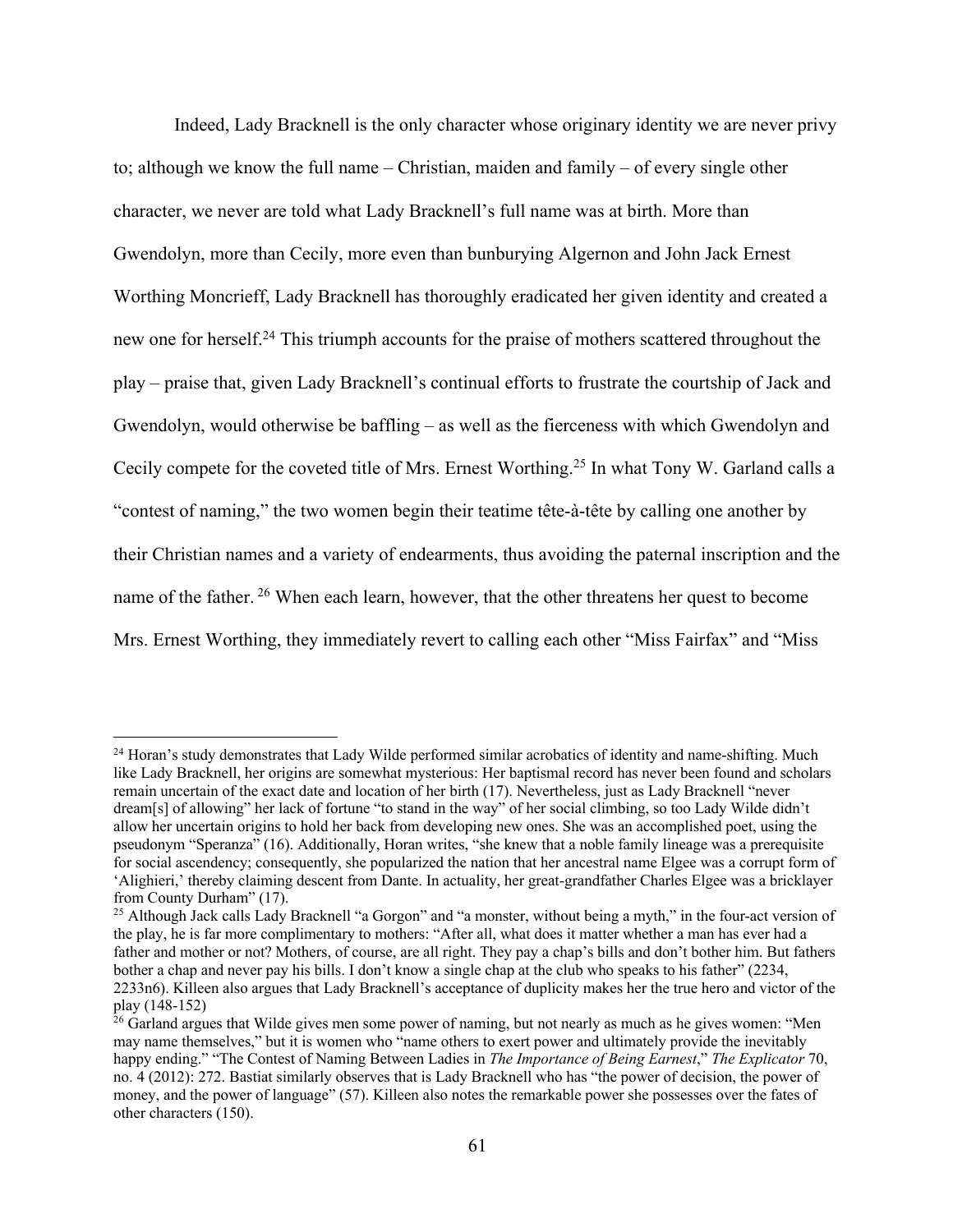Indeed, Lady Bracknell is the only character whose originary identity we are never privy to; although we know the full name – Christian, maiden and family – of every single other character, we never are told what Lady Bracknell's full name was at birth. More than Gwendolyn, more than Cecily, more even than bunburying Algernon and John Jack Ernest Worthing Moncrieff, Lady Bracknell has thoroughly eradicated her given identity and created a new one for herself.[24] This triumph accounts for the praise of mothers scattered throughout the play – praise that, given Lady Bracknell's continual efforts to frustrate the courtship of Jack and Gwendolyn, would otherwise be baffling – as well as the fierceness with which Gwendolyn and Cecily compete for the coveted title of Mrs. Ernest Worthing.[25] In what Tony W. Garland calls a "contest of naming," the two women begin their teatime tête-à-tête by calling one another by their Christian names and a variety of endearments, thus avoiding the paternal inscription and the name of the father.[26] When each learn, however, that the other threatens her quest to become Mrs. Ernest Worthing, they immediately revert to calling each other "Miss Fairfax" and "Miss

---

[24] Horan's study demonstrates that Lady Wilde performed similar acrobatics of identity and name-shifting. Much like Lady Bracknell, her origins are somewhat mysterious: Her baptismal record has never been found and scholars remain uncertain of the exact date and location of her birth (17). Nevertheless, just as Lady Bracknell "never dream[s] of allowing" her lack of fortune "to stand in the way" of her social climbing, so too Lady Wilde didn't allow her uncertain origins to hold her back from developing new ones. She was an accomplished poet, using the pseudonym "Speranza" (16). Additionally, Horan writes, "she knew that a noble family lineage was a prerequisite for social ascendency; consequently, she popularized the nation that her ancestral name Elgee was a corrupt form of 'Alighieri,' thereby claiming descent from Dante. In actuality, her great-grandfather Charles Elgee was a bricklayer from County Durham" (17).

[25] Although Jack calls Lady Bracknell "a Gorgon" and "a monster, without being a myth," in the four-act version of the play, he is far more complimentary to mothers: "After all, what does it matter whether a man has ever had a father and mother or not? Mothers, of course, are all right. They pay a chap's bills and don't bother him. But fathers bother a chap and never pay his bills. I don't know a single chap at the club who speaks to his father" (2234, 2233n6). Killeen also argues that Lady Bracknell's acceptance of duplicity makes her the true hero and victor of the play (148-152)

[26] Garland argues that Wilde gives men some power of naming, but not nearly as much as he gives women: "Men may name themselves," but it is women who "name others to exert power and ultimately provide the inevitably happy ending." "The Contest of Naming Between Ladies in *The Importance of Being Earnest*," *The Explicator* 70, no. 4 (2012): 272. Bastiat similarly observes that is Lady Bracknell who has "the power of decision, the power of money, and the power of language" (57). Killeen also notes the remarkable power she possesses over the fates of other characters (150).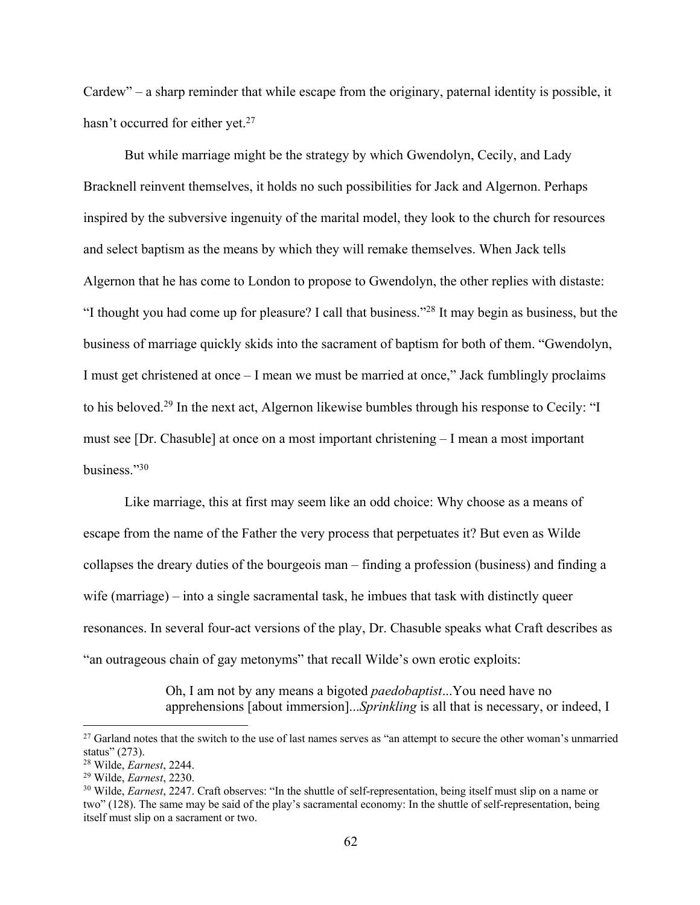Cardew" – a sharp reminder that while escape from the originary, paternal identity is possible, it hasn't occurred for either yet.[27]

But while marriage might be the strategy by which Gwendolyn, Cecily, and Lady Bracknell reinvent themselves, it holds no such possibilities for Jack and Algernon. Perhaps inspired by the subversive ingenuity of the marital model, they look to the church for resources and select baptism as the means by which they will remake themselves. When Jack tells Algernon that he has come to London to propose to Gwendolyn, the other replies with distaste: "I thought you had come up for pleasure? I call that business."[28] It may begin as business, but the business of marriage quickly skids into the sacrament of baptism for both of them. "Gwendolyn, I must get christened at once – I mean we must be married at once," Jack fumblingly proclaims to his beloved.[29] In the next act, Algernon likewise bumbles through his response to Cecily: "I must see [Dr. Chasuble] at once on a most important christening – I mean a most important business."[30]

Like marriage, this at first may seem like an odd choice: Why choose as a means of escape from the name of the Father the very process that perpetuates it? But even as Wilde collapses the dreary duties of the bourgeois man – finding a profession (business) and finding a wife (marriage) – into a single sacramental task, he imbues that task with distinctly queer resonances. In several four-act versions of the play, Dr. Chasuble speaks what Craft describes as "an outrageous chain of gay metonyms" that recall Wilde's own erotic exploits:

> Oh, I am not by any means a bigoted *paedobaptist*...You need have no apprehensions [about immersion]...*Sprinkling* is all that is necessary, or indeed, I

---

[27] Garland notes that the switch to the use of last names serves as "an attempt to secure the other woman's unmarried status" (273).

[28] Wilde, *Earnest*, 2244.

[29] Wilde, *Earnest*, 2230.

[30] Wilde, *Earnest*, 2247. Craft observes: "In the shuttle of self-representation, being itself must slip on a name or two" (128). The same may be said of the play's sacramental economy: In the shuttle of self-representation, being itself must slip on a sacrament or two.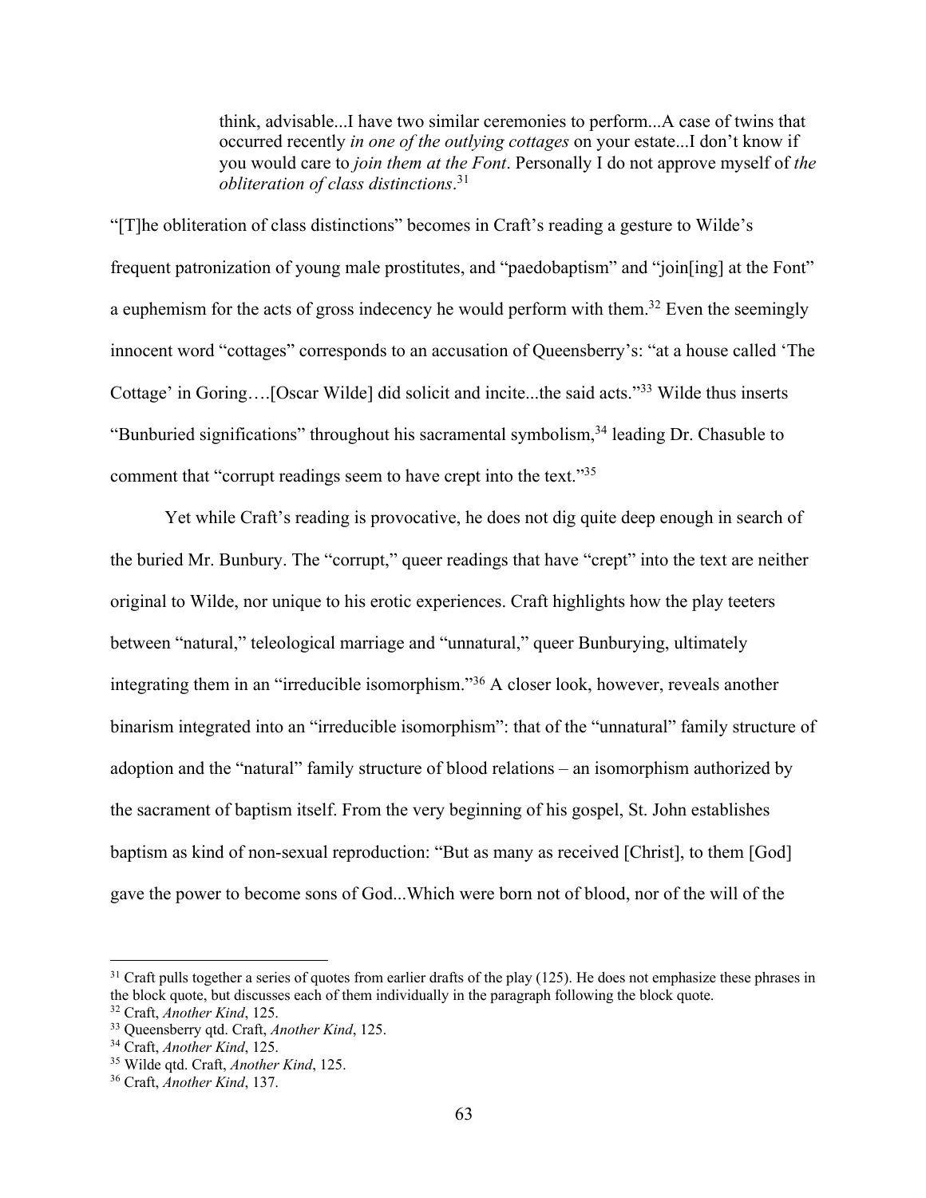> think, advisable...I have two similar ceremonies to perform...A case of twins that occurred recently *in one of the outlying cottages* on your estate...I don't know if you would care to *join them at the Font*. Personally I do not approve myself of *the obliteration of class distinctions*.[31]

"[T]he obliteration of class distinctions" becomes in Craft's reading a gesture to Wilde's frequent patronization of young male prostitutes, and "paedobaptism" and "join[ing] at the Font" a euphemism for the acts of gross indecency he would perform with them.[32] Even the seemingly innocent word "cottages" corresponds to an accusation of Queensberry's: "at a house called 'The Cottage' in Goring….[Oscar Wilde] did solicit and incite...the said acts."[33] Wilde thus inserts "Bunburied significations" throughout his sacramental symbolism,[34] leading Dr. Chasuble to comment that "corrupt readings seem to have crept into the text."[35]

Yet while Craft's reading is provocative, he does not dig quite deep enough in search of the buried Mr. Bunbury. The "corrupt," queer readings that have "crept" into the text are neither original to Wilde, nor unique to his erotic experiences. Craft highlights how the play teeters between "natural," teleological marriage and "unnatural," queer Bunburying, ultimately integrating them in an "irreducible isomorphism."[36] A closer look, however, reveals another binarism integrated into an "irreducible isomorphism": that of the "unnatural" family structure of adoption and the "natural" family structure of blood relations – an isomorphism authorized by the sacrament of baptism itself. From the very beginning of his gospel, St. John establishes baptism as kind of non-sexual reproduction: "But as many as received [Christ], to them [God] gave the power to become sons of God...Which were born not of blood, nor of the will of the

---

[31] Craft pulls together a series of quotes from earlier drafts of the play (125). He does not emphasize these phrases in the block quote, but discusses each of them individually in the paragraph following the block quote.

[32] Craft, *Another Kind*, 125.

[33] Queensberry qtd. Craft, *Another Kind*, 125.

[34] Craft, *Another Kind*, 125.

[35] Wilde qtd. Craft, *Another Kind*, 125.

[36] Craft, *Another Kind*, 137.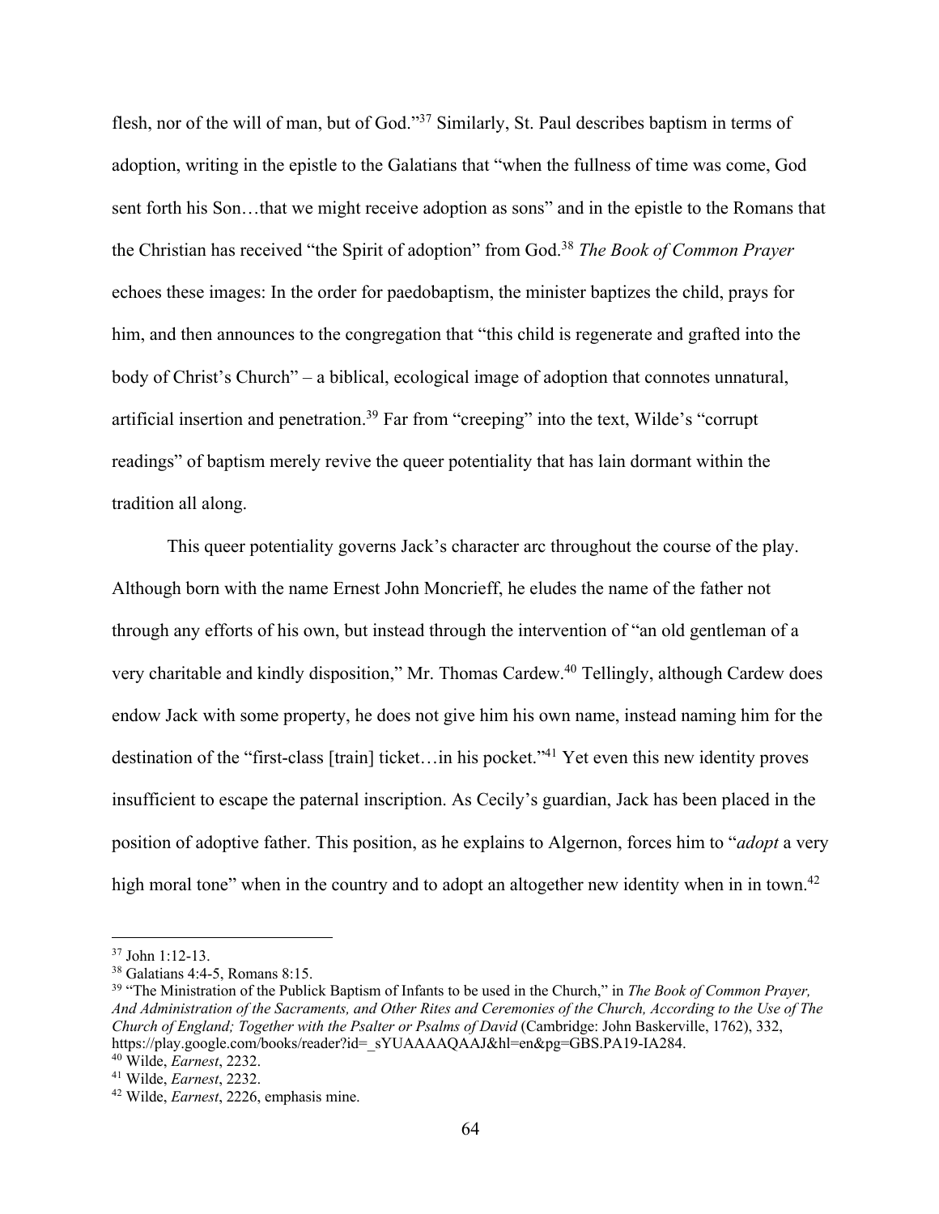flesh, nor of the will of man, but of God."[37] Similarly, St. Paul describes baptism in terms of adoption, writing in the epistle to the Galatians that "when the fullness of time was come, God sent forth his Son…that we might receive adoption as sons" and in the epistle to the Romans that the Christian has received "the Spirit of adoption" from God.[38] *The Book of Common Prayer* echoes these images: In the order for paedobaptism, the minister baptizes the child, prays for him, and then announces to the congregation that "this child is regenerate and grafted into the body of Christ's Church" – a biblical, ecological image of adoption that connotes unnatural, artificial insertion and penetration.[39] Far from "creeping" into the text, Wilde's "corrupt readings" of baptism merely revive the queer potentiality that has lain dormant within the tradition all along.

This queer potentiality governs Jack's character arc throughout the course of the play. Although born with the name Ernest John Moncrieff, he eludes the name of the father not through any efforts of his own, but instead through the intervention of "an old gentleman of a very charitable and kindly disposition," Mr. Thomas Cardew.[40] Tellingly, although Cardew does endow Jack with some property, he does not give him his own name, instead naming him for the destination of the "first-class [train] ticket…in his pocket."[41] Yet even this new identity proves insufficient to escape the paternal inscription. As Cecily's guardian, Jack has been placed in the position of adoptive father. This position, as he explains to Algernon, forces him to "*adopt* a very high moral tone" when in the country and to adopt an altogether new identity when in in town.[42]

---

[37] John 1:12-13.

[38] Galatians 4:4-5, Romans 8:15.

[39] "The Ministration of the Publick Baptism of Infants to be used in the Church," in *The Book of Common Prayer, And Administration of the Sacraments, and Other Rites and Ceremonies of the Church, According to the Use of The Church of England; Together with the Psalter or Psalms of David* (Cambridge: John Baskerville, 1762), 332, https://play.google.com/books/reader?id=_sYUAAAAQAAJ&hl=en&pg=GBS.PA19-IA284.

[40] Wilde, *Earnest*, 2232.

[41] Wilde, *Earnest*, 2232.

[42] Wilde, *Earnest*, 2226, emphasis mine.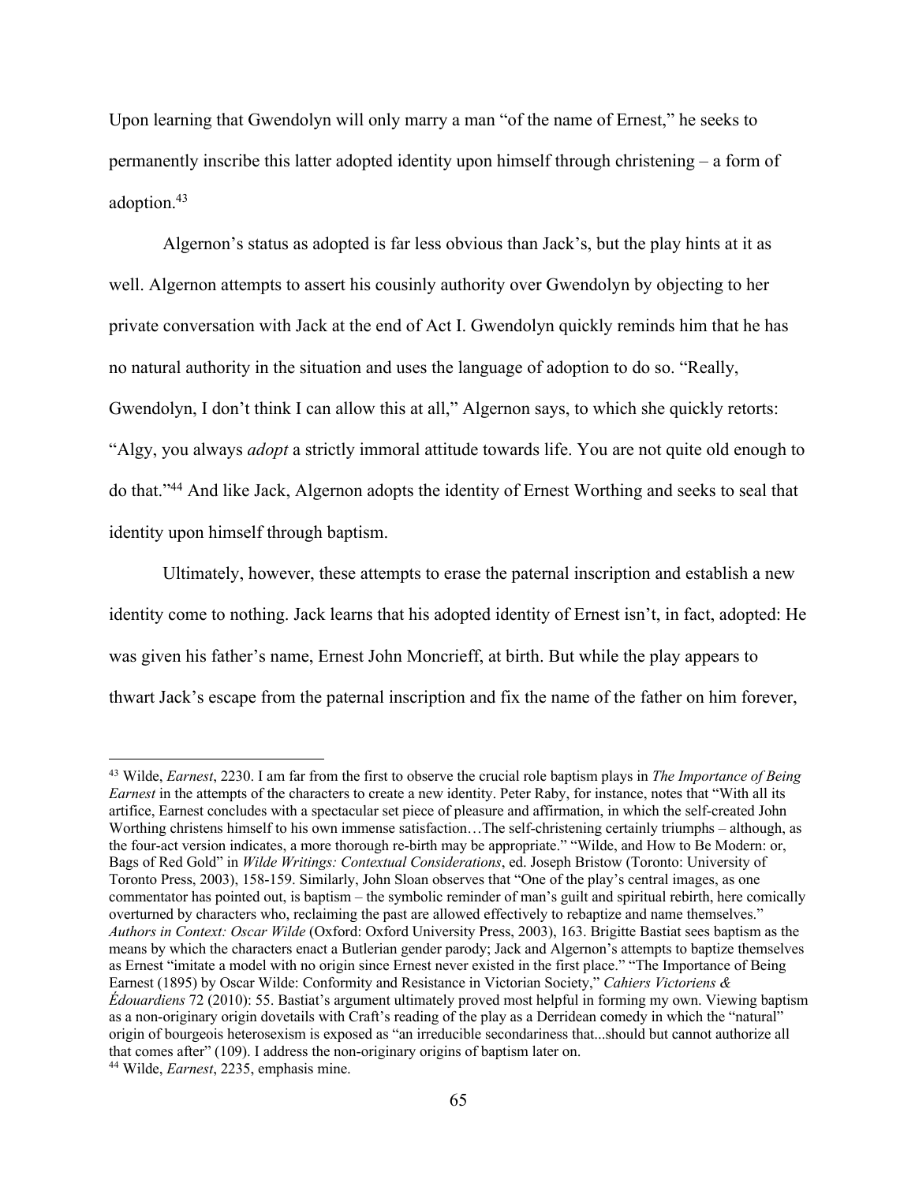Upon learning that Gwendolyn will only marry a man "of the name of Ernest," he seeks to permanently inscribe this latter adopted identity upon himself through christening – a form of adoption.[43]

Algernon's status as adopted is far less obvious than Jack's, but the play hints at it as well. Algernon attempts to assert his cousinly authority over Gwendolyn by objecting to her private conversation with Jack at the end of Act I. Gwendolyn quickly reminds him that he has no natural authority in the situation and uses the language of adoption to do so. "Really, Gwendolyn, I don't think I can allow this at all," Algernon says, to which she quickly retorts: "Algy, you always *adopt* a strictly immoral attitude towards life. You are not quite old enough to do that."[44] And like Jack, Algernon adopts the identity of Ernest Worthing and seeks to seal that identity upon himself through baptism.

Ultimately, however, these attempts to erase the paternal inscription and establish a new identity come to nothing. Jack learns that his adopted identity of Ernest isn't, in fact, adopted: He was given his father's name, Ernest John Moncrieff, at birth. But while the play appears to thwart Jack's escape from the paternal inscription and fix the name of the father on him forever,

---

[43] Wilde, *Earnest*, 2230. I am far from the first to observe the crucial role baptism plays in *The Importance of Being Earnest* in the attempts of the characters to create a new identity. Peter Raby, for instance, notes that "With all its artifice, Earnest concludes with a spectacular set piece of pleasure and affirmation, in which the self-created John Worthing christens himself to his own immense satisfaction…The self-christening certainly triumphs – although, as the four-act version indicates, a more thorough re-birth may be appropriate." "Wilde, and How to Be Modern: or, Bags of Red Gold" in *Wilde Writings: Contextual Considerations*, ed. Joseph Bristow (Toronto: University of Toronto Press, 2003), 158-159. Similarly, John Sloan observes that "One of the play's central images, as one commentator has pointed out, is baptism – the symbolic reminder of man's guilt and spiritual rebirth, here comically overturned by characters who, reclaiming the past are allowed effectively to rebaptize and name themselves." *Authors in Context: Oscar Wilde* (Oxford: Oxford University Press, 2003), 163. Brigitte Bastiat sees baptism as the means by which the characters enact a Butlerian gender parody; Jack and Algernon's attempts to baptize themselves as Ernest "imitate a model with no origin since Ernest never existed in the first place." "The Importance of Being Earnest (1895) by Oscar Wilde: Conformity and Resistance in Victorian Society," *Cahiers Victoriens & Édouardiens* 72 (2010): 55. Bastiat's argument ultimately proved most helpful in forming my own. Viewing baptism as a non-originary origin dovetails with Craft's reading of the play as a Derridean comedy in which the "natural" origin of bourgeois heterosexism is exposed as "an irreducible secondariness that...should but cannot authorize all that comes after" (109). I address the non-originary origins of baptism later on.

[44] Wilde, *Earnest*, 2235, emphasis mine.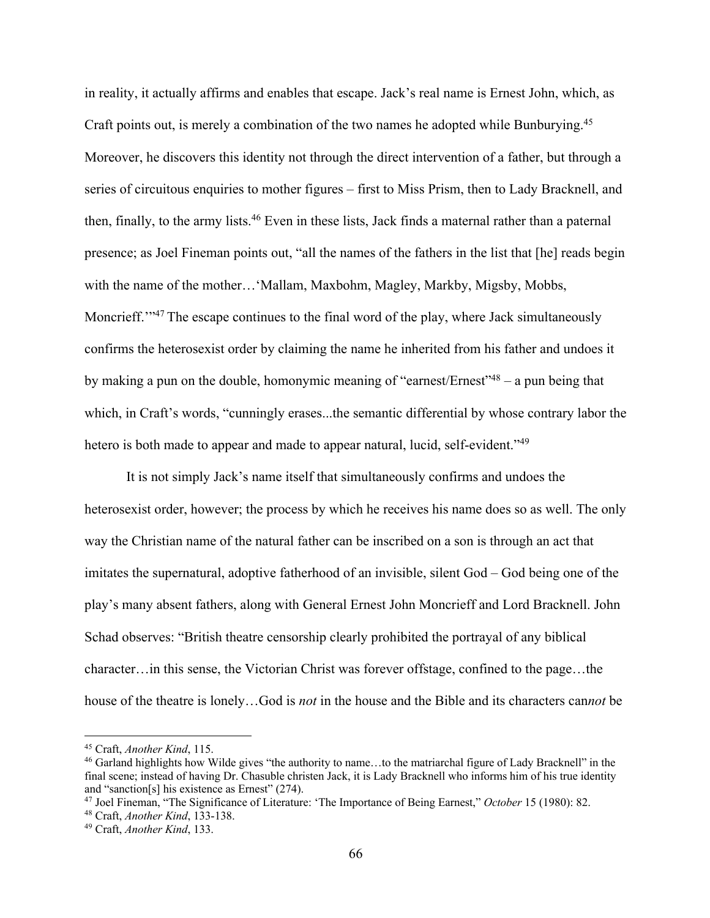in reality, it actually affirms and enables that escape. Jack's real name is Ernest John, which, as Craft points out, is merely a combination of the two names he adopted while Bunburying.[45] Moreover, he discovers this identity not through the direct intervention of a father, but through a series of circuitous enquiries to mother figures – first to Miss Prism, then to Lady Bracknell, and then, finally, to the army lists.[46] Even in these lists, Jack finds a maternal rather than a paternal presence; as Joel Fineman points out, "all the names of the fathers in the list that [he] reads begin with the name of the mother…'Mallam, Maxbohm, Magley, Markby, Migsby, Mobbs, Moncrieff.'"[47] The escape continues to the final word of the play, where Jack simultaneously confirms the heterosexist order by claiming the name he inherited from his father and undoes it by making a pun on the double, homonymic meaning of "earnest/Ernest"[48] – a pun being that which, in Craft's words, "cunningly erases...the semantic differential by whose contrary labor the hetero is both made to appear and made to appear natural, lucid, self-evident."[49]

It is not simply Jack's name itself that simultaneously confirms and undoes the heterosexist order, however; the process by which he receives his name does so as well. The only way the Christian name of the natural father can be inscribed on a son is through an act that imitates the supernatural, adoptive fatherhood of an invisible, silent God – God being one of the play's many absent fathers, along with General Ernest John Moncrieff and Lord Bracknell. John Schad observes: "British theatre censorship clearly prohibited the portrayal of any biblical character…in this sense, the Victorian Christ was forever offstage, confined to the page…the house of the theatre is lonely…God is *not* in the house and the Bible and its characters can*not* be

---

[45] Craft, *Another Kind*, 115.

[46] Garland highlights how Wilde gives "the authority to name…to the matriarchal figure of Lady Bracknell" in the final scene; instead of having Dr. Chasuble christen Jack, it is Lady Bracknell who informs him of his true identity and "sanction[s] his existence as Ernest" (274).

[47] Joel Fineman, "The Significance of Literature: 'The Importance of Being Earnest," *October* 15 (1980): 82.

[48] Craft, *Another Kind*, 133-138.

[49] Craft, *Another Kind*, 133.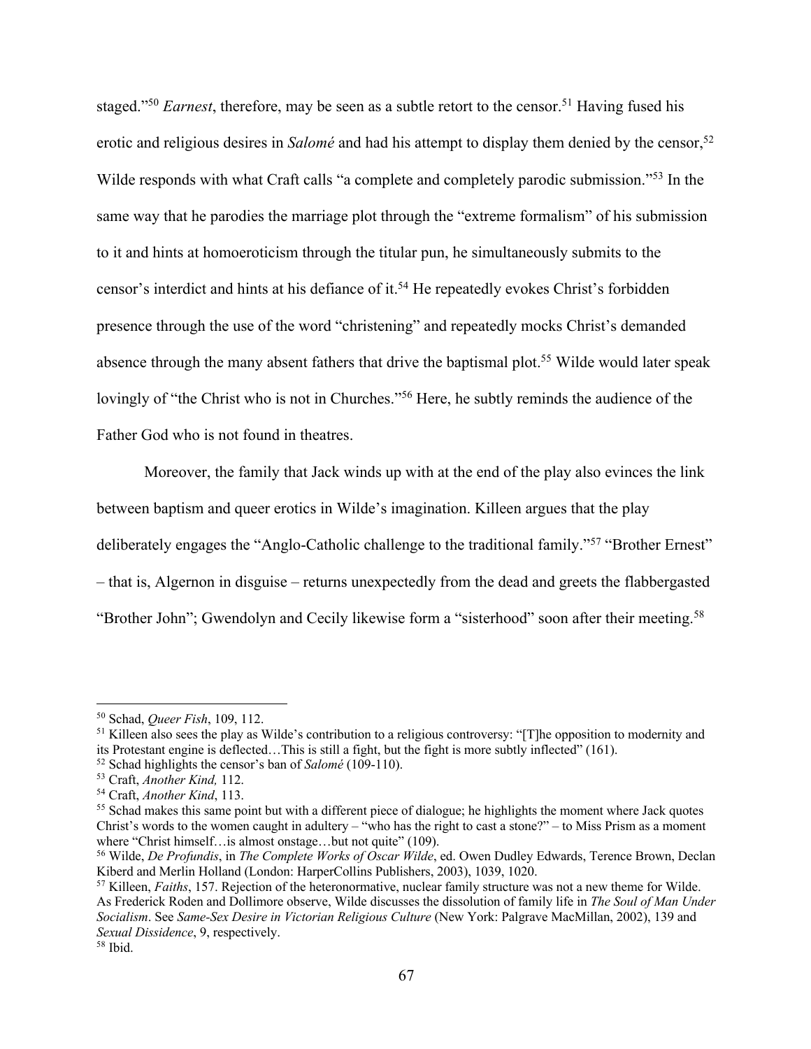staged."[50] *Earnest*, therefore, may be seen as a subtle retort to the censor.[51] Having fused his erotic and religious desires in *Salomé* and had his attempt to display them denied by the censor,[52] Wilde responds with what Craft calls "a complete and completely parodic submission."[53] In the same way that he parodies the marriage plot through the "extreme formalism" of his submission to it and hints at homoeroticism through the titular pun, he simultaneously submits to the censor's interdict and hints at his defiance of it.[54] He repeatedly evokes Christ's forbidden presence through the use of the word "christening" and repeatedly mocks Christ's demanded absence through the many absent fathers that drive the baptismal plot.[55] Wilde would later speak lovingly of "the Christ who is not in Churches."[56] Here, he subtly reminds the audience of the Father God who is not found in theatres.

Moreover, the family that Jack winds up with at the end of the play also evinces the link between baptism and queer erotics in Wilde's imagination. Killeen argues that the play deliberately engages the "Anglo-Catholic challenge to the traditional family."[57] "Brother Ernest" – that is, Algernon in disguise – returns unexpectedly from the dead and greets the flabbergasted "Brother John"; Gwendolyn and Cecily likewise form a "sisterhood" soon after their meeting.[58]

---

[50] Schad, *Queer Fish*, 109, 112.

[51] Killeen also sees the play as Wilde's contribution to a religious controversy: "[T]he opposition to modernity and its Protestant engine is deflected…This is still a fight, but the fight is more subtly inflected" (161).

[52] Schad highlights the censor's ban of *Salomé* (109-110).

[53] Craft, *Another Kind,* 112.

[54] Craft, *Another Kind*, 113.

[55] Schad makes this same point but with a different piece of dialogue; he highlights the moment where Jack quotes Christ's words to the women caught in adultery – "who has the right to cast a stone?" – to Miss Prism as a moment where "Christ himself…is almost onstage…but not quite" (109).

[56] Wilde, *De Profundis*, in *The Complete Works of Oscar Wilde*, ed. Owen Dudley Edwards, Terence Brown, Declan Kiberd and Merlin Holland (London: HarperCollins Publishers, 2003), 1039, 1020.

[57] Killeen, *Faiths*, 157. Rejection of the heteronormative, nuclear family structure was not a new theme for Wilde. As Frederick Roden and Dollimore observe, Wilde discusses the dissolution of family life in *The Soul of Man Under Socialism*. See *Same-Sex Desire in Victorian Religious Culture* (New York: Palgrave MacMillan, 2002), 139 and *Sexual Dissidence*, 9, respectively.

[58] Ibid.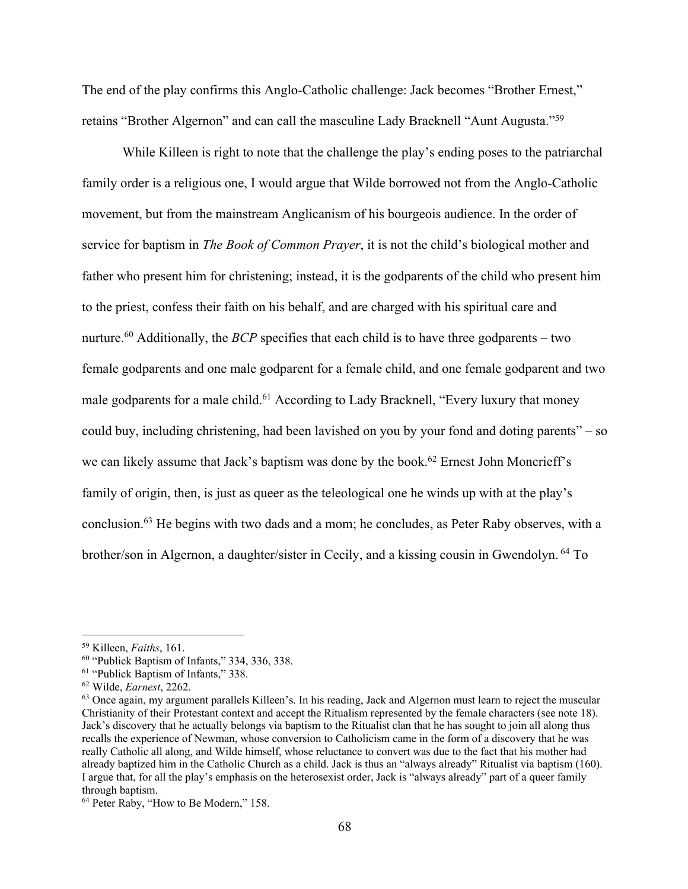The end of the play confirms this Anglo-Catholic challenge: Jack becomes "Brother Ernest," retains "Brother Algernon" and can call the masculine Lady Bracknell "Aunt Augusta."[59]

While Killeen is right to note that the challenge the play's ending poses to the patriarchal family order is a religious one, I would argue that Wilde borrowed not from the Anglo-Catholic movement, but from the mainstream Anglicanism of his bourgeois audience. In the order of service for baptism in *The Book of Common Prayer*, it is not the child's biological mother and father who present him for christening; instead, it is the godparents of the child who present him to the priest, confess their faith on his behalf, and are charged with his spiritual care and nurture.[60] Additionally, the *BCP* specifies that each child is to have three godparents – two female godparents and one male godparent for a female child, and one female godparent and two male godparents for a male child.[61] According to Lady Bracknell, "Every luxury that money could buy, including christening, had been lavished on you by your fond and doting parents" – so we can likely assume that Jack's baptism was done by the book.[62] Ernest John Moncrieff's family of origin, then, is just as queer as the teleological one he winds up with at the play's conclusion.[63] He begins with two dads and a mom; he concludes, as Peter Raby observes, with a brother/son in Algernon, a daughter/sister in Cecily, and a kissing cousin in Gwendolyn. [64] To

---

[59] Killeen, *Faiths*, 161.

[60] "Publick Baptism of Infants," 334, 336, 338.

[61] "Publick Baptism of Infants," 338.

[62] Wilde, *Earnest*, 2262.

[63] Once again, my argument parallels Killeen's. In his reading, Jack and Algernon must learn to reject the muscular Christianity of their Protestant context and accept the Ritualism represented by the female characters (see note 18). Jack's discovery that he actually belongs via baptism to the Ritualist clan that he has sought to join all along thus recalls the experience of Newman, whose conversion to Catholicism came in the form of a discovery that he was really Catholic all along, and Wilde himself, whose reluctance to convert was due to the fact that his mother had already baptized him in the Catholic Church as a child. Jack is thus an "always already" Ritualist via baptism (160). I argue that, for all the play's emphasis on the heterosexist order, Jack is "always already" part of a queer family through baptism.

[64] Peter Raby, "How to Be Modern," 158.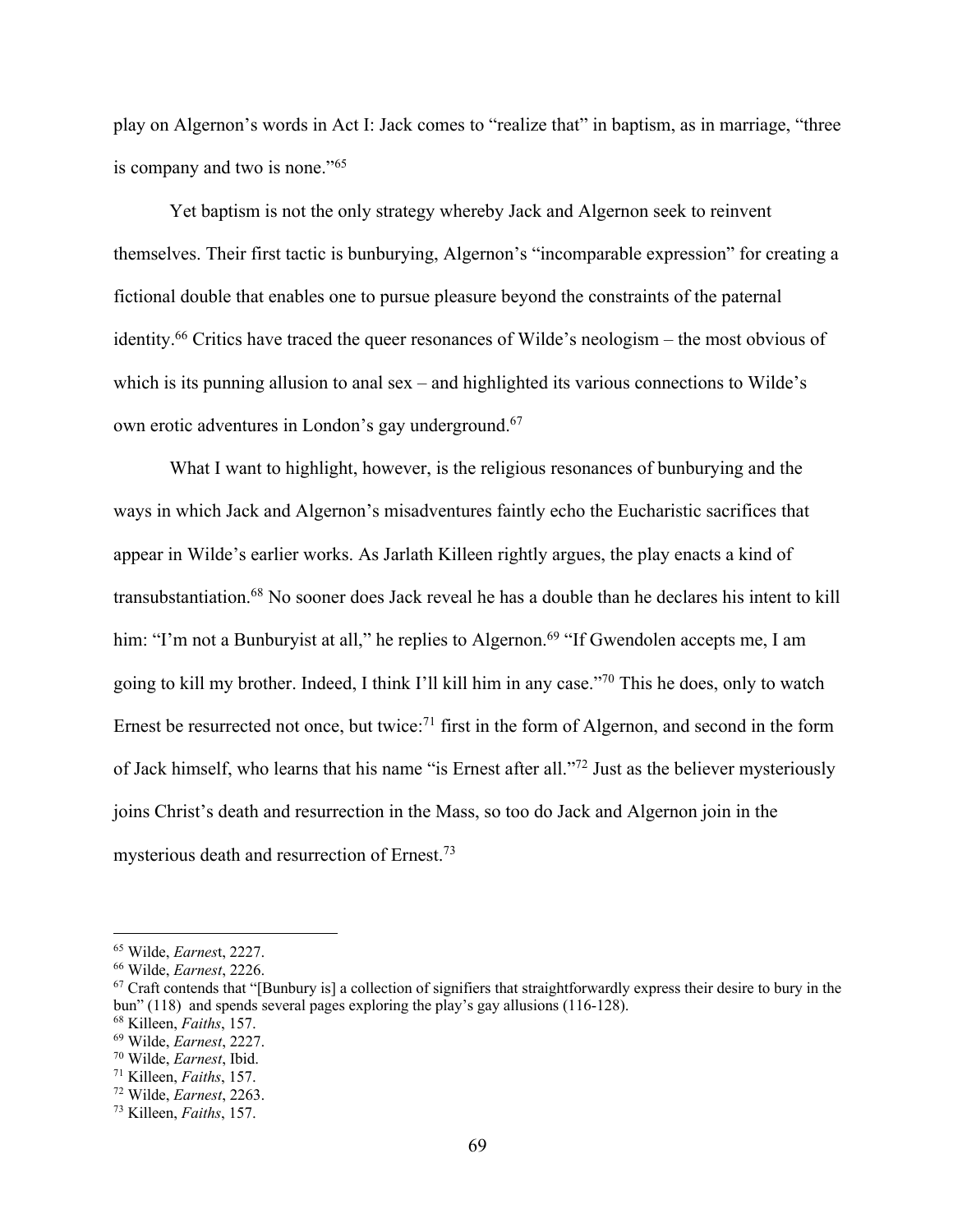play on Algernon's words in Act I: Jack comes to "realize that" in baptism, as in marriage, "three is company and two is none."[65]

Yet baptism is not the only strategy whereby Jack and Algernon seek to reinvent themselves. Their first tactic is bunburying, Algernon's "incomparable expression" for creating a fictional double that enables one to pursue pleasure beyond the constraints of the paternal identity.[66] Critics have traced the queer resonances of Wilde's neologism – the most obvious of which is its punning allusion to anal sex – and highlighted its various connections to Wilde's own erotic adventures in London's gay underground.[67]

What I want to highlight, however, is the religious resonances of bunburying and the ways in which Jack and Algernon's misadventures faintly echo the Eucharistic sacrifices that appear in Wilde's earlier works. As Jarlath Killeen rightly argues, the play enacts a kind of transubstantiation.[68] No sooner does Jack reveal he has a double than he declares his intent to kill him: "I'm not a Bunburyist at all," he replies to Algernon.[69] "If Gwendolen accepts me, I am going to kill my brother. Indeed, I think I'll kill him in any case."[70] This he does, only to watch Ernest be resurrected not once, but twice:[71] first in the form of Algernon, and second in the form of Jack himself, who learns that his name "is Ernest after all."[72] Just as the believer mysteriously joins Christ's death and resurrection in the Mass, so too do Jack and Algernon join in the mysterious death and resurrection of Ernest.[73]

---

[65] Wilde, *Earnest*, 2227.
[66] Wilde, *Earnest*, 2226.
[67] Craft contends that "[Bunbury is] a collection of signifiers that straightforwardly express their desire to bury in the bun" (118) and spends several pages exploring the play's gay allusions (116-128).
[68] Killeen, *Faiths*, 157.
[69] Wilde, *Earnest*, 2227.
[70] Wilde, *Earnest*, Ibid.
[71] Killeen, *Faiths*, 157.
[72] Wilde, *Earnest*, 2263.
[73] Killeen, *Faiths*, 157.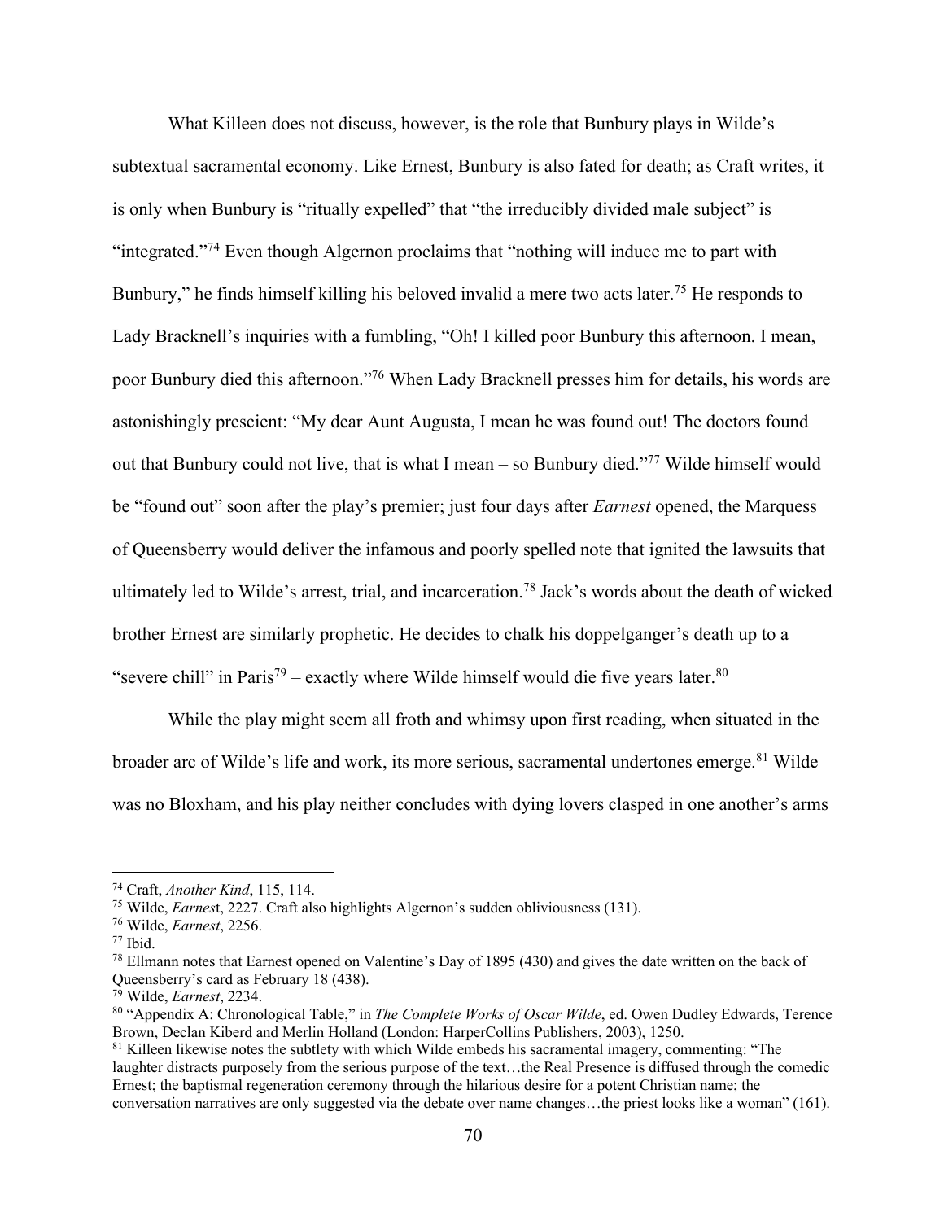What Killeen does not discuss, however, is the role that Bunbury plays in Wilde's subtextual sacramental economy. Like Ernest, Bunbury is also fated for death; as Craft writes, it is only when Bunbury is "ritually expelled" that "the irreducibly divided male subject" is "integrated."[74] Even though Algernon proclaims that "nothing will induce me to part with Bunbury," he finds himself killing his beloved invalid a mere two acts later.[75] He responds to Lady Bracknell's inquiries with a fumbling, "Oh! I killed poor Bunbury this afternoon. I mean, poor Bunbury died this afternoon."[76] When Lady Bracknell presses him for details, his words are astonishingly prescient: "My dear Aunt Augusta, I mean he was found out! The doctors found out that Bunbury could not live, that is what I mean – so Bunbury died."[77] Wilde himself would be "found out" soon after the play's premier; just four days after *Earnest* opened, the Marquess of Queensberry would deliver the infamous and poorly spelled note that ignited the lawsuits that ultimately led to Wilde's arrest, trial, and incarceration.[78] Jack's words about the death of wicked brother Ernest are similarly prophetic. He decides to chalk his doppelganger's death up to a "severe chill" in Paris[79] – exactly where Wilde himself would die five years later.[80]

While the play might seem all froth and whimsy upon first reading, when situated in the broader arc of Wilde's life and work, its more serious, sacramental undertones emerge.[81] Wilde was no Bloxham, and his play neither concludes with dying lovers clasped in one another's arms

---

[74] Craft, *Another Kind*, 115, 114.

[75] Wilde, *Earnes*t, 2227. Craft also highlights Algernon's sudden obliviousness (131).

[76] Wilde, *Earnest*, 2256.

[77] Ibid.

[78] Ellmann notes that Earnest opened on Valentine's Day of 1895 (430) and gives the date written on the back of Queensberry's card as February 18 (438).

[79] Wilde, *Earnest*, 2234.

[80] "Appendix A: Chronological Table," in *The Complete Works of Oscar Wilde*, ed. Owen Dudley Edwards, Terence Brown, Declan Kiberd and Merlin Holland (London: HarperCollins Publishers, 2003), 1250.

[81] Killeen likewise notes the subtlety with which Wilde embeds his sacramental imagery, commenting: "The laughter distracts purposely from the serious purpose of the text…the Real Presence is diffused through the comedic Ernest; the baptismal regeneration ceremony through the hilarious desire for a potent Christian name; the conversation narratives are only suggested via the debate over name changes…the priest looks like a woman" (161).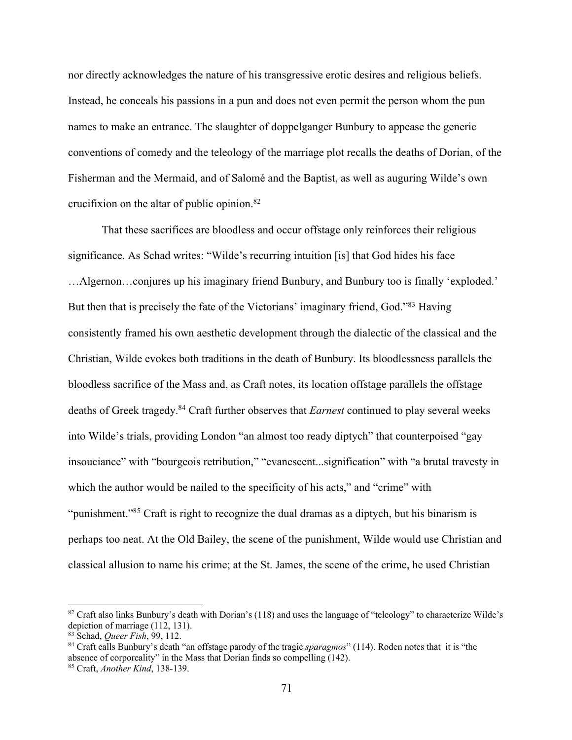nor directly acknowledges the nature of his transgressive erotic desires and religious beliefs. Instead, he conceals his passions in a pun and does not even permit the person whom the pun names to make an entrance. The slaughter of doppelganger Bunbury to appease the generic conventions of comedy and the teleology of the marriage plot recalls the deaths of Dorian, of the Fisherman and the Mermaid, and of Salomé and the Baptist, as well as auguring Wilde's own crucifixion on the altar of public opinion.[82]

That these sacrifices are bloodless and occur offstage only reinforces their religious significance. As Schad writes: "Wilde's recurring intuition [is] that God hides his face …Algernon…conjures up his imaginary friend Bunbury, and Bunbury too is finally 'exploded.' But then that is precisely the fate of the Victorians' imaginary friend, God."[83] Having consistently framed his own aesthetic development through the dialectic of the classical and the Christian, Wilde evokes both traditions in the death of Bunbury. Its bloodlessness parallels the bloodless sacrifice of the Mass and, as Craft notes, its location offstage parallels the offstage deaths of Greek tragedy.[84] Craft further observes that *Earnest* continued to play several weeks into Wilde's trials, providing London "an almost too ready diptych" that counterpoised "gay insouciance" with "bourgeois retribution," "evanescent...signification" with "a brutal travesty in which the author would be nailed to the specificity of his acts," and "crime" with "punishment."[85] Craft is right to recognize the dual dramas as a diptych, but his binarism is perhaps too neat. At the Old Bailey, the scene of the punishment, Wilde would use Christian and classical allusion to name his crime; at the St. James, the scene of the crime, he used Christian

---

[82] Craft also links Bunbury's death with Dorian's (118) and uses the language of "teleology" to characterize Wilde's depiction of marriage (112, 131).

[83] Schad, *Queer Fish*, 99, 112.

[84] Craft calls Bunbury's death "an offstage parody of the tragic *sparagmos*" (114). Roden notes that it is "the absence of corporeality" in the Mass that Dorian finds so compelling (142).

[85] Craft, *Another Kind*, 138-139.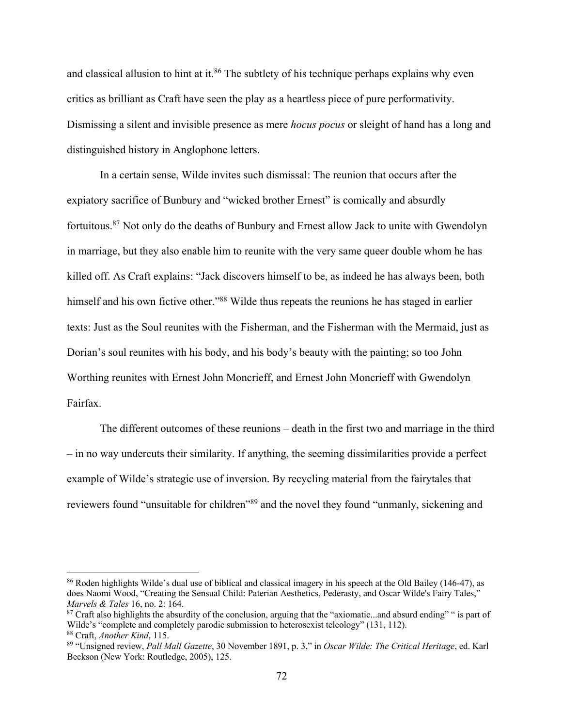and classical allusion to hint at it.[86] The subtlety of his technique perhaps explains why even critics as brilliant as Craft have seen the play as a heartless piece of pure performativity. Dismissing a silent and invisible presence as mere *hocus pocus* or sleight of hand has a long and distinguished history in Anglophone letters.

In a certain sense, Wilde invites such dismissal: The reunion that occurs after the expiatory sacrifice of Bunbury and "wicked brother Ernest" is comically and absurdly fortuitous.[87] Not only do the deaths of Bunbury and Ernest allow Jack to unite with Gwendolyn in marriage, but they also enable him to reunite with the very same queer double whom he has killed off. As Craft explains: "Jack discovers himself to be, as indeed he has always been, both himself and his own fictive other."[88] Wilde thus repeats the reunions he has staged in earlier texts: Just as the Soul reunites with the Fisherman, and the Fisherman with the Mermaid, just as Dorian's soul reunites with his body, and his body's beauty with the painting; so too John Worthing reunites with Ernest John Moncrieff, and Ernest John Moncrieff with Gwendolyn Fairfax.

The different outcomes of these reunions – death in the first two and marriage in the third – in no way undercuts their similarity. If anything, the seeming dissimilarities provide a perfect example of Wilde's strategic use of inversion. By recycling material from the fairytales that reviewers found "unsuitable for children"[89] and the novel they found "unmanly, sickening and

---

[86] Roden highlights Wilde's dual use of biblical and classical imagery in his speech at the Old Bailey (146-47), as does Naomi Wood, "Creating the Sensual Child: Paterian Aesthetics, Pederasty, and Oscar Wilde's Fairy Tales," *Marvels & Tales* 16, no. 2: 164.

[87] Craft also highlights the absurdity of the conclusion, arguing that the "axiomatic...and absurd ending" " is part of Wilde's "complete and completely parodic submission to heterosexist teleology" (131, 112).

[88] Craft, *Another Kind*, 115.

[89] "Unsigned review, *Pall Mall Gazette*, 30 November 1891, p. 3," in *Oscar Wilde: The Critical Heritage*, ed. Karl Beckson (New York: Routledge, 2005), 125.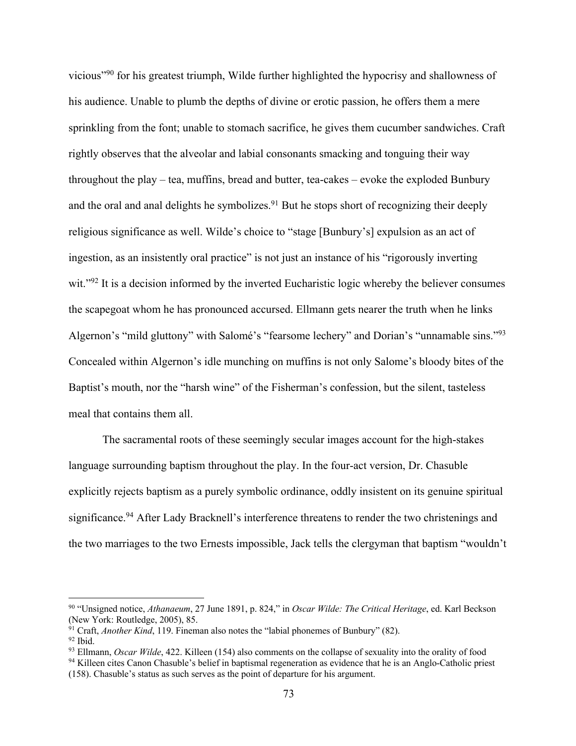vicious"[90] for his greatest triumph, Wilde further highlighted the hypocrisy and shallowness of his audience. Unable to plumb the depths of divine or erotic passion, he offers them a mere sprinkling from the font; unable to stomach sacrifice, he gives them cucumber sandwiches. Craft rightly observes that the alveolar and labial consonants smacking and tonguing their way throughout the play – tea, muffins, bread and butter, tea-cakes – evoke the exploded Bunbury and the oral and anal delights he symbolizes.[91] But he stops short of recognizing their deeply religious significance as well. Wilde's choice to "stage [Bunbury's] expulsion as an act of ingestion, as an insistently oral practice" is not just an instance of his "rigorously inverting wit."[92] It is a decision informed by the inverted Eucharistic logic whereby the believer consumes the scapegoat whom he has pronounced accursed. Ellmann gets nearer the truth when he links Algernon's "mild gluttony" with Salomé's "fearsome lechery" and Dorian's "unnamable sins."[93] Concealed within Algernon's idle munching on muffins is not only Salome's bloody bites of the Baptist's mouth, nor the "harsh wine" of the Fisherman's confession, but the silent, tasteless meal that contains them all.

The sacramental roots of these seemingly secular images account for the high-stakes language surrounding baptism throughout the play. In the four-act version, Dr. Chasuble explicitly rejects baptism as a purely symbolic ordinance, oddly insistent on its genuine spiritual significance.[94] After Lady Bracknell's interference threatens to render the two christenings and the two marriages to the two Ernests impossible, Jack tells the clergyman that baptism "wouldn't

---

[90] "Unsigned notice, *Athanaeum*, 27 June 1891, p. 824," in *Oscar Wilde: The Critical Heritage*, ed. Karl Beckson (New York: Routledge, 2005), 85.

[91] Craft, *Another Kind*, 119. Fineman also notes the "labial phonemes of Bunbury" (82).

[92] Ibid.

[93] Ellmann, *Oscar Wilde*, 422. Killeen (154) also comments on the collapse of sexuality into the orality of food

[94] Killeen cites Canon Chasuble's belief in baptismal regeneration as evidence that he is an Anglo-Catholic priest (158). Chasuble's status as such serves as the point of departure for his argument.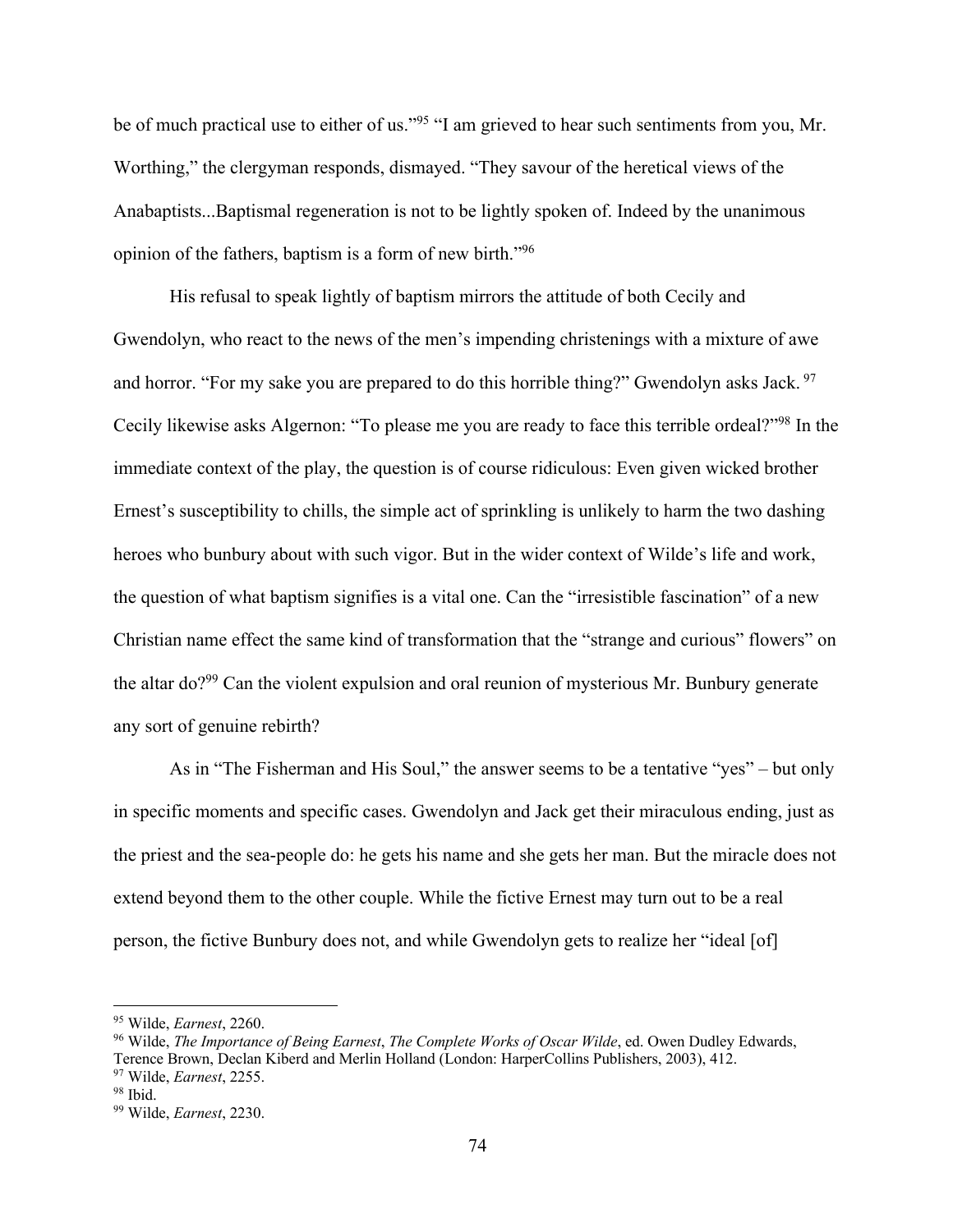be of much practical use to either of us."[95] "I am grieved to hear such sentiments from you, Mr. Worthing," the clergyman responds, dismayed. "They savour of the heretical views of the Anabaptists...Baptismal regeneration is not to be lightly spoken of. Indeed by the unanimous opinion of the fathers, baptism is a form of new birth."[96]

His refusal to speak lightly of baptism mirrors the attitude of both Cecily and Gwendolyn, who react to the news of the men's impending christenings with a mixture of awe and horror. "For my sake you are prepared to do this horrible thing?" Gwendolyn asks Jack.[97] Cecily likewise asks Algernon: "To please me you are ready to face this terrible ordeal?"[98] In the immediate context of the play, the question is of course ridiculous: Even given wicked brother Ernest's susceptibility to chills, the simple act of sprinkling is unlikely to harm the two dashing heroes who bunbury about with such vigor. But in the wider context of Wilde's life and work, the question of what baptism signifies is a vital one. Can the "irresistible fascination" of a new Christian name effect the same kind of transformation that the "strange and curious" flowers" on the altar do?[99] Can the violent expulsion and oral reunion of mysterious Mr. Bunbury generate any sort of genuine rebirth?

As in "The Fisherman and His Soul," the answer seems to be a tentative "yes" – but only in specific moments and specific cases. Gwendolyn and Jack get their miraculous ending, just as the priest and the sea-people do: he gets his name and she gets her man. But the miracle does not extend beyond them to the other couple. While the fictive Ernest may turn out to be a real person, the fictive Bunbury does not, and while Gwendolyn gets to realize her "ideal [of]

---

[95] Wilde, *Earnest*, 2260.

[96] Wilde, *The Importance of Being Earnest*, *The Complete Works of Oscar Wilde*, ed. Owen Dudley Edwards, Terence Brown, Declan Kiberd and Merlin Holland (London: HarperCollins Publishers, 2003), 412.

[97] Wilde, *Earnest*, 2255.

[98] Ibid.

[99] Wilde, *Earnest*, 2230.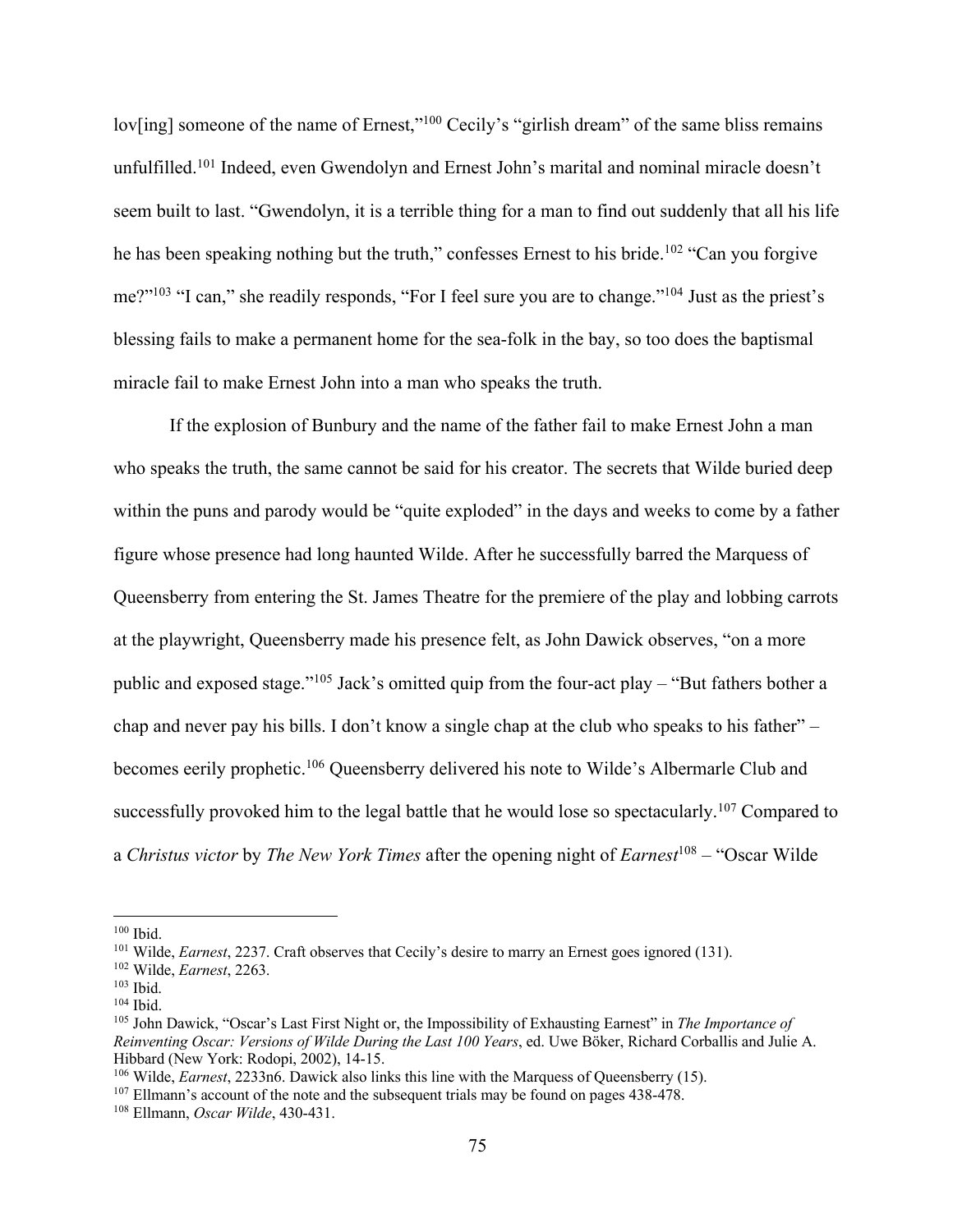lov[ing] someone of the name of Ernest,"[100] Cecily's "girlish dream" of the same bliss remains unfulfilled.[101] Indeed, even Gwendolyn and Ernest John's marital and nominal miracle doesn't seem built to last. "Gwendolyn, it is a terrible thing for a man to find out suddenly that all his life he has been speaking nothing but the truth," confesses Ernest to his bride.[102] "Can you forgive me?"[103] "I can," she readily responds, "For I feel sure you are to change."[104] Just as the priest's blessing fails to make a permanent home for the sea-folk in the bay, so too does the baptismal miracle fail to make Ernest John into a man who speaks the truth.

If the explosion of Bunbury and the name of the father fail to make Ernest John a man who speaks the truth, the same cannot be said for his creator. The secrets that Wilde buried deep within the puns and parody would be "quite exploded" in the days and weeks to come by a father figure whose presence had long haunted Wilde. After he successfully barred the Marquess of Queensberry from entering the St. James Theatre for the premiere of the play and lobbing carrots at the playwright, Queensberry made his presence felt, as John Dawick observes, "on a more public and exposed stage."[105] Jack's omitted quip from the four-act play – "But fathers bother a chap and never pay his bills. I don't know a single chap at the club who speaks to his father" – becomes eerily prophetic.[106] Queensberry delivered his note to Wilde's Albermarle Club and successfully provoked him to the legal battle that he would lose so spectacularly.[107] Compared to a *Christus victor* by *The New York Times* after the opening night of *Earnest*[108] – "Oscar Wilde

---

[100] Ibid.

[101] Wilde, *Earnest*, 2237. Craft observes that Cecily's desire to marry an Ernest goes ignored (131).

[102] Wilde, *Earnest*, 2263.

[103] Ibid.

[104] Ibid.

[105] John Dawick, "Oscar's Last First Night or, the Impossibility of Exhausting Earnest" in *The Importance of Reinventing Oscar: Versions of Wilde During the Last 100 Years*, ed. Uwe Böker, Richard Corballis and Julie A. Hibbard (New York: Rodopi, 2002), 14-15.

[106] Wilde, *Earnest*, 2233n6. Dawick also links this line with the Marquess of Queensberry (15).

[107] Ellmann's account of the note and the subsequent trials may be found on pages 438-478.

[108] Ellmann, *Oscar Wilde*, 430-431.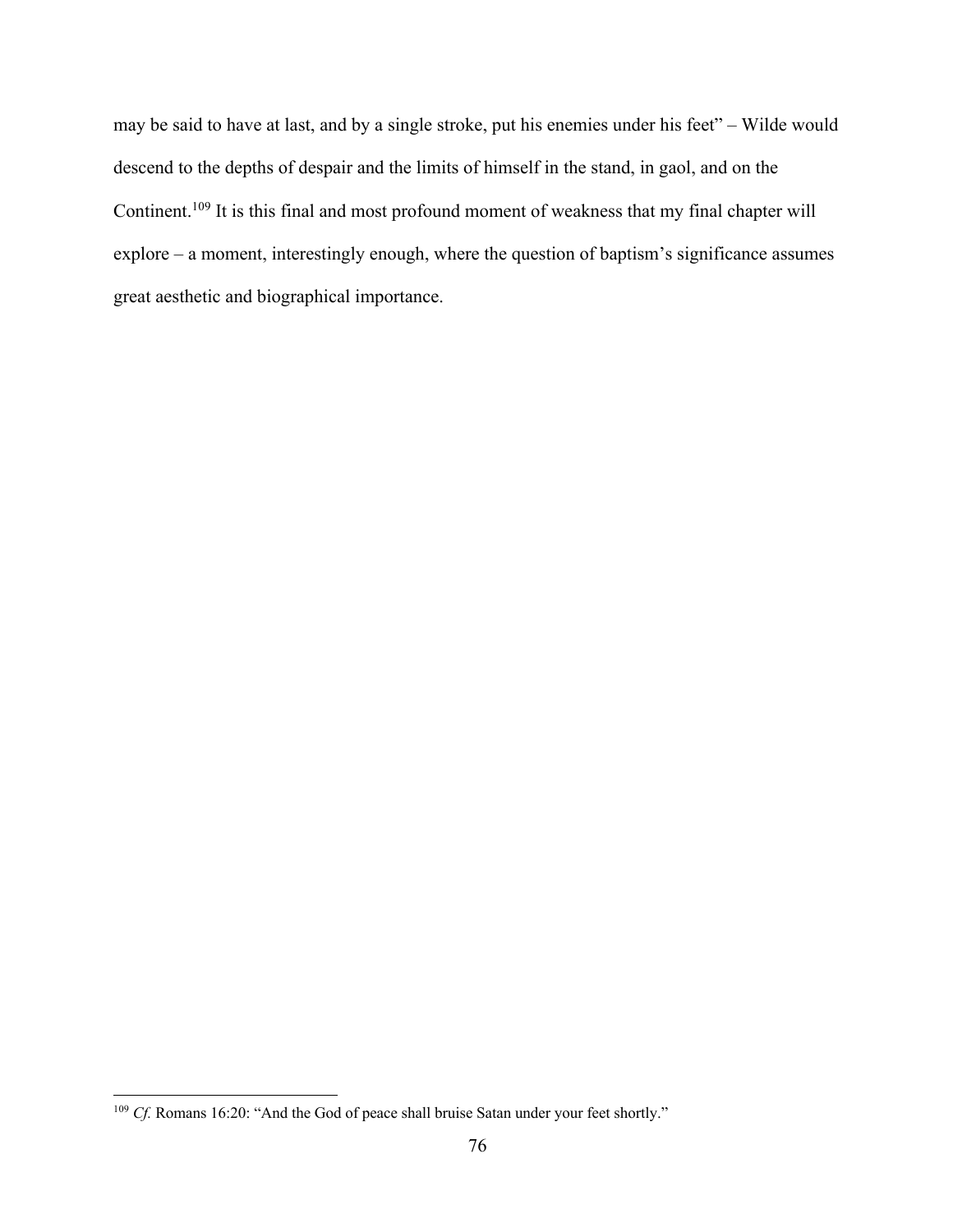may be said to have at last, and by a single stroke, put his enemies under his feet" – Wilde would descend to the depths of despair and the limits of himself in the stand, in gaol, and on the Continent.[109] It is this final and most profound moment of weakness that my final chapter will explore – a moment, interestingly enough, where the question of baptism's significance assumes great aesthetic and biographical importance.

---

[109] *Cf.* Romans 16:20: "And the God of peace shall bruise Satan under your feet shortly."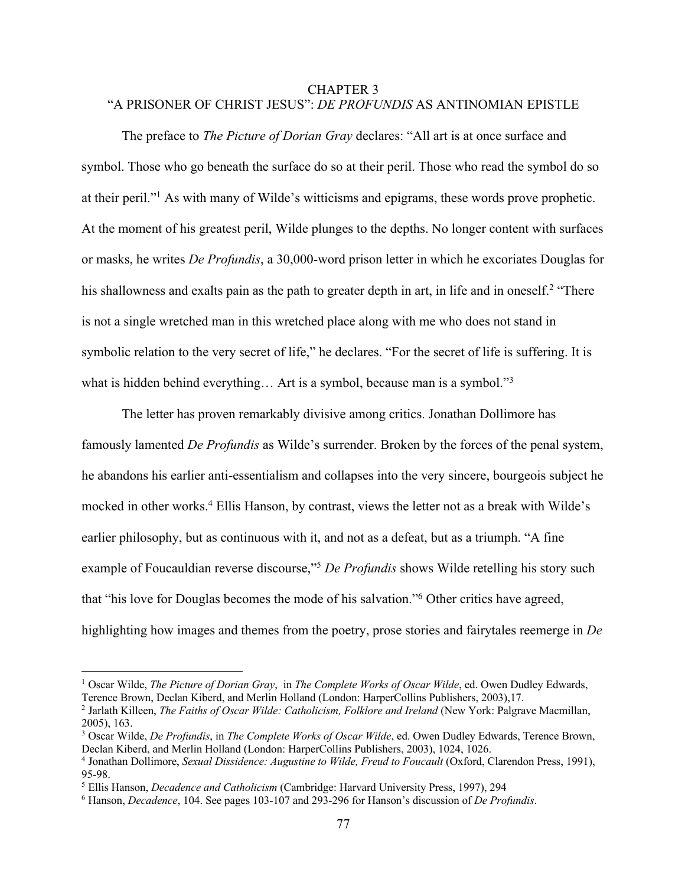# CHAPTER 3
## "A PRISONER OF CHRIST JESUS": *DE PROFUNDIS* AS ANTINOMIAN EPISTLE

The preface to *The Picture of Dorian Gray* declares: "All art is at once surface and symbol. Those who go beneath the surface do so at their peril. Those who read the symbol do so at their peril."[1] As with many of Wilde's witticisms and epigrams, these words prove prophetic. At the moment of his greatest peril, Wilde plunges to the depths. No longer content with surfaces or masks, he writes *De Profundis*, a 30,000-word prison letter in which he excoriates Douglas for his shallowness and exalts pain as the path to greater depth in art, in life and in oneself.[2] "There is not a single wretched man in this wretched place along with me who does not stand in symbolic relation to the very secret of life," he declares. "For the secret of life is suffering. It is what is hidden behind everything… Art is a symbol, because man is a symbol."[3]

The letter has proven remarkably divisive among critics. Jonathan Dollimore has famously lamented *De Profundis* as Wilde's surrender. Broken by the forces of the penal system, he abandons his earlier anti-essentialism and collapses into the very sincere, bourgeois subject he mocked in other works.[4] Ellis Hanson, by contrast, views the letter not as a break with Wilde's earlier philosophy, but as continuous with it, and not as a defeat, but as a triumph. "A fine example of Foucauldian reverse discourse,"[5] *De Profundis* shows Wilde retelling his story such that "his love for Douglas becomes the mode of his salvation."[6] Other critics have agreed, highlighting how images and themes from the poetry, prose stories and fairytales reemerge in *De*

---

[1] Oscar Wilde, *The Picture of Dorian Gray*, in *The Complete Works of Oscar Wilde*, ed. Owen Dudley Edwards, Terence Brown, Declan Kiberd, and Merlin Holland (London: HarperCollins Publishers, 2003),17.

[2] Jarlath Killeen, *The Faiths of Oscar Wilde: Catholicism, Folklore and Ireland* (New York: Palgrave Macmillan, 2005), 163.

[3] Oscar Wilde, *De Profundis*, in *The Complete Works of Oscar Wilde*, ed. Owen Dudley Edwards, Terence Brown, Declan Kiberd, and Merlin Holland (London: HarperCollins Publishers, 2003), 1024, 1026.

[4] Jonathan Dollimore, *Sexual Dissidence: Augustine to Wilde, Freud to Foucault* (Oxford, Clarendon Press, 1991), 95-98.

[5] Ellis Hanson, *Decadence and Catholicism* (Cambridge: Harvard University Press, 1997), 294

[6] Hanson, *Decadence*, 104. See pages 103-107 and 293-296 for Hanson's discussion of *De Profundis*.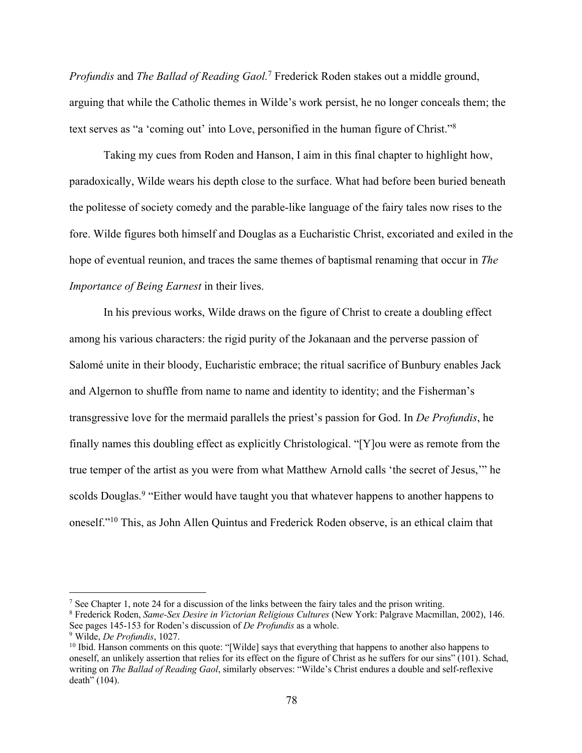*Profundis* and *The Ballad of Reading Gaol*.[7] Frederick Roden stakes out a middle ground, arguing that while the Catholic themes in Wilde's work persist, he no longer conceals them; the text serves as "a 'coming out' into Love, personified in the human figure of Christ."[8]

Taking my cues from Roden and Hanson, I aim in this final chapter to highlight how, paradoxically, Wilde wears his depth close to the surface. What had before been buried beneath the politesse of society comedy and the parable-like language of the fairy tales now rises to the fore. Wilde figures both himself and Douglas as a Eucharistic Christ, excoriated and exiled in the hope of eventual reunion, and traces the same themes of baptismal renaming that occur in *The Importance of Being Earnest* in their lives.

In his previous works, Wilde draws on the figure of Christ to create a doubling effect among his various characters: the rigid purity of the Jokanaan and the perverse passion of Salomé unite in their bloody, Eucharistic embrace; the ritual sacrifice of Bunbury enables Jack and Algernon to shuffle from name to name and identity to identity; and the Fisherman's transgressive love for the mermaid parallels the priest's passion for God. In *De Profundis*, he finally names this doubling effect as explicitly Christological. "[Y]ou were as remote from the true temper of the artist as you were from what Matthew Arnold calls 'the secret of Jesus,'" he scolds Douglas.[9] "Either would have taught you that whatever happens to another happens to oneself."[10] This, as John Allen Quintus and Frederick Roden observe, is an ethical claim that

---

[7] See Chapter 1, note 24 for a discussion of the links between the fairy tales and the prison writing.

[8] Frederick Roden, *Same-Sex Desire in Victorian Religious Cultures* (New York: Palgrave Macmillan, 2002), 146. See pages 145-153 for Roden's discussion of *De Profundis* as a whole.

[9] Wilde, *De Profundis*, 1027.

[10] Ibid. Hanson comments on this quote: "[Wilde] says that everything that happens to another also happens to oneself, an unlikely assertion that relies for its effect on the figure of Christ as he suffers for our sins" (101). Schad, writing on *The Ballad of Reading Gaol*, similarly observes: "Wilde's Christ endures a double and self-reflexive death" (104).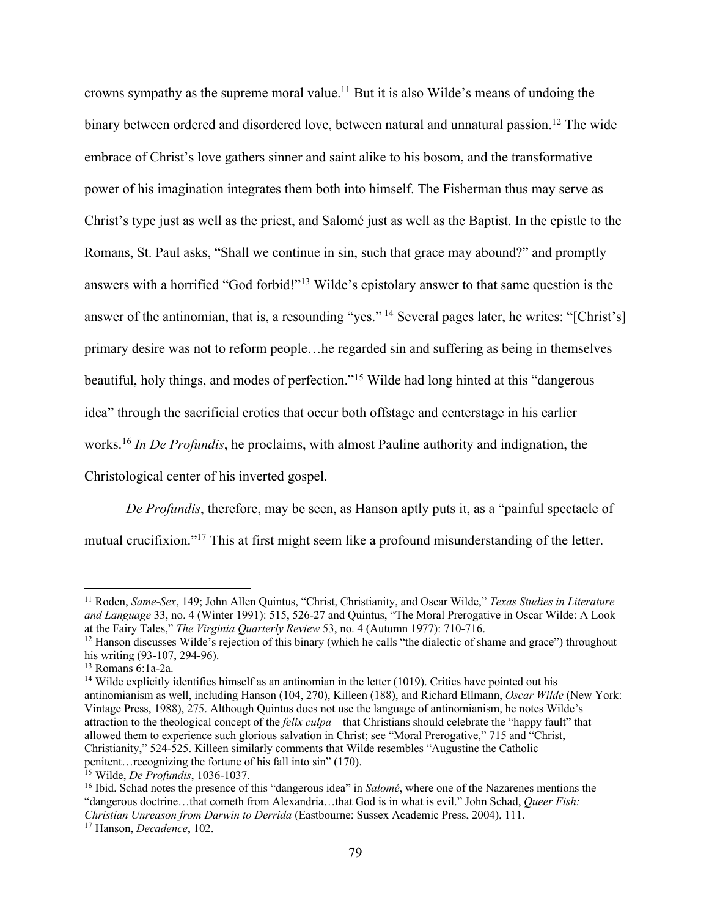crowns sympathy as the supreme moral value.[11] But it is also Wilde's means of undoing the binary between ordered and disordered love, between natural and unnatural passion.[12] The wide embrace of Christ's love gathers sinner and saint alike to his bosom, and the transformative power of his imagination integrates them both into himself. The Fisherman thus may serve as Christ's type just as well as the priest, and Salomé just as well as the Baptist. In the epistle to the Romans, St. Paul asks, "Shall we continue in sin, such that grace may abound?" and promptly answers with a horrified "God forbid!"[13] Wilde's epistolary answer to that same question is the answer of the antinomian, that is, a resounding "yes." [14] Several pages later, he writes: "[Christ's] primary desire was not to reform people…he regarded sin and suffering as being in themselves beautiful, holy things, and modes of perfection."[15] Wilde had long hinted at this "dangerous idea" through the sacrificial erotics that occur both offstage and centerstage in his earlier works.[16] *In De Profundis*, he proclaims, with almost Pauline authority and indignation, the Christological center of his inverted gospel.

*De Profundis*, therefore, may be seen, as Hanson aptly puts it, as a "painful spectacle of mutual crucifixion."[17] This at first might seem like a profound misunderstanding of the letter.

---

[11] Roden, *Same-Sex*, 149; John Allen Quintus, "Christ, Christianity, and Oscar Wilde," *Texas Studies in Literature and Language* 33, no. 4 (Winter 1991): 515, 526-27 and Quintus, "The Moral Prerogative in Oscar Wilde: A Look at the Fairy Tales," *The Virginia Quarterly Review* 53, no. 4 (Autumn 1977): 710-716.

[12] Hanson discusses Wilde's rejection of this binary (which he calls "the dialectic of shame and grace") throughout his writing (93-107, 294-96).

[13] Romans 6:1a-2a.

[14] Wilde explicitly identifies himself as an antinomian in the letter (1019). Critics have pointed out his antinomianism as well, including Hanson (104, 270), Killeen (188), and Richard Ellmann, *Oscar Wilde* (New York: Vintage Press, 1988), 275. Although Quintus does not use the language of antinomianism, he notes Wilde's attraction to the theological concept of the *felix culpa* – that Christians should celebrate the "happy fault" that allowed them to experience such glorious salvation in Christ; see "Moral Prerogative," 715 and "Christ, Christianity," 524-525. Killeen similarly comments that Wilde resembles "Augustine the Catholic penitent…recognizing the fortune of his fall into sin" (170).

[15] Wilde, *De Profundis*, 1036-1037.

[16] Ibid. Schad notes the presence of this "dangerous idea" in *Salomé*, where one of the Nazarenes mentions the "dangerous doctrine…that cometh from Alexandria…that God is in what is evil." John Schad, *Queer Fish: Christian Unreason from Darwin to Derrida* (Eastbourne: Sussex Academic Press, 2004), 111.

[17] Hanson, *Decadence*, 102.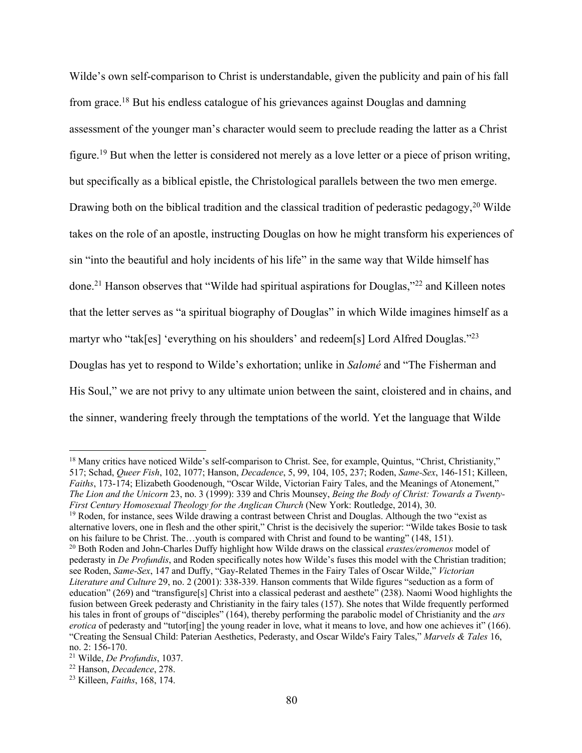Wilde's own self-comparison to Christ is understandable, given the publicity and pain of his fall from grace.[18] But his endless catalogue of his grievances against Douglas and damning assessment of the younger man's character would seem to preclude reading the latter as a Christ figure.[19] But when the letter is considered not merely as a love letter or a piece of prison writing, but specifically as a biblical epistle, the Christological parallels between the two men emerge. Drawing both on the biblical tradition and the classical tradition of pederastic pedagogy,[20] Wilde takes on the role of an apostle, instructing Douglas on how he might transform his experiences of sin "into the beautiful and holy incidents of his life" in the same way that Wilde himself has done.[21] Hanson observes that "Wilde had spiritual aspirations for Douglas,"[22] and Killeen notes that the letter serves as "a spiritual biography of Douglas" in which Wilde imagines himself as a martyr who "tak[es] 'everything on his shoulders' and redeem[s] Lord Alfred Douglas."[23] Douglas has yet to respond to Wilde's exhortation; unlike in *Salomé* and "The Fisherman and His Soul," we are not privy to any ultimate union between the saint, cloistered and in chains, and the sinner, wandering freely through the temptations of the world. Yet the language that Wilde

---

[18] Many critics have noticed Wilde's self-comparison to Christ. See, for example, Quintus, "Christ, Christianity," 517; Schad, *Queer Fish*, 102, 1077; Hanson, *Decadence*, 5, 99, 104, 105, 237; Roden, *Same-Sex*, 146-151; Killeen, *Faiths*, 173-174; Elizabeth Goodenough, "Oscar Wilde, Victorian Fairy Tales, and the Meanings of Atonement," *The Lion and the Unicorn* 23, no. 3 (1999): 339 and Chris Mounsey, *Being the Body of Christ: Towards a Twenty-First Century Homosexual Theology for the Anglican Church* (New York: Routledge, 2014), 30.

[19] Roden, for instance, sees Wilde drawing a contrast between Christ and Douglas. Although the two "exist as alternative lovers, one in flesh and the other spirit," Christ is the decisively the superior: "Wilde takes Bosie to task on his failure to be Christ. The…youth is compared with Christ and found to be wanting" (148, 151).

[20] Both Roden and John-Charles Duffy highlight how Wilde draws on the classical *erastes/eromenos* model of pederasty in *De Profundis*, and Roden specifically notes how Wilde's fuses this model with the Christian tradition; see Roden, *Same-Sex*, 147 and Duffy, "Gay-Related Themes in the Fairy Tales of Oscar Wilde," *Victorian Literature and Culture* 29, no. 2 (2001): 338-339. Hanson comments that Wilde figures "seduction as a form of education" (269) and "transfigure[s] Christ into a classical pederast and aesthete" (238). Naomi Wood highlights the fusion between Greek pederasty and Christianity in the fairy tales (157). She notes that Wilde frequently performed his tales in front of groups of "disciples" (164), thereby performing the parabolic model of Christianity and the *ars erotica* of pederasty and "tutor[ing] the young reader in love, what it means to love, and how one achieves it" (166). "Creating the Sensual Child: Paterian Aesthetics, Pederasty, and Oscar Wilde's Fairy Tales," *Marvels & Tales* 16, no. 2: 156-170.

[21] Wilde, *De Profundis*, 1037.

[22] Hanson, *Decadence*, 278.

[23] Killeen, *Faiths*, 168, 174.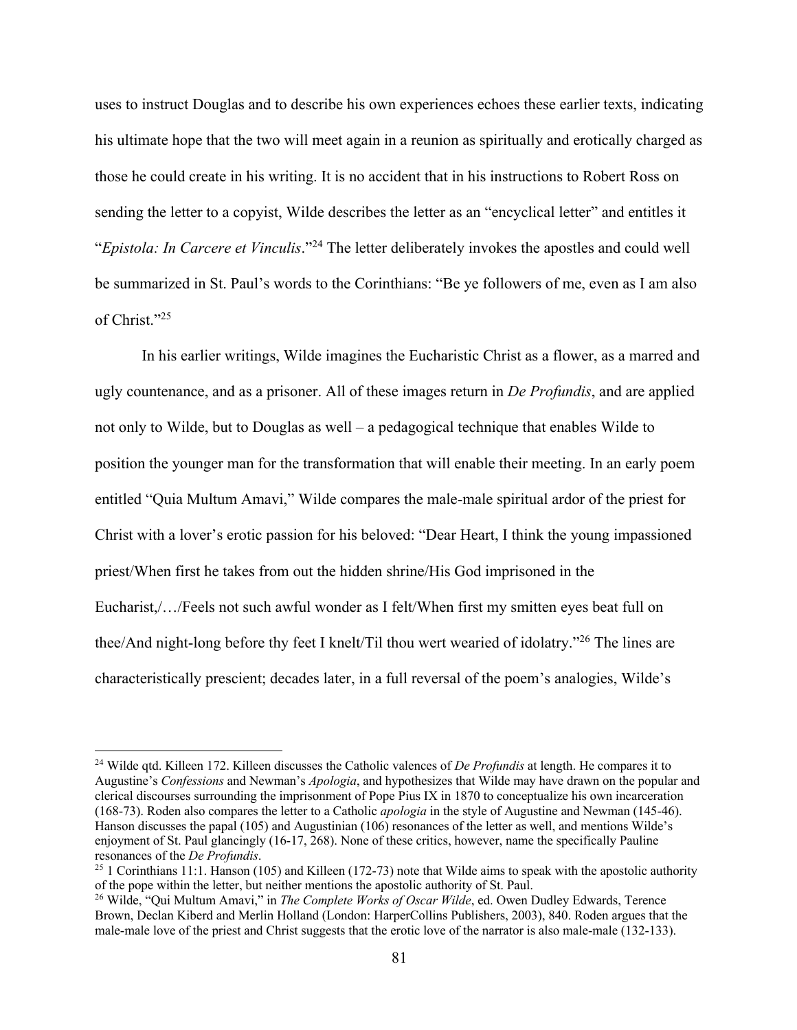uses to instruct Douglas and to describe his own experiences echoes these earlier texts, indicating his ultimate hope that the two will meet again in a reunion as spiritually and erotically charged as those he could create in his writing. It is no accident that in his instructions to Robert Ross on sending the letter to a copyist, Wilde describes the letter as an "encyclical letter" and entitles it "*Epistola: In Carcere et Vinculis*."[24] The letter deliberately invokes the apostles and could well be summarized in St. Paul's words to the Corinthians: "Be ye followers of me, even as I am also of Christ."[25]

In his earlier writings, Wilde imagines the Eucharistic Christ as a flower, as a marred and ugly countenance, and as a prisoner. All of these images return in *De Profundis*, and are applied not only to Wilde, but to Douglas as well – a pedagogical technique that enables Wilde to position the younger man for the transformation that will enable their meeting. In an early poem entitled "Quia Multum Amavi," Wilde compares the male-male spiritual ardor of the priest for Christ with a lover's erotic passion for his beloved: "Dear Heart, I think the young impassioned priest/When first he takes from out the hidden shrine/His God imprisoned in the Eucharist,/…/Feels not such awful wonder as I felt/When first my smitten eyes beat full on thee/And night-long before thy feet I knelt/Til thou wert wearied of idolatry."[26] The lines are characteristically prescient; decades later, in a full reversal of the poem's analogies, Wilde's

---

[24] Wilde qtd. Killeen 172. Killeen discusses the Catholic valences of *De Profundis* at length. He compares it to Augustine's *Confessions* and Newman's *Apologia*, and hypothesizes that Wilde may have drawn on the popular and clerical discourses surrounding the imprisonment of Pope Pius IX in 1870 to conceptualize his own incarceration (168-73). Roden also compares the letter to a Catholic *apologia* in the style of Augustine and Newman (145-46). Hanson discusses the papal (105) and Augustinian (106) resonances of the letter as well, and mentions Wilde's enjoyment of St. Paul glancingly (16-17, 268). None of these critics, however, name the specifically Pauline resonances of the *De Profundis*.

[25] 1 Corinthians 11:1. Hanson (105) and Killeen (172-73) note that Wilde aims to speak with the apostolic authority of the pope within the letter, but neither mentions the apostolic authority of St. Paul.

[26] Wilde, "Qui Multum Amavi," in *The Complete Works of Oscar Wilde*, ed. Owen Dudley Edwards, Terence Brown, Declan Kiberd and Merlin Holland (London: HarperCollins Publishers, 2003), 840. Roden argues that the male-male love of the priest and Christ suggests that the erotic love of the narrator is also male-male (132-133).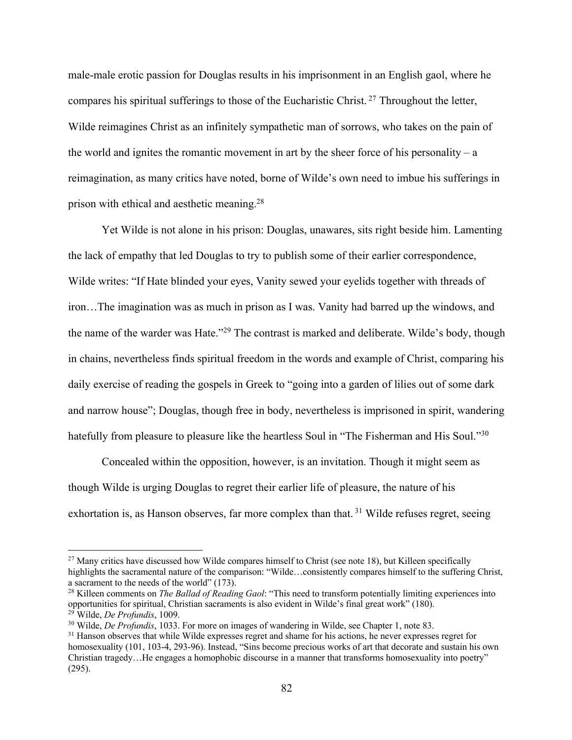male-male erotic passion for Douglas results in his imprisonment in an English gaol, where he compares his spiritual sufferings to those of the Eucharistic Christ.[27] Throughout the letter, Wilde reimagines Christ as an infinitely sympathetic man of sorrows, who takes on the pain of the world and ignites the romantic movement in art by the sheer force of his personality – a reimagination, as many critics have noted, borne of Wilde's own need to imbue his sufferings in prison with ethical and aesthetic meaning.[28]

Yet Wilde is not alone in his prison: Douglas, unawares, sits right beside him. Lamenting the lack of empathy that led Douglas to try to publish some of their earlier correspondence, Wilde writes: "If Hate blinded your eyes, Vanity sewed your eyelids together with threads of iron…The imagination was as much in prison as I was. Vanity had barred up the windows, and the name of the warder was Hate."[29] The contrast is marked and deliberate. Wilde's body, though in chains, nevertheless finds spiritual freedom in the words and example of Christ, comparing his daily exercise of reading the gospels in Greek to "going into a garden of lilies out of some dark and narrow house"; Douglas, though free in body, nevertheless is imprisoned in spirit, wandering hatefully from pleasure to pleasure like the heartless Soul in "The Fisherman and His Soul."[30]

Concealed within the opposition, however, is an invitation. Though it might seem as though Wilde is urging Douglas to regret their earlier life of pleasure, the nature of his exhortation is, as Hanson observes, far more complex than that.[31] Wilde refuses regret, seeing

---

[27] Many critics have discussed how Wilde compares himself to Christ (see note 18), but Killeen specifically highlights the sacramental nature of the comparison: "Wilde…consistently compares himself to the suffering Christ, a sacrament to the needs of the world" (173).

[28] Killeen comments on *The Ballad of Reading Gaol*: "This need to transform potentially limiting experiences into opportunities for spiritual, Christian sacraments is also evident in Wilde's final great work" (180).

[29] Wilde, *De Profundis*, 1009.

[30] Wilde, *De Profundis*, 1033. For more on images of wandering in Wilde, see Chapter 1, note 83.

[31] Hanson observes that while Wilde expresses regret and shame for his actions, he never expresses regret for homosexuality (101, 103-4, 293-96). Instead, "Sins become precious works of art that decorate and sustain his own Christian tragedy…He engages a homophobic discourse in a manner that transforms homosexuality into poetry" (295).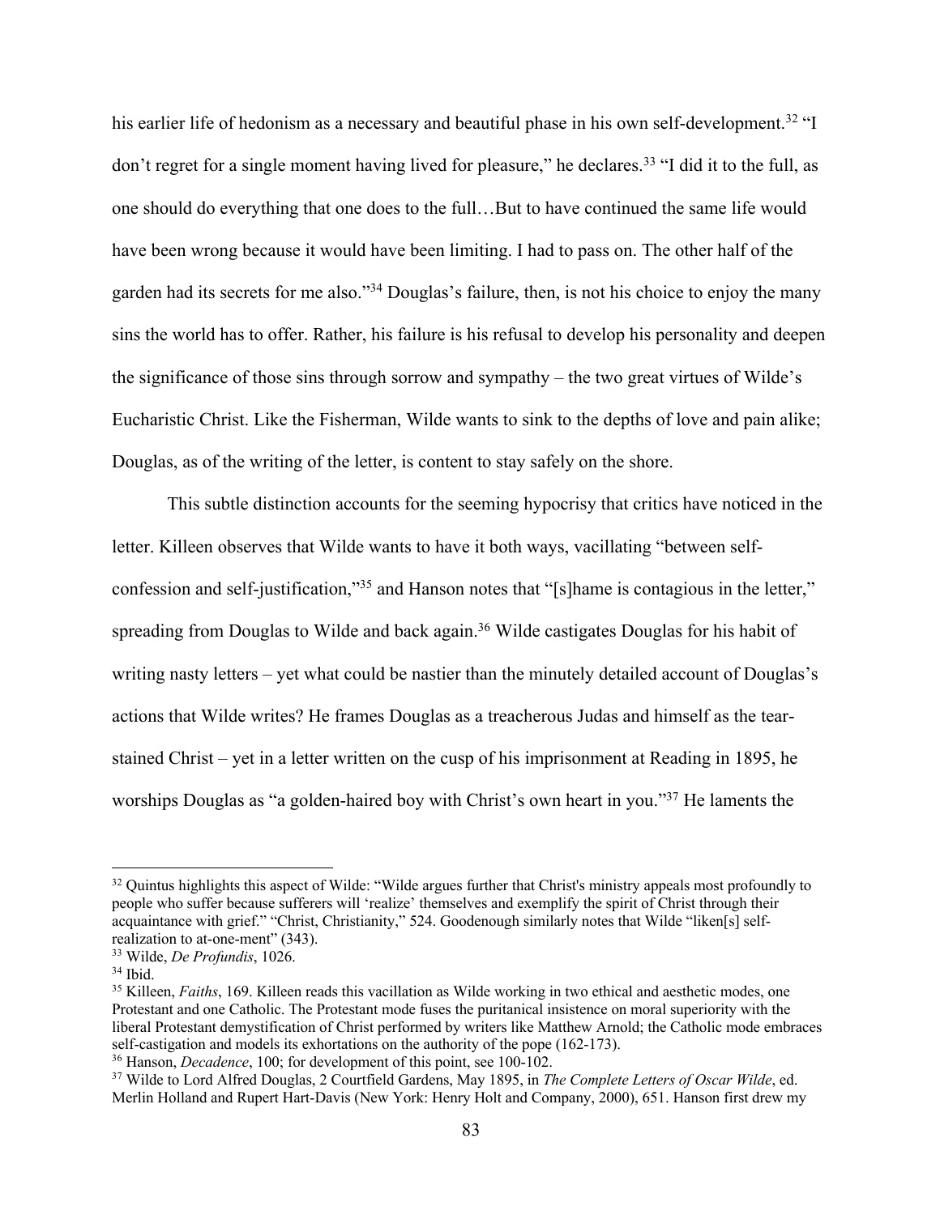his earlier life of hedonism as a necessary and beautiful phase in his own self-development.[32] "I don't regret for a single moment having lived for pleasure," he declares.[33] "I did it to the full, as one should do everything that one does to the full…But to have continued the same life would have been wrong because it would have been limiting. I had to pass on. The other half of the garden had its secrets for me also."[34] Douglas's failure, then, is not his choice to enjoy the many sins the world has to offer. Rather, his failure is his refusal to develop his personality and deepen the significance of those sins through sorrow and sympathy – the two great virtues of Wilde's Eucharistic Christ. Like the Fisherman, Wilde wants to sink to the depths of love and pain alike; Douglas, as of the writing of the letter, is content to stay safely on the shore.

This subtle distinction accounts for the seeming hypocrisy that critics have noticed in the letter. Killeen observes that Wilde wants to have it both ways, vacillating "between self-confession and self-justification,"[35] and Hanson notes that "[s]hame is contagious in the letter," spreading from Douglas to Wilde and back again.[36] Wilde castigates Douglas for his habit of writing nasty letters – yet what could be nastier than the minutely detailed account of Douglas's actions that Wilde writes? He frames Douglas as a treacherous Judas and himself as the tear-stained Christ – yet in a letter written on the cusp of his imprisonment at Reading in 1895, he worships Douglas as "a golden-haired boy with Christ's own heart in you."[37] He laments the

---

[32] Quintus highlights this aspect of Wilde: "Wilde argues further that Christ's ministry appeals most profoundly to people who suffer because sufferers will 'realize' themselves and exemplify the spirit of Christ through their acquaintance with grief." "Christ, Christianity," 524. Goodenough similarly notes that Wilde "liken[s] self-realization to at-one-ment" (343).

[33] Wilde, *De Profundis*, 1026.

[34] Ibid.

[35] Killeen, *Faiths*, 169. Killeen reads this vacillation as Wilde working in two ethical and aesthetic modes, one Protestant and one Catholic. The Protestant mode fuses the puritanical insistence on moral superiority with the liberal Protestant demystification of Christ performed by writers like Matthew Arnold; the Catholic mode embraces self-castigation and models its exhortations on the authority of the pope (162-173).

[36] Hanson, *Decadence*, 100; for development of this point, see 100-102.

[37] Wilde to Lord Alfred Douglas, 2 Courtfield Gardens, May 1895, in *The Complete Letters of Oscar Wilde*, ed. Merlin Holland and Rupert Hart-Davis (New York: Henry Holt and Company, 2000), 651. Hanson first drew my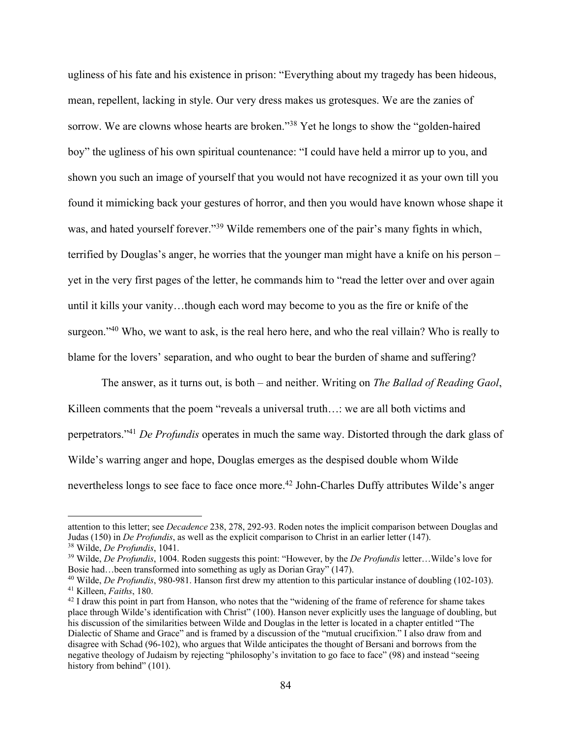ugliness of his fate and his existence in prison: "Everything about my tragedy has been hideous, mean, repellent, lacking in style. Our very dress makes us grotesques. We are the zanies of sorrow. We are clowns whose hearts are broken."[38] Yet he longs to show the "golden-haired boy" the ugliness of his own spiritual countenance: "I could have held a mirror up to you, and shown you such an image of yourself that you would not have recognized it as your own till you found it mimicking back your gestures of horror, and then you would have known whose shape it was, and hated yourself forever."[39] Wilde remembers one of the pair's many fights in which, terrified by Douglas's anger, he worries that the younger man might have a knife on his person – yet in the very first pages of the letter, he commands him to "read the letter over and over again until it kills your vanity…though each word may become to you as the fire or knife of the surgeon."[40] Who, we want to ask, is the real hero here, and who the real villain? Who is really to blame for the lovers' separation, and who ought to bear the burden of shame and suffering?

The answer, as it turns out, is both – and neither. Writing on *The Ballad of Reading Gaol*, Killeen comments that the poem "reveals a universal truth…: we are all both victims and perpetrators."[41] *De Profundis* operates in much the same way. Distorted through the dark glass of Wilde's warring anger and hope, Douglas emerges as the despised double whom Wilde nevertheless longs to see face to face once more.[42] John-Charles Duffy attributes Wilde's anger

---

attention to this letter; see *Decadence* 238, 278, 292-93. Roden notes the implicit comparison between Douglas and Judas (150) in *De Profundis*, as well as the explicit comparison to Christ in an earlier letter (147).

[38] Wilde, *De Profundis*, 1041.

[39] Wilde, *De Profundis*, 1004. Roden suggests this point: "However, by the *De Profundis* letter…Wilde's love for Bosie had…been transformed into something as ugly as Dorian Gray" (147).

[40] Wilde, *De Profundis*, 980-981. Hanson first drew my attention to this particular instance of doubling (102-103).

[41] Killeen, *Faiths*, 180.

[42] I draw this point in part from Hanson, who notes that the "widening of the frame of reference for shame takes place through Wilde's identification with Christ" (100). Hanson never explicitly uses the language of doubling, but his discussion of the similarities between Wilde and Douglas in the letter is located in a chapter entitled "The Dialectic of Shame and Grace" and is framed by a discussion of the "mutual crucifixion." I also draw from and disagree with Schad (96-102), who argues that Wilde anticipates the thought of Bersani and borrows from the negative theology of Judaism by rejecting "philosophy's invitation to go face to face" (98) and instead "seeing history from behind" (101).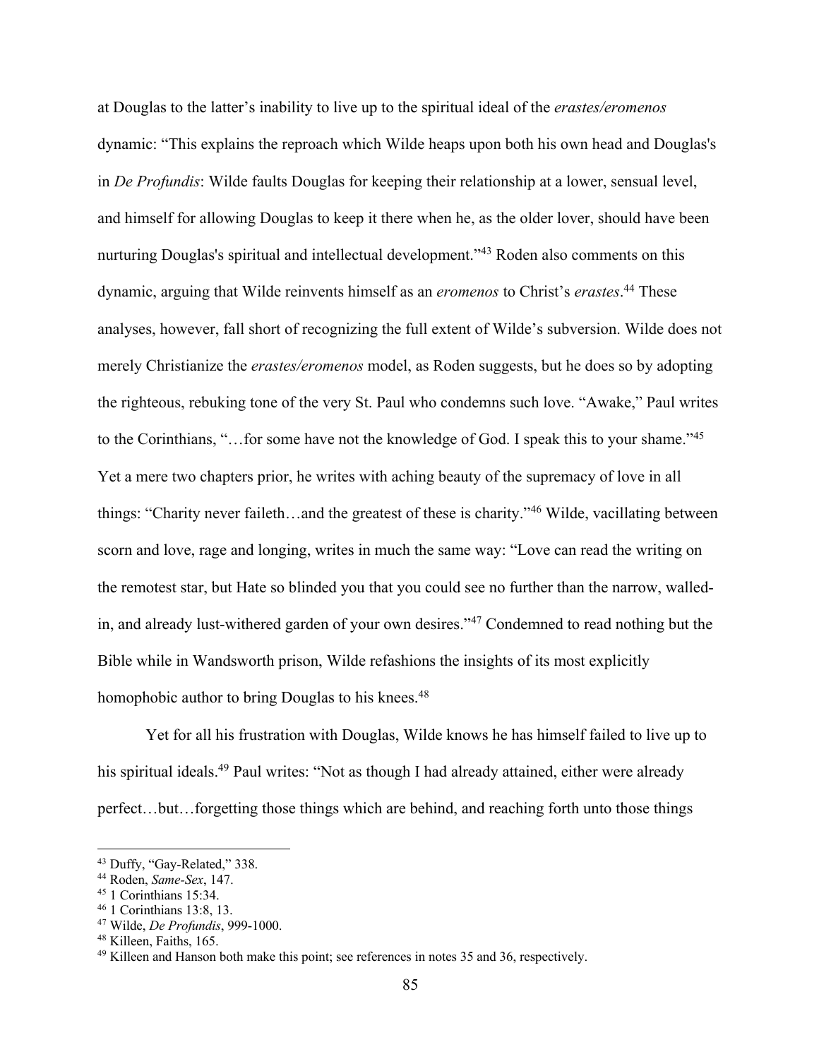at Douglas to the latter's inability to live up to the spiritual ideal of the *erastes/eromenos* dynamic: "This explains the reproach which Wilde heaps upon both his own head and Douglas's in *De Profundis*: Wilde faults Douglas for keeping their relationship at a lower, sensual level, and himself for allowing Douglas to keep it there when he, as the older lover, should have been nurturing Douglas's spiritual and intellectual development."[43] Roden also comments on this dynamic, arguing that Wilde reinvents himself as an *eromenos* to Christ's *erastes*.[44] These analyses, however, fall short of recognizing the full extent of Wilde's subversion. Wilde does not merely Christianize the *erastes/eromenos* model, as Roden suggests, but he does so by adopting the righteous, rebuking tone of the very St. Paul who condemns such love. "Awake," Paul writes to the Corinthians, "…for some have not the knowledge of God. I speak this to your shame."[45] Yet a mere two chapters prior, he writes with aching beauty of the supremacy of love in all things: "Charity never faileth…and the greatest of these is charity."[46] Wilde, vacillating between scorn and love, rage and longing, writes in much the same way: "Love can read the writing on the remotest star, but Hate so blinded you that you could see no further than the narrow, walled-in, and already lust-withered garden of your own desires."[47] Condemned to read nothing but the Bible while in Wandsworth prison, Wilde refashions the insights of its most explicitly homophobic author to bring Douglas to his knees.[48]

Yet for all his frustration with Douglas, Wilde knows he has himself failed to live up to his spiritual ideals.[49] Paul writes: "Not as though I had already attained, either were already perfect…but…forgetting those things which are behind, and reaching forth unto those things

---

[43] Duffy, "Gay-Related," 338.
[44] Roden, *Same-Sex*, 147.
[45] 1 Corinthians 15:34.
[46] 1 Corinthians 13:8, 13.
[47] Wilde, *De Profundis*, 999-1000.
[48] Killeen, Faiths, 165.
[49] Killeen and Hanson both make this point; see references in notes 35 and 36, respectively.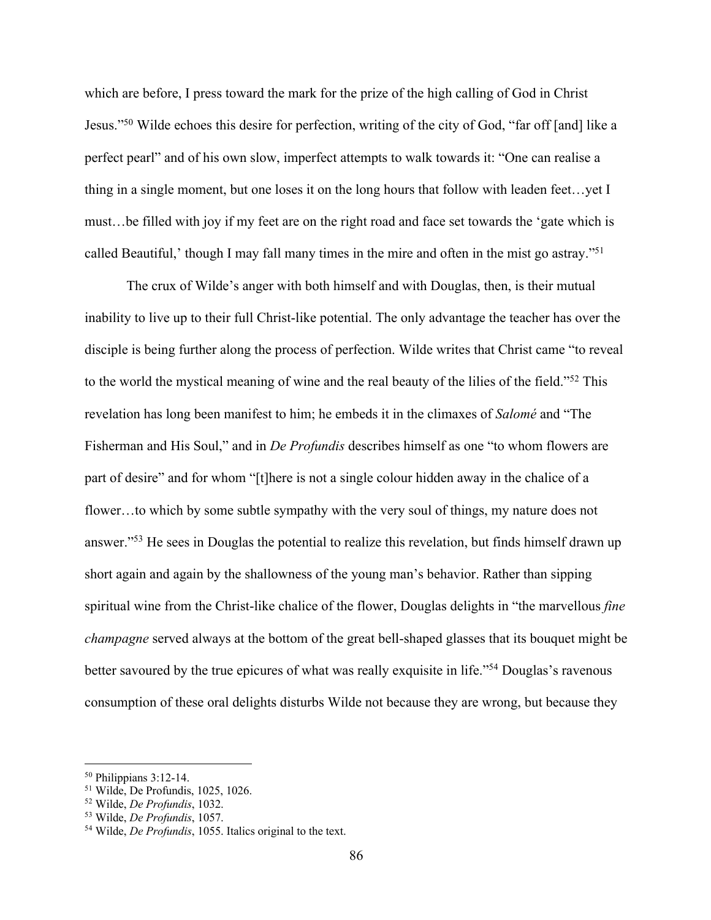which are before, I press toward the mark for the prize of the high calling of God in Christ Jesus."[50] Wilde echoes this desire for perfection, writing of the city of God, "far off [and] like a perfect pearl" and of his own slow, imperfect attempts to walk towards it: "One can realise a thing in a single moment, but one loses it on the long hours that follow with leaden feet…yet I must…be filled with joy if my feet are on the right road and face set towards the 'gate which is called Beautiful,' though I may fall many times in the mire and often in the mist go astray."[51]

The crux of Wilde's anger with both himself and with Douglas, then, is their mutual inability to live up to their full Christ-like potential. The only advantage the teacher has over the disciple is being further along the process of perfection. Wilde writes that Christ came "to reveal to the world the mystical meaning of wine and the real beauty of the lilies of the field."[52] This revelation has long been manifest to him; he embeds it in the climaxes of *Salomé* and "The Fisherman and His Soul," and in *De Profundis* describes himself as one "to whom flowers are part of desire" and for whom "[t]here is not a single colour hidden away in the chalice of a flower…to which by some subtle sympathy with the very soul of things, my nature does not answer."[53] He sees in Douglas the potential to realize this revelation, but finds himself drawn up short again and again by the shallowness of the young man's behavior. Rather than sipping spiritual wine from the Christ-like chalice of the flower, Douglas delights in "the marvellous *fine champagne* served always at the bottom of the great bell-shaped glasses that its bouquet might be better savoured by the true epicures of what was really exquisite in life."[54] Douglas's ravenous consumption of these oral delights disturbs Wilde not because they are wrong, but because they

---

[50] Philippians 3:12-14.
[51] Wilde, De Profundis, 1025, 1026.
[52] Wilde, *De Profundis*, 1032.
[53] Wilde, *De Profundis*, 1057.
[54] Wilde, *De Profundis*, 1055. Italics original to the text.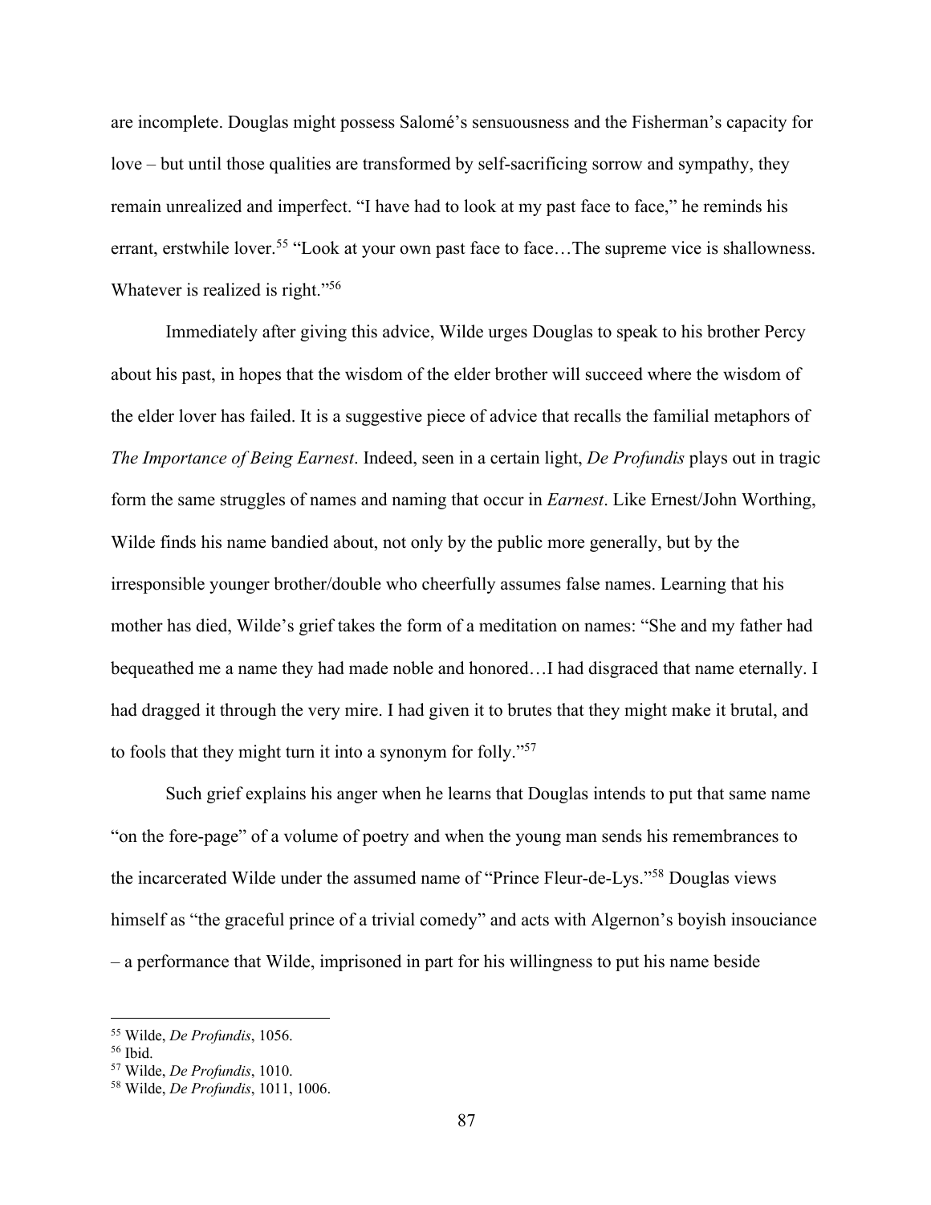are incomplete. Douglas might possess Salomé's sensuousness and the Fisherman's capacity for love – but until those qualities are transformed by self-sacrificing sorrow and sympathy, they remain unrealized and imperfect. "I have had to look at my past face to face," he reminds his errant, erstwhile lover.[55] "Look at your own past face to face…The supreme vice is shallowness. Whatever is realized is right."[56]

Immediately after giving this advice, Wilde urges Douglas to speak to his brother Percy about his past, in hopes that the wisdom of the elder brother will succeed where the wisdom of the elder lover has failed. It is a suggestive piece of advice that recalls the familial metaphors of *The Importance of Being Earnest*. Indeed, seen in a certain light, *De Profundis* plays out in tragic form the same struggles of names and naming that occur in *Earnest*. Like Ernest/John Worthing, Wilde finds his name bandied about, not only by the public more generally, but by the irresponsible younger brother/double who cheerfully assumes false names. Learning that his mother has died, Wilde's grief takes the form of a meditation on names: "She and my father had bequeathed me a name they had made noble and honored…I had disgraced that name eternally. I had dragged it through the very mire. I had given it to brutes that they might make it brutal, and to fools that they might turn it into a synonym for folly."[57]

Such grief explains his anger when he learns that Douglas intends to put that same name "on the fore-page" of a volume of poetry and when the young man sends his remembrances to the incarcerated Wilde under the assumed name of "Prince Fleur-de-Lys."[58] Douglas views himself as "the graceful prince of a trivial comedy" and acts with Algernon's boyish insouciance – a performance that Wilde, imprisoned in part for his willingness to put his name beside

---

[55] Wilde, *De Profundis*, 1056.
[56] Ibid.
[57] Wilde, *De Profundis*, 1010.
[58] Wilde, *De Profundis*, 1011, 1006.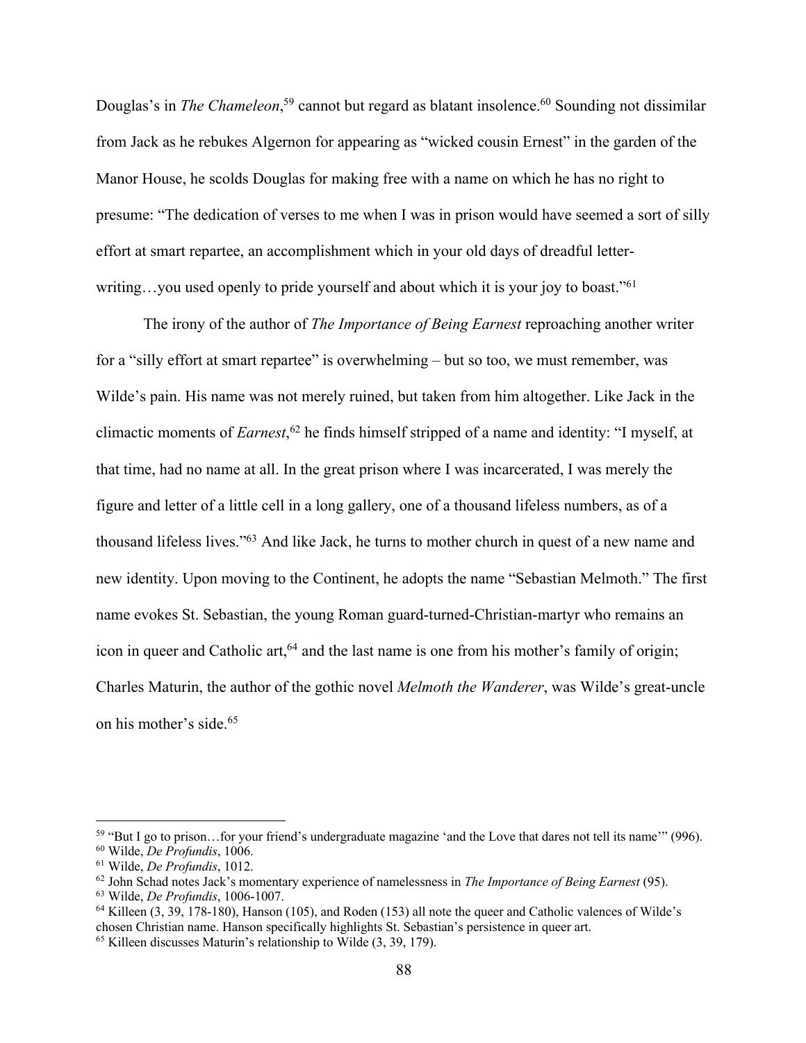Douglas's in *The Chameleon*,[59] cannot but regard as blatant insolence.[60] Sounding not dissimilar from Jack as he rebukes Algernon for appearing as "wicked cousin Ernest" in the garden of the Manor House, he scolds Douglas for making free with a name on which he has no right to presume: "The dedication of verses to me when I was in prison would have seemed a sort of silly effort at smart repartee, an accomplishment which in your old days of dreadful letter-writing…you used openly to pride yourself and about which it is your joy to boast."[61]

The irony of the author of *The Importance of Being Earnest* reproaching another writer for a "silly effort at smart repartee" is overwhelming – but so too, we must remember, was Wilde's pain. His name was not merely ruined, but taken from him altogether. Like Jack in the climactic moments of *Earnest*,[62] he finds himself stripped of a name and identity: "I myself, at that time, had no name at all. In the great prison where I was incarcerated, I was merely the figure and letter of a little cell in a long gallery, one of a thousand lifeless numbers, as of a thousand lifeless lives."[63] And like Jack, he turns to mother church in quest of a new name and new identity. Upon moving to the Continent, he adopts the name "Sebastian Melmoth." The first name evokes St. Sebastian, the young Roman guard-turned-Christian-martyr who remains an icon in queer and Catholic art,[64] and the last name is one from his mother's family of origin; Charles Maturin, the author of the gothic novel *Melmoth the Wanderer*, was Wilde's great-uncle on his mother's side.[65]

---

[59] "But I go to prison…for your friend's undergraduate magazine 'and the Love that dares not tell its name'" (996).
[60] Wilde, *De Profundis*, 1006.
[61] Wilde, *De Profundis*, 1012.
[62] John Schad notes Jack's momentary experience of namelessness in *The Importance of Being Earnest* (95).
[63] Wilde, *De Profundis*, 1006-1007.
[64] Killeen (3, 39, 178-180), Hanson (105), and Roden (153) all note the queer and Catholic valences of Wilde's chosen Christian name. Hanson specifically highlights St. Sebastian's persistence in queer art.
[65] Killeen discusses Maturin's relationship to Wilde (3, 39, 179).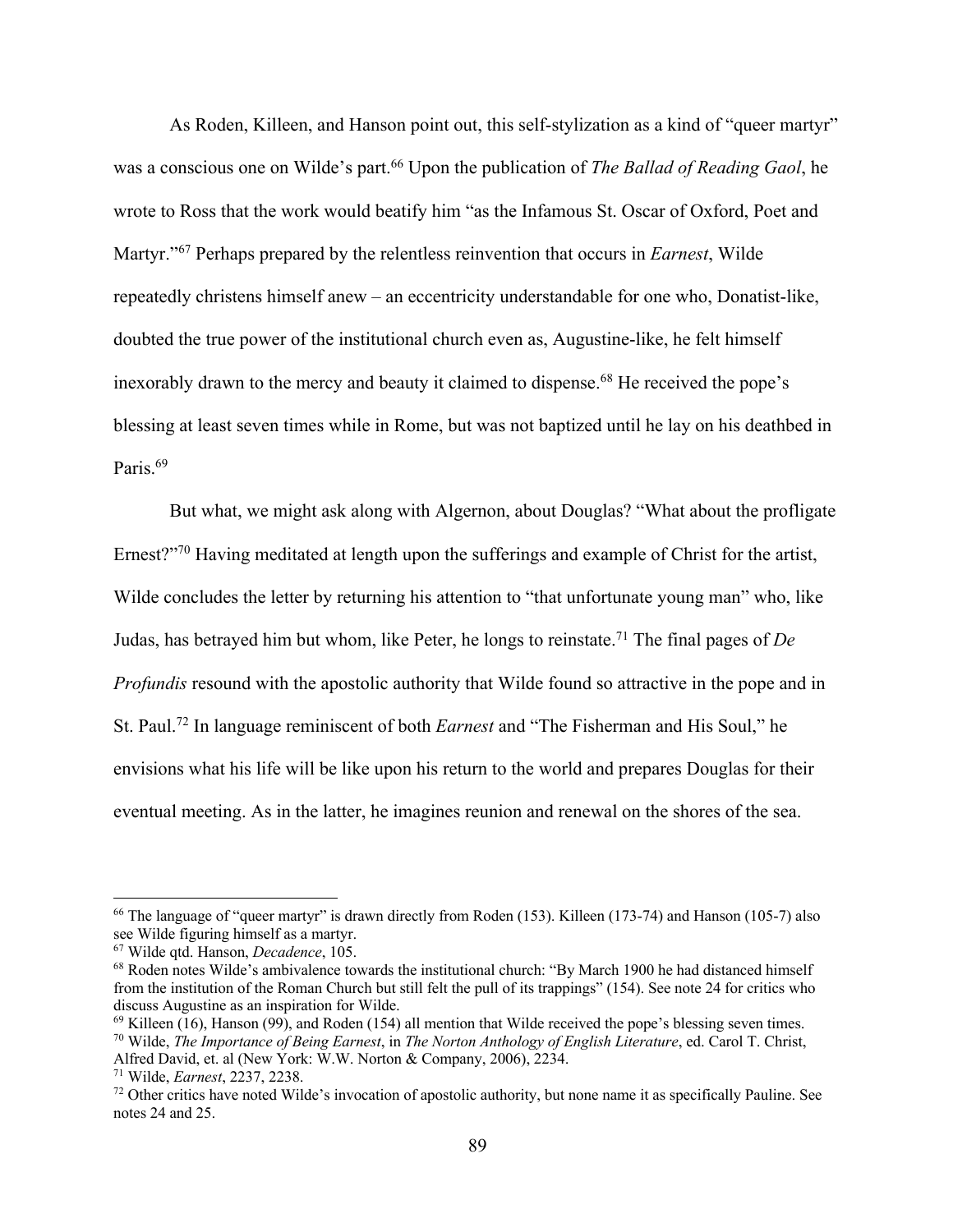As Roden, Killeen, and Hanson point out, this self-stylization as a kind of "queer martyr" was a conscious one on Wilde's part.[66] Upon the publication of *The Ballad of Reading Gaol*, he wrote to Ross that the work would beatify him "as the Infamous St. Oscar of Oxford, Poet and Martyr."[67] Perhaps prepared by the relentless reinvention that occurs in *Earnest*, Wilde repeatedly christens himself anew – an eccentricity understandable for one who, Donatist-like, doubted the true power of the institutional church even as, Augustine-like, he felt himself inexorably drawn to the mercy and beauty it claimed to dispense.[68] He received the pope's blessing at least seven times while in Rome, but was not baptized until he lay on his deathbed in Paris.[69]

But what, we might ask along with Algernon, about Douglas? "What about the profligate Ernest?"[70] Having meditated at length upon the sufferings and example of Christ for the artist, Wilde concludes the letter by returning his attention to "that unfortunate young man" who, like Judas, has betrayed him but whom, like Peter, he longs to reinstate.[71] The final pages of *De Profundis* resound with the apostolic authority that Wilde found so attractive in the pope and in St. Paul.[72] In language reminiscent of both *Earnest* and "The Fisherman and His Soul," he envisions what his life will be like upon his return to the world and prepares Douglas for their eventual meeting. As in the latter, he imagines reunion and renewal on the shores of the sea.

---

[66] The language of "queer martyr" is drawn directly from Roden (153). Killeen (173-74) and Hanson (105-7) also see Wilde figuring himself as a martyr.

[67] Wilde qtd. Hanson, *Decadence*, 105.

[68] Roden notes Wilde's ambivalence towards the institutional church: "By March 1900 he had distanced himself from the institution of the Roman Church but still felt the pull of its trappings" (154). See note 24 for critics who discuss Augustine as an inspiration for Wilde.

[69] Killeen (16), Hanson (99), and Roden (154) all mention that Wilde received the pope's blessing seven times.

[70] Wilde, *The Importance of Being Earnest*, in *The Norton Anthology of English Literature*, ed. Carol T. Christ, Alfred David, et. al (New York: W.W. Norton & Company, 2006), 2234.

[71] Wilde, *Earnest*, 2237, 2238.

[72] Other critics have noted Wilde's invocation of apostolic authority, but none name it as specifically Pauline. See notes 24 and 25.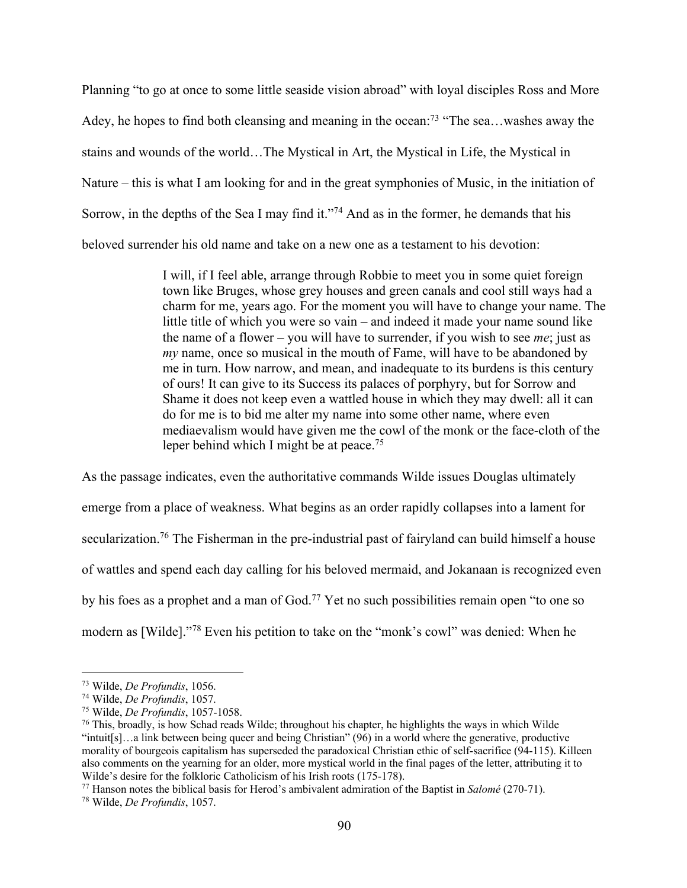Planning "to go at once to some little seaside vision abroad" with loyal disciples Ross and More Adey, he hopes to find both cleansing and meaning in the ocean:[73] "The sea…washes away the stains and wounds of the world…The Mystical in Art, the Mystical in Life, the Mystical in Nature – this is what I am looking for and in the great symphonies of Music, in the initiation of Sorrow, in the depths of the Sea I may find it."[74] And as in the former, he demands that his beloved surrender his old name and take on a new one as a testament to his devotion:

> I will, if I feel able, arrange through Robbie to meet you in some quiet foreign town like Bruges, whose grey houses and green canals and cool still ways had a charm for me, years ago. For the moment you will have to change your name. The little title of which you were so vain – and indeed it made your name sound like the name of a flower – you will have to surrender, if you wish to see *me*; just as *my* name, once so musical in the mouth of Fame, will have to be abandoned by me in turn. How narrow, and mean, and inadequate to its burdens is this century of ours! It can give to its Success its palaces of porphyry, but for Sorrow and Shame it does not keep even a wattled house in which they may dwell: all it can do for me is to bid me alter my name into some other name, where even mediaevalism would have given me the cowl of the monk or the face-cloth of the leper behind which I might be at peace.[75]

As the passage indicates, even the authoritative commands Wilde issues Douglas ultimately emerge from a place of weakness. What begins as an order rapidly collapses into a lament for secularization.[76] The Fisherman in the pre-industrial past of fairyland can build himself a house of wattles and spend each day calling for his beloved mermaid, and Jokanaan is recognized even by his foes as a prophet and a man of God.[77] Yet no such possibilities remain open "to one so modern as [Wilde]."[78] Even his petition to take on the "monk's cowl" was denied: When he

---

[73] Wilde, *De Profundis*, 1056.

[74] Wilde, *De Profundis*, 1057.

[75] Wilde, *De Profundis*, 1057-1058.

[76] This, broadly, is how Schad reads Wilde; throughout his chapter, he highlights the ways in which Wilde "intuit[s]…a link between being queer and being Christian" (96) in a world where the generative, productive morality of bourgeois capitalism has superseded the paradoxical Christian ethic of self-sacrifice (94-115). Killeen also comments on the yearning for an older, more mystical world in the final pages of the letter, attributing it to Wilde's desire for the folkloric Catholicism of his Irish roots (175-178).

[77] Hanson notes the biblical basis for Herod's ambivalent admiration of the Baptist in *Salomé* (270-71).

[78] Wilde, *De Profundis*, 1057.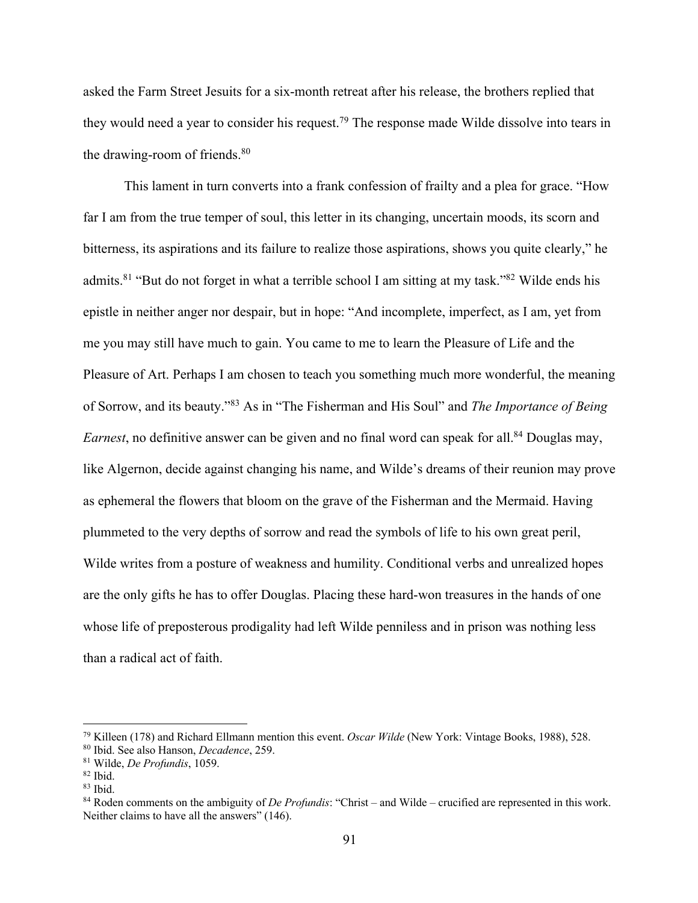asked the Farm Street Jesuits for a six-month retreat after his release, the brothers replied that they would need a year to consider his request.[79] The response made Wilde dissolve into tears in the drawing-room of friends.[80]

This lament in turn converts into a frank confession of frailty and a plea for grace. "How far I am from the true temper of soul, this letter in its changing, uncertain moods, its scorn and bitterness, its aspirations and its failure to realize those aspirations, shows you quite clearly," he admits.[81] "But do not forget in what a terrible school I am sitting at my task."[82] Wilde ends his epistle in neither anger nor despair, but in hope: "And incomplete, imperfect, as I am, yet from me you may still have much to gain. You came to me to learn the Pleasure of Life and the Pleasure of Art. Perhaps I am chosen to teach you something much more wonderful, the meaning of Sorrow, and its beauty."[83] As in "The Fisherman and His Soul" and *The Importance of Being Earnest*, no definitive answer can be given and no final word can speak for all.[84] Douglas may, like Algernon, decide against changing his name, and Wilde's dreams of their reunion may prove as ephemeral the flowers that bloom on the grave of the Fisherman and the Mermaid. Having plummeted to the very depths of sorrow and read the symbols of life to his own great peril, Wilde writes from a posture of weakness and humility. Conditional verbs and unrealized hopes are the only gifts he has to offer Douglas. Placing these hard-won treasures in the hands of one whose life of preposterous prodigality had left Wilde penniless and in prison was nothing less than a radical act of faith.

---

[79] Killeen (178) and Richard Ellmann mention this event. *Oscar Wilde* (New York: Vintage Books, 1988), 528.

[80] Ibid. See also Hanson, *Decadence*, 259.

[81] Wilde, *De Profundis*, 1059.

[82] Ibid.

[83] Ibid.

[84] Roden comments on the ambiguity of *De Profundis*: "Christ – and Wilde – crucified are represented in this work. Neither claims to have all the answers" (146).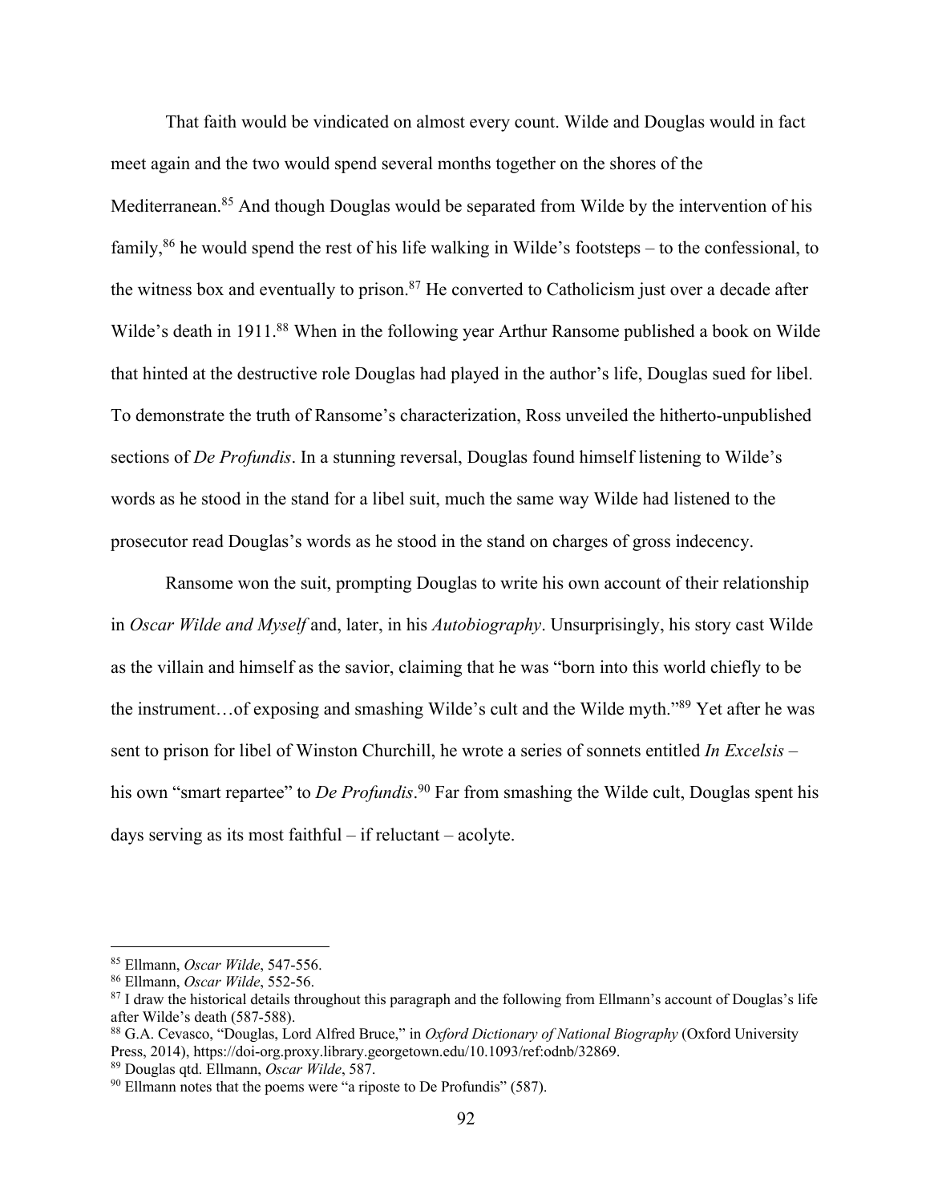That faith would be vindicated on almost every count. Wilde and Douglas would in fact meet again and the two would spend several months together on the shores of the Mediterranean.[85] And though Douglas would be separated from Wilde by the intervention of his family,[86] he would spend the rest of his life walking in Wilde's footsteps – to the confessional, to the witness box and eventually to prison.[87] He converted to Catholicism just over a decade after Wilde's death in 1911.[88] When in the following year Arthur Ransome published a book on Wilde that hinted at the destructive role Douglas had played in the author's life, Douglas sued for libel. To demonstrate the truth of Ransome's characterization, Ross unveiled the hitherto-unpublished sections of *De Profundis*. In a stunning reversal, Douglas found himself listening to Wilde's words as he stood in the stand for a libel suit, much the same way Wilde had listened to the prosecutor read Douglas's words as he stood in the stand on charges of gross indecency.

Ransome won the suit, prompting Douglas to write his own account of their relationship in *Oscar Wilde and Myself* and, later, in his *Autobiography*. Unsurprisingly, his story cast Wilde as the villain and himself as the savior, claiming that he was "born into this world chiefly to be the instrument…of exposing and smashing Wilde's cult and the Wilde myth."[89] Yet after he was sent to prison for libel of Winston Churchill, he wrote a series of sonnets entitled *In Excelsis* – his own "smart repartee" to *De Profundis*.[90] Far from smashing the Wilde cult, Douglas spent his days serving as its most faithful – if reluctant – acolyte.

---

[85] Ellmann, *Oscar Wilde*, 547-556.

[86] Ellmann, *Oscar Wilde*, 552-56.

[87] I draw the historical details throughout this paragraph and the following from Ellmann's account of Douglas's life after Wilde's death (587-588).

[88] G.A. Cevasco, "Douglas, Lord Alfred Bruce," in *Oxford Dictionary of National Biography* (Oxford University Press, 2014), https://doi-org.proxy.library.georgetown.edu/10.1093/ref:odnb/32869.

[89] Douglas qtd. Ellmann, *Oscar Wilde*, 587.

[90] Ellmann notes that the poems were "a riposte to De Profundis" (587).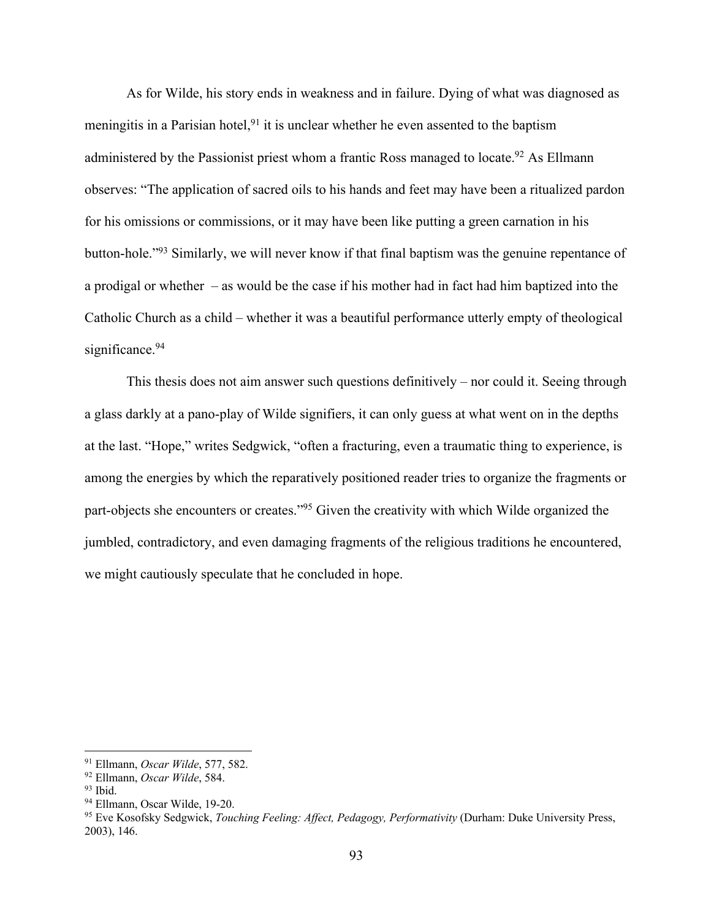As for Wilde, his story ends in weakness and in failure. Dying of what was diagnosed as meningitis in a Parisian hotel,[91] it is unclear whether he even assented to the baptism administered by the Passionist priest whom a frantic Ross managed to locate.[92] As Ellmann observes: "The application of sacred oils to his hands and feet may have been a ritualized pardon for his omissions or commissions, or it may have been like putting a green carnation in his button-hole."[93] Similarly, we will never know if that final baptism was the genuine repentance of a prodigal or whether – as would be the case if his mother had in fact had him baptized into the Catholic Church as a child – whether it was a beautiful performance utterly empty of theological significance.[94]

This thesis does not aim answer such questions definitively – nor could it. Seeing through a glass darkly at a pano-play of Wilde signifiers, it can only guess at what went on in the depths at the last. "Hope," writes Sedgwick, "often a fracturing, even a traumatic thing to experience, is among the energies by which the reparatively positioned reader tries to organize the fragments or part-objects she encounters or creates."[95] Given the creativity with which Wilde organized the jumbled, contradictory, and even damaging fragments of the religious traditions he encountered, we might cautiously speculate that he concluded in hope.

---

[91] Ellmann, *Oscar Wilde*, 577, 582.
[92] Ellmann, *Oscar Wilde*, 584.
[93] Ibid.
[94] Ellmann, Oscar Wilde, 19-20.
[95] Eve Kosofsky Sedgwick, *Touching Feeling: Affect, Pedagogy, Performativity* (Durham: Duke University Press, 2003), 146.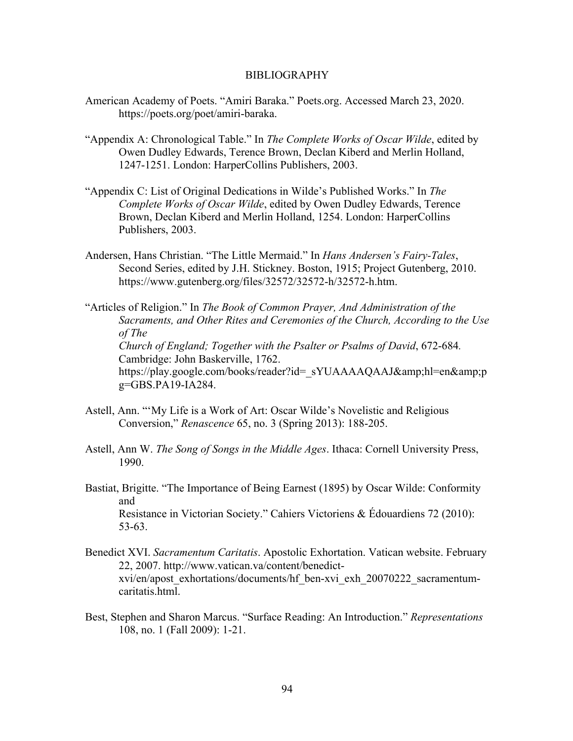# BIBLIOGRAPHY

American Academy of Poets. "Amiri Baraka." Poets.org. Accessed March 23, 2020. https://poets.org/poet/amiri-baraka.

"Appendix A: Chronological Table." In *The Complete Works of Oscar Wilde*, edited by Owen Dudley Edwards, Terence Brown, Declan Kiberd and Merlin Holland, 1247-1251. London: HarperCollins Publishers, 2003.

"Appendix C: List of Original Dedications in Wilde's Published Works." In *The Complete Works of Oscar Wilde*, edited by Owen Dudley Edwards, Terence Brown, Declan Kiberd and Merlin Holland, 1254. London: HarperCollins Publishers, 2003.

Andersen, Hans Christian. "The Little Mermaid." In *Hans Andersen's Fairy-Tales*, Second Series, edited by J.H. Stickney. Boston, 1915; Project Gutenberg, 2010. https://www.gutenberg.org/files/32572/32572-h/32572-h.htm.

"Articles of Religion." In *The Book of Common Prayer, And Administration of the Sacraments, and Other Rites and Ceremonies of the Church, According to the Use of The Church of England; Together with the Psalter or Psalms of David*, 672-684. Cambridge: John Baskerville, 1762. https://play.google.com/books/reader?id=_sYUAAAAQAAJ&amp;hl=en&amp;pg=GBS.PA19-IA284.

Astell, Ann. "'My Life is a Work of Art: Oscar Wilde's Novelistic and Religious Conversion," *Renascence* 65, no. 3 (Spring 2013): 188-205.

Astell, Ann W. *The Song of Songs in the Middle Ages*. Ithaca: Cornell University Press, 1990.

Bastiat, Brigitte. "The Importance of Being Earnest (1895) by Oscar Wilde: Conformity and Resistance in Victorian Society." Cahiers Victoriens & Édouardiens 72 (2010): 53-63.

Benedict XVI. *Sacramentum Caritatis*. Apostolic Exhortation. Vatican website. February 22, 2007. http://www.vatican.va/content/benedict-xvi/en/apost_exhortations/documents/hf_ben-xvi_exh_20070222_sacramentum-caritatis.html.

Best, Stephen and Sharon Marcus. "Surface Reading: An Introduction." *Representations* 108, no. 1 (Fall 2009): 1-21.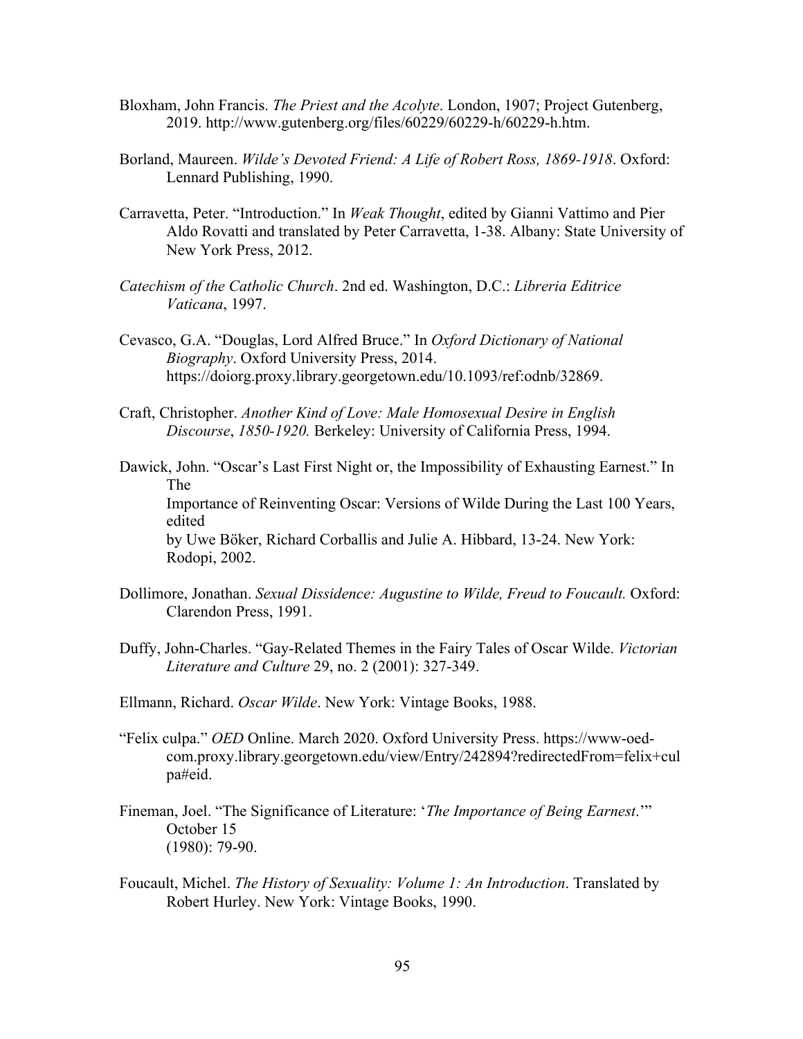Bloxham, John Francis. *The Priest and the Acolyte*. London, 1907; Project Gutenberg, 2019. http://www.gutenberg.org/files/60229/60229-h/60229-h.htm.

Borland, Maureen. *Wilde's Devoted Friend: A Life of Robert Ross, 1869-1918*. Oxford: Lennard Publishing, 1990.

Carravetta, Peter. "Introduction." In *Weak Thought*, edited by Gianni Vattimo and Pier Aldo Rovatti and translated by Peter Carravetta, 1-38. Albany: State University of New York Press, 2012.

*Catechism of the Catholic Church*. 2nd ed. Washington, D.C.: *Libreria Editrice Vaticana*, 1997.

Cevasco, G.A. "Douglas, Lord Alfred Bruce." In *Oxford Dictionary of National Biography*. Oxford University Press, 2014. https://doiorg.proxy.library.georgetown.edu/10.1093/ref:odnb/32869.

Craft, Christopher. *Another Kind of Love: Male Homosexual Desire in English Discourse*, *1850-1920.* Berkeley: University of California Press, 1994.

Dawick, John. "Oscar's Last First Night or, the Impossibility of Exhausting Earnest." In The Importance of Reinventing Oscar: Versions of Wilde During the Last 100 Years, edited by Uwe Böker, Richard Corballis and Julie A. Hibbard, 13-24. New York: Rodopi, 2002.

Dollimore, Jonathan. *Sexual Dissidence: Augustine to Wilde, Freud to Foucault.* Oxford: Clarendon Press, 1991.

Duffy, John-Charles. "Gay-Related Themes in the Fairy Tales of Oscar Wilde. *Victorian Literature and Culture* 29, no. 2 (2001): 327-349.

Ellmann, Richard. *Oscar Wilde*. New York: Vintage Books, 1988.

"Felix culpa." *OED* Online. March 2020. Oxford University Press. https://www-oed-com.proxy.library.georgetown.edu/view/Entry/242894?redirectedFrom=felix+culpa#eid.

Fineman, Joel. "The Significance of Literature: '*The Importance of Being Earnest*.'" October 15 (1980): 79-90.

Foucault, Michel. *The History of Sexuality: Volume 1: An Introduction*. Translated by Robert Hurley. New York: Vintage Books, 1990.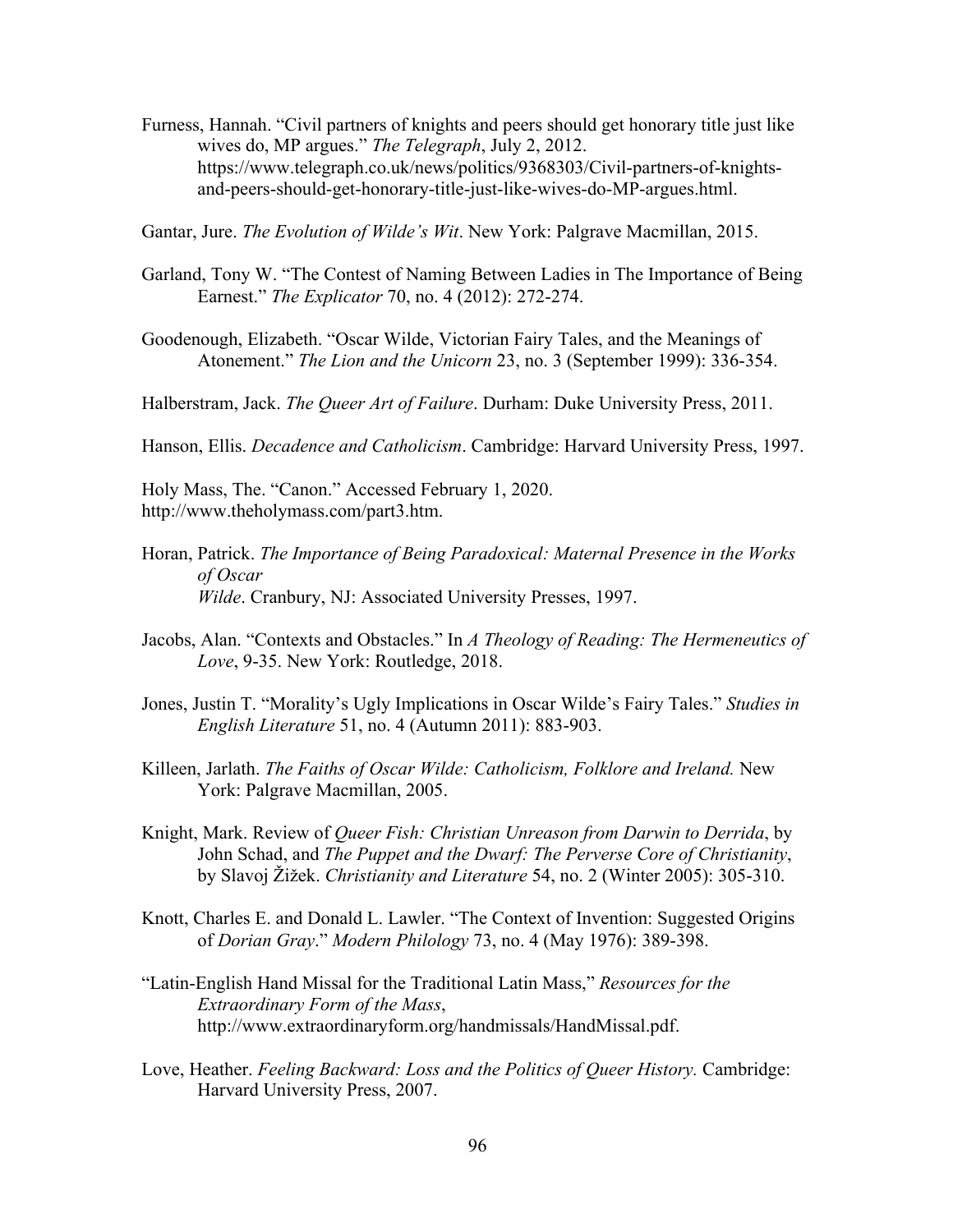Furness, Hannah. "Civil partners of knights and peers should get honorary title just like wives do, MP argues." *The Telegraph*, July 2, 2012. https://www.telegraph.co.uk/news/politics/9368303/Civil-partners-of-knights-and-peers-should-get-honorary-title-just-like-wives-do-MP-argues.html.

Gantar, Jure. *The Evolution of Wilde's Wit*. New York: Palgrave Macmillan, 2015.

Garland, Tony W. "The Contest of Naming Between Ladies in The Importance of Being Earnest." *The Explicator* 70, no. 4 (2012): 272-274.

Goodenough, Elizabeth. "Oscar Wilde, Victorian Fairy Tales, and the Meanings of Atonement." *The Lion and the Unicorn* 23, no. 3 (September 1999): 336-354.

Halberstram, Jack. *The Queer Art of Failure*. Durham: Duke University Press, 2011.

Hanson, Ellis. *Decadence and Catholicism*. Cambridge: Harvard University Press, 1997.

Holy Mass, The. "Canon." Accessed February 1, 2020. http://www.theholymass.com/part3.htm.

Horan, Patrick. *The Importance of Being Paradoxical: Maternal Presence in the Works of Oscar Wilde*. Cranbury, NJ: Associated University Presses, 1997.

Jacobs, Alan. "Contexts and Obstacles." In *A Theology of Reading: The Hermeneutics of Love*, 9-35. New York: Routledge, 2018.

Jones, Justin T. "Morality's Ugly Implications in Oscar Wilde's Fairy Tales." *Studies in English Literature* 51, no. 4 (Autumn 2011): 883-903.

Killeen, Jarlath. *The Faiths of Oscar Wilde: Catholicism, Folklore and Ireland.* New York: Palgrave Macmillan, 2005.

Knight, Mark. Review of *Queer Fish: Christian Unreason from Darwin to Derrida*, by John Schad, and *The Puppet and the Dwarf: The Perverse Core of Christianity*, by Slavoj Žižek. *Christianity and Literature* 54, no. 2 (Winter 2005): 305-310.

Knott, Charles E. and Donald L. Lawler. "The Context of Invention: Suggested Origins of *Dorian Gray*." *Modern Philology* 73, no. 4 (May 1976): 389-398.

"Latin-English Hand Missal for the Traditional Latin Mass," *Resources for the Extraordinary Form of the Mass*, http://www.extraordinaryform.org/handmissals/HandMissal.pdf.

Love, Heather. *Feeling Backward: Loss and the Politics of Queer History.* Cambridge: Harvard University Press, 2007.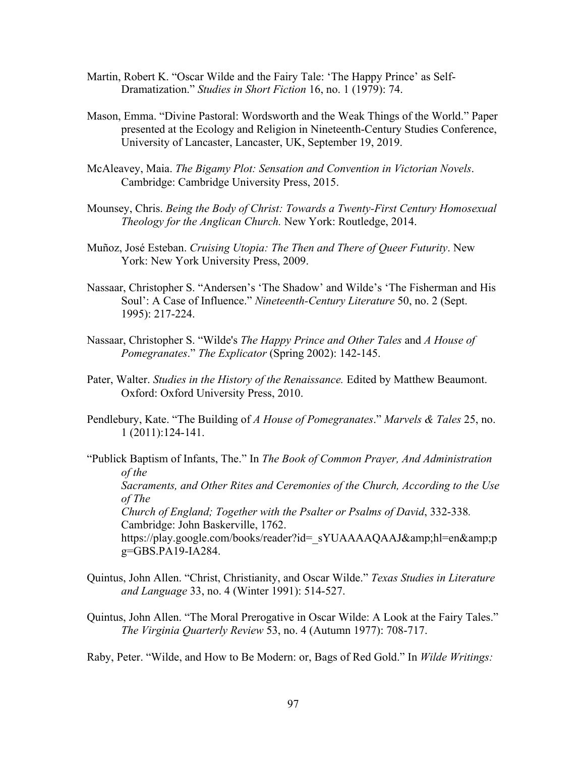Martin, Robert K. "Oscar Wilde and the Fairy Tale: 'The Happy Prince' as Self-Dramatization." *Studies in Short Fiction* 16, no. 1 (1979): 74.

Mason, Emma. "Divine Pastoral: Wordsworth and the Weak Things of the World." Paper presented at the Ecology and Religion in Nineteenth-Century Studies Conference, University of Lancaster, Lancaster, UK, September 19, 2019.

McAleavey, Maia. *The Bigamy Plot: Sensation and Convention in Victorian Novels*. Cambridge: Cambridge University Press, 2015.

Mounsey, Chris. *Being the Body of Christ: Towards a Twenty-First Century Homosexual Theology for the Anglican Church.* New York: Routledge, 2014.

Muñoz, José Esteban. *Cruising Utopia: The Then and There of Queer Futurity*. New York: New York University Press, 2009.

Nassaar, Christopher S. "Andersen's 'The Shadow' and Wilde's 'The Fisherman and His Soul': A Case of Influence." *Nineteenth-Century Literature* 50, no. 2 (Sept. 1995): 217-224.

Nassaar, Christopher S. "Wilde's *The Happy Prince and Other Tales* and *A House of Pomegranates*." *The Explicator* (Spring 2002): 142-145.

Pater, Walter. *Studies in the History of the Renaissance.* Edited by Matthew Beaumont. Oxford: Oxford University Press, 2010.

Pendlebury, Kate. "The Building of *A House of Pomegranates*." *Marvels & Tales* 25, no. 1 (2011):124-141.

"Publick Baptism of Infants, The." In *The Book of Common Prayer, And Administration of the*
*Sacraments, and Other Rites and Ceremonies of the Church, According to the Use of The*
*Church of England; Together with the Psalter or Psalms of David*, 332-338. Cambridge: John Baskerville, 1762.
https://play.google.com/books/reader?id=_sYUAAAAQAAJ&amp;hl=en&amp;pg=GBS.PA19-IA284.

Quintus, John Allen. "Christ, Christianity, and Oscar Wilde." *Texas Studies in Literature and Language* 33, no. 4 (Winter 1991): 514-527.

Quintus, John Allen. "The Moral Prerogative in Oscar Wilde: A Look at the Fairy Tales." *The Virginia Quarterly Review* 53, no. 4 (Autumn 1977): 708-717.

Raby, Peter. "Wilde, and How to Be Modern: or, Bags of Red Gold." In *Wilde Writings:*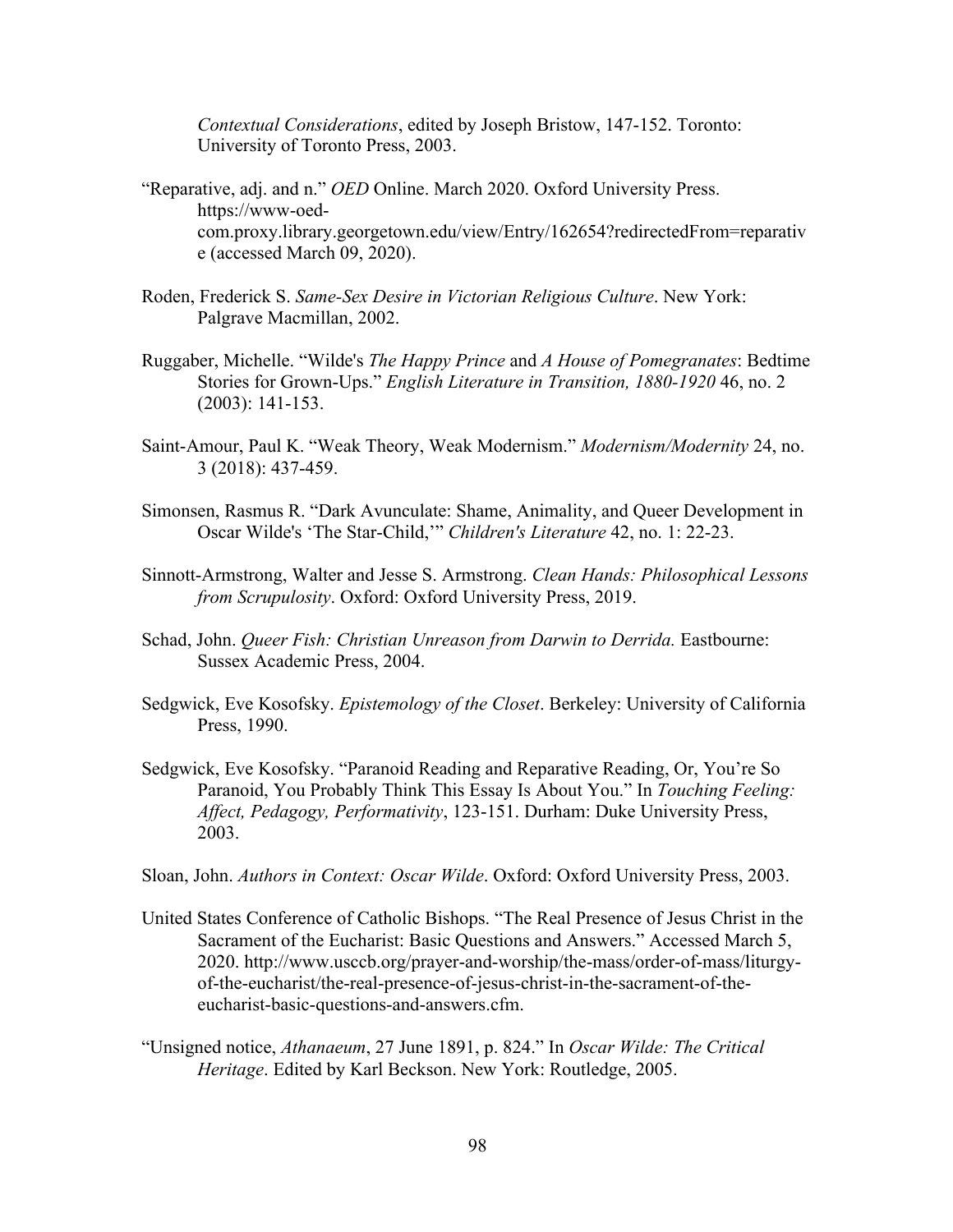*Contextual Considerations*, edited by Joseph Bristow, 147-152. Toronto: University of Toronto Press, 2003.

"Reparative, adj. and n." *OED* Online. March 2020. Oxford University Press. https://www-oed-com.proxy.library.georgetown.edu/view/Entry/162654?redirectedFrom=reparative (accessed March 09, 2020).

Roden, Frederick S. *Same-Sex Desire in Victorian Religious Culture*. New York: Palgrave Macmillan, 2002.

Ruggaber, Michelle. "Wilde's *The Happy Prince* and *A House of Pomegranates*: Bedtime Stories for Grown-Ups." *English Literature in Transition, 1880-1920* 46, no. 2 (2003): 141-153.

Saint-Amour, Paul K. "Weak Theory, Weak Modernism." *Modernism/Modernity* 24, no. 3 (2018): 437-459.

Simonsen, Rasmus R. "Dark Avunculate: Shame, Animality, and Queer Development in Oscar Wilde's 'The Star-Child,'" *Children's Literature* 42, no. 1: 22-23.

Sinnott-Armstrong, Walter and Jesse S. Armstrong. *Clean Hands: Philosophical Lessons from Scrupulosity*. Oxford: Oxford University Press, 2019.

Schad, John. *Queer Fish: Christian Unreason from Darwin to Derrida.* Eastbourne: Sussex Academic Press, 2004.

Sedgwick, Eve Kosofsky. *Epistemology of the Closet*. Berkeley: University of California Press, 1990.

Sedgwick, Eve Kosofsky. "Paranoid Reading and Reparative Reading, Or, You're So Paranoid, You Probably Think This Essay Is About You." In *Touching Feeling: Affect, Pedagogy, Performativity*, 123-151. Durham: Duke University Press, 2003.

Sloan, John. *Authors in Context: Oscar Wilde*. Oxford: Oxford University Press, 2003.

United States Conference of Catholic Bishops. "The Real Presence of Jesus Christ in the Sacrament of the Eucharist: Basic Questions and Answers." Accessed March 5, 2020. http://www.usccb.org/prayer-and-worship/the-mass/order-of-mass/liturgy-of-the-eucharist/the-real-presence-of-jesus-christ-in-the-sacrament-of-the-eucharist-basic-questions-and-answers.cfm.

"Unsigned notice, *Athanaeum*, 27 June 1891, p. 824." In *Oscar Wilde: The Critical Heritage*. Edited by Karl Beckson. New York: Routledge, 2005.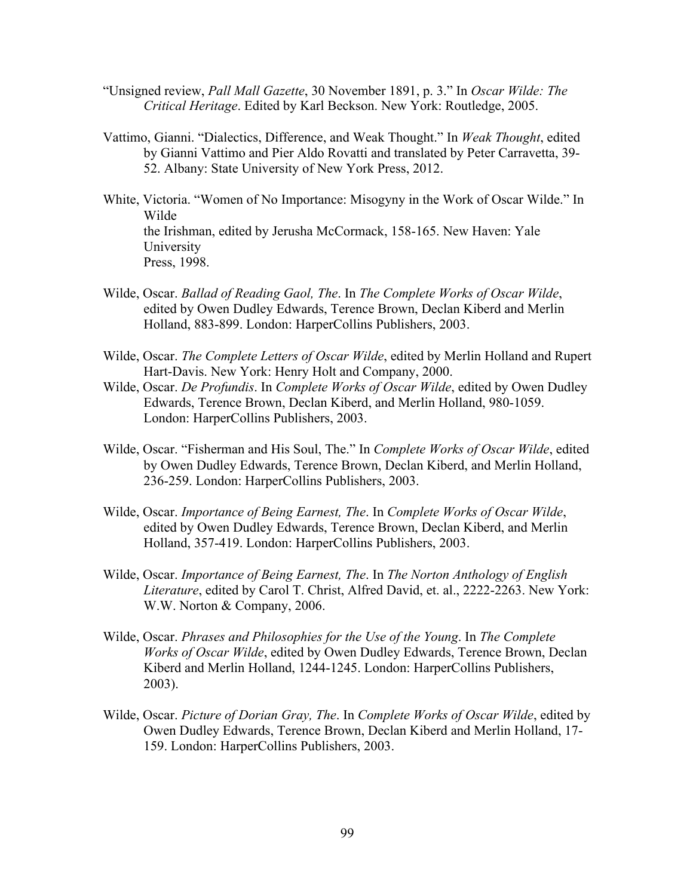"Unsigned review, *Pall Mall Gazette*, 30 November 1891, p. 3." In *Oscar Wilde: The Critical Heritage*. Edited by Karl Beckson. New York: Routledge, 2005.

Vattimo, Gianni. "Dialectics, Difference, and Weak Thought." In *Weak Thought*, edited by Gianni Vattimo and Pier Aldo Rovatti and translated by Peter Carravetta, 39-52. Albany: State University of New York Press, 2012.

White, Victoria. "Women of No Importance: Misogyny in the Work of Oscar Wilde." In Wilde the Irishman, edited by Jerusha McCormack, 158-165. New Haven: Yale University Press, 1998.

Wilde, Oscar. *Ballad of Reading Gaol, The*. In *The Complete Works of Oscar Wilde*, edited by Owen Dudley Edwards, Terence Brown, Declan Kiberd and Merlin Holland, 883-899. London: HarperCollins Publishers, 2003.

Wilde, Oscar. *The Complete Letters of Oscar Wilde*, edited by Merlin Holland and Rupert Hart-Davis. New York: Henry Holt and Company, 2000.

Wilde, Oscar. *De Profundis*. In *Complete Works of Oscar Wilde*, edited by Owen Dudley Edwards, Terence Brown, Declan Kiberd, and Merlin Holland, 980-1059. London: HarperCollins Publishers, 2003.

Wilde, Oscar. "Fisherman and His Soul, The." In *Complete Works of Oscar Wilde*, edited by Owen Dudley Edwards, Terence Brown, Declan Kiberd, and Merlin Holland, 236-259. London: HarperCollins Publishers, 2003.

Wilde, Oscar. *Importance of Being Earnest, The*. In *Complete Works of Oscar Wilde*, edited by Owen Dudley Edwards, Terence Brown, Declan Kiberd, and Merlin Holland, 357-419. London: HarperCollins Publishers, 2003.

Wilde, Oscar. *Importance of Being Earnest, The*. In *The Norton Anthology of English Literature*, edited by Carol T. Christ, Alfred David, et. al., 2222-2263. New York: W.W. Norton & Company, 2006.

Wilde, Oscar. *Phrases and Philosophies for the Use of the Young*. In *The Complete Works of Oscar Wilde*, edited by Owen Dudley Edwards, Terence Brown, Declan Kiberd and Merlin Holland, 1244-1245. London: HarperCollins Publishers, 2003).

Wilde, Oscar. *Picture of Dorian Gray, The*. In *Complete Works of Oscar Wilde*, edited by Owen Dudley Edwards, Terence Brown, Declan Kiberd and Merlin Holland, 17-159. London: HarperCollins Publishers, 2003.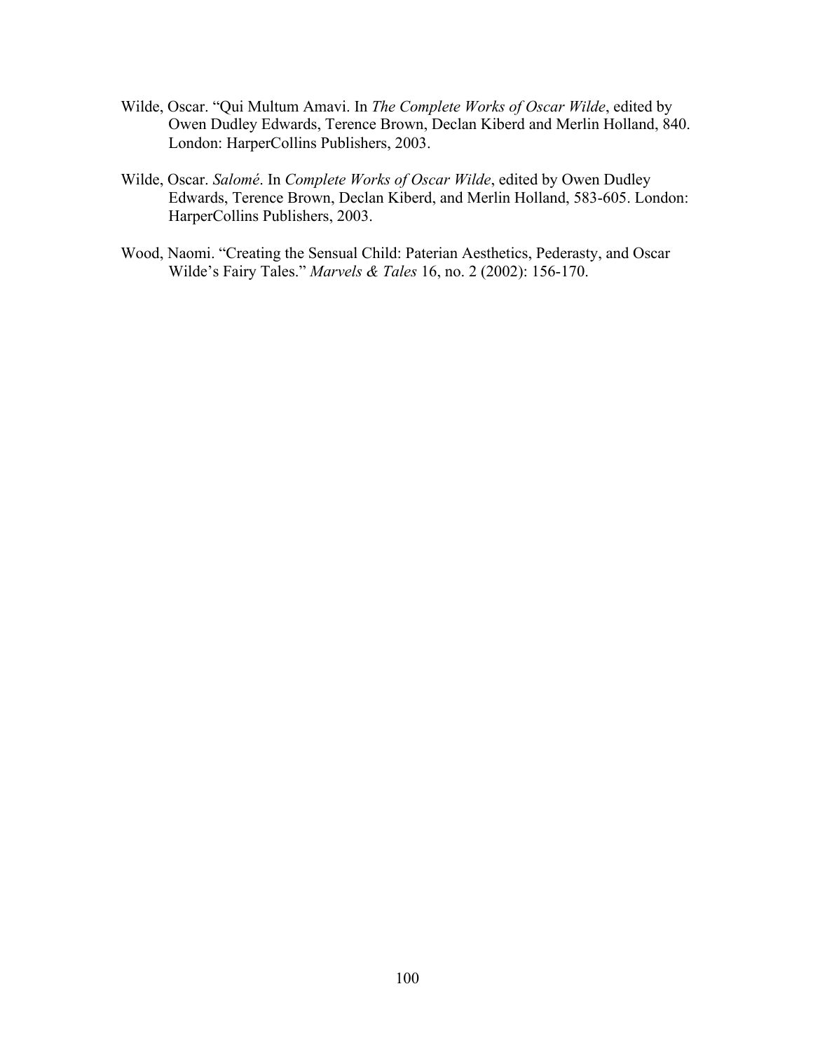Wilde, Oscar. "Qui Multum Amavi. In *The Complete Works of Oscar Wilde*, edited by Owen Dudley Edwards, Terence Brown, Declan Kiberd and Merlin Holland, 840. London: HarperCollins Publishers, 2003.

Wilde, Oscar. *Salomé*. In *Complete Works of Oscar Wilde*, edited by Owen Dudley Edwards, Terence Brown, Declan Kiberd, and Merlin Holland, 583-605. London: HarperCollins Publishers, 2003.

Wood, Naomi. "Creating the Sensual Child: Paterian Aesthetics, Pederasty, and Oscar Wilde's Fairy Tales." *Marvels & Tales* 16, no. 2 (2002): 156-170.